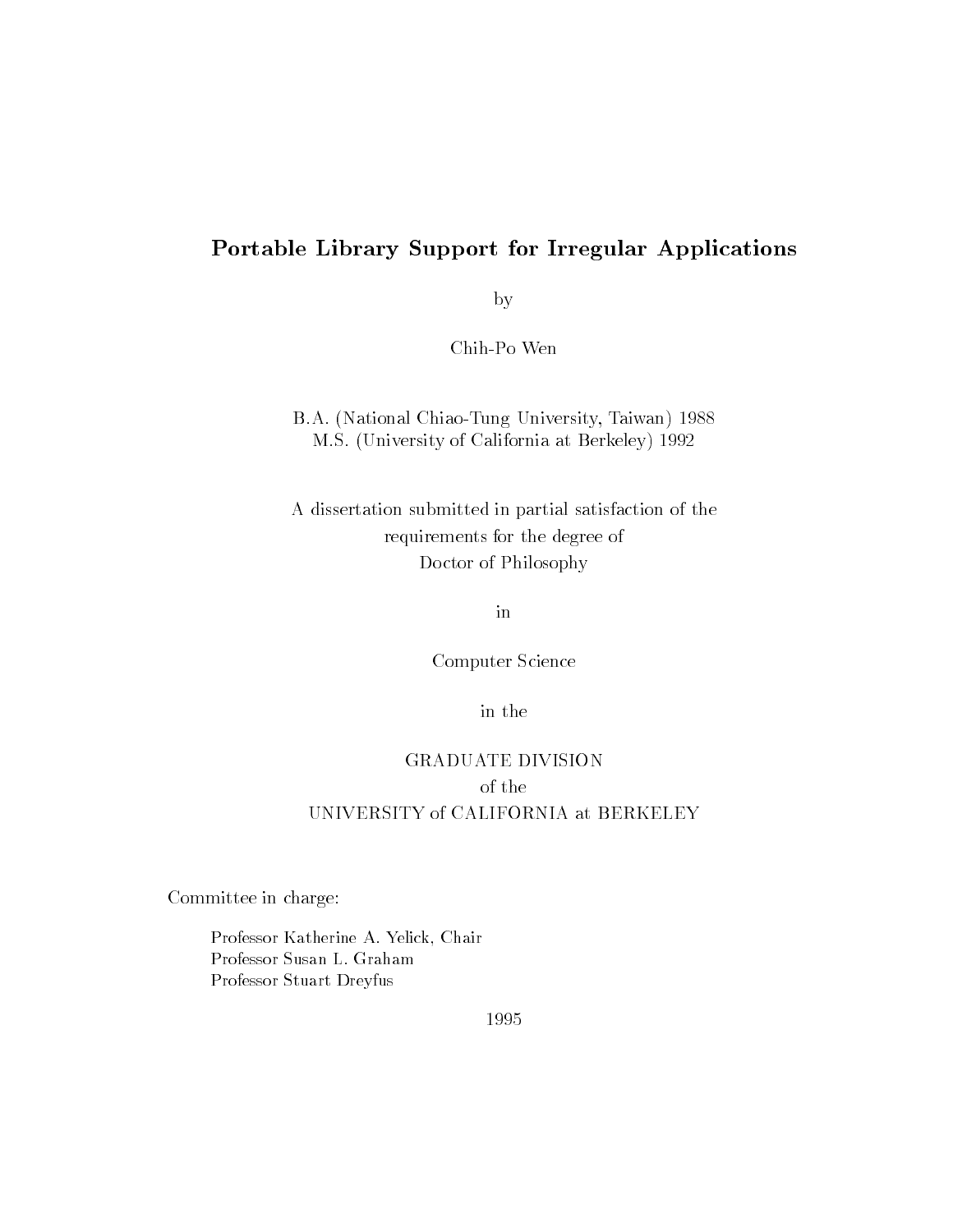# Portable Library Support for Irregular Applications

by

Chih-Po Wen

B.A. (National Chiao-Tung University, Taiwan) 1988
M.S. (University of California at Berkeley) 1992

A dissertation submitted in partial satisfaction of the
requirements for the degree of
Doctor of Philosophy

in

Computer Science

in the

GRADUATE DIVISION
of the
UNIVERSITY of CALIFORNIA at BERKELEY

Committee in charge:

Professor Katherine A. Yelick, Chair
Professor Susan L. Graham
Professor Stuart Dreyfus

1995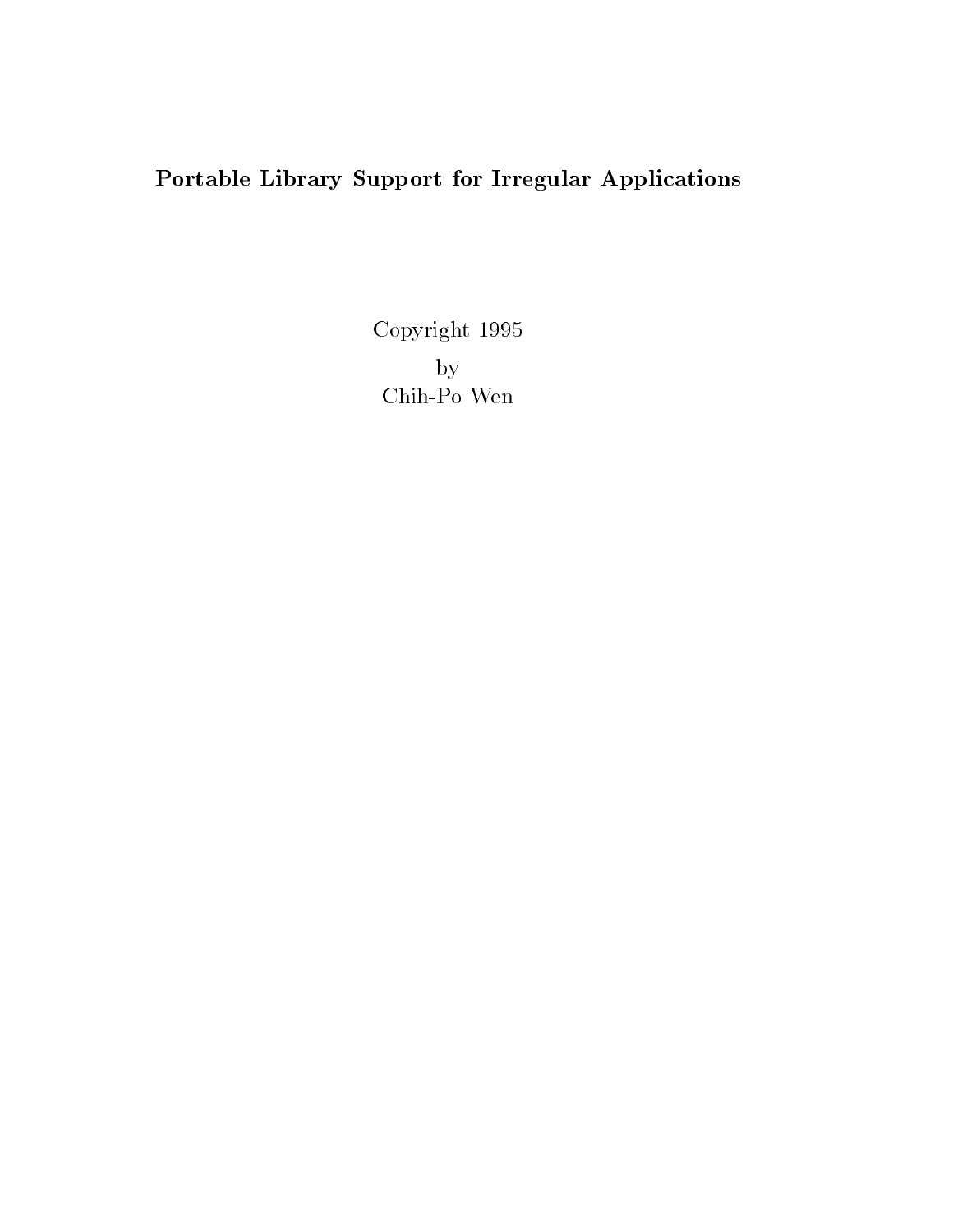**Portable Library Support for Irregular Applications**

Copyright 1995

by

Chih-Po Wen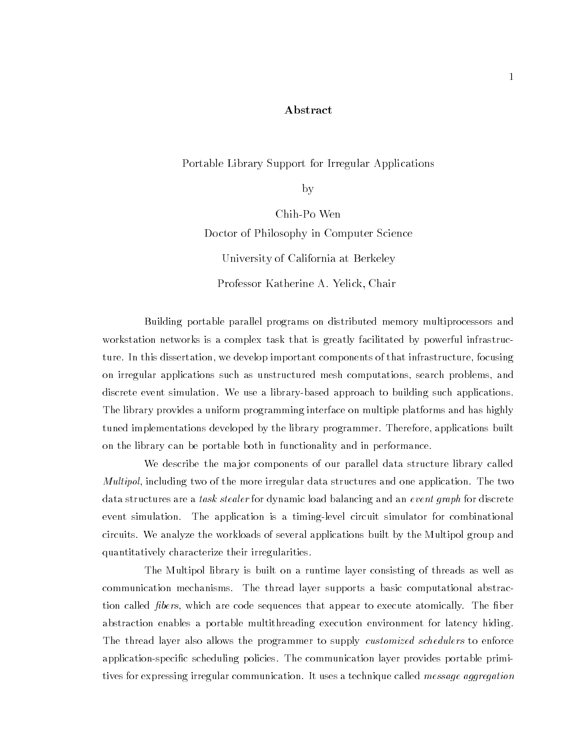# Abstract

Portable Library Support for Irregular Applications

by

Chih-Po Wen

Doctor of Philosophy in Computer Science

University of California at Berkeley

Professor Katherine A. Yelick, Chair

Building portable parallel programs on distributed memory multiprocessors and workstation networks is a complex task that is greatly facilitated by powerful infrastructure. In this dissertation, we develop important components of that infrastructure, focusing on irregular applications such as unstructured mesh computations, search problems, and discrete event simulation. We use a library-based approach to building such applications. The library provides a uniform programming interface on multiple platforms and has highly tuned implementations developed by the library programmer. Therefore, applications built on the library can be portable both in functionality and in performance.

We describe the major components of our parallel data structure library called *Multipol*, including two of the more irregular data structures and one application. The two data structures are a *task stealer* for dynamic load balancing and an *event graph* for discrete event simulation. The application is a timing-level circuit simulator for combinational circuits. We analyze the workloads of several applications built by the Multipol group and quantitatively characterize their irregularities.

The Multipol library is built on a runtime layer consisting of threads as well as communication mechanisms. The thread layer supports a basic computational abstraction called *fibers*, which are code sequences that appear to execute atomically. The fiber abstraction enables a portable multithreading execution environment for latency hiding. The thread layer also allows the programmer to supply *customized schedulers* to enforce application-specific scheduling policies. The communication layer provides portable primitives for expressing irregular communication. It uses a technique called *message aggregation*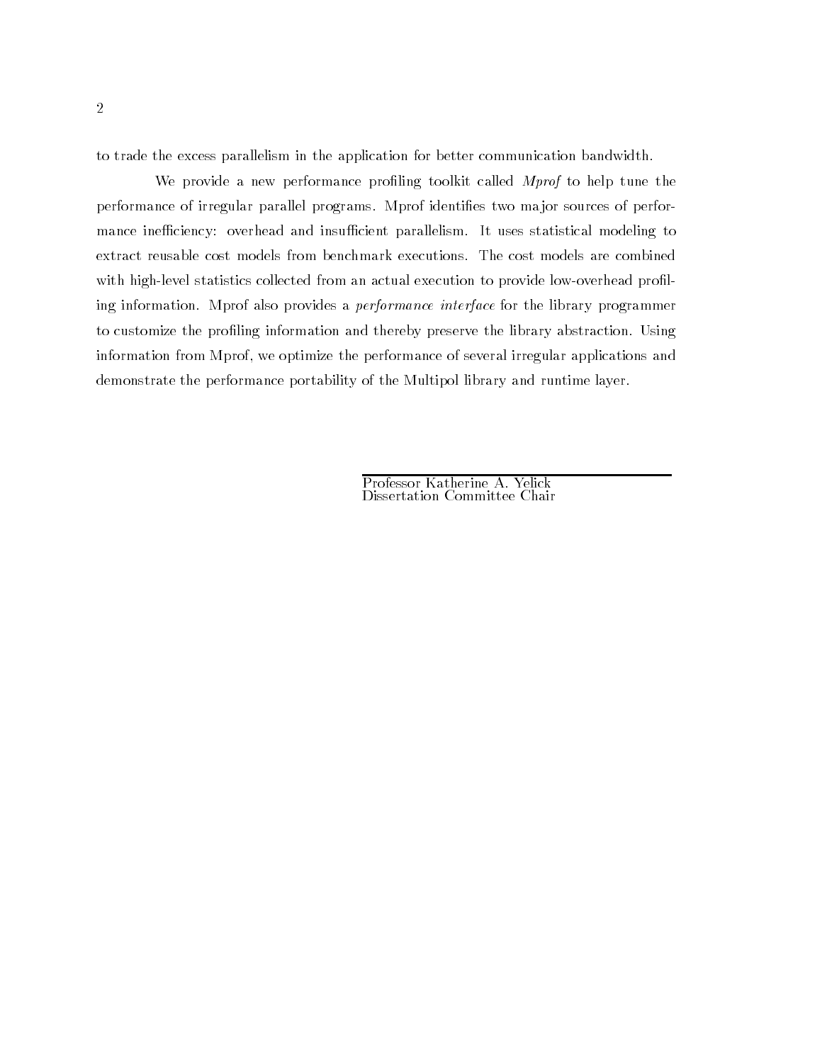to trade the excess parallelism in the application for better communication bandwidth.

We provide a new performance profiling toolkit called *Mprof* to help tune the performance of irregular parallel programs. Mprof identifies two major sources of performance inefficiency: overhead and insufficient parallelism. It uses statistical modeling to extract reusable cost models from benchmark executions. The cost models are combined with high-level statistics collected from an actual execution to provide low-overhead profiling information. Mprof also provides a *performance interface* for the library programmer to customize the profiling information and thereby preserve the library abstraction. Using information from Mprof, we optimize the performance of several irregular applications and demonstrate the performance portability of the Multipol library and runtime layer.

Professor Katherine A. Yelick
Dissertation Committee Chair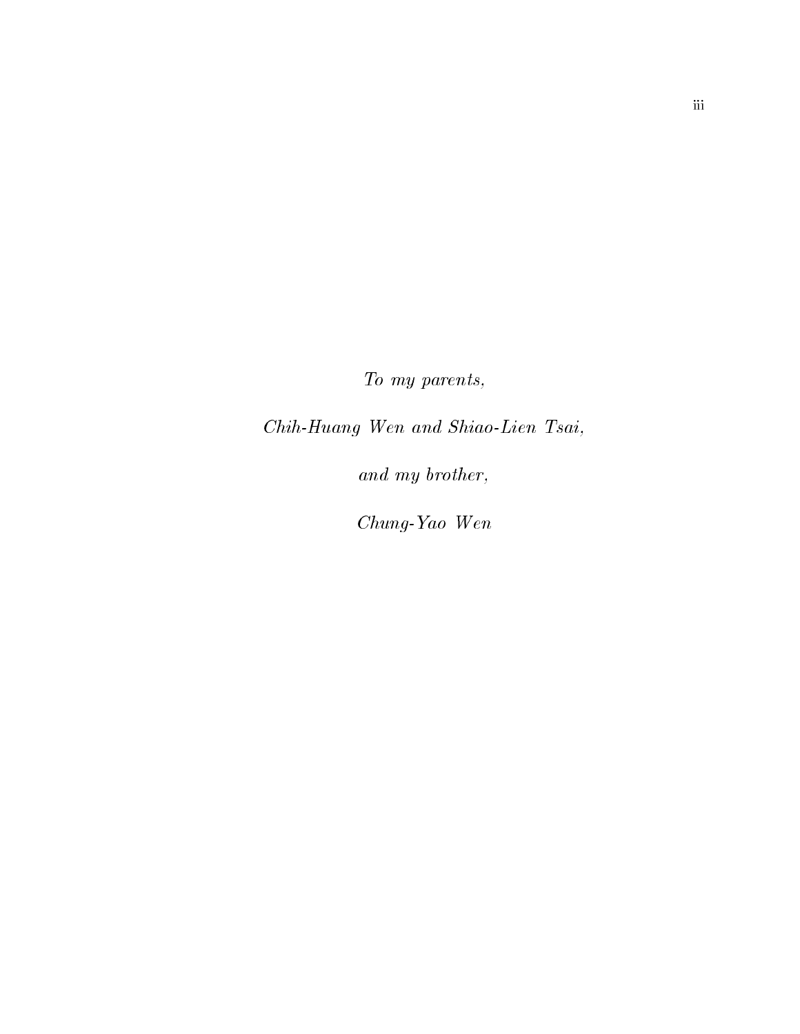*To my parents,*

*Chih-Huang Wen and Shiao-Lien Tsai,*

*and my brother,*

*Chung-Yao Wen*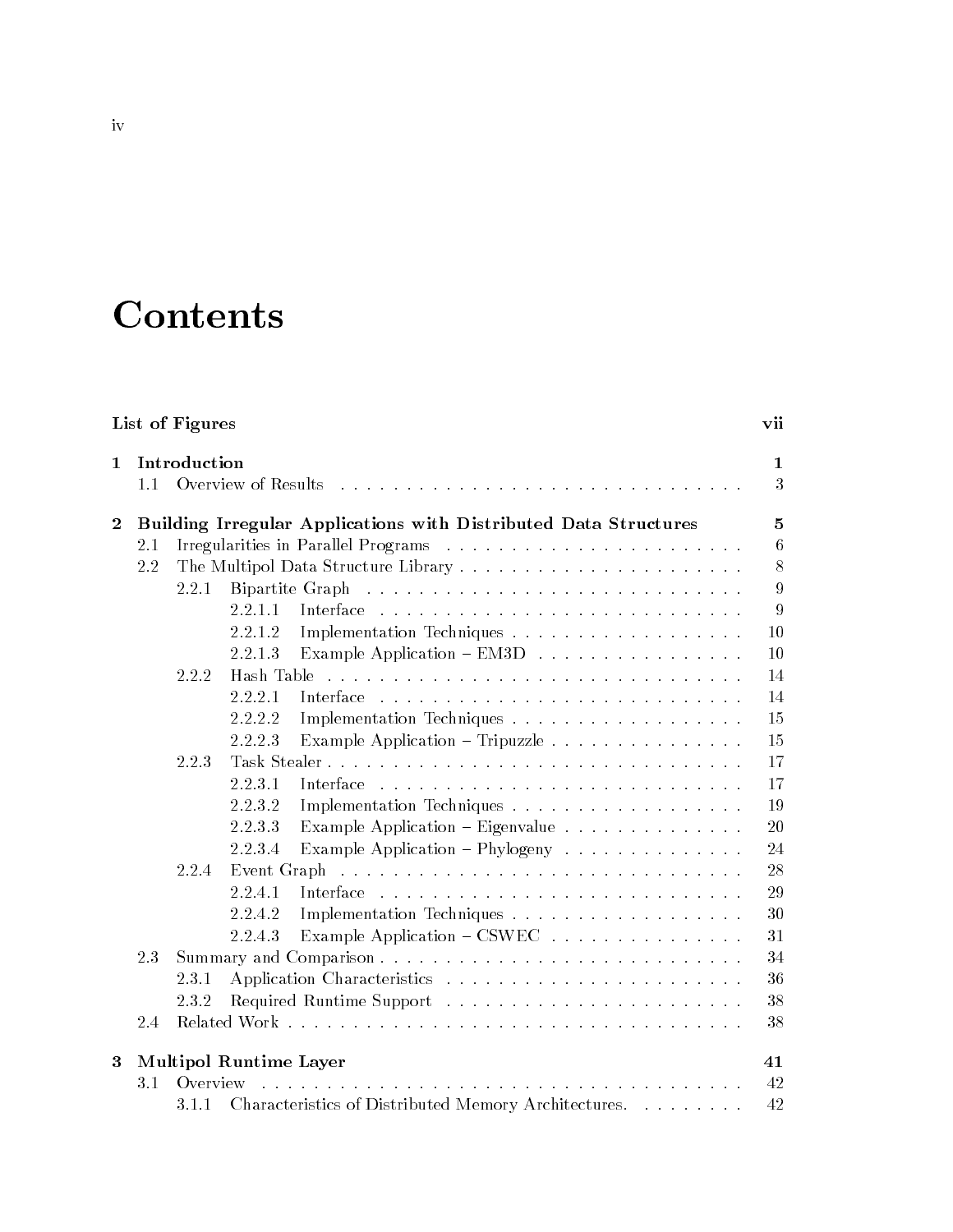# Contents

**List of Figures** **vii**

**1 Introduction** **1**
- 1.1 Overview of Results . . . . . . . . . . 3

**2 Building Irregular Applications with Distributed Data Structures** **5**
- 2.1 Irregularities in Parallel Programs . . . . . . . . . . 6
- 2.2 The Multipol Data Structure Library . . . . . . . . . . 8
  - 2.2.1 Bipartite Graph . . . . . . . . . . 9
    - 2.2.1.1 Interface . . . . . . . . . . 9
    - 2.2.1.2 Implementation Techniques . . . . . . . . . . 10
    - 2.2.1.3 Example Application – EM3D . . . . . . . . . . 10
  - 2.2.2 Hash Table . . . . . . . . . . 14
    - 2.2.2.1 Interface . . . . . . . . . . 14
    - 2.2.2.2 Implementation Techniques . . . . . . . . . . 15
    - 2.2.2.3 Example Application – Tripuzzle . . . . . . . . . . 15
  - 2.2.3 Task Stealer . . . . . . . . . . 17
    - 2.2.3.1 Interface . . . . . . . . . . 17
    - 2.2.3.2 Implementation Techniques . . . . . . . . . . 19
    - 2.2.3.3 Example Application – Eigenvalue . . . . . . . . . . 20
    - 2.2.3.4 Example Application – Phylogeny . . . . . . . . . . 24
  - 2.2.4 Event Graph . . . . . . . . . . 28
    - 2.2.4.1 Interface . . . . . . . . . . 29
    - 2.2.4.2 Implementation Techniques . . . . . . . . . . 30
    - 2.2.4.3 Example Application – CSWEC . . . . . . . . . . 31
- 2.3 Summary and Comparison . . . . . . . . . . 34
  - 2.3.1 Application Characteristics . . . . . . . . . . 36
  - 2.3.2 Required Runtime Support . . . . . . . . . . 38
- 2.4 Related Work . . . . . . . . . . 38

**3 Multipol Runtime Layer** **41**
- 3.1 Overview . . . . . . . . . . 42
  - 3.1.1 Characteristics of Distributed Memory Architectures. . . . . . . . . . 42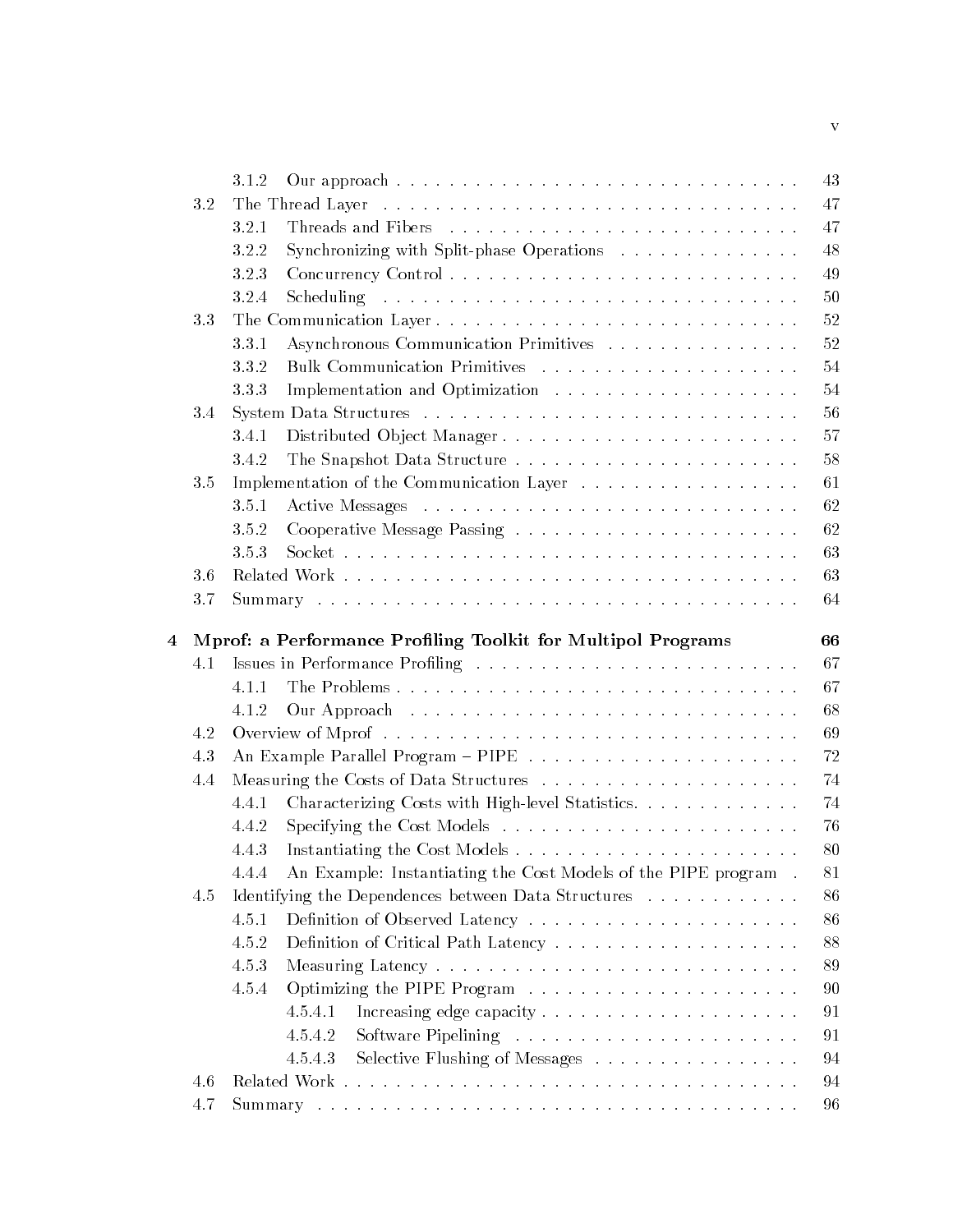- 3.1.2 Our approach . . . . . 43
- 3.2 The Thread Layer . . . . . 47
  - 3.2.1 Threads and Fibers . . . . . 47
  - 3.2.2 Synchronizing with Split-phase Operations . . . . . 48
  - 3.2.3 Concurrency Control . . . . . 49
  - 3.2.4 Scheduling . . . . . 50
- 3.3 The Communication Layer . . . . . 52
  - 3.3.1 Asynchronous Communication Primitives . . . . . 52
  - 3.3.2 Bulk Communication Primitives . . . . . 54
  - 3.3.3 Implementation and Optimization . . . . . 54
- 3.4 System Data Structures . . . . . 56
  - 3.4.1 Distributed Object Manager . . . . . 57
  - 3.4.2 The Snapshot Data Structure . . . . . 58
- 3.5 Implementation of the Communication Layer . . . . . 61
  - 3.5.1 Active Messages . . . . . 62
  - 3.5.2 Cooperative Message Passing . . . . . 62
  - 3.5.3 Socket . . . . . 63
- 3.6 Related Work . . . . . 63
- 3.7 Summary . . . . . 64

**4 Mprof: a Performance Profiling Toolkit for Multipol Programs 66**

- 4.1 Issues in Performance Profiling . . . . . 67
  - 4.1.1 The Problems . . . . . 67
  - 4.1.2 Our Approach . . . . . 68
- 4.2 Overview of Mprof . . . . . 69
- 4.3 An Example Parallel Program – PIPE . . . . . 72
- 4.4 Measuring the Costs of Data Structures . . . . . 74
  - 4.4.1 Characterizing Costs with High-level Statistics. . . . . . 74
  - 4.4.2 Specifying the Cost Models . . . . . 76
  - 4.4.3 Instantiating the Cost Models . . . . . 80
  - 4.4.4 An Example: Instantiating the Cost Models of the PIPE program . 81
- 4.5 Identifying the Dependences between Data Structures . . . . . 86
  - 4.5.1 Definition of Observed Latency . . . . . 86
  - 4.5.2 Definition of Critical Path Latency . . . . . 88
  - 4.5.3 Measuring Latency . . . . . 89
  - 4.5.4 Optimizing the PIPE Program . . . . . 90
    - 4.5.4.1 Increasing edge capacity . . . . . 91
    - 4.5.4.2 Software Pipelining . . . . . 91
    - 4.5.4.3 Selective Flushing of Messages . . . . . 94
- 4.6 Related Work . . . . . 94
- 4.7 Summary . . . . . 96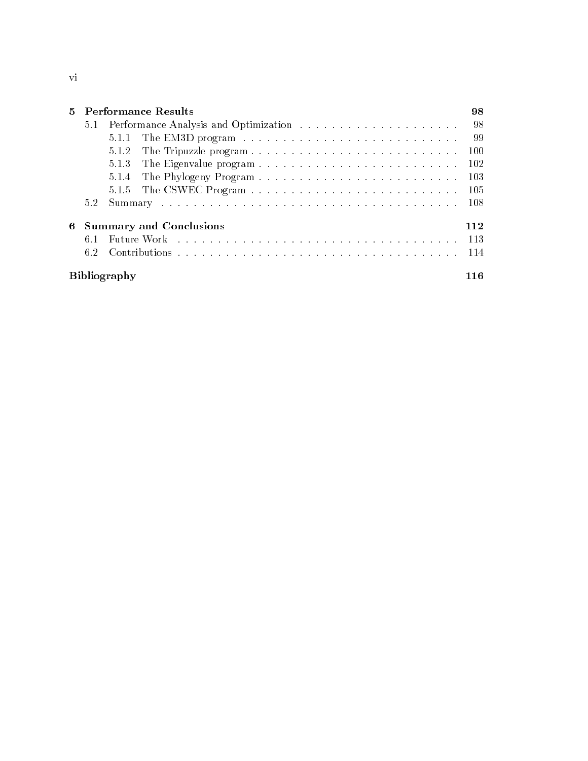**5 Performance Results** **98**

- 5.1 Performance Analysis and Optimization . . . . . . . . . . . . . . . . . . . . . 98
  - 5.1.1 The EM3D program . . . . . . . . . . . . . . . . . . . . . . . . . . . 99
  - 5.1.2 The Tripuzzle program . . . . . . . . . . . . . . . . . . . . . . . . . . 100
  - 5.1.3 The Eigenvalue program . . . . . . . . . . . . . . . . . . . . . . . . . 102
  - 5.1.4 The Phylogeny Program . . . . . . . . . . . . . . . . . . . . . . . . . 103
  - 5.1.5 The CSWEC Program . . . . . . . . . . . . . . . . . . . . . . . . . . 105
- 5.2 Summary . . . . . . . . . . . . . . . . . . . . . . . . . . . . . . . . . . . . 108

**6 Summary and Conclusions** **112**

- 6.1 Future Work . . . . . . . . . . . . . . . . . . . . . . . . . . . . . . . . . . . 113
- 6.2 Contributions . . . . . . . . . . . . . . . . . . . . . . . . . . . . . . . . . . 114

**Bibliography** **116**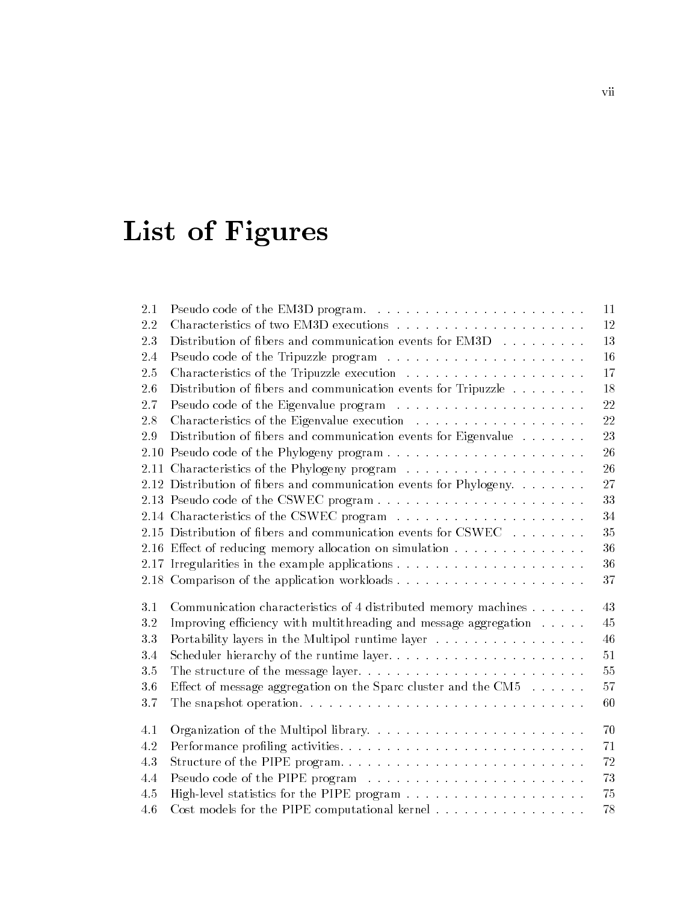# List of Figures

| | | |
|---|---|---|
| 2.1 | Pseudo code of the EM3D program. | 11 |
| 2.2 | Characteristics of two EM3D executions | 12 |
| 2.3 | Distribution of fibers and communication events for EM3D | 13 |
| 2.4 | Pseudo code of the Tripuzzle program | 16 |
| 2.5 | Characteristics of the Tripuzzle execution | 17 |
| 2.6 | Distribution of fibers and communication events for Tripuzzle | 18 |
| 2.7 | Pseudo code of the Eigenvalue program | 22 |
| 2.8 | Characteristics of the Eigenvalue execution | 22 |
| 2.9 | Distribution of fibers and communication events for Eigenvalue | 23 |
| 2.10 | Pseudo code of the Phylogeny program | 26 |
| 2.11 | Characteristics of the Phylogeny program | 26 |
| 2.12 | Distribution of fibers and communication events for Phylogeny. | 27 |
| 2.13 | Pseudo code of the CSWEC program | 33 |
| 2.14 | Characteristics of the CSWEC program | 34 |
| 2.15 | Distribution of fibers and communication events for CSWEC | 35 |
| 2.16 | Effect of reducing memory allocation on simulation | 36 |
| 2.17 | Irregularities in the example applications | 36 |
| 2.18 | Comparison of the application workloads | 37 |
| 3.1 | Communication characteristics of 4 distributed memory machines | 43 |
| 3.2 | Improving efficiency with multithreading and message aggregation | 45 |
| 3.3 | Portability layers in the Multipol runtime layer | 46 |
| 3.4 | Scheduler hierarchy of the runtime layer. | 51 |
| 3.5 | The structure of the message layer. | 55 |
| 3.6 | Effect of message aggregation on the Sparc cluster and the CM5 | 57 |
| 3.7 | The snapshot operation. | 60 |
| 4.1 | Organization of the Multipol library. | 70 |
| 4.2 | Performance profiling activities. | 71 |
| 4.3 | Structure of the PIPE program. | 72 |
| 4.4 | Pseudo code of the PIPE program | 73 |
| 4.5 | High-level statistics for the PIPE program | 75 |
| 4.6 | Cost models for the PIPE computational kernel | 78 |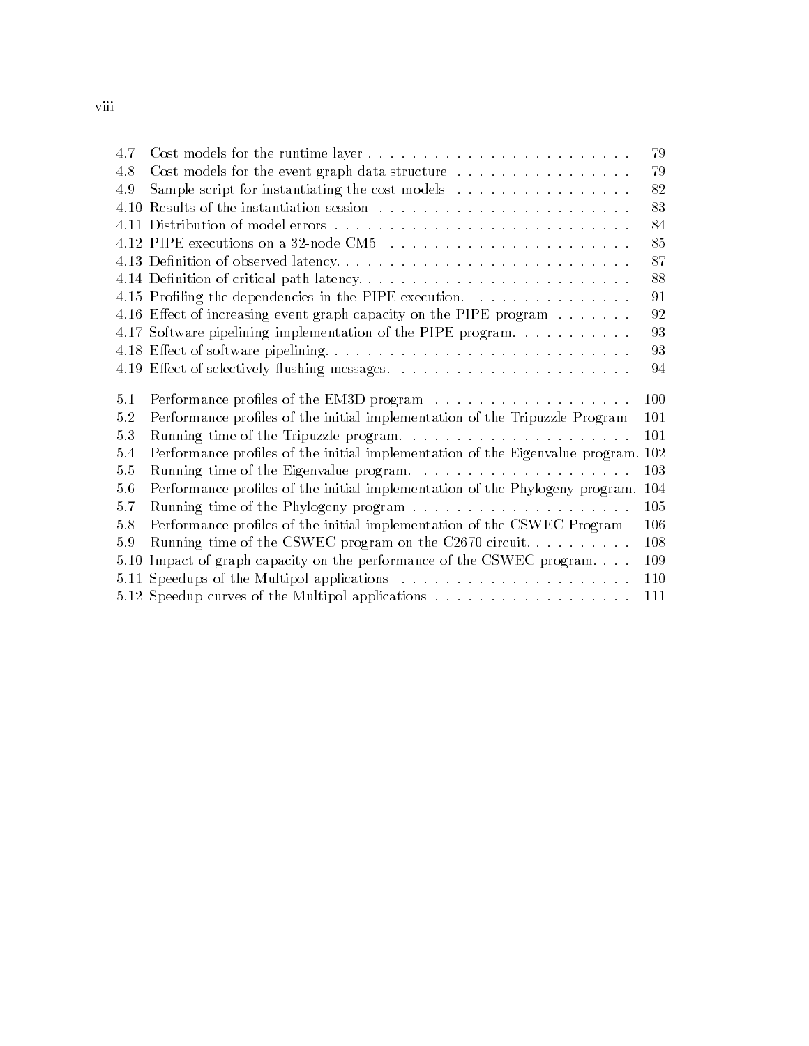| | | |
|---|---|---|
| 4.7 | Cost models for the runtime layer | 79 |
| 4.8 | Cost models for the event graph data structure | 79 |
| 4.9 | Sample script for instantiating the cost models | 82 |
| 4.10 | Results of the instantiation session | 83 |
| 4.11 | Distribution of model errors | 84 |
| 4.12 | PIPE executions on a 32-node CM5 | 85 |
| 4.13 | Definition of observed latency. | 87 |
| 4.14 | Definition of critical path latency. | 88 |
| 4.15 | Profiling the dependencies in the PIPE execution. | 91 |
| 4.16 | Effect of increasing event graph capacity on the PIPE program | 92 |
| 4.17 | Software pipelining implementation of the PIPE program. | 93 |
| 4.18 | Effect of software pipelining. | 93 |
| 4.19 | Effect of selectively flushing messages. | 94 |
| 5.1 | Performance profiles of the EM3D program | 100 |
| 5.2 | Performance profiles of the initial implementation of the Tripuzzle Program | 101 |
| 5.3 | Running time of the Tripuzzle program. | 101 |
| 5.4 | Performance profiles of the initial implementation of the Eigenvalue program. | 102 |
| 5.5 | Running time of the Eigenvalue program. | 103 |
| 5.6 | Performance profiles of the initial implementation of the Phylogeny program. | 104 |
| 5.7 | Running time of the Phylogeny program | 105 |
| 5.8 | Performance profiles of the initial implementation of the CSWEC Program | 106 |
| 5.9 | Running time of the CSWEC program on the C2670 circuit. | 108 |
| 5.10 | Impact of graph capacity on the performance of the CSWEC program. | 109 |
| 5.11 | Speedups of the Multipol applications | 110 |
| 5.12 | Speedup curves of the Multipol applications | 111 |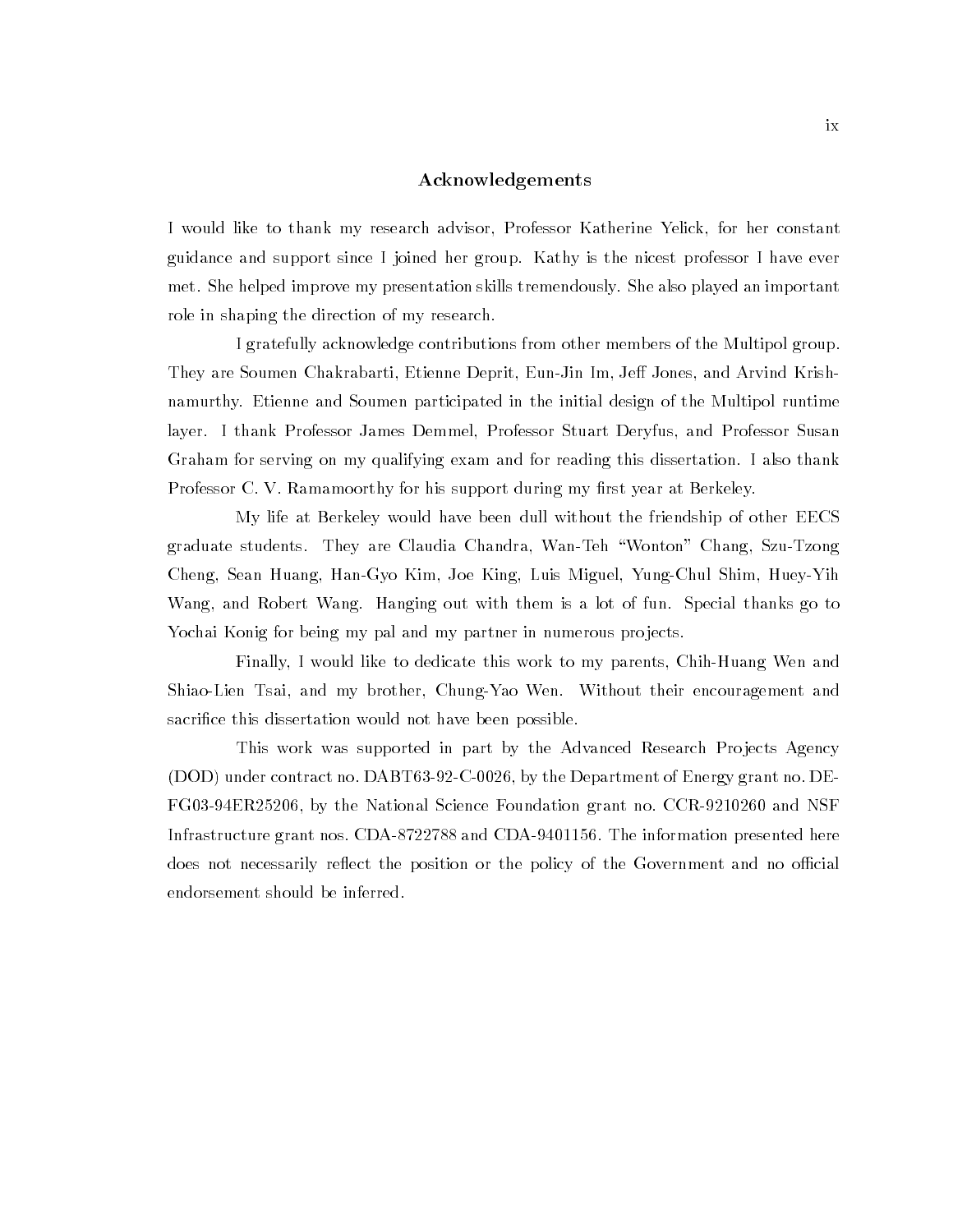## Acknowledgements

I would like to thank my research advisor, Professor Katherine Yelick, for her constant guidance and support since I joined her group. Kathy is the nicest professor I have ever met. She helped improve my presentation skills tremendously. She also played an important role in shaping the direction of my research.

I gratefully acknowledge contributions from other members of the Multipol group. They are Soumen Chakrabarti, Etienne Deprit, Eun-Jin Im, Jeff Jones, and Arvind Krishnamurthy. Etienne and Soumen participated in the initial design of the Multipol runtime layer. I thank Professor James Demmel, Professor Stuart Deryfus, and Professor Susan Graham for serving on my qualifying exam and for reading this dissertation. I also thank Professor C. V. Ramamoorthy for his support during my first year at Berkeley.

My life at Berkeley would have been dull without the friendship of other EECS graduate students. They are Claudia Chandra, Wan-Teh "Wonton" Chang, Szu-Tzong Cheng, Sean Huang, Han-Gyo Kim, Joe King, Luis Miguel, Yung-Chul Shim, Huey-Yih Wang, and Robert Wang. Hanging out with them is a lot of fun. Special thanks go to Yochai Konig for being my pal and my partner in numerous projects.

Finally, I would like to dedicate this work to my parents, Chih-Huang Wen and Shiao-Lien Tsai, and my brother, Chung-Yao Wen. Without their encouragement and sacrifice this dissertation would not have been possible.

This work was supported in part by the Advanced Research Projects Agency (DOD) under contract no. DABT63-92-C-0026, by the Department of Energy grant no. DE-FG03-94ER25206, by the National Science Foundation grant no. CCR-9210260 and NSF Infrastructure grant nos. CDA-8722788 and CDA-9401156. The information presented here does not necessarily reflect the position or the policy of the Government and no official endorsement should be inferred.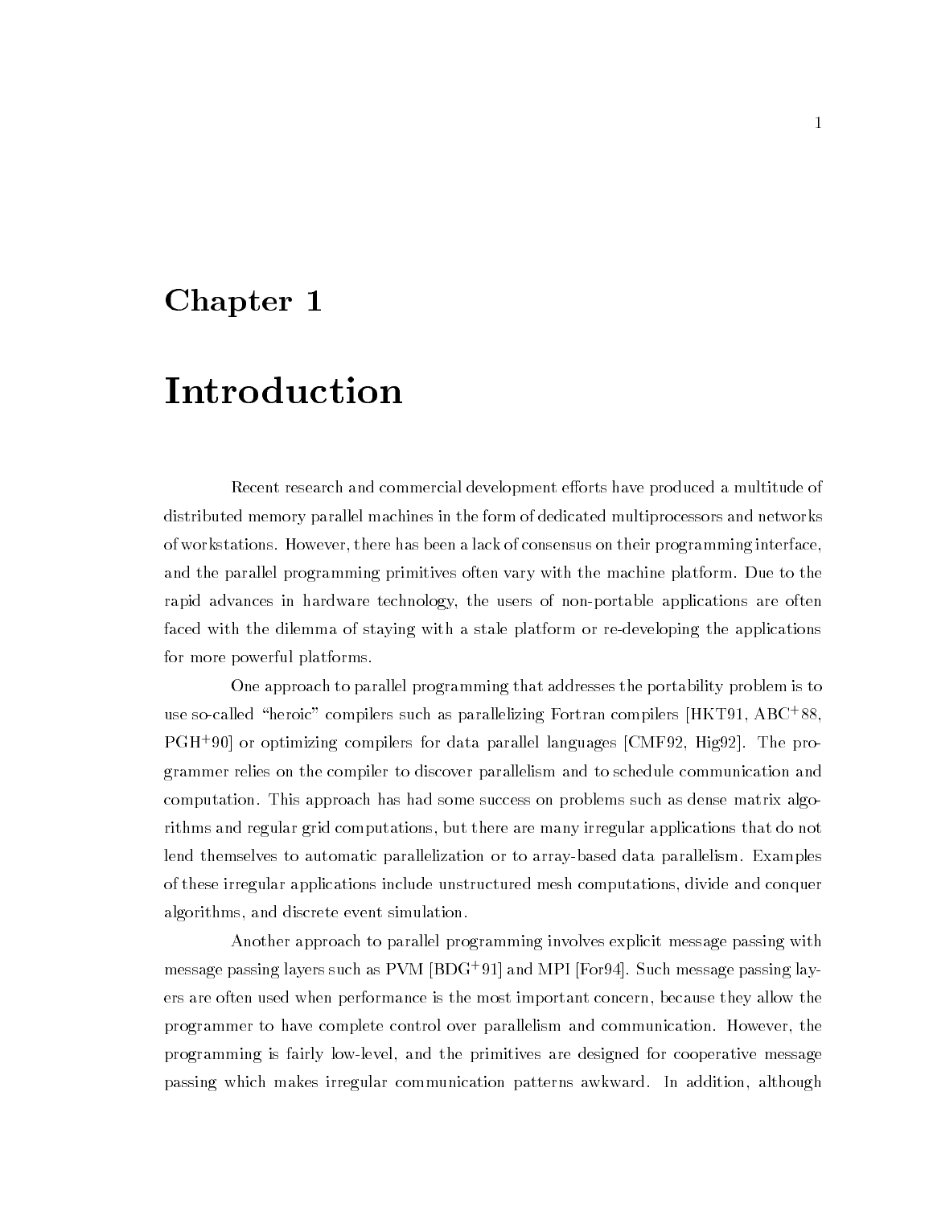# Chapter 1

# Introduction

Recent research and commercial development efforts have produced a multitude of distributed memory parallel machines in the form of dedicated multiprocessors and networks of workstations. However, there has been a lack of consensus on their programming interface, and the parallel programming primitives often vary with the machine platform. Due to the rapid advances in hardware technology, the users of non-portable applications are often faced with the dilemma of staying with a stale platform or re-developing the applications for more powerful platforms.

One approach to parallel programming that addresses the portability problem is to use so-called "heroic" compilers such as parallelizing Fortran compilers [HKT91, ABC+88, PGH+90] or optimizing compilers for data parallel languages [CMF92, Hig92]. The programmer relies on the compiler to discover parallelism and to schedule communication and computation. This approach has had some success on problems such as dense matrix algorithms and regular grid computations, but there are many irregular applications that do not lend themselves to automatic parallelization or to array-based data parallelism. Examples of these irregular applications include unstructured mesh computations, divide and conquer algorithms, and discrete event simulation.

Another approach to parallel programming involves explicit message passing with message passing layers such as PVM [BDG+91] and MPI [For94]. Such message passing layers are often used when performance is the most important concern, because they allow the programmer to have complete control over parallelism and communication. However, the programming is fairly low-level, and the primitives are designed for cooperative message passing which makes irregular communication patterns awkward. In addition, although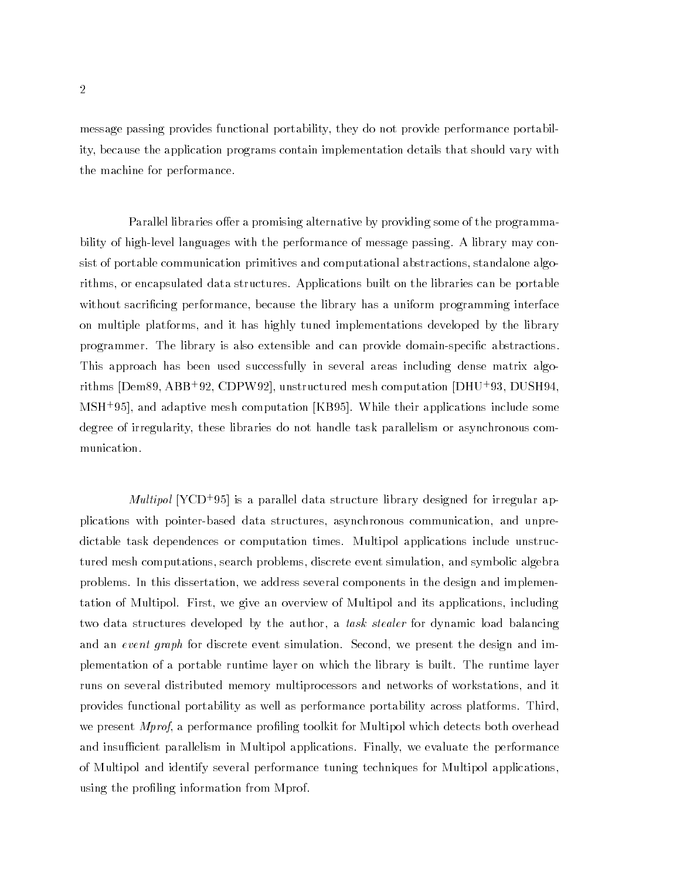message passing provides functional portability, they do not provide performance portability, because the application programs contain implementation details that should vary with the machine for performance.

Parallel libraries offer a promising alternative by providing some of the programmability of high-level languages with the performance of message passing. A library may consist of portable communication primitives and computational abstractions, standalone algorithms, or encapsulated data structures. Applications built on the libraries can be portable without sacrificing performance, because the library has a uniform programming interface on multiple platforms, and it has highly tuned implementations developed by the library programmer. The library is also extensible and can provide domain-specific abstractions. This approach has been used successfully in several areas including dense matrix algorithms [Dem89, ABB+92, CDPW92], unstructured mesh computation [DHU+93, DUSH94, MSH+95], and adaptive mesh computation [KB95]. While their applications include some degree of irregularity, these libraries do not handle task parallelism or asynchronous communication.

*Multipol* [YCD+95] is a parallel data structure library designed for irregular applications with pointer-based data structures, asynchronous communication, and unpredictable task dependences or computation times. Multipol applications include unstructured mesh computations, search problems, discrete event simulation, and symbolic algebra problems. In this dissertation, we address several components in the design and implementation of Multipol. First, we give an overview of Multipol and its applications, including two data structures developed by the author, a *task stealer* for dynamic load balancing and an *event graph* for discrete event simulation. Second, we present the design and implementation of a portable runtime layer on which the library is built. The runtime layer runs on several distributed memory multiprocessors and networks of workstations, and it provides functional portability as well as performance portability across platforms. Third, we present *Mprof*, a performance profiling toolkit for Multipol which detects both overhead and insufficient parallelism in Multipol applications. Finally, we evaluate the performance of Multipol and identify several performance tuning techniques for Multipol applications, using the profiling information from Mprof.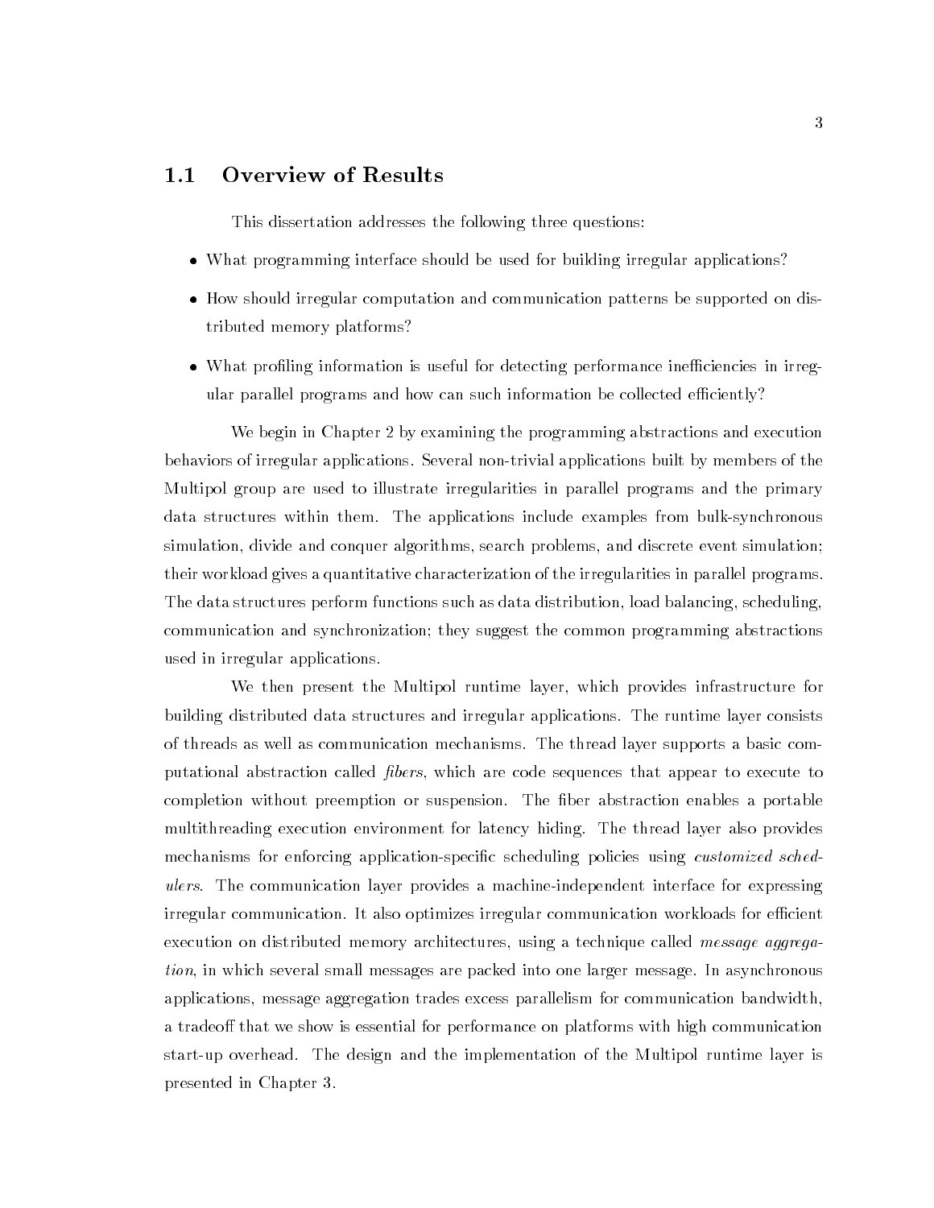## 1.1 Overview of Results

This dissertation addresses the following three questions:

- What programming interface should be used for building irregular applications?
- How should irregular computation and communication patterns be supported on distributed memory platforms?
- What profiling information is useful for detecting performance inefficiencies in irregular parallel programs and how can such information be collected efficiently?

We begin in Chapter 2 by examining the programming abstractions and execution behaviors of irregular applications. Several non-trivial applications built by members of the Multipol group are used to illustrate irregularities in parallel programs and the primary data structures within them. The applications include examples from bulk-synchronous simulation, divide and conquer algorithms, search problems, and discrete event simulation; their workload gives a quantitative characterization of the irregularities in parallel programs. The data structures perform functions such as data distribution, load balancing, scheduling, communication and synchronization; they suggest the common programming abstractions used in irregular applications.

We then present the Multipol runtime layer, which provides infrastructure for building distributed data structures and irregular applications. The runtime layer consists of threads as well as communication mechanisms. The thread layer supports a basic computational abstraction called *fibers*, which are code sequences that appear to execute to completion without preemption or suspension. The fiber abstraction enables a portable multithreading execution environment for latency hiding. The thread layer also provides mechanisms for enforcing application-specific scheduling policies using *customized schedulers*. The communication layer provides a machine-independent interface for expressing irregular communication. It also optimizes irregular communication workloads for efficient execution on distributed memory architectures, using a technique called *message aggregation*, in which several small messages are packed into one larger message. In asynchronous applications, message aggregation trades excess parallelism for communication bandwidth, a tradeoff that we show is essential for performance on platforms with high communication start-up overhead. The design and the implementation of the Multipol runtime layer is presented in Chapter 3.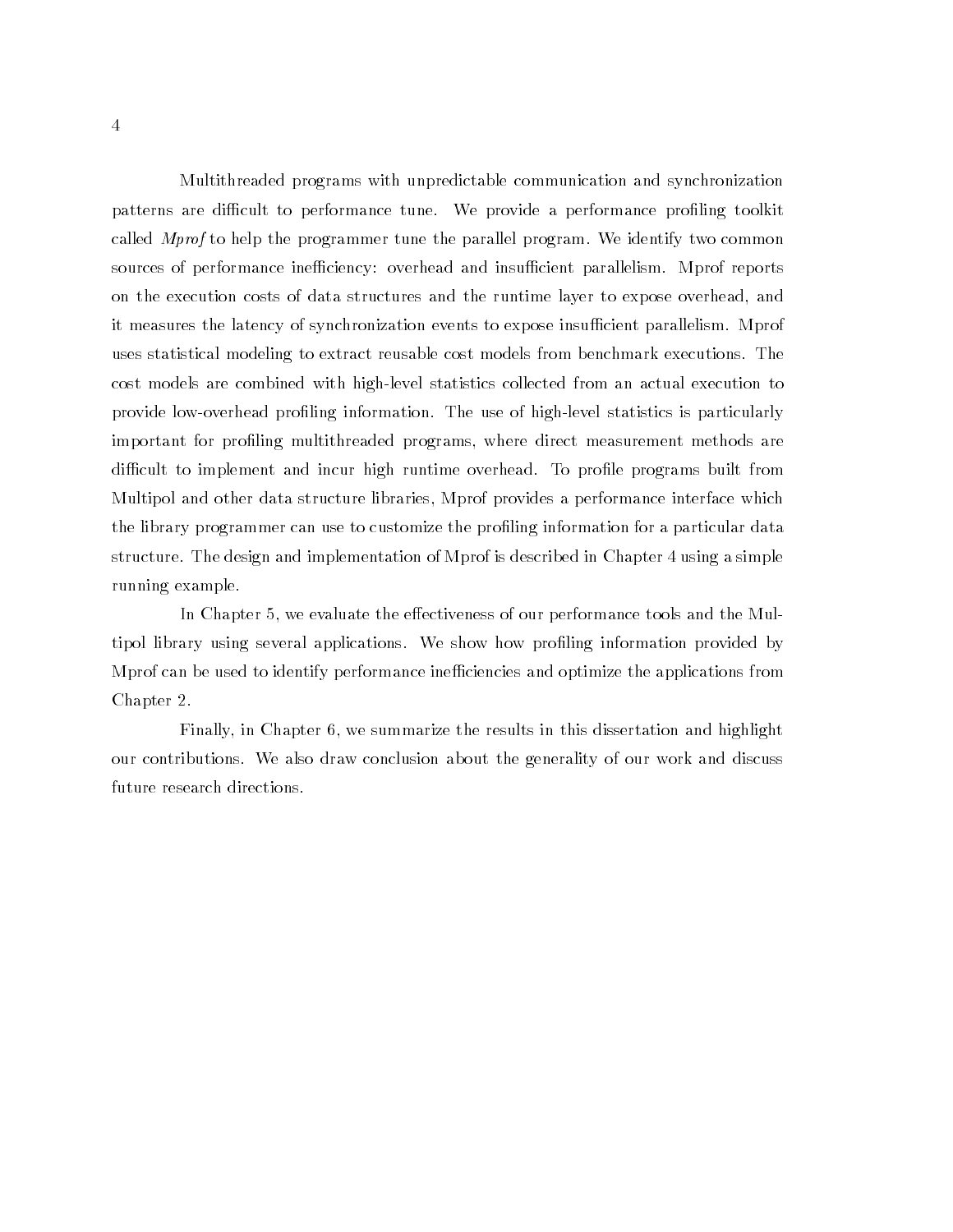Multithreaded programs with unpredictable communication and synchronization patterns are difficult to performance tune. We provide a performance profiling toolkit called *Mprof* to help the programmer tune the parallel program. We identify two common sources of performance inefficiency: overhead and insufficient parallelism. Mprof reports on the execution costs of data structures and the runtime layer to expose overhead, and it measures the latency of synchronization events to expose insufficient parallelism. Mprof uses statistical modeling to extract reusable cost models from benchmark executions. The cost models are combined with high-level statistics collected from an actual execution to provide low-overhead profiling information. The use of high-level statistics is particularly important for profiling multithreaded programs, where direct measurement methods are difficult to implement and incur high runtime overhead. To profile programs built from Multipol and other data structure libraries, Mprof provides a performance interface which the library programmer can use to customize the profiling information for a particular data structure. The design and implementation of Mprof is described in Chapter 4 using a simple running example.

In Chapter 5, we evaluate the effectiveness of our performance tools and the Multipol library using several applications. We show how profiling information provided by Mprof can be used to identify performance inefficiencies and optimize the applications from Chapter 2.

Finally, in Chapter 6, we summarize the results in this dissertation and highlight our contributions. We also draw conclusion about the generality of our work and discuss future research directions.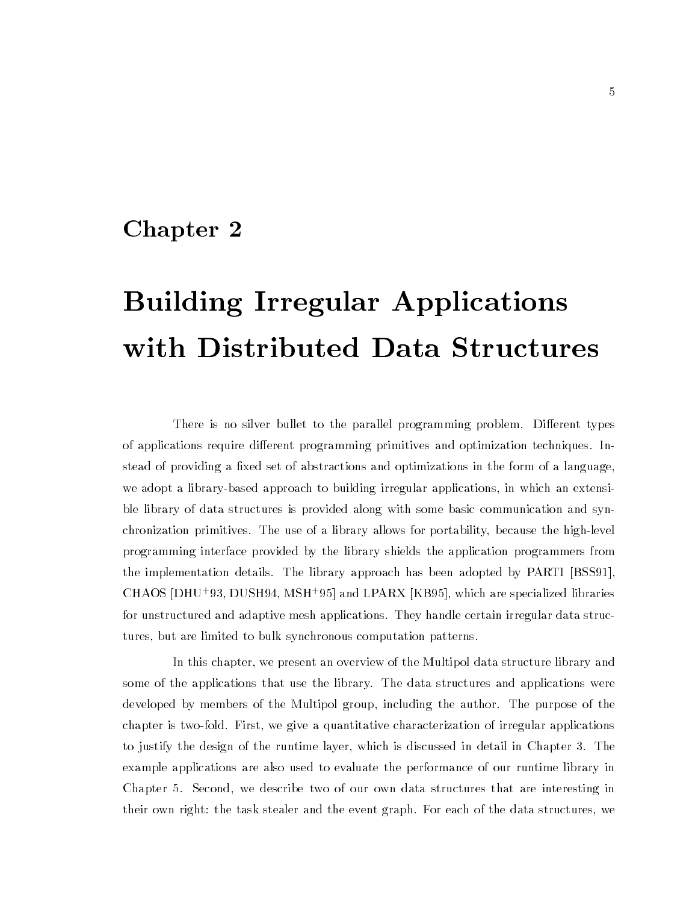# Chapter 2

# Building Irregular Applications with Distributed Data Structures

There is no silver bullet to the parallel programming problem. Different types of applications require different programming primitives and optimization techniques. Instead of providing a fixed set of abstractions and optimizations in the form of a language, we adopt a library-based approach to building irregular applications, in which an extensible library of data structures is provided along with some basic communication and synchronization primitives. The use of a library allows for portability, because the high-level programming interface provided by the library shields the application programmers from the implementation details. The library approach has been adopted by PARTI [BSS91], CHAOS [DHU+93, DUSH94, MSH+95] and LPARX [KB95], which are specialized libraries for unstructured and adaptive mesh applications. They handle certain irregular data structures, but are limited to bulk synchronous computation patterns.

In this chapter, we present an overview of the Multipol data structure library and some of the applications that use the library. The data structures and applications were developed by members of the Multipol group, including the author. The purpose of the chapter is two-fold. First, we give a quantitative characterization of irregular applications to justify the design of the runtime layer, which is discussed in detail in Chapter 3. The example applications are also used to evaluate the performance of our runtime library in Chapter 5. Second, we describe two of our own data structures that are interesting in their own right: the task stealer and the event graph. For each of the data structures, we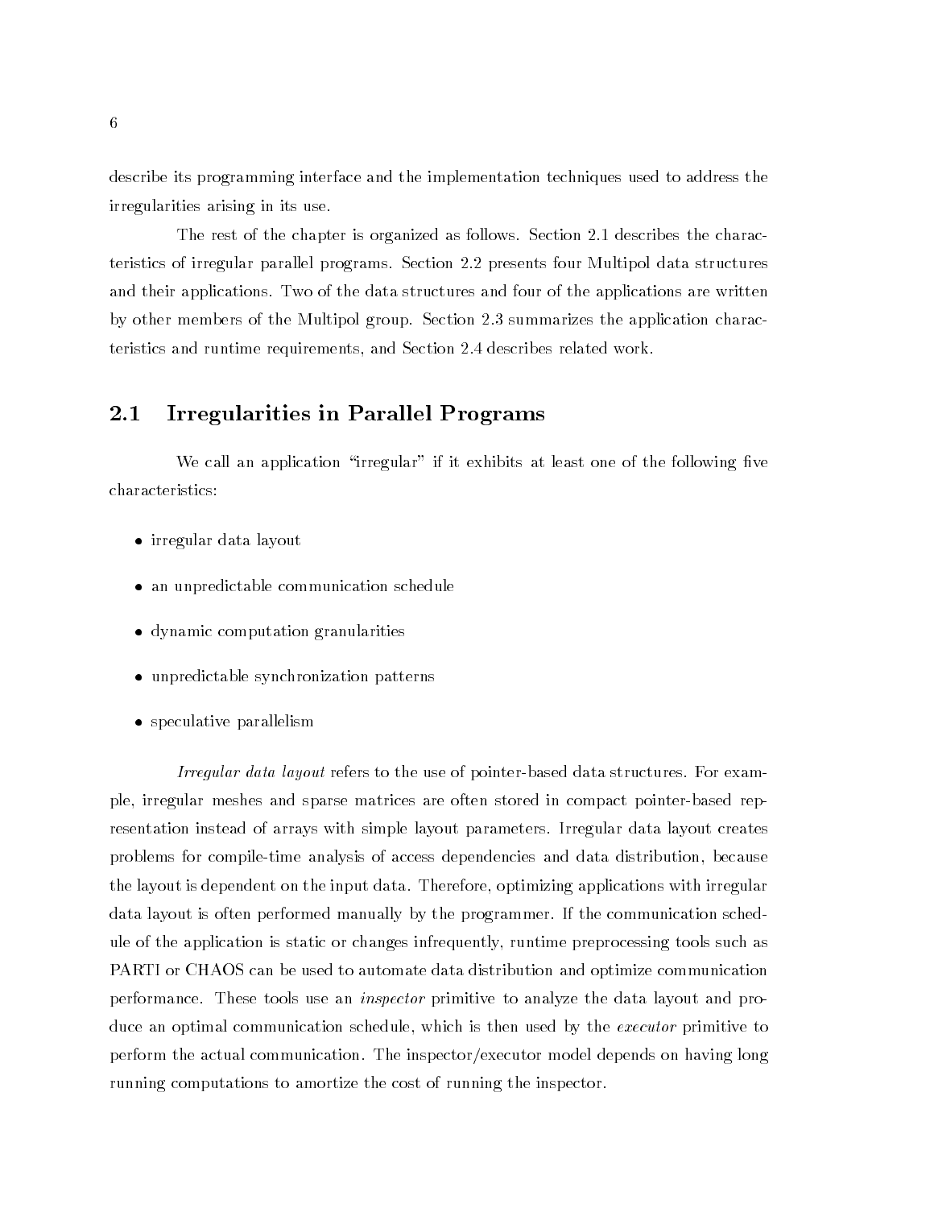describe its programming interface and the implementation techniques used to address the irregularities arising in its use.

The rest of the chapter is organized as follows. Section 2.1 describes the characteristics of irregular parallel programs. Section 2.2 presents four Multipol data structures and their applications. Two of the data structures and four of the applications are written by other members of the Multipol group. Section 2.3 summarizes the application characteristics and runtime requirements, and Section 2.4 describes related work.

## 2.1 Irregularities in Parallel Programs

We call an application "irregular" if it exhibits at least one of the following five characteristics:

- irregular data layout
- an unpredictable communication schedule
- dynamic computation granularities
- unpredictable synchronization patterns
- speculative parallelism

*Irregular data layout* refers to the use of pointer-based data structures. For example, irregular meshes and sparse matrices are often stored in compact pointer-based representation instead of arrays with simple layout parameters. Irregular data layout creates problems for compile-time analysis of access dependencies and data distribution, because the layout is dependent on the input data. Therefore, optimizing applications with irregular data layout is often performed manually by the programmer. If the communication schedule of the application is static or changes infrequently, runtime preprocessing tools such as PARTI or CHAOS can be used to automate data distribution and optimize communication performance. These tools use an *inspector* primitive to analyze the data layout and produce an optimal communication schedule, which is then used by the *executor* primitive to perform the actual communication. The inspector/executor model depends on having long running computations to amortize the cost of running the inspector.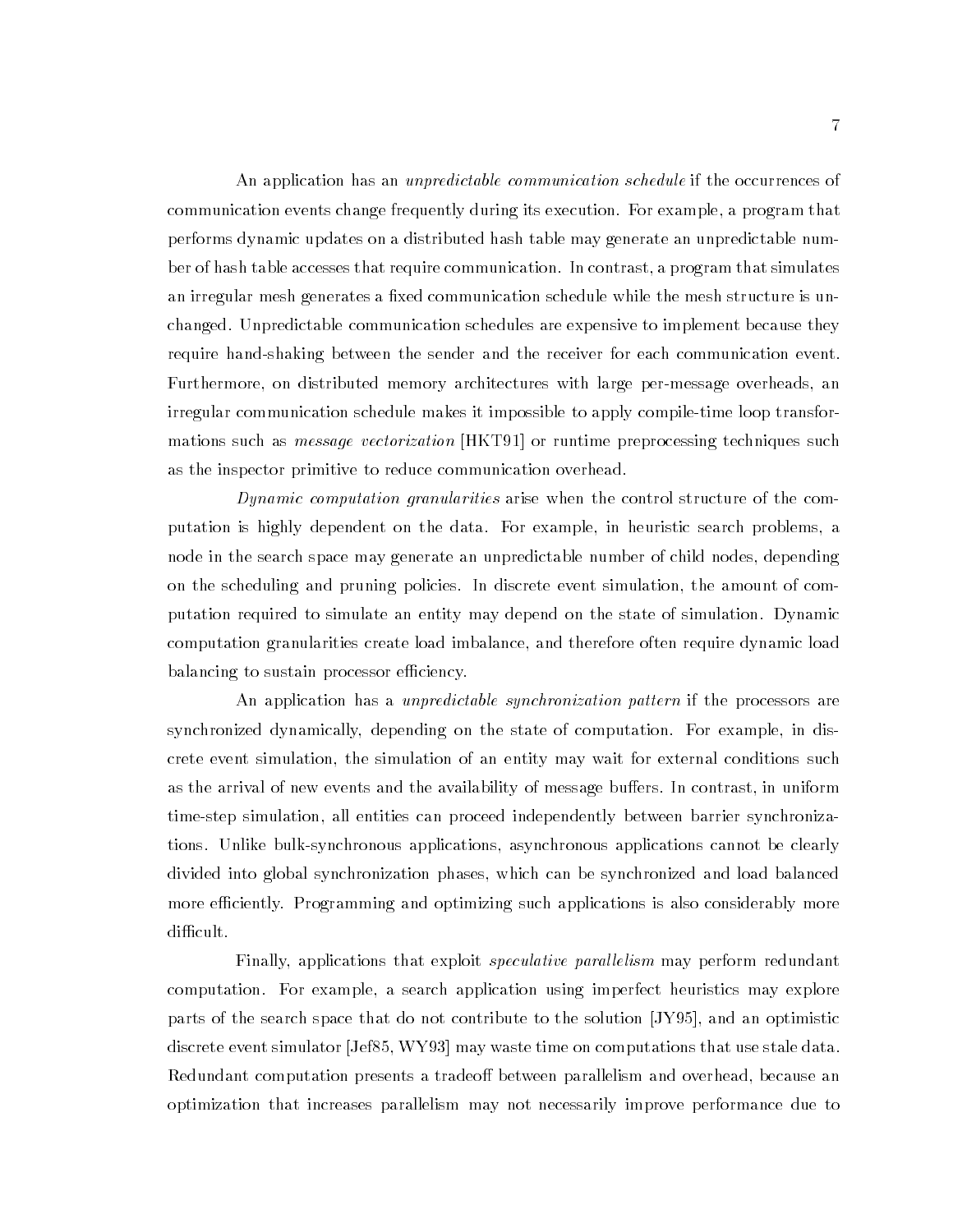An application has an *unpredictable communication schedule* if the occurrences of communication events change frequently during its execution. For example, a program that performs dynamic updates on a distributed hash table may generate an unpredictable number of hash table accesses that require communication. In contrast, a program that simulates an irregular mesh generates a fixed communication schedule while the mesh structure is unchanged. Unpredictable communication schedules are expensive to implement because they require hand-shaking between the sender and the receiver for each communication event. Furthermore, on distributed memory architectures with large per-message overheads, an irregular communication schedule makes it impossible to apply compile-time loop transformations such as *message vectorization* [HKT91] or runtime preprocessing techniques such as the inspector primitive to reduce communication overhead.

*Dynamic computation granularities* arise when the control structure of the computation is highly dependent on the data. For example, in heuristic search problems, a node in the search space may generate an unpredictable number of child nodes, depending on the scheduling and pruning policies. In discrete event simulation, the amount of computation required to simulate an entity may depend on the state of simulation. Dynamic computation granularities create load imbalance, and therefore often require dynamic load balancing to sustain processor efficiency.

An application has a *unpredictable synchronization pattern* if the processors are synchronized dynamically, depending on the state of computation. For example, in discrete event simulation, the simulation of an entity may wait for external conditions such as the arrival of new events and the availability of message buffers. In contrast, in uniform time-step simulation, all entities can proceed independently between barrier synchronizations. Unlike bulk-synchronous applications, asynchronous applications cannot be clearly divided into global synchronization phases, which can be synchronized and load balanced more efficiently. Programming and optimizing such applications is also considerably more difficult.

Finally, applications that exploit *speculative parallelism* may perform redundant computation. For example, a search application using imperfect heuristics may explore parts of the search space that do not contribute to the solution [JY95], and an optimistic discrete event simulator [Jef85, WY93] may waste time on computations that use stale data. Redundant computation presents a tradeoff between parallelism and overhead, because an optimization that increases parallelism may not necessarily improve performance due to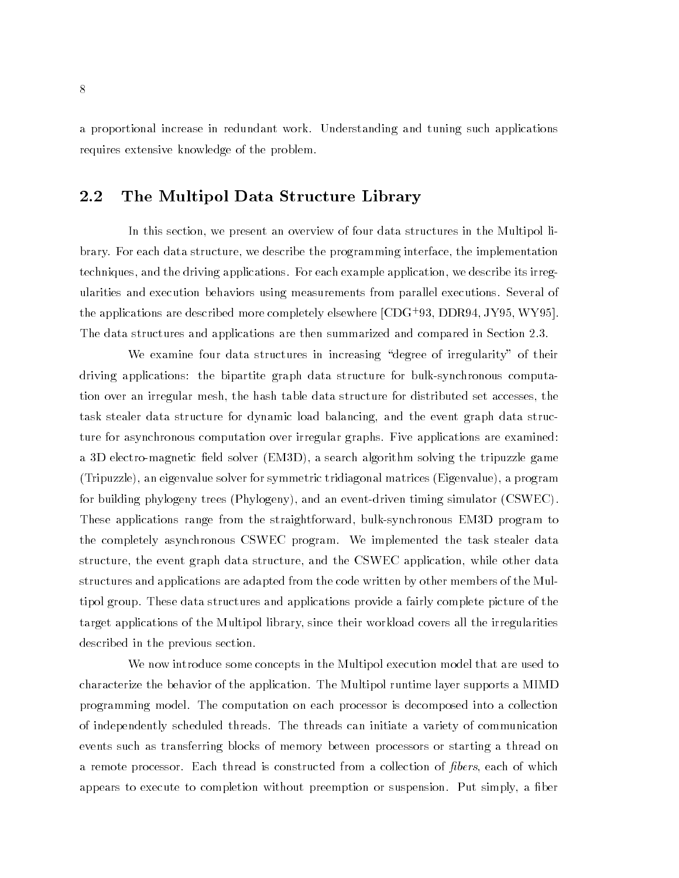a proportional increase in redundant work. Understanding and tuning such applications requires extensive knowledge of the problem.

## 2.2 The Multipol Data Structure Library

In this section, we present an overview of four data structures in the Multipol library. For each data structure, we describe the programming interface, the implementation techniques, and the driving applications. For each example application, we describe its irregularities and execution behaviors using measurements from parallel executions. Several of the applications are described more completely elsewhere [CDG+93, DDR94, JY95, WY95]. The data structures and applications are then summarized and compared in Section 2.3.

We examine four data structures in increasing "degree of irregularity" of their driving applications: the bipartite graph data structure for bulk-synchronous computation over an irregular mesh, the hash table data structure for distributed set accesses, the task stealer data structure for dynamic load balancing, and the event graph data structure for asynchronous computation over irregular graphs. Five applications are examined: a 3D electro-magnetic field solver (EM3D), a search algorithm solving the tripuzzle game (Tripuzzle), an eigenvalue solver for symmetric tridiagonal matrices (Eigenvalue), a program for building phylogeny trees (Phylogeny), and an event-driven timing simulator (CSWEC). These applications range from the straightforward, bulk-synchronous EM3D program to the completely asynchronous CSWEC program. We implemented the task stealer data structure, the event graph data structure, and the CSWEC application, while other data structures and applications are adapted from the code written by other members of the Multipol group. These data structures and applications provide a fairly complete picture of the target applications of the Multipol library, since their workload covers all the irregularities described in the previous section.

We now introduce some concepts in the Multipol execution model that are used to characterize the behavior of the application. The Multipol runtime layer supports a MIMD programming model. The computation on each processor is decomposed into a collection of independently scheduled threads. The threads can initiate a variety of communication events such as transferring blocks of memory between processors or starting a thread on a remote processor. Each thread is constructed from a collection of *fibers*, each of which appears to execute to completion without preemption or suspension. Put simply, a fiber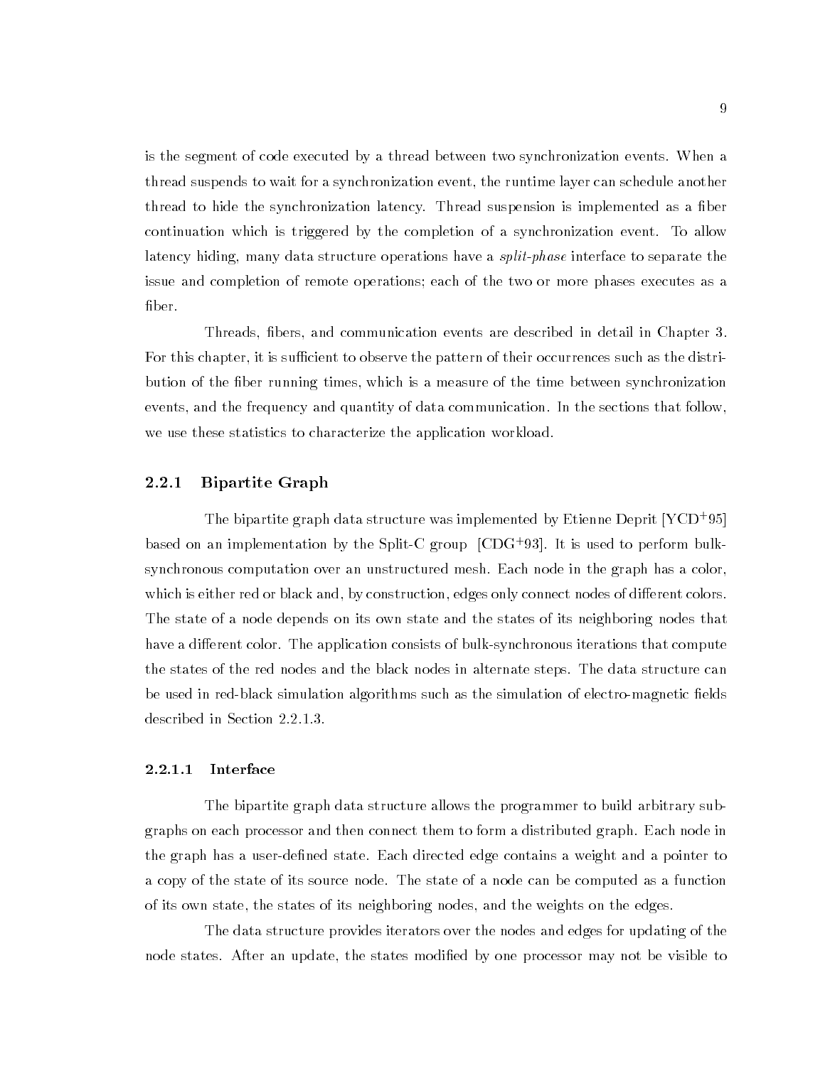is the segment of code executed by a thread between two synchronization events. When a thread suspends to wait for a synchronization event, the runtime layer can schedule another thread to hide the synchronization latency. Thread suspension is implemented as a fiber continuation which is triggered by the completion of a synchronization event. To allow latency hiding, many data structure operations have a *split-phase* interface to separate the issue and completion of remote operations; each of the two or more phases executes as a fiber.

Threads, fibers, and communication events are described in detail in Chapter 3. For this chapter, it is sufficient to observe the pattern of their occurrences such as the distribution of the fiber running times, which is a measure of the time between synchronization events, and the frequency and quantity of data communication. In the sections that follow, we use these statistics to characterize the application workload.

### 2.2.1 Bipartite Graph

The bipartite graph data structure was implemented by Etienne Deprit [YCD+95] based on an implementation by the Split-C group [CDG+93]. It is used to perform bulk-synchronous computation over an unstructured mesh. Each node in the graph has a color, which is either red or black and, by construction, edges only connect nodes of different colors. The state of a node depends on its own state and the states of its neighboring nodes that have a different color. The application consists of bulk-synchronous iterations that compute the states of the red nodes and the black nodes in alternate steps. The data structure can be used in red-black simulation algorithms such as the simulation of electro-magnetic fields described in Section 2.2.1.3.

#### 2.2.1.1 Interface

The bipartite graph data structure allows the programmer to build arbitrary subgraphs on each processor and then connect them to form a distributed graph. Each node in the graph has a user-defined state. Each directed edge contains a weight and a pointer to a copy of the state of its source node. The state of a node can be computed as a function of its own state, the states of its neighboring nodes, and the weights on the edges.

The data structure provides iterators over the nodes and edges for updating of the node states. After an update, the states modified by one processor may not be visible to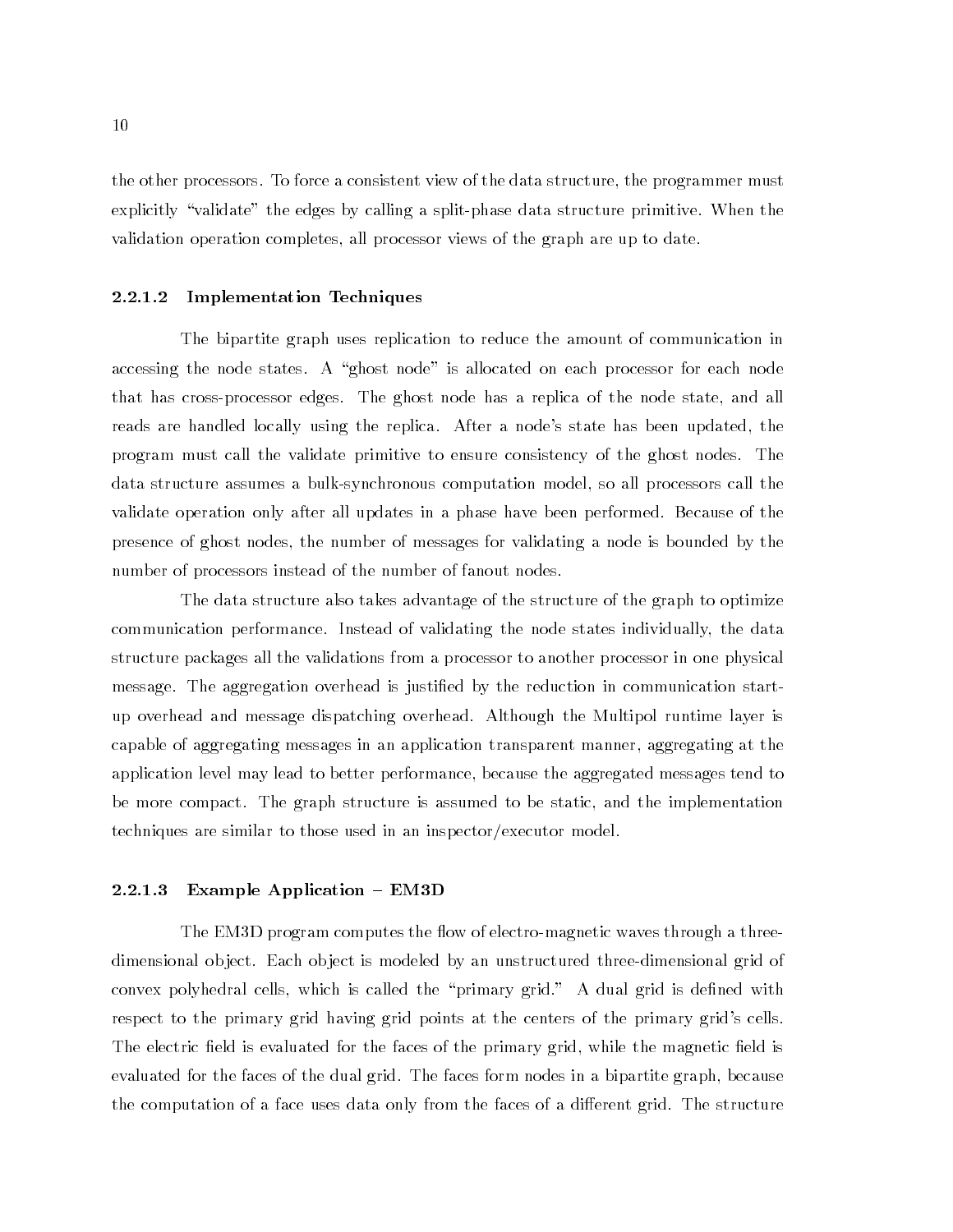the other processors. To force a consistent view of the data structure, the programmer must explicitly "validate" the edges by calling a split-phase data structure primitive. When the validation operation completes, all processor views of the graph are up to date.

#### 2.2.1.2 Implementation Techniques

The bipartite graph uses replication to reduce the amount of communication in accessing the node states. A "ghost node" is allocated on each processor for each node that has cross-processor edges. The ghost node has a replica of the node state, and all reads are handled locally using the replica. After a node's state has been updated, the program must call the validate primitive to ensure consistency of the ghost nodes. The data structure assumes a bulk-synchronous computation model, so all processors call the validate operation only after all updates in a phase have been performed. Because of the presence of ghost nodes, the number of messages for validating a node is bounded by the number of processors instead of the number of fanout nodes.

The data structure also takes advantage of the structure of the graph to optimize communication performance. Instead of validating the node states individually, the data structure packages all the validations from a processor to another processor in one physical message. The aggregation overhead is justified by the reduction in communication start-up overhead and message dispatching overhead. Although the Multipol runtime layer is capable of aggregating messages in an application transparent manner, aggregating at the application level may lead to better performance, because the aggregated messages tend to be more compact. The graph structure is assumed to be static, and the implementation techniques are similar to those used in an inspector/executor model.

#### 2.2.1.3 Example Application – EM3D

The EM3D program computes the flow of electro-magnetic waves through a three-dimensional object. Each object is modeled by an unstructured three-dimensional grid of convex polyhedral cells, which is called the "primary grid." A dual grid is defined with respect to the primary grid having grid points at the centers of the primary grid's cells. The electric field is evaluated for the faces of the primary grid, while the magnetic field is evaluated for the faces of the dual grid. The faces form nodes in a bipartite graph, because the computation of a face uses data only from the faces of a different grid. The structure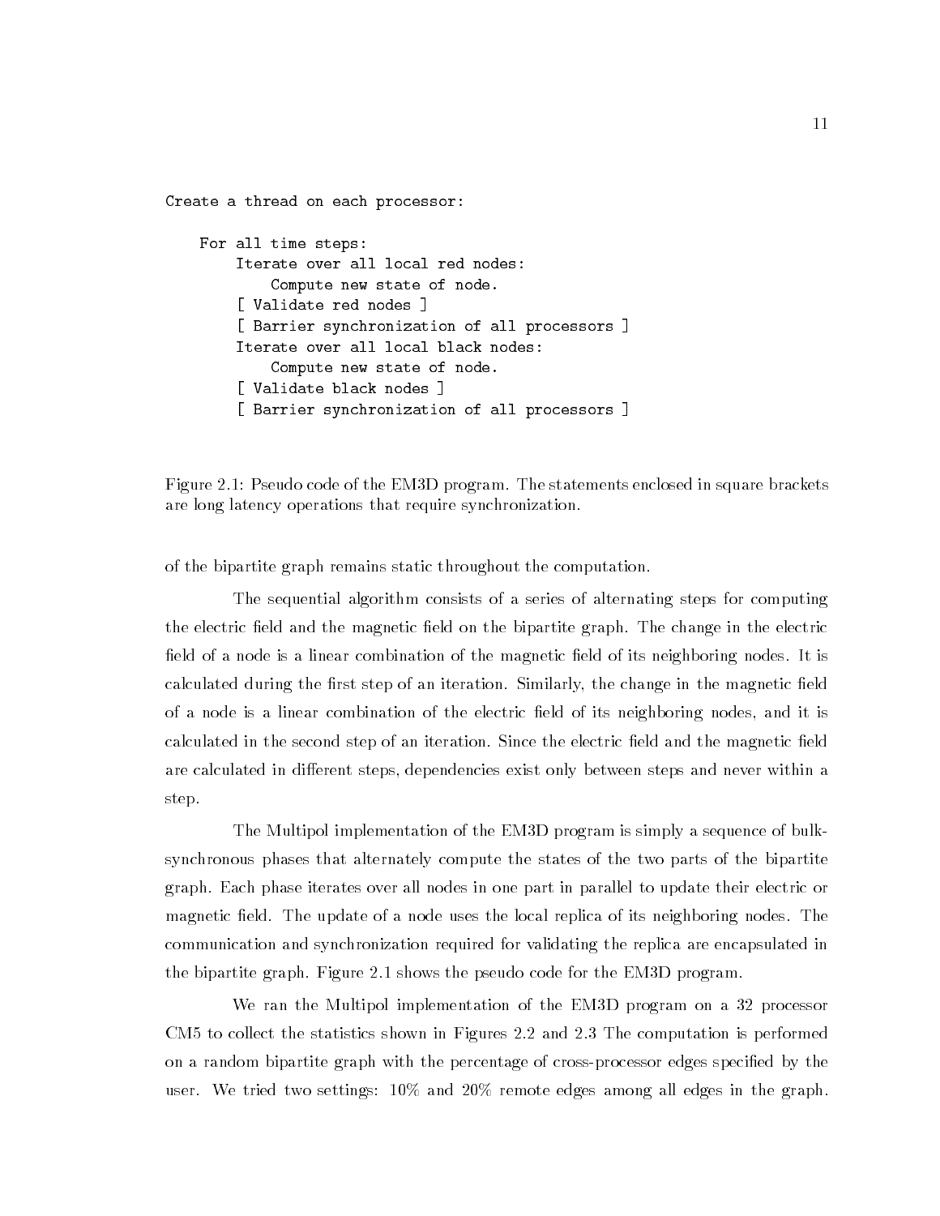```
Create a thread on each processor:

    For all time steps:
        Iterate over all local red nodes:
            Compute new state of node.
        [ Validate red nodes ]
        [ Barrier synchronization of all processors ]
        Iterate over all local black nodes:
            Compute new state of node.
        [ Validate black nodes ]
        [ Barrier synchronization of all processors ]
```

Figure 2.1: Pseudo code of the EM3D program. The statements enclosed in square brackets are long latency operations that require synchronization.

of the bipartite graph remains static throughout the computation.

The sequential algorithm consists of a series of alternating steps for computing the electric field and the magnetic field on the bipartite graph. The change in the electric field of a node is a linear combination of the magnetic field of its neighboring nodes. It is calculated during the first step of an iteration. Similarly, the change in the magnetic field of a node is a linear combination of the electric field of its neighboring nodes, and it is calculated in the second step of an iteration. Since the electric field and the magnetic field are calculated in different steps, dependencies exist only between steps and never within a step.

The Multipol implementation of the EM3D program is simply a sequence of bulk-synchronous phases that alternately compute the states of the two parts of the bipartite graph. Each phase iterates over all nodes in one part in parallel to update their electric or magnetic field. The update of a node uses the local replica of its neighboring nodes. The communication and synchronization required for validating the replica are encapsulated in the bipartite graph. Figure 2.1 shows the pseudo code for the EM3D program.

We ran the Multipol implementation of the EM3D program on a 32 processor CM5 to collect the statistics shown in Figures 2.2 and 2.3 The computation is performed on a random bipartite graph with the percentage of cross-processor edges specified by the user. We tried two settings: 10% and 20% remote edges among all edges in the graph.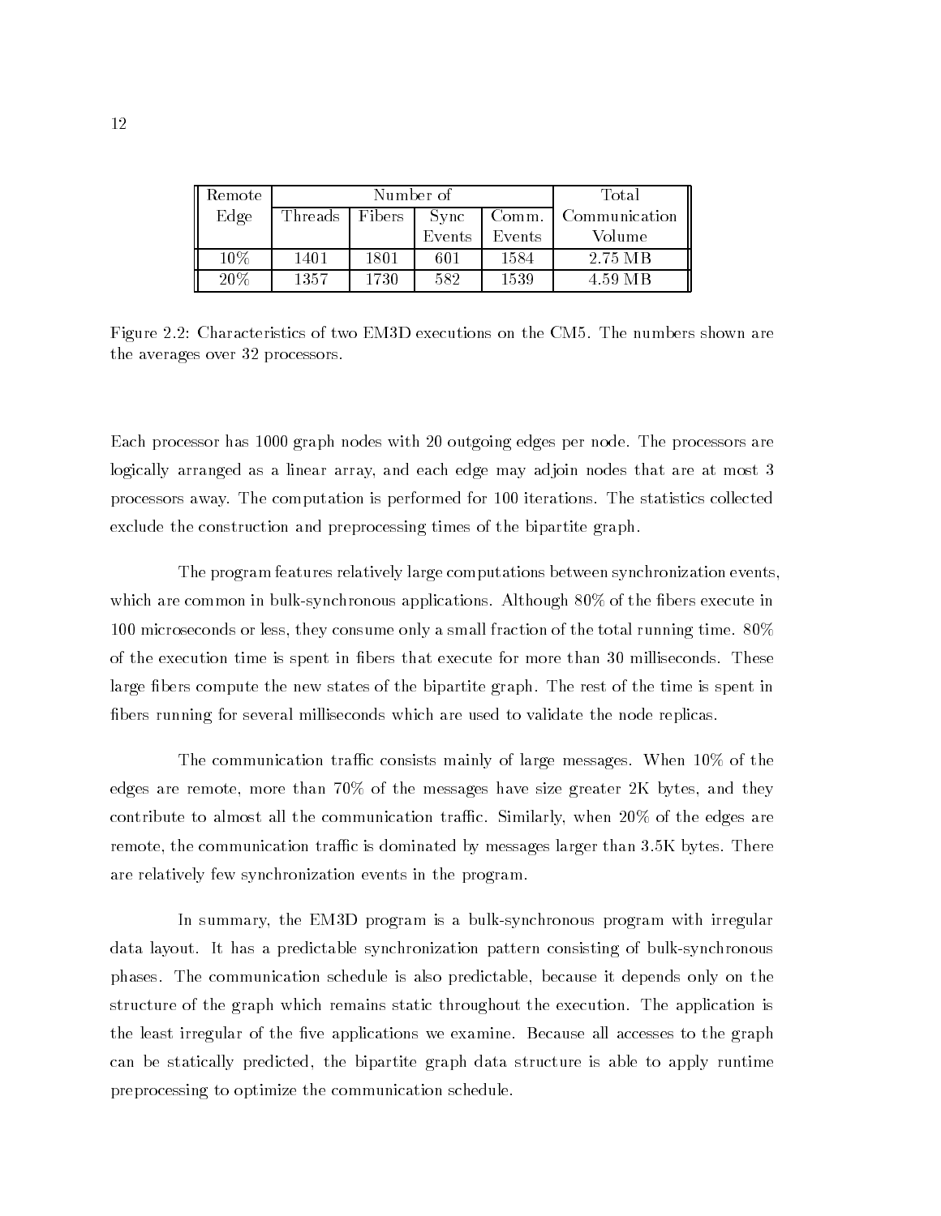| Remote Edge | Number of | | | | Total Communication Volume |
|---|---|---|---|---|---|
| | Threads | Fibers | Sync Events | Comm. Events | |
| 10% | 1401 | 1801 | 601 | 1584 | 2.75 MB |
| 20% | 1357 | 1730 | 582 | 1539 | 4.59 MB |

Figure 2.2: Characteristics of two EM3D executions on the CM5. The numbers shown are the averages over 32 processors.

Each processor has 1000 graph nodes with 20 outgoing edges per node. The processors are logically arranged as a linear array, and each edge may adjoin nodes that are at most 3 processors away. The computation is performed for 100 iterations. The statistics collected exclude the construction and preprocessing times of the bipartite graph.

The program features relatively large computations between synchronization events, which are common in bulk-synchronous applications. Although 80% of the fibers execute in 100 microseconds or less, they consume only a small fraction of the total running time. 80% of the execution time is spent in fibers that execute for more than 30 milliseconds. These large fibers compute the new states of the bipartite graph. The rest of the time is spent in fibers running for several milliseconds which are used to validate the node replicas.

The communication traffic consists mainly of large messages. When 10% of the edges are remote, more than 70% of the messages have size greater 2K bytes, and they contribute to almost all the communication traffic. Similarly, when 20% of the edges are remote, the communication traffic is dominated by messages larger than 3.5K bytes. There are relatively few synchronization events in the program.

In summary, the EM3D program is a bulk-synchronous program with irregular data layout. It has a predictable synchronization pattern consisting of bulk-synchronous phases. The communication schedule is also predictable, because it depends only on the structure of the graph which remains static throughout the execution. The application is the least irregular of the five applications we examine. Because all accesses to the graph can be statically predicted, the bipartite graph data structure is able to apply runtime preprocessing to optimize the communication schedule.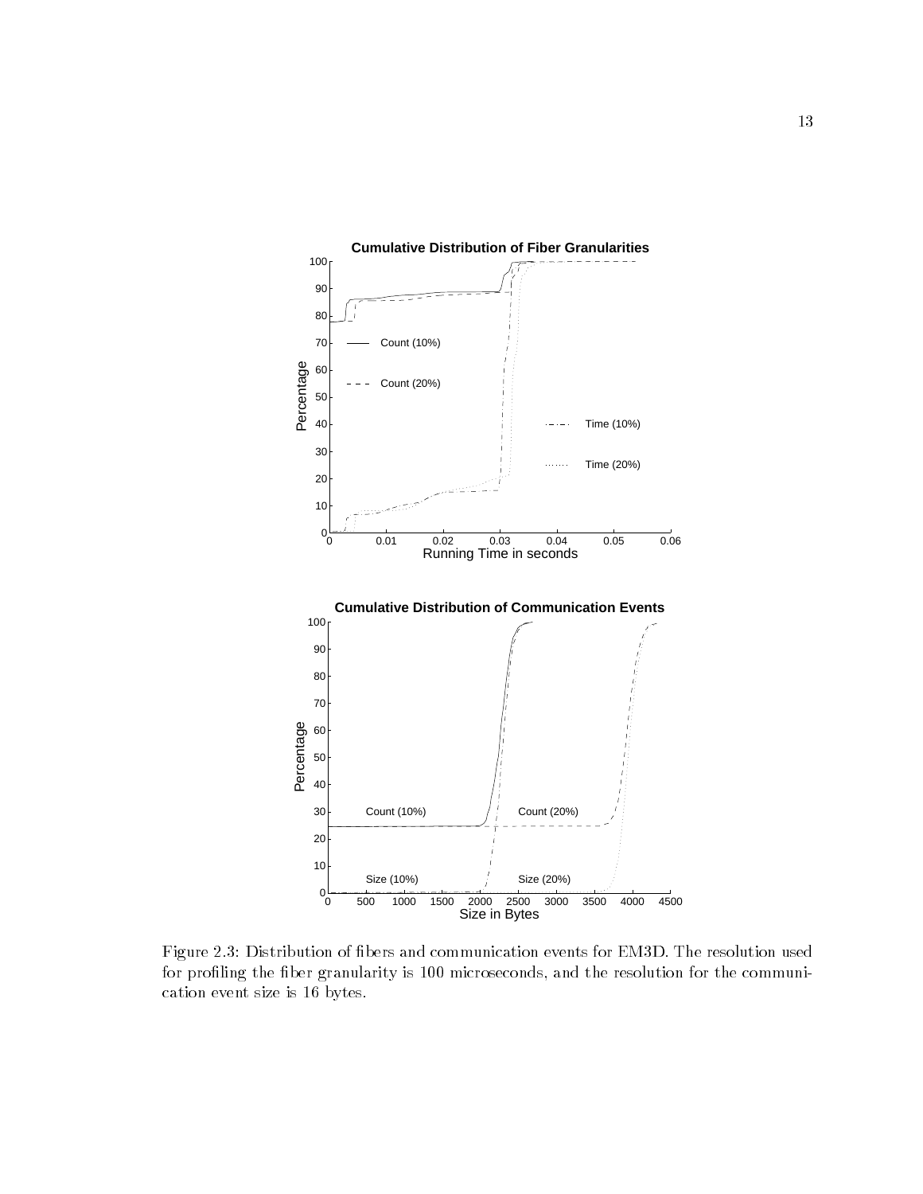Figure 2.3: Distribution of fibers and communication events for EM3D. The resolution used for profiling the fiber granularity is 100 microseconds, and the resolution for the communication event size is 16 bytes.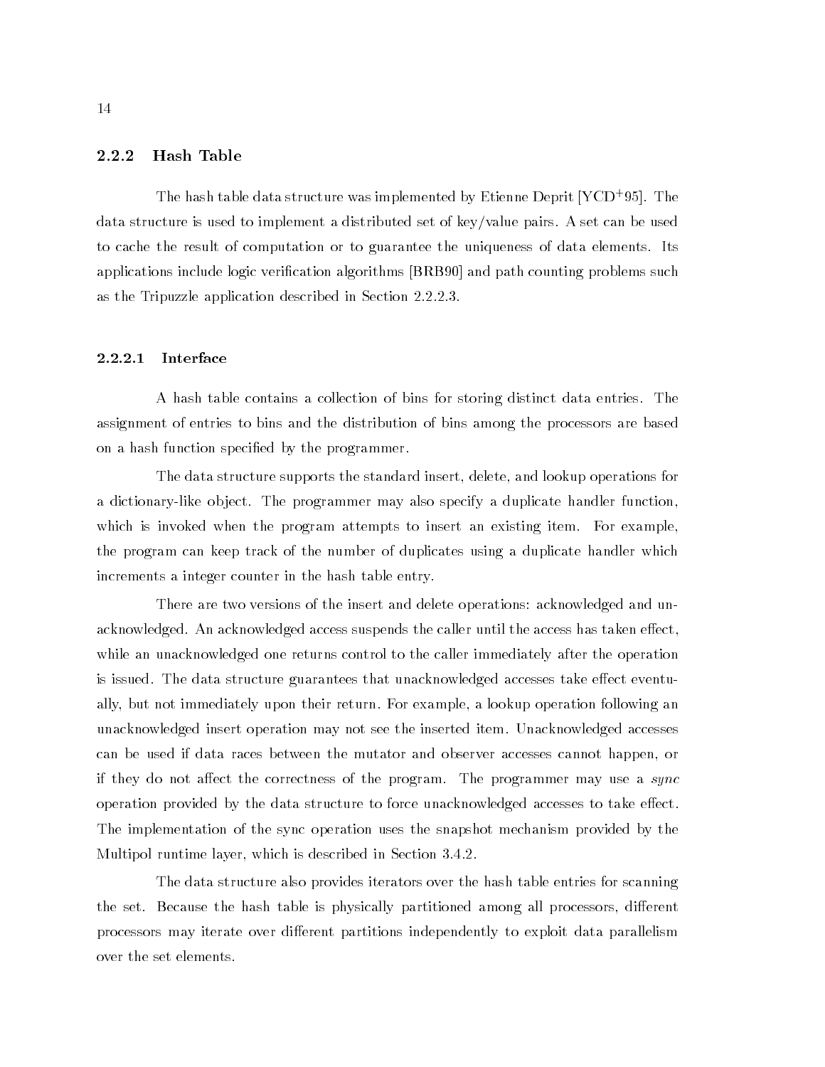### 2.2.2 Hash Table

The hash table data structure was implemented by Etienne Deprit [YCD[+]95]. The data structure is used to implement a distributed set of key/value pairs. A set can be used to cache the result of computation or to guarantee the uniqueness of data elements. Its applications include logic verification algorithms [BRB90] and path counting problems such as the Tripuzzle application described in Section 2.2.2.3.

#### 2.2.2.1 Interface

A hash table contains a collection of bins for storing distinct data entries. The assignment of entries to bins and the distribution of bins among the processors are based on a hash function specified by the programmer.

The data structure supports the standard insert, delete, and lookup operations for a dictionary-like object. The programmer may also specify a duplicate handler function, which is invoked when the program attempts to insert an existing item. For example, the program can keep track of the number of duplicates using a duplicate handler which increments a integer counter in the hash table entry.

There are two versions of the insert and delete operations: acknowledged and unacknowledged. An acknowledged access suspends the caller until the access has taken effect, while an unacknowledged one returns control to the caller immediately after the operation is issued. The data structure guarantees that unacknowledged accesses take effect eventually, but not immediately upon their return. For example, a lookup operation following an unacknowledged insert operation may not see the inserted item. Unacknowledged accesses can be used if data races between the mutator and observer accesses cannot happen, or if they do not affect the correctness of the program. The programmer may use a *sync* operation provided by the data structure to force unacknowledged accesses to take effect. The implementation of the sync operation uses the snapshot mechanism provided by the Multipol runtime layer, which is described in Section 3.4.2.

The data structure also provides iterators over the hash table entries for scanning the set. Because the hash table is physically partitioned among all processors, different processors may iterate over different partitions independently to exploit data parallelism over the set elements.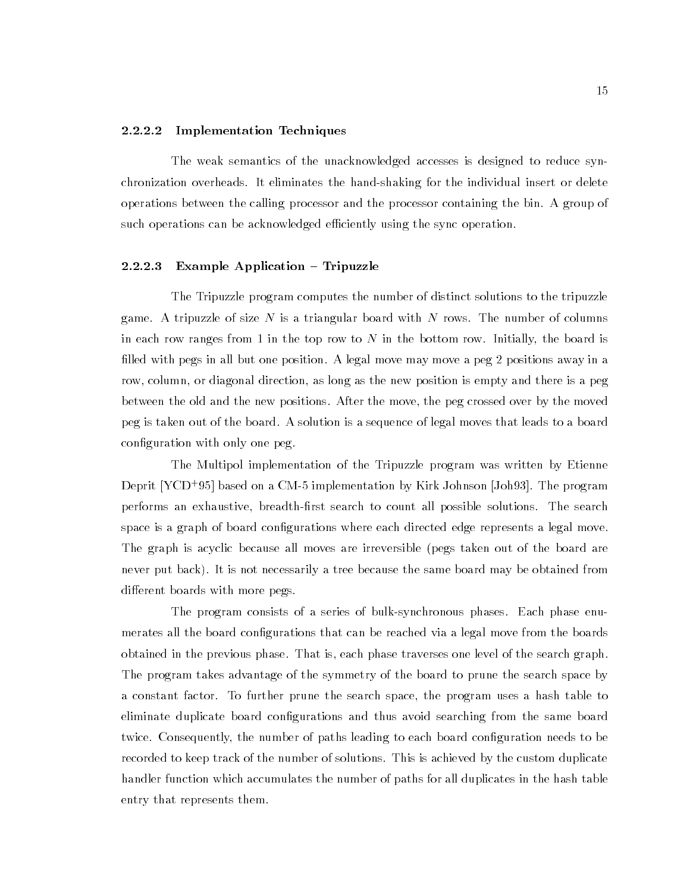#### 2.2.2.2 Implementation Techniques

The weak semantics of the unacknowledged accesses is designed to reduce synchronization overheads. It eliminates the hand-shaking for the individual insert or delete operations between the calling processor and the processor containing the bin. A group of such operations can be acknowledged efficiently using the sync operation.

#### 2.2.2.3 Example Application – Tripuzzle

The Tripuzzle program computes the number of distinct solutions to the tripuzzle game. A tripuzzle of size $N$ is a triangular board with $N$ rows. The number of columns in each row ranges from 1 in the top row to $N$ in the bottom row. Initially, the board is filled with pegs in all but one position. A legal move may move a peg 2 positions away in a row, column, or diagonal direction, as long as the new position is empty and there is a peg between the old and the new positions. After the move, the peg crossed over by the moved peg is taken out of the board. A solution is a sequence of legal moves that leads to a board configuration with only one peg.

The Multipol implementation of the Tripuzzle program was written by Etienne Deprit [YCD+95] based on a CM-5 implementation by Kirk Johnson [Joh93]. The program performs an exhaustive, breadth-first search to count all possible solutions. The search space is a graph of board configurations where each directed edge represents a legal move. The graph is acyclic because all moves are irreversible (pegs taken out of the board are never put back). It is not necessarily a tree because the same board may be obtained from different boards with more pegs.

The program consists of a series of bulk-synchronous phases. Each phase enumerates all the board configurations that can be reached via a legal move from the boards obtained in the previous phase. That is, each phase traverses one level of the search graph. The program takes advantage of the symmetry of the board to prune the search space by a constant factor. To further prune the search space, the program uses a hash table to eliminate duplicate board configurations and thus avoid searching from the same board twice. Consequently, the number of paths leading to each board configuration needs to be recorded to keep track of the number of solutions. This is achieved by the custom duplicate handler function which accumulates the number of paths for all duplicates in the hash table entry that represents them.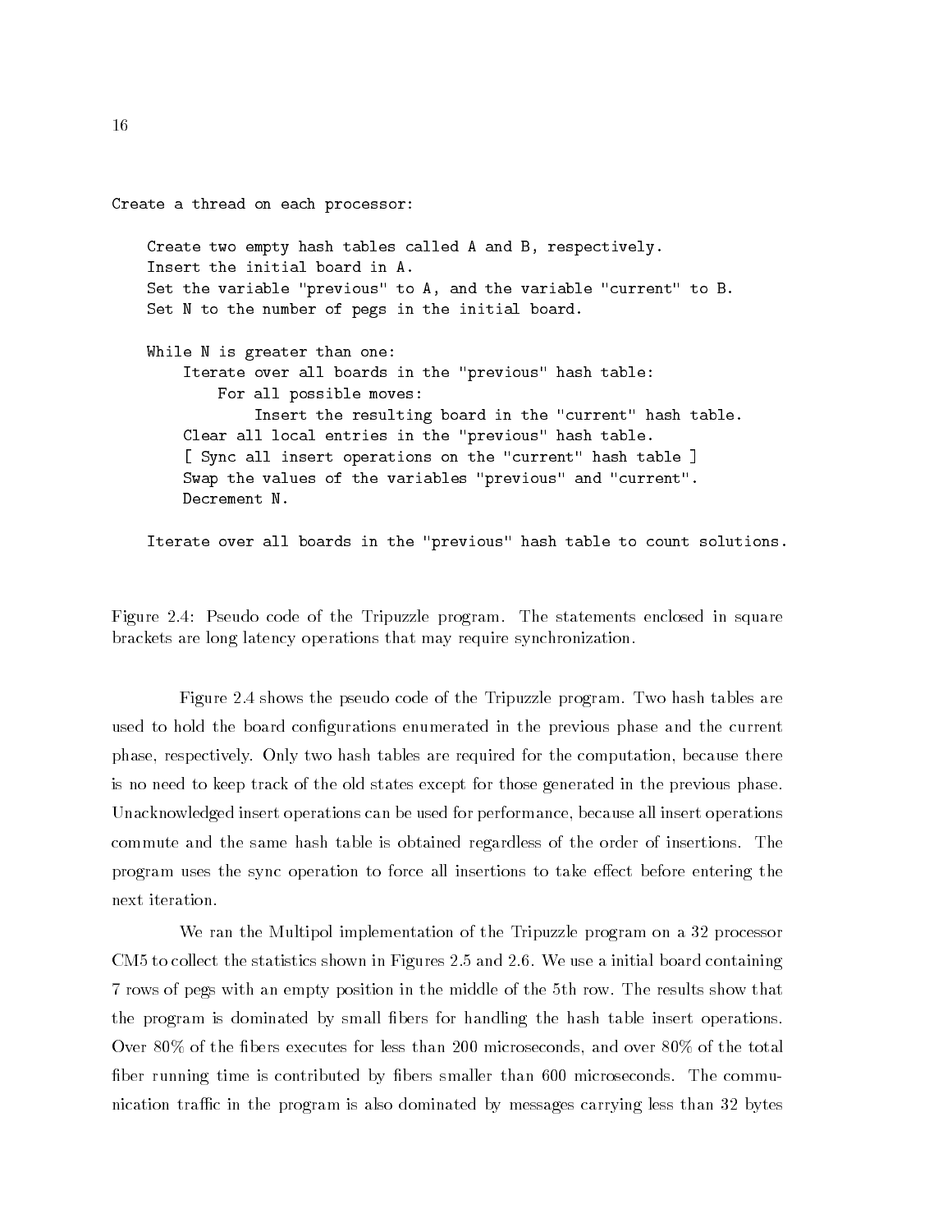```
Create a thread on each processor:

    Create two empty hash tables called A and B, respectively.
    Insert the initial board in A.
    Set the variable "previous" to A, and the variable "current" to B.
    Set N to the number of pegs in the initial board.

    While N is greater than one:
        Iterate over all boards in the "previous" hash table:
            For all possible moves:
                Insert the resulting board in the "current" hash table.
        Clear all local entries in the "previous" hash table.
        [ Sync all insert operations on the "current" hash table ]
        Swap the values of the variables "previous" and "current".
        Decrement N.

    Iterate over all boards in the "previous" hash table to count solutions.
```

Figure 2.4: Pseudo code of the Tripuzzle program. The statements enclosed in square brackets are long latency operations that may require synchronization.

Figure 2.4 shows the pseudo code of the Tripuzzle program. Two hash tables are used to hold the board configurations enumerated in the previous phase and the current phase, respectively. Only two hash tables are required for the computation, because there is no need to keep track of the old states except for those generated in the previous phase. Unacknowledged insert operations can be used for performance, because all insert operations commute and the same hash table is obtained regardless of the order of insertions. The program uses the sync operation to force all insertions to take effect before entering the next iteration.

We ran the Multipol implementation of the Tripuzzle program on a 32 processor CM5 to collect the statistics shown in Figures 2.5 and 2.6. We use a initial board containing 7 rows of pegs with an empty position in the middle of the 5th row. The results show that the program is dominated by small fibers for handling the hash table insert operations. Over 80% of the fibers executes for less than 200 microseconds, and over 80% of the total fiber running time is contributed by fibers smaller than 600 microseconds. The communication traffic in the program is also dominated by messages carrying less than 32 bytes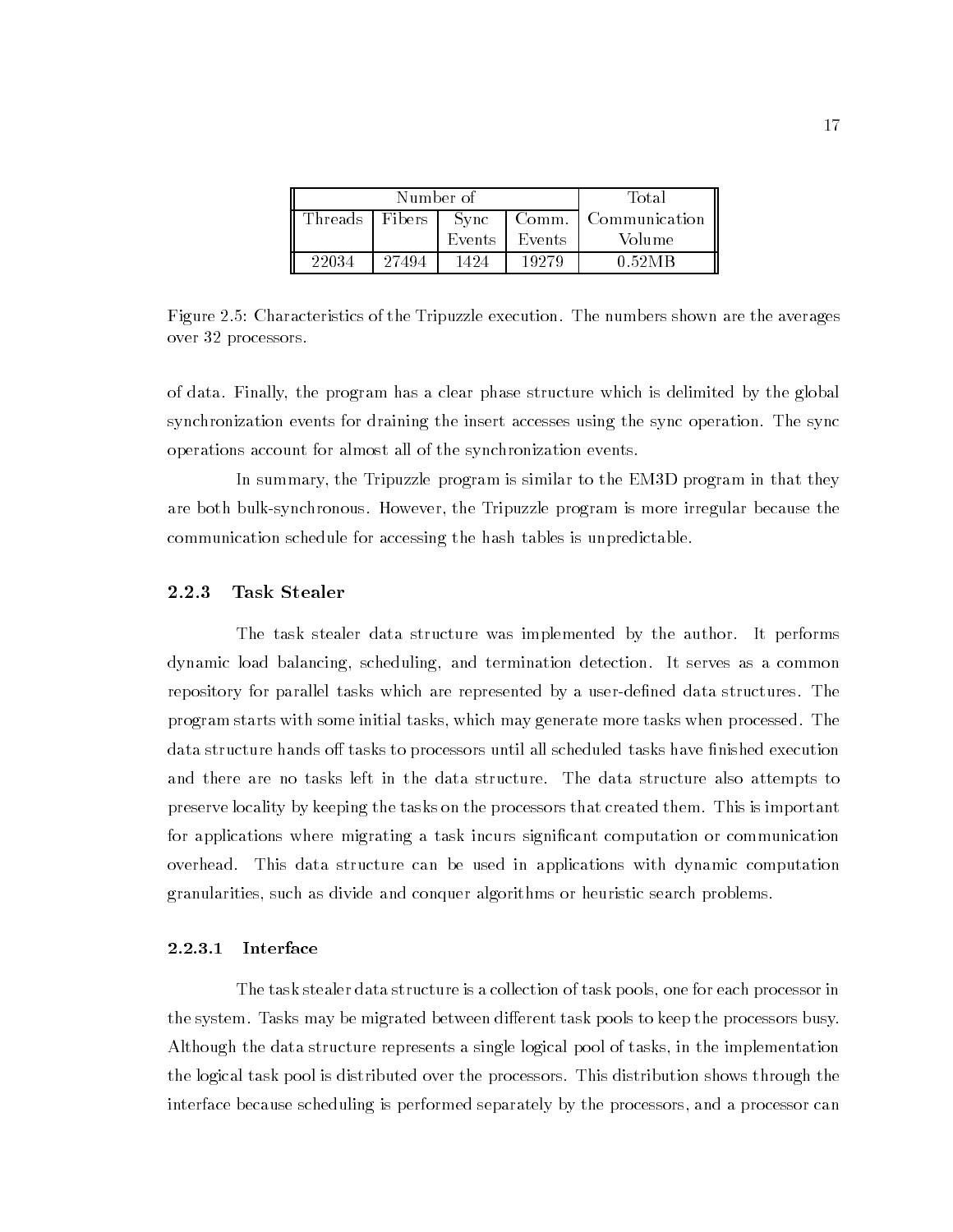| Number of | | | | Total |
| --- | --- | --- | --- | --- |
| Threads | Fibers | Sync Events | Comm. Events | Communication Volume |
| 22034 | 27494 | 1424 | 19279 | 0.52MB |

Figure 2.5: Characteristics of the Tripuzzle execution. The numbers shown are the averages over 32 processors.

of data. Finally, the program has a clear phase structure which is delimited by the global synchronization events for draining the insert accesses using the sync operation. The sync operations account for almost all of the synchronization events.

In summary, the Tripuzzle program is similar to the EM3D program in that they are both bulk-synchronous. However, the Tripuzzle program is more irregular because the communication schedule for accessing the hash tables is unpredictable.

### 2.2.3 Task Stealer

The task stealer data structure was implemented by the author. It performs dynamic load balancing, scheduling, and termination detection. It serves as a common repository for parallel tasks which are represented by a user-defined data structures. The program starts with some initial tasks, which may generate more tasks when processed. The data structure hands off tasks to processors until all scheduled tasks have finished execution and there are no tasks left in the data structure. The data structure also attempts to preserve locality by keeping the tasks on the processors that created them. This is important for applications where migrating a task incurs significant computation or communication overhead. This data structure can be used in applications with dynamic computation granularities, such as divide and conquer algorithms or heuristic search problems.

#### 2.2.3.1 Interface

The task stealer data structure is a collection of task pools, one for each processor in the system. Tasks may be migrated between different task pools to keep the processors busy. Although the data structure represents a single logical pool of tasks, in the implementation the logical task pool is distributed over the processors. This distribution shows through the interface because scheduling is performed separately by the processors, and a processor can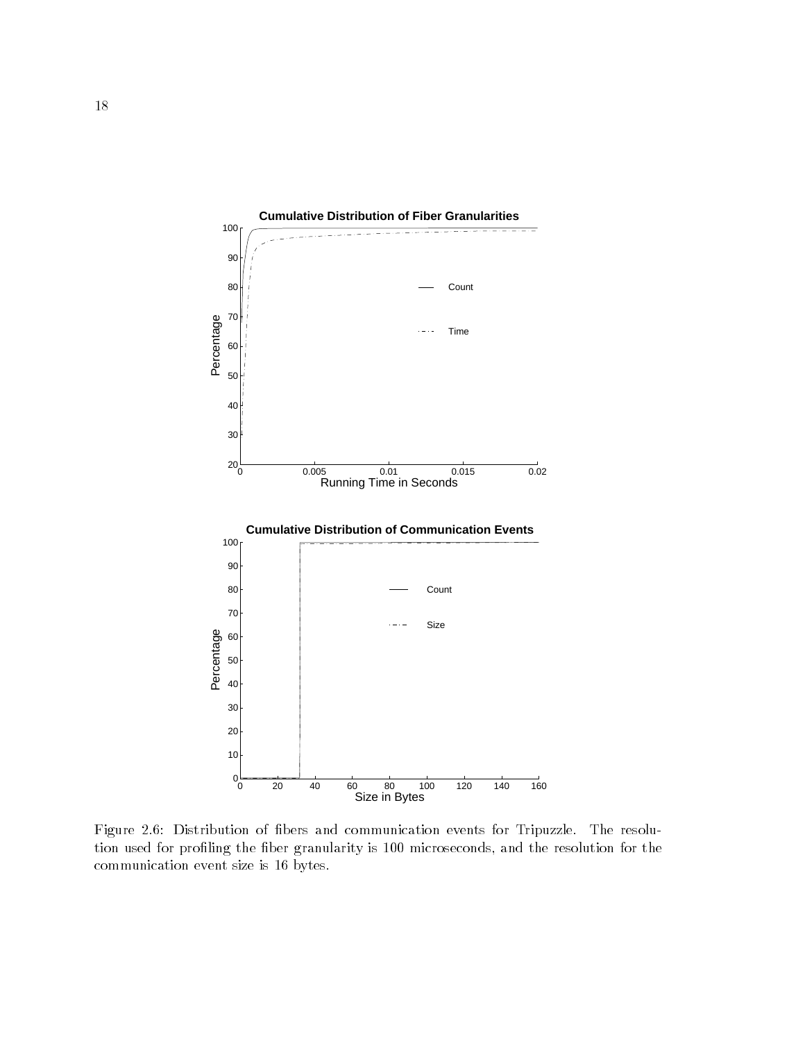Figure 2.6: Distribution of fibers and communication events for Tripuzzle. The resolution used for profiling the fiber granularity is 100 microseconds, and the resolution for the communication event size is 16 bytes.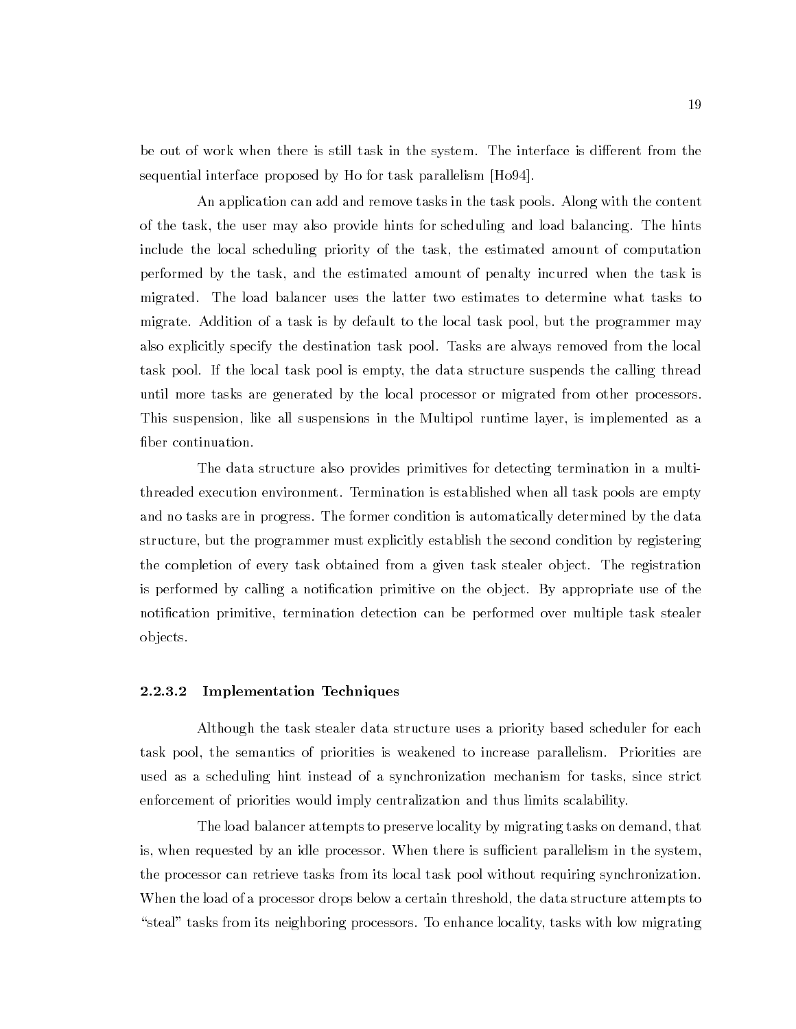be out of work when there is still task in the system. The interface is different from the sequential interface proposed by Ho for task parallelism [Ho94].

An application can add and remove tasks in the task pools. Along with the content of the task, the user may also provide hints for scheduling and load balancing. The hints include the local scheduling priority of the task, the estimated amount of computation performed by the task, and the estimated amount of penalty incurred when the task is migrated. The load balancer uses the latter two estimates to determine what tasks to migrate. Addition of a task is by default to the local task pool, but the programmer may also explicitly specify the destination task pool. Tasks are always removed from the local task pool. If the local task pool is empty, the data structure suspends the calling thread until more tasks are generated by the local processor or migrated from other processors. This suspension, like all suspensions in the Multipol runtime layer, is implemented as a fiber continuation.

The data structure also provides primitives for detecting termination in a multi-threaded execution environment. Termination is established when all task pools are empty and no tasks are in progress. The former condition is automatically determined by the data structure, but the programmer must explicitly establish the second condition by registering the completion of every task obtained from a given task stealer object. The registration is performed by calling a notification primitive on the object. By appropriate use of the notification primitive, termination detection can be performed over multiple task stealer objects.

#### 2.2.3.2 Implementation Techniques

Although the task stealer data structure uses a priority based scheduler for each task pool, the semantics of priorities is weakened to increase parallelism. Priorities are used as a scheduling hint instead of a synchronization mechanism for tasks, since strict enforcement of priorities would imply centralization and thus limits scalability.

The load balancer attempts to preserve locality by migrating tasks on demand, that is, when requested by an idle processor. When there is sufficient parallelism in the system, the processor can retrieve tasks from its local task pool without requiring synchronization. When the load of a processor drops below a certain threshold, the data structure attempts to "steal" tasks from its neighboring processors. To enhance locality, tasks with low migrating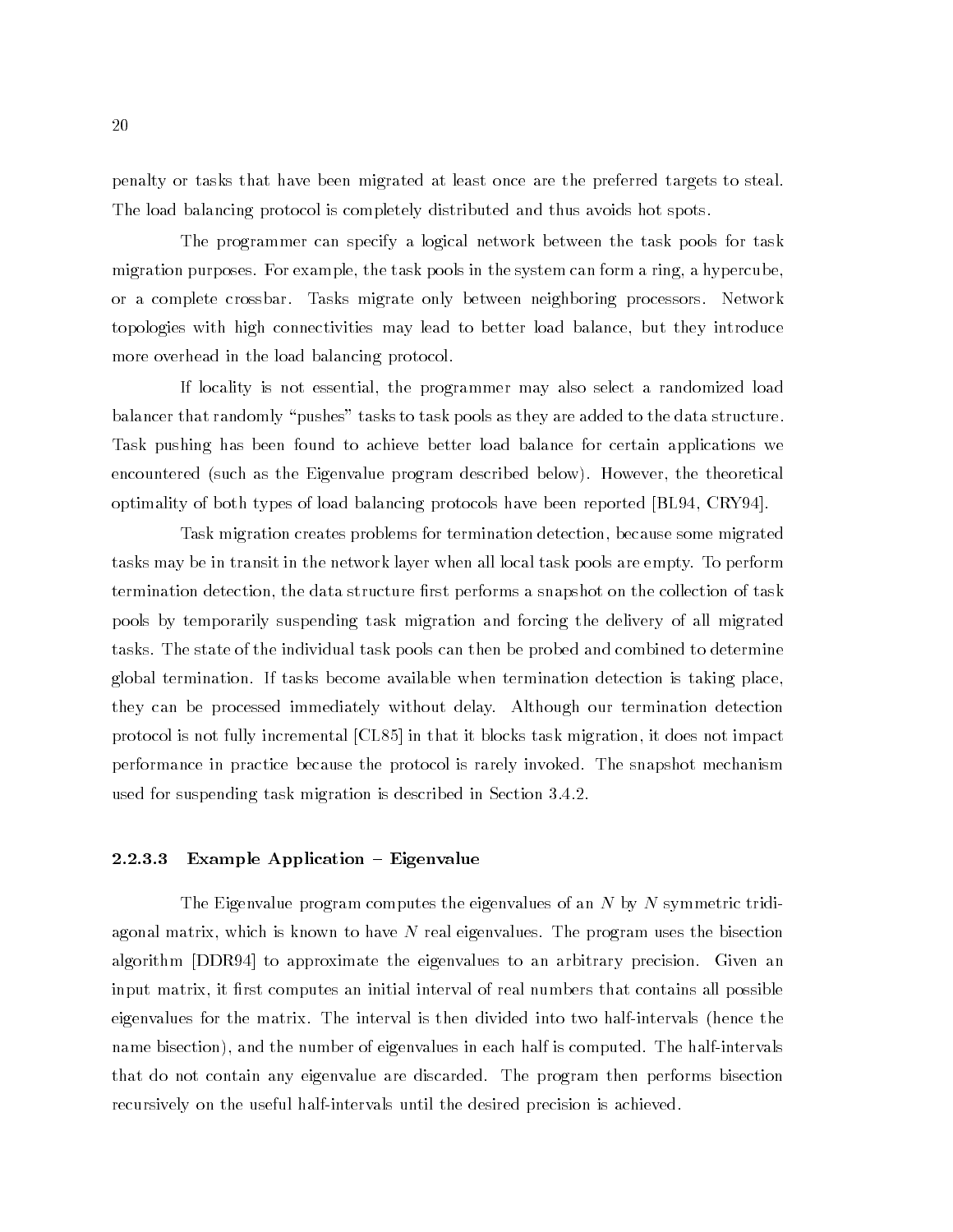penalty or tasks that have been migrated at least once are the preferred targets to steal. The load balancing protocol is completely distributed and thus avoids hot spots.

The programmer can specify a logical network between the task pools for task migration purposes. For example, the task pools in the system can form a ring, a hypercube, or a complete crossbar. Tasks migrate only between neighboring processors. Network topologies with high connectivities may lead to better load balance, but they introduce more overhead in the load balancing protocol.

If locality is not essential, the programmer may also select a randomized load balancer that randomly "pushes" tasks to task pools as they are added to the data structure. Task pushing has been found to achieve better load balance for certain applications we encountered (such as the Eigenvalue program described below). However, the theoretical optimality of both types of load balancing protocols have been reported [BL94, CRY94].

Task migration creates problems for termination detection, because some migrated tasks may be in transit in the network layer when all local task pools are empty. To perform termination detection, the data structure first performs a snapshot on the collection of task pools by temporarily suspending task migration and forcing the delivery of all migrated tasks. The state of the individual task pools can then be probed and combined to determine global termination. If tasks become available when termination detection is taking place, they can be processed immediately without delay. Although our termination detection protocol is not fully incremental [CL85] in that it blocks task migration, it does not impact performance in practice because the protocol is rarely invoked. The snapshot mechanism used for suspending task migration is described in Section 3.4.2.

#### 2.2.3.3 Example Application – Eigenvalue

The Eigenvalue program computes the eigenvalues of an $N$ by $N$ symmetric tridiagonal matrix, which is known to have $N$ real eigenvalues. The program uses the bisection algorithm [DDR94] to approximate the eigenvalues to an arbitrary precision. Given an input matrix, it first computes an initial interval of real numbers that contains all possible eigenvalues for the matrix. The interval is then divided into two half-intervals (hence the name bisection), and the number of eigenvalues in each half is computed. The half-intervals that do not contain any eigenvalue are discarded. The program then performs bisection recursively on the useful half-intervals until the desired precision is achieved.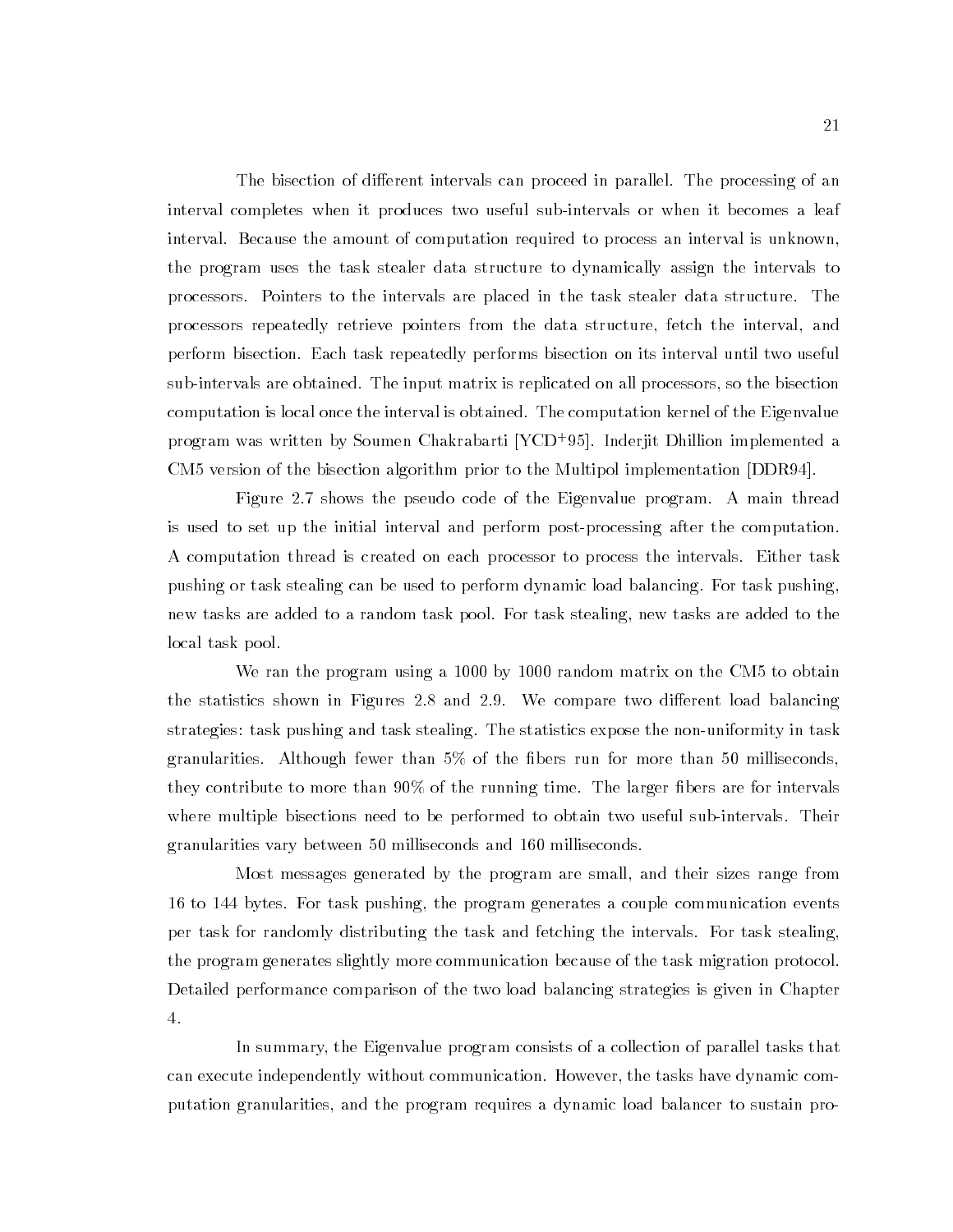The bisection of different intervals can proceed in parallel. The processing of an interval completes when it produces two useful sub-intervals or when it becomes a leaf interval. Because the amount of computation required to process an interval is unknown, the program uses the task stealer data structure to dynamically assign the intervals to processors. Pointers to the intervals are placed in the task stealer data structure. The processors repeatedly retrieve pointers from the data structure, fetch the interval, and perform bisection. Each task repeatedly performs bisection on its interval until two useful sub-intervals are obtained. The input matrix is replicated on all processors, so the bisection computation is local once the interval is obtained. The computation kernel of the Eigenvalue program was written by Soumen Chakrabarti [YCD+95]. Inderjit Dhillion implemented a CM5 version of the bisection algorithm prior to the Multipol implementation [DDR94].

Figure 2.7 shows the pseudo code of the Eigenvalue program. A main thread is used to set up the initial interval and perform post-processing after the computation. A computation thread is created on each processor to process the intervals. Either task pushing or task stealing can be used to perform dynamic load balancing. For task pushing, new tasks are added to a random task pool. For task stealing, new tasks are added to the local task pool.

We ran the program using a 1000 by 1000 random matrix on the CM5 to obtain the statistics shown in Figures 2.8 and 2.9. We compare two different load balancing strategies: task pushing and task stealing. The statistics expose the non-uniformity in task granularities. Although fewer than 5% of the fibers run for more than 50 milliseconds, they contribute to more than 90% of the running time. The larger fibers are for intervals where multiple bisections need to be performed to obtain two useful sub-intervals. Their granularities vary between 50 milliseconds and 160 milliseconds.

Most messages generated by the program are small, and their sizes range from 16 to 144 bytes. For task pushing, the program generates a couple communication events per task for randomly distributing the task and fetching the intervals. For task stealing, the program generates slightly more communication because of the task migration protocol. Detailed performance comparison of the two load balancing strategies is given in Chapter 4.

In summary, the Eigenvalue program consists of a collection of parallel tasks that can execute independently without communication. However, the tasks have dynamic computation granularities, and the program requires a dynamic load balancer to sustain pro-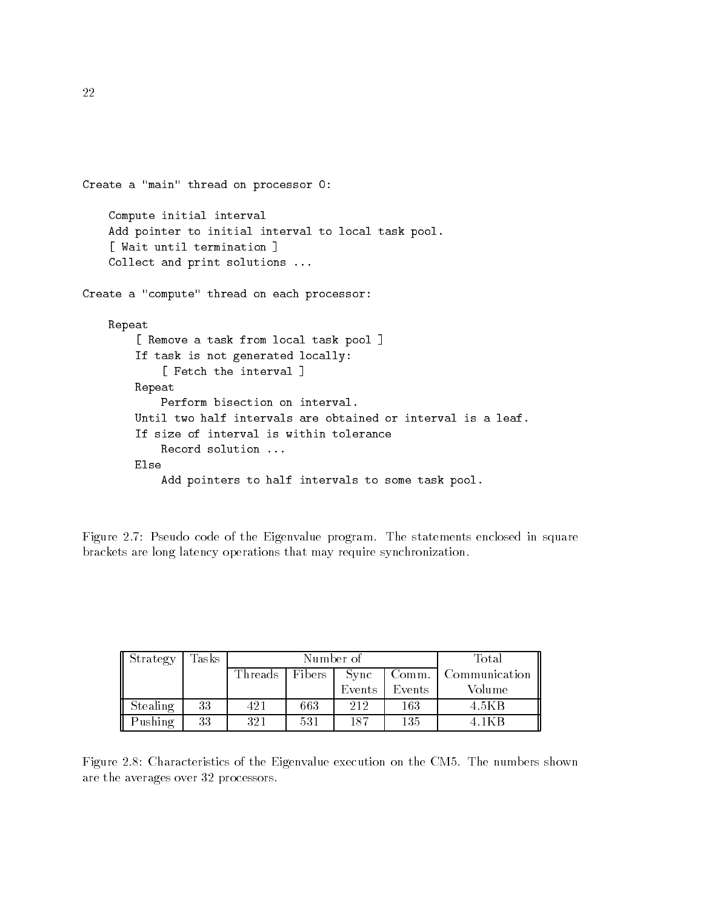```
Create a "main" thread on processor 0:

    Compute initial interval
    Add pointer to initial interval to local task pool.
    [ Wait until termination ]
    Collect and print solutions ...

Create a "compute" thread on each processor:

    Repeat
        [ Remove a task from local task pool ]
        If task is not generated locally:
            [ Fetch the interval ]
        Repeat
            Perform bisection on interval.
        Until two half intervals are obtained or interval is a leaf.
        If size of interval is within tolerance
            Record solution ...
        Else
            Add pointers to half intervals to some task pool.
```

Figure 2.7: Pseudo code of the Eigenvalue program. The statements enclosed in square brackets are long latency operations that may require synchronization.

| Strategy | Tasks | Number of | | | | Total |
|---|---|---|---|---|---|---|
| | | Threads | Fibers | Sync Events | Comm. Events | Communication Volume |
| Stealing | 33 | 421 | 663 | 212 | 163 | 4.5KB |
| Pushing | 33 | 321 | 531 | 187 | 135 | 4.1KB |

Figure 2.8: Characteristics of the Eigenvalue execution on the CM5. The numbers shown are the averages over 32 processors.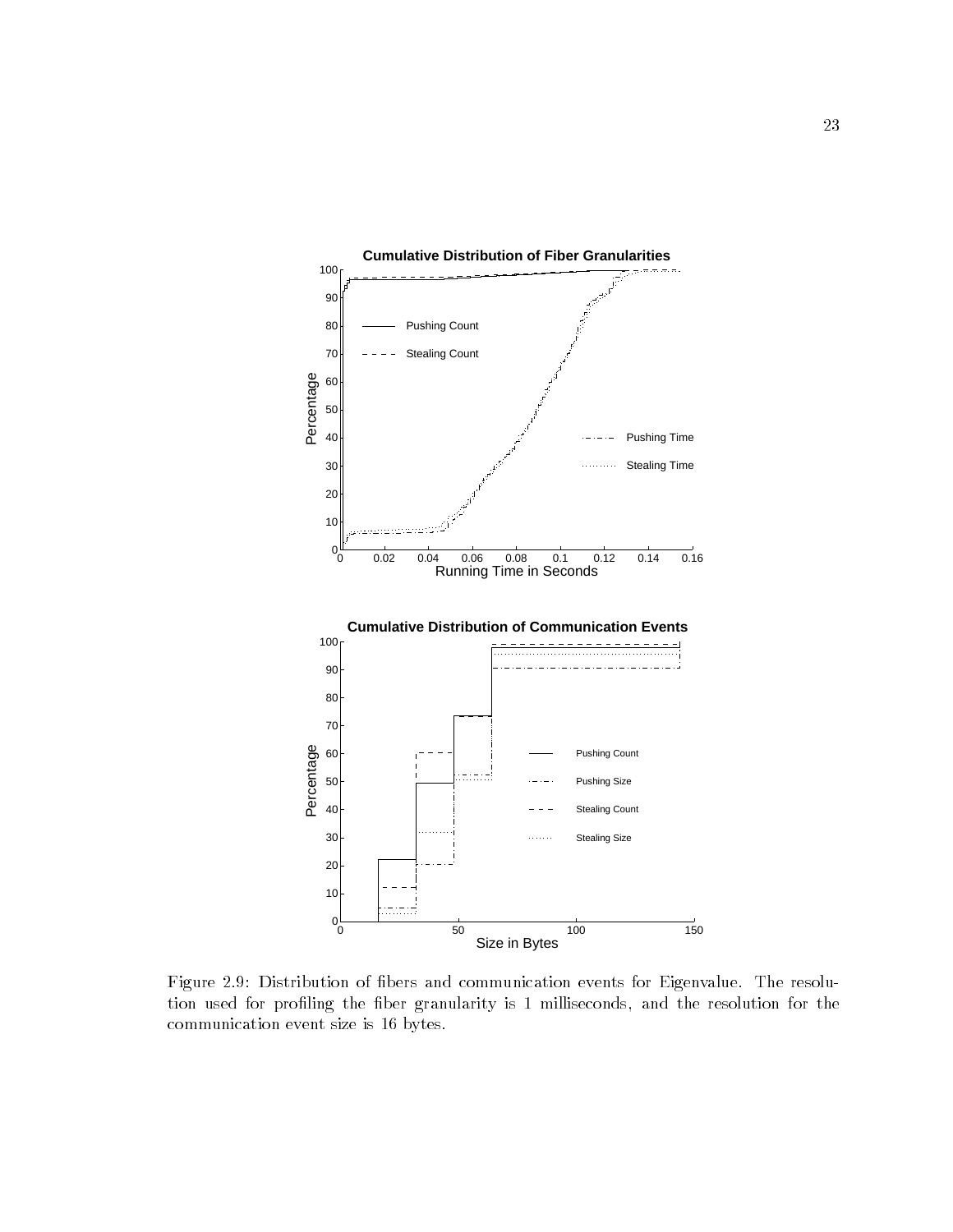Figure 2.9: Distribution of fibers and communication events for Eigenvalue. The resolution used for profiling the fiber granularity is 1 milliseconds, and the resolution for the communication event size is 16 bytes.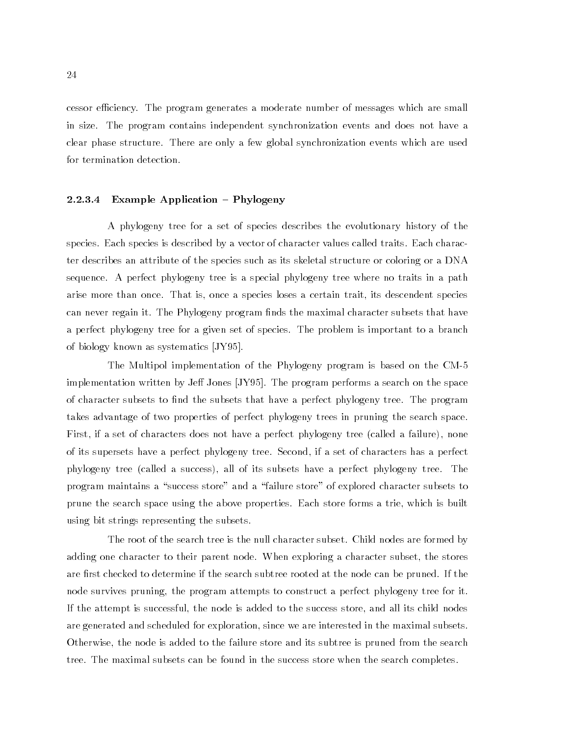cessor efficiency. The program generates a moderate number of messages which are small in size. The program contains independent synchronization events and does not have a clear phase structure. There are only a few global synchronization events which are used for termination detection.

#### 2.2.3.4 Example Application – Phylogeny

A phylogeny tree for a set of species describes the evolutionary history of the species. Each species is described by a vector of character values called traits. Each character describes an attribute of the species such as its skeletal structure or coloring or a DNA sequence. A perfect phylogeny tree is a special phylogeny tree where no traits in a path arise more than once. That is, once a species loses a certain trait, its descendent species can never regain it. The Phylogeny program finds the maximal character subsets that have a perfect phylogeny tree for a given set of species. The problem is important to a branch of biology known as systematics [JY95].

The Multipol implementation of the Phylogeny program is based on the CM-5 implementation written by Jeff Jones [JY95]. The program performs a search on the space of character subsets to find the subsets that have a perfect phylogeny tree. The program takes advantage of two properties of perfect phylogeny trees in pruning the search space. First, if a set of characters does not have a perfect phylogeny tree (called a failure), none of its supersets have a perfect phylogeny tree. Second, if a set of characters has a perfect phylogeny tree (called a success), all of its subsets have a perfect phylogeny tree. The program maintains a "success store" and a "failure store" of explored character subsets to prune the search space using the above properties. Each store forms a trie, which is built using bit strings representing the subsets.

The root of the search tree is the null character subset. Child nodes are formed by adding one character to their parent node. When exploring a character subset, the stores are first checked to determine if the search subtree rooted at the node can be pruned. If the node survives pruning, the program attempts to construct a perfect phylogeny tree for it. If the attempt is successful, the node is added to the success store, and all its child nodes are generated and scheduled for exploration, since we are interested in the maximal subsets. Otherwise, the node is added to the failure store and its subtree is pruned from the search tree. The maximal subsets can be found in the success store when the search completes.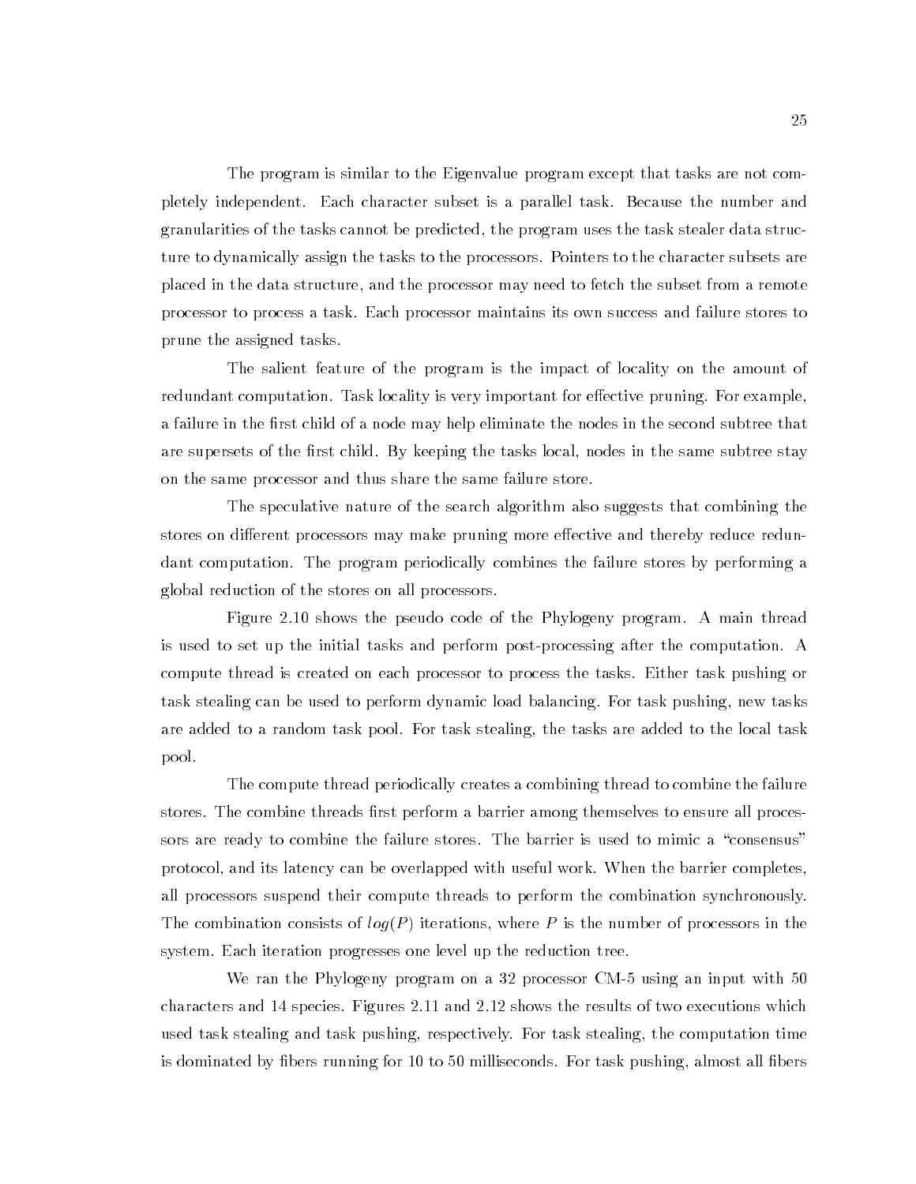The program is similar to the Eigenvalue program except that tasks are not completely independent. Each character subset is a parallel task. Because the number and granularities of the tasks cannot be predicted, the program uses the task stealer data structure to dynamically assign the tasks to the processors. Pointers to the character subsets are placed in the data structure, and the processor may need to fetch the subset from a remote processor to process a task. Each processor maintains its own success and failure stores to prune the assigned tasks.

The salient feature of the program is the impact of locality on the amount of redundant computation. Task locality is very important for effective pruning. For example, a failure in the first child of a node may help eliminate the nodes in the second subtree that are supersets of the first child. By keeping the tasks local, nodes in the same subtree stay on the same processor and thus share the same failure store.

The speculative nature of the search algorithm also suggests that combining the stores on different processors may make pruning more effective and thereby reduce redundant computation. The program periodically combines the failure stores by performing a global reduction of the stores on all processors.

Figure 2.10 shows the pseudo code of the Phylogeny program. A main thread is used to set up the initial tasks and perform post-processing after the computation. A compute thread is created on each processor to process the tasks. Either task pushing or task stealing can be used to perform dynamic load balancing. For task pushing, new tasks are added to a random task pool. For task stealing, the tasks are added to the local task pool.

The compute thread periodically creates a combining thread to combine the failure stores. The combine threads first perform a barrier among themselves to ensure all processors are ready to combine the failure stores. The barrier is used to mimic a "consensus" protocol, and its latency can be overlapped with useful work. When the barrier completes, all processors suspend their compute threads to perform the combination synchronously. The combination consists of $log(P)$ iterations, where $P$ is the number of processors in the system. Each iteration progresses one level up the reduction tree.

We ran the Phylogeny program on a 32 processor CM-5 using an input with 50 characters and 14 species. Figures 2.11 and 2.12 shows the results of two executions which used task stealing and task pushing, respectively. For task stealing, the computation time is dominated by fibers running for 10 to 50 milliseconds. For task pushing, almost all fibers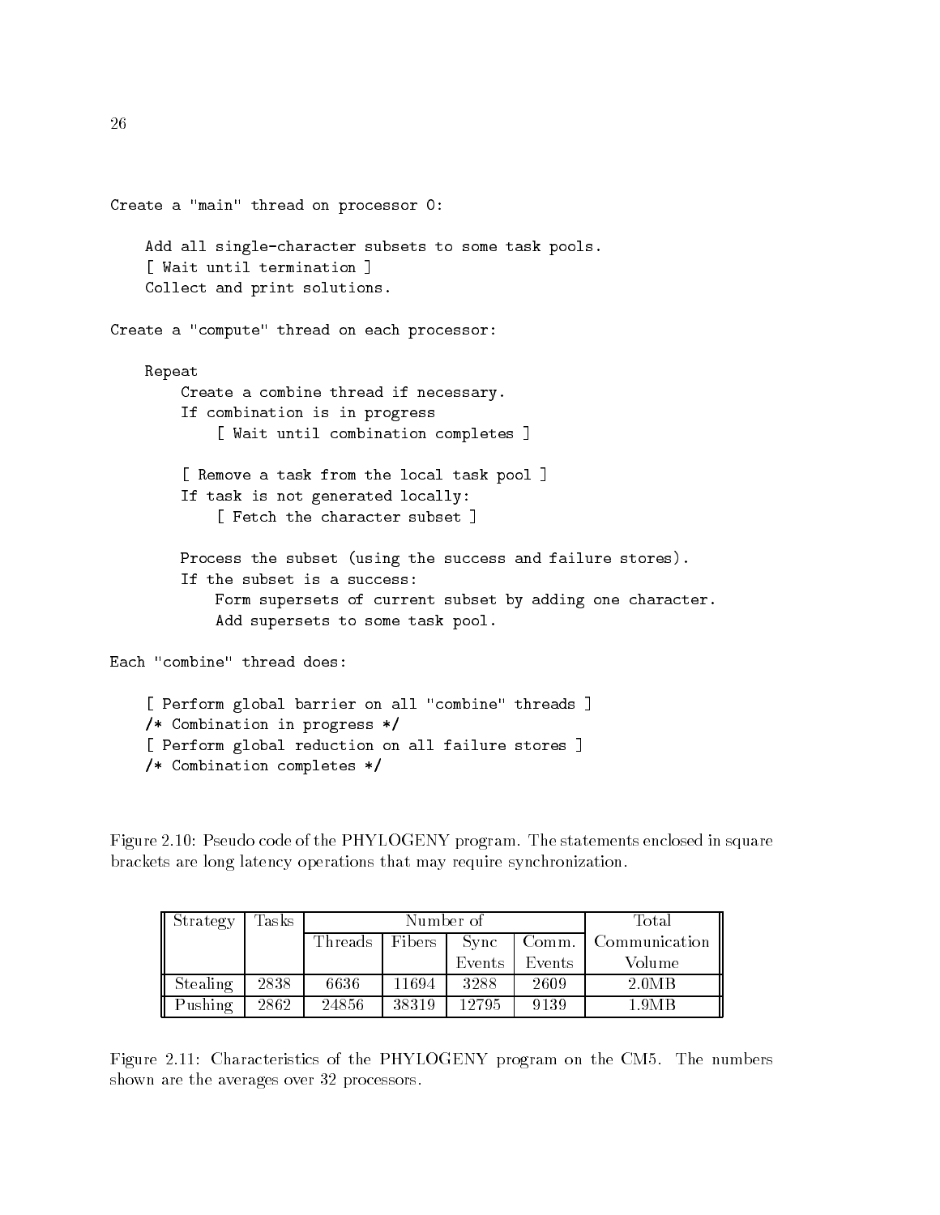```
Create a "main" thread on processor 0:

    Add all single-character subsets to some task pools.
    [ Wait until termination ]
    Collect and print solutions.

Create a "compute" thread on each processor:

    Repeat
        Create a combine thread if necessary.
        If combination is in progress
            [ Wait until combination completes ]

        [ Remove a task from the local task pool ]
        If task is not generated locally:
            [ Fetch the character subset ]

        Process the subset (using the success and failure stores).
        If the subset is a success:
            Form supersets of current subset by adding one character.
            Add supersets to some task pool.

Each "combine" thread does:

    [ Perform global barrier on all "combine" threads ]
    /* Combination in progress */
    [ Perform global reduction on all failure stores ]
    /* Combination completes */
```

Figure 2.10: Pseudo code of the PHYLOGENY program. The statements enclosed in square brackets are long latency operations that may require synchronization.

| Strategy | Tasks | Number of | | | | Total Communication Volume |
|---|---|---|---|---|---|---|
| | | Threads | Fibers | Sync Events | Comm. Events | |
| Stealing | 2838 | 6636 | 11694 | 3288 | 2609 | 2.0MB |
| Pushing | 2862 | 24856 | 38319 | 12795 | 9139 | 1.9MB |

Figure 2.11: Characteristics of the PHYLOGENY program on the CM5. The numbers shown are the averages over 32 processors.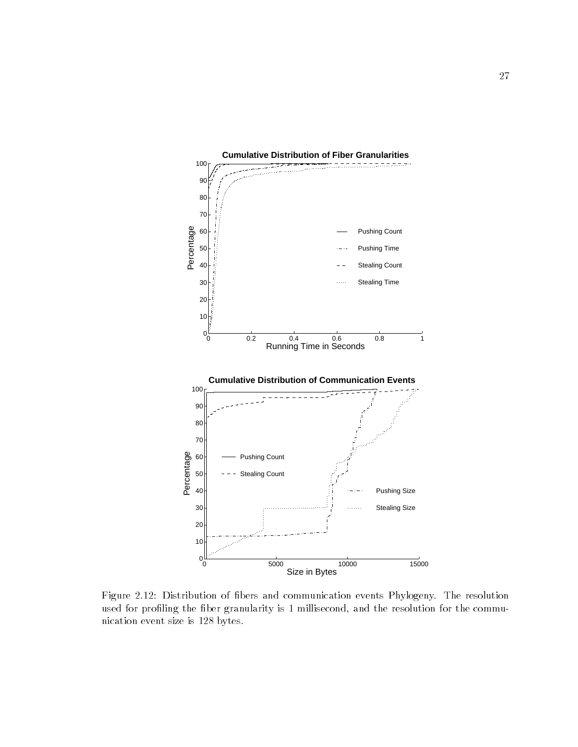Figure 2.12: Distribution of fibers and communication events Phylogeny. The resolution used for profiling the fiber granularity is 1 millisecond, and the resolution for the communication event size is 128 bytes.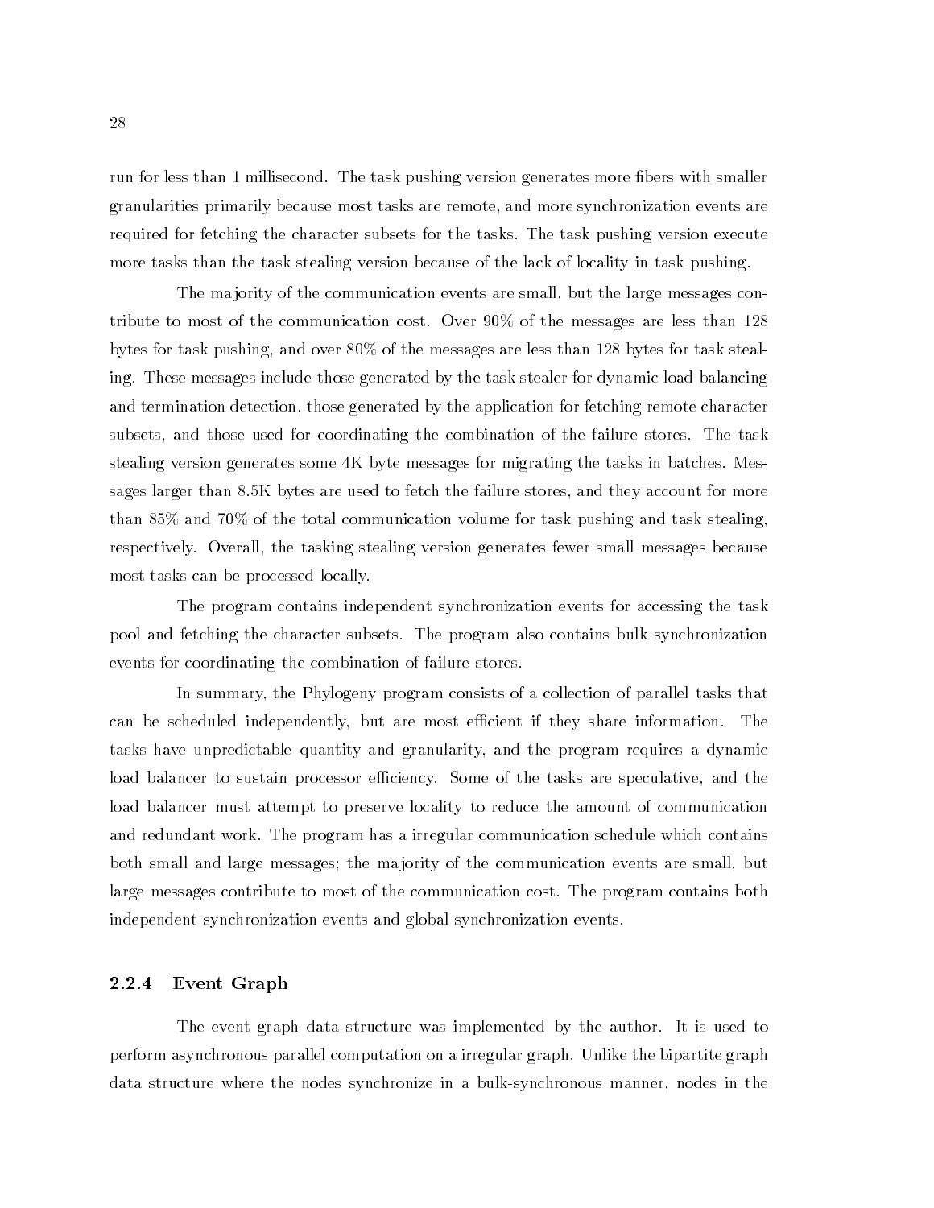run for less than 1 millisecond. The task pushing version generates more fibers with smaller granularities primarily because most tasks are remote, and more synchronization events are required for fetching the character subsets for the tasks. The task pushing version execute more tasks than the task stealing version because of the lack of locality in task pushing.

The majority of the communication events are small, but the large messages contribute to most of the communication cost. Over 90% of the messages are less than 128 bytes for task pushing, and over 80% of the messages are less than 128 bytes for task stealing. These messages include those generated by the task stealer for dynamic load balancing and termination detection, those generated by the application for fetching remote character subsets, and those used for coordinating the combination of the failure stores. The task stealing version generates some 4K byte messages for migrating the tasks in batches. Messages larger than 8.5K bytes are used to fetch the failure stores, and they account for more than 85% and 70% of the total communication volume for task pushing and task stealing, respectively. Overall, the tasking stealing version generates fewer small messages because most tasks can be processed locally.

The program contains independent synchronization events for accessing the task pool and fetching the character subsets. The program also contains bulk synchronization events for coordinating the combination of failure stores.

In summary, the Phylogeny program consists of a collection of parallel tasks that can be scheduled independently, but are most efficient if they share information. The tasks have unpredictable quantity and granularity, and the program requires a dynamic load balancer to sustain processor efficiency. Some of the tasks are speculative, and the load balancer must attempt to preserve locality to reduce the amount of communication and redundant work. The program has a irregular communication schedule which contains both small and large messages; the majority of the communication events are small, but large messages contribute to most of the communication cost. The program contains both independent synchronization events and global synchronization events.

### 2.2.4 Event Graph

The event graph data structure was implemented by the author. It is used to perform asynchronous parallel computation on a irregular graph. Unlike the bipartite graph data structure where the nodes synchronize in a bulk-synchronous manner, nodes in the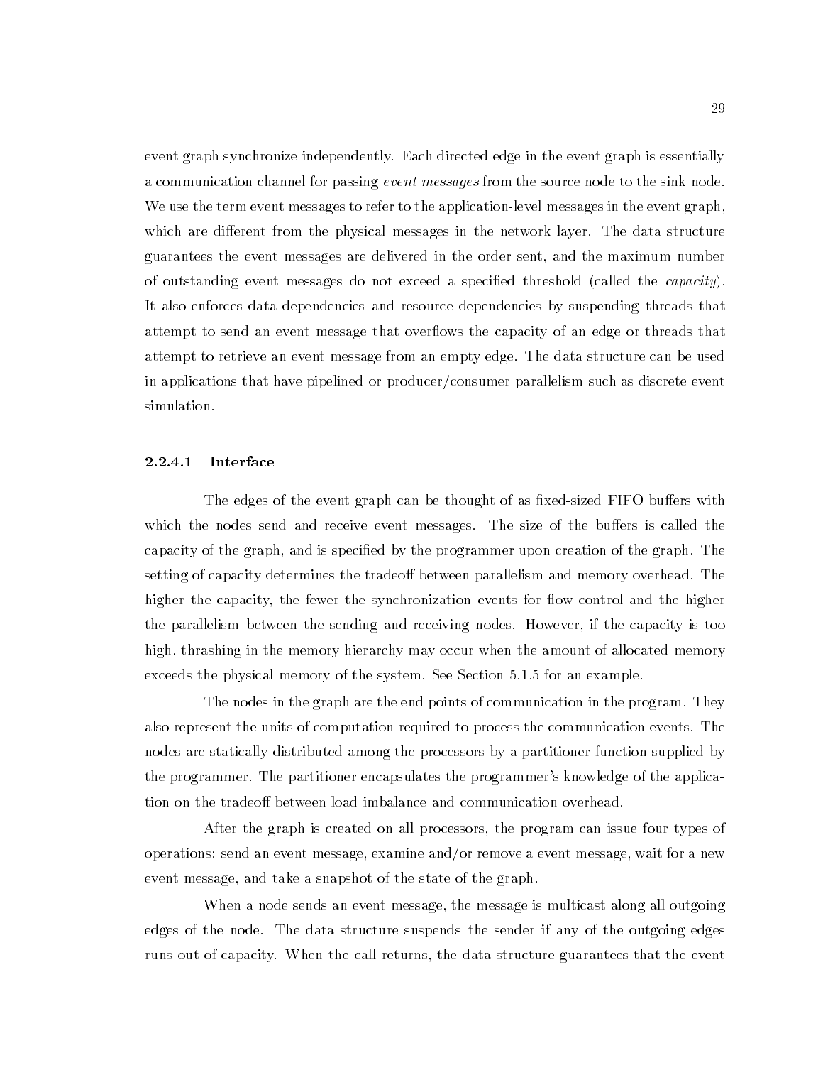event graph synchronize independently. Each directed edge in the event graph is essentially a communication channel for passing *event messages* from the source node to the sink node. We use the term event messages to refer to the application-level messages in the event graph, which are different from the physical messages in the network layer. The data structure guarantees the event messages are delivered in the order sent, and the maximum number of outstanding event messages do not exceed a specified threshold (called the *capacity*). It also enforces data dependencies and resource dependencies by suspending threads that attempt to send an event message that overflows the capacity of an edge or threads that attempt to retrieve an event message from an empty edge. The data structure can be used in applications that have pipelined or producer/consumer parallelism such as discrete event simulation.

#### 2.2.4.1 Interface

The edges of the event graph can be thought of as fixed-sized FIFO buffers with which the nodes send and receive event messages. The size of the buffers is called the capacity of the graph, and is specified by the programmer upon creation of the graph. The setting of capacity determines the tradeoff between parallelism and memory overhead. The higher the capacity, the fewer the synchronization events for flow control and the higher the parallelism between the sending and receiving nodes. However, if the capacity is too high, thrashing in the memory hierarchy may occur when the amount of allocated memory exceeds the physical memory of the system. See Section 5.1.5 for an example.

The nodes in the graph are the end points of communication in the program. They also represent the units of computation required to process the communication events. The nodes are statically distributed among the processors by a partitioner function supplied by the programmer. The partitioner encapsulates the programmer's knowledge of the application on the tradeoff between load imbalance and communication overhead.

After the graph is created on all processors, the program can issue four types of operations: send an event message, examine and/or remove a event message, wait for a new event message, and take a snapshot of the state of the graph.

When a node sends an event message, the message is multicast along all outgoing edges of the node. The data structure suspends the sender if any of the outgoing edges runs out of capacity. When the call returns, the data structure guarantees that the event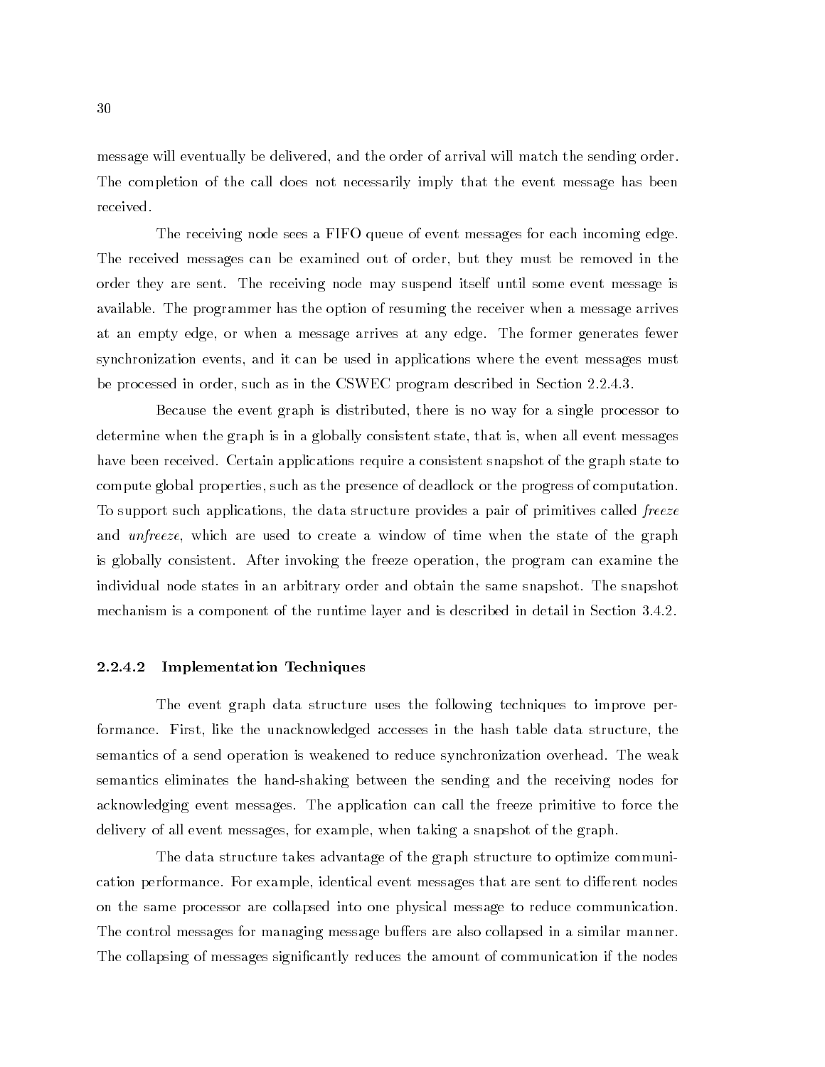message will eventually be delivered, and the order of arrival will match the sending order. The completion of the call does not necessarily imply that the event message has been received.

The receiving node sees a FIFO queue of event messages for each incoming edge. The received messages can be examined out of order, but they must be removed in the order they are sent. The receiving node may suspend itself until some event message is available. The programmer has the option of resuming the receiver when a message arrives at an empty edge, or when a message arrives at any edge. The former generates fewer synchronization events, and it can be used in applications where the event messages must be processed in order, such as in the CSWEC program described in Section 2.2.4.3.

Because the event graph is distributed, there is no way for a single processor to determine when the graph is in a globally consistent state, that is, when all event messages have been received. Certain applications require a consistent snapshot of the graph state to compute global properties, such as the presence of deadlock or the progress of computation. To support such applications, the data structure provides a pair of primitives called *freeze* and *unfreeze*, which are used to create a window of time when the state of the graph is globally consistent. After invoking the freeze operation, the program can examine the individual node states in an arbitrary order and obtain the same snapshot. The snapshot mechanism is a component of the runtime layer and is described in detail in Section 3.4.2.

#### 2.2.4.2 Implementation Techniques

The event graph data structure uses the following techniques to improve performance. First, like the unacknowledged accesses in the hash table data structure, the semantics of a send operation is weakened to reduce synchronization overhead. The weak semantics eliminates the hand-shaking between the sending and the receiving nodes for acknowledging event messages. The application can call the freeze primitive to force the delivery of all event messages, for example, when taking a snapshot of the graph.

The data structure takes advantage of the graph structure to optimize communication performance. For example, identical event messages that are sent to different nodes on the same processor are collapsed into one physical message to reduce communication. The control messages for managing message buffers are also collapsed in a similar manner. The collapsing of messages significantly reduces the amount of communication if the nodes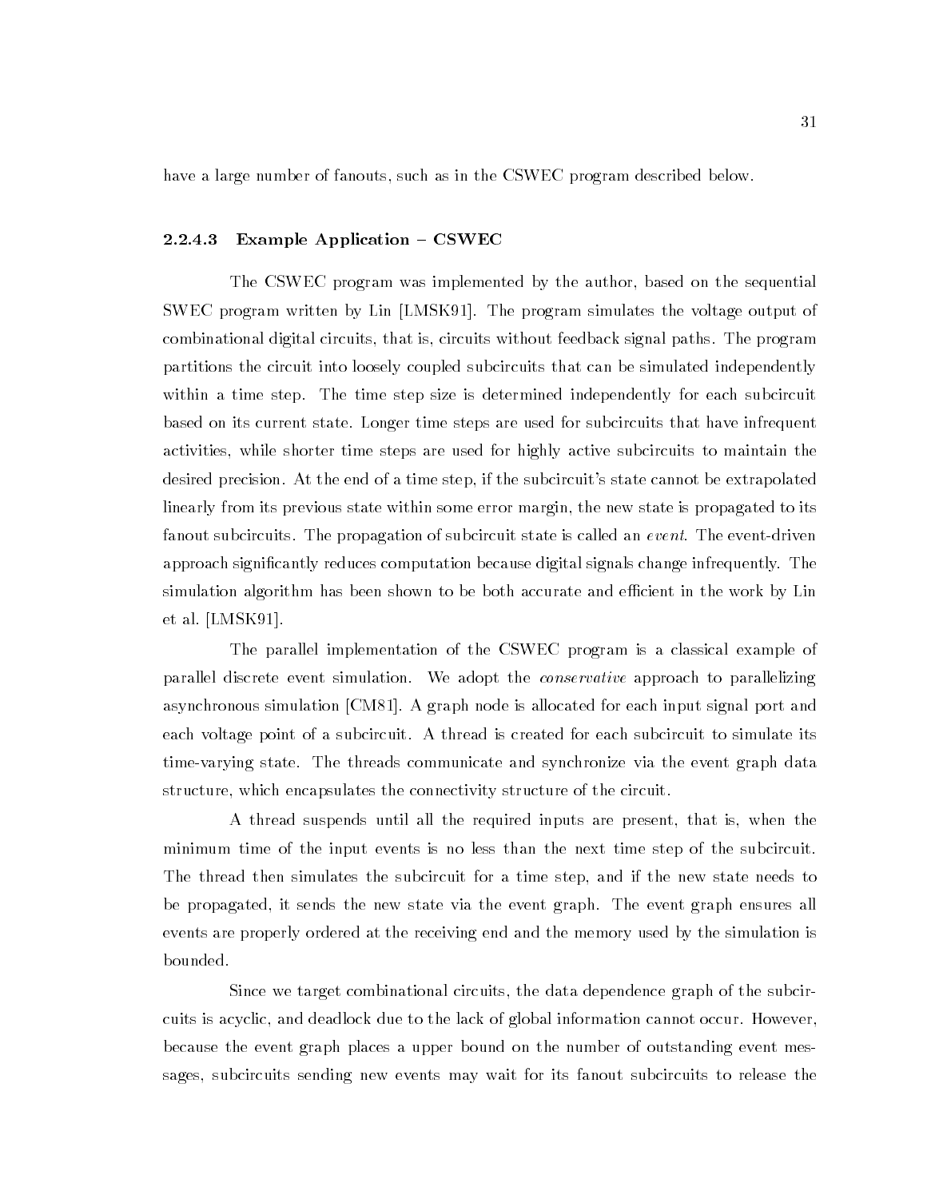have a large number of fanouts, such as in the CSWEC program described below.

#### 2.2.4.3 Example Application – CSWEC

The CSWEC program was implemented by the author, based on the sequential SWEC program written by Lin [LMSK91]. The program simulates the voltage output of combinational digital circuits, that is, circuits without feedback signal paths. The program partitions the circuit into loosely coupled subcircuits that can be simulated independently within a time step. The time step size is determined independently for each subcircuit based on its current state. Longer time steps are used for subcircuits that have infrequent activities, while shorter time steps are used for highly active subcircuits to maintain the desired precision. At the end of a time step, if the subcircuit's state cannot be extrapolated linearly from its previous state within some error margin, the new state is propagated to its fanout subcircuits. The propagation of subcircuit state is called an *event*. The event-driven approach significantly reduces computation because digital signals change infrequently. The simulation algorithm has been shown to be both accurate and efficient in the work by Lin et al. [LMSK91].

The parallel implementation of the CSWEC program is a classical example of parallel discrete event simulation. We adopt the *conservative* approach to parallelizing asynchronous simulation [CM81]. A graph node is allocated for each input signal port and each voltage point of a subcircuit. A thread is created for each subcircuit to simulate its time-varying state. The threads communicate and synchronize via the event graph data structure, which encapsulates the connectivity structure of the circuit.

A thread suspends until all the required inputs are present, that is, when the minimum time of the input events is no less than the next time step of the subcircuit. The thread then simulates the subcircuit for a time step, and if the new state needs to be propagated, it sends the new state via the event graph. The event graph ensures all events are properly ordered at the receiving end and the memory used by the simulation is bounded.

Since we target combinational circuits, the data dependence graph of the subcircuits is acyclic, and deadlock due to the lack of global information cannot occur. However, because the event graph places a upper bound on the number of outstanding event messages, subcircuits sending new events may wait for its fanout subcircuits to release the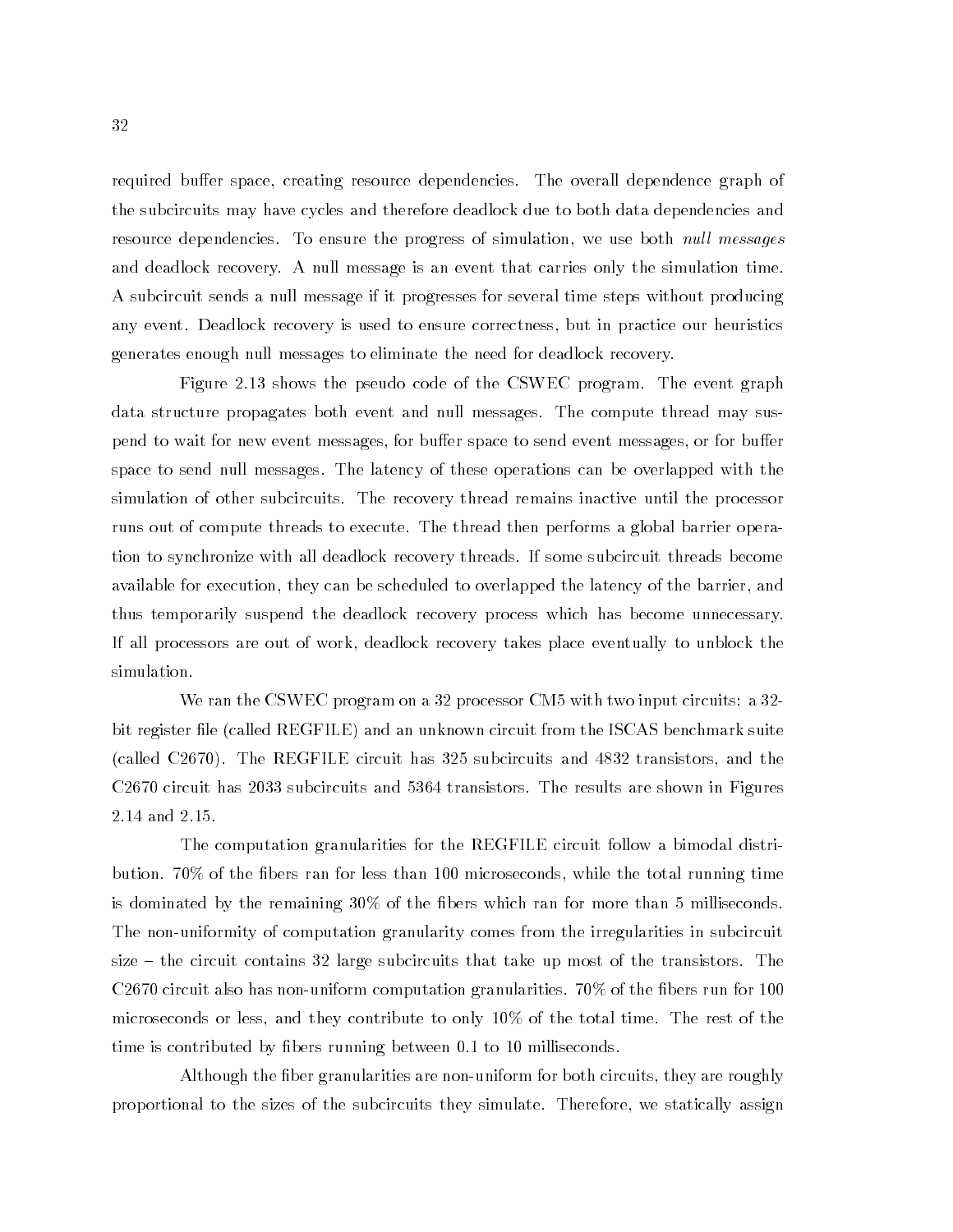required buffer space, creating resource dependencies. The overall dependence graph of the subcircuits may have cycles and therefore deadlock due to both data dependencies and resource dependencies. To ensure the progress of simulation, we use both *null messages* and deadlock recovery. A null message is an event that carries only the simulation time. A subcircuit sends a null message if it progresses for several time steps without producing any event. Deadlock recovery is used to ensure correctness, but in practice our heuristics generates enough null messages to eliminate the need for deadlock recovery.

Figure 2.13 shows the pseudo code of the CSWEC program. The event graph data structure propagates both event and null messages. The compute thread may suspend to wait for new event messages, for buffer space to send event messages, or for buffer space to send null messages. The latency of these operations can be overlapped with the simulation of other subcircuits. The recovery thread remains inactive until the processor runs out of compute threads to execute. The thread then performs a global barrier operation to synchronize with all deadlock recovery threads. If some subcircuit threads become available for execution, they can be scheduled to overlapped the latency of the barrier, and thus temporarily suspend the deadlock recovery process which has become unnecessary. If all processors are out of work, deadlock recovery takes place eventually to unblock the simulation.

We ran the CSWEC program on a 32 processor CM5 with two input circuits: a 32-bit register file (called REGFILE) and an unknown circuit from the ISCAS benchmark suite (called C2670). The REGFILE circuit has 325 subcircuits and 4832 transistors, and the C2670 circuit has 2033 subcircuits and 5364 transistors. The results are shown in Figures 2.14 and 2.15.

The computation granularities for the REGFILE circuit follow a bimodal distribution. 70% of the fibers ran for less than 100 microseconds, while the total running time is dominated by the remaining 30% of the fibers which ran for more than 5 milliseconds. The non-uniformity of computation granularity comes from the irregularities in subcircuit size – the circuit contains 32 large subcircuits that take up most of the transistors. The C2670 circuit also has non-uniform computation granularities. 70% of the fibers run for 100 microseconds or less, and they contribute to only 10% of the total time. The rest of the time is contributed by fibers running between 0.1 to 10 milliseconds.

Although the fiber granularities are non-uniform for both circuits, they are roughly proportional to the sizes of the subcircuits they simulate. Therefore, we statically assign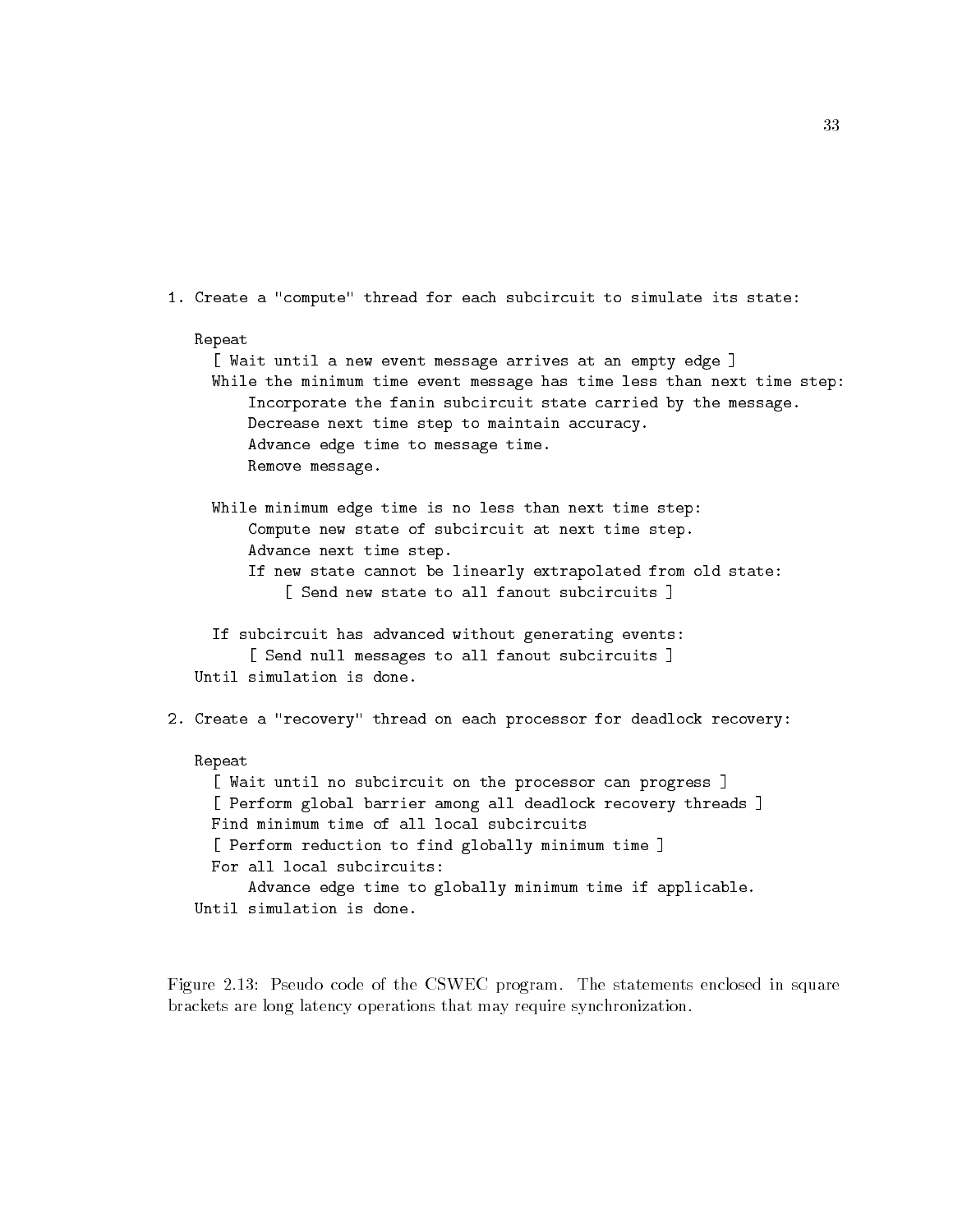```
1. Create a "compute" thread for each subcircuit to simulate its state:

   Repeat
     [ Wait until a new event message arrives at an empty edge ]
     While the minimum time event message has time less than next time step:
         Incorporate the fanin subcircuit state carried by the message.
         Decrease next time step to maintain accuracy.
         Advance edge time to message time.
         Remove message.

     While minimum edge time is no less than next time step:
         Compute new state of subcircuit at next time step.
         Advance next time step.
         If new state cannot be linearly extrapolated from old state:
             [ Send new state to all fanout subcircuits ]

     If subcircuit has advanced without generating events:
         [ Send null messages to all fanout subcircuits ]
   Until simulation is done.

2. Create a "recovery" thread on each processor for deadlock recovery:

   Repeat
     [ Wait until no subcircuit on the processor can progress ]
     [ Perform global barrier among all deadlock recovery threads ]
     Find minimum time of all local subcircuits
     [ Perform reduction to find globally minimum time ]
     For all local subcircuits:
         Advance edge time to globally minimum time if applicable.
   Until simulation is done.
```

Figure 2.13: Pseudo code of the CSWEC program. The statements enclosed in square brackets are long latency operations that may require synchronization.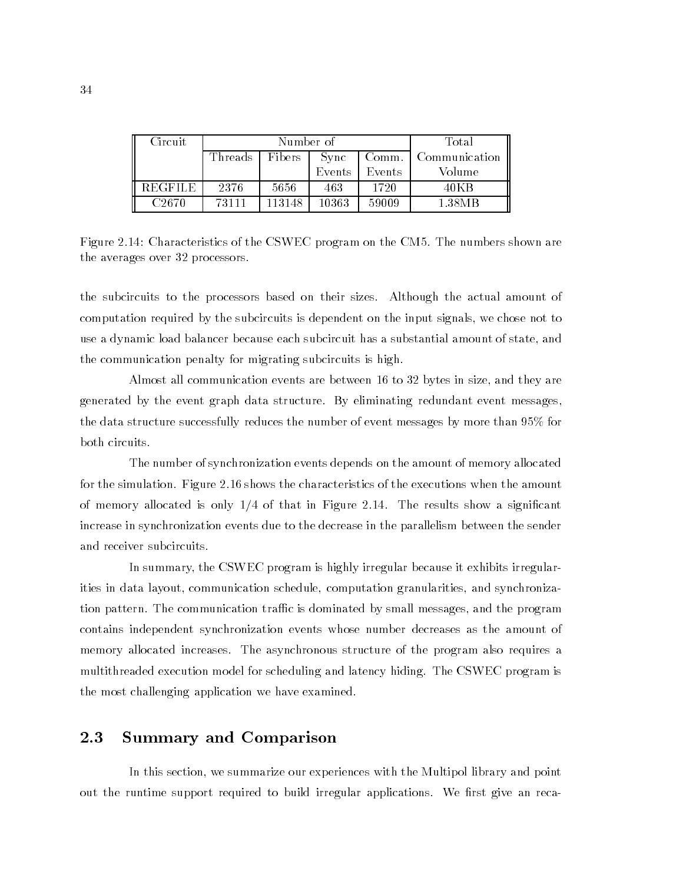| Circuit | Number of | | | | Total |
|---|---|---|---|---|---|
| | Threads | Fibers | Sync Events | Comm. Events | Communication Volume |
| REGFILE | 2376 | 5656 | 463 | 1720 | 40KB |
| C2670 | 73111 | 113148 | 10363 | 59009 | 1.38MB |

Figure 2.14: Characteristics of the CSWEC program on the CM5. The numbers shown are the averages over 32 processors.

the subcircuits to the processors based on their sizes. Although the actual amount of computation required by the subcircuits is dependent on the input signals, we chose not to use a dynamic load balancer because each subcircuit has a substantial amount of state, and the communication penalty for migrating subcircuits is high.

Almost all communication events are between 16 to 32 bytes in size, and they are generated by the event graph data structure. By eliminating redundant event messages, the data structure successfully reduces the number of event messages by more than 95% for both circuits.

The number of synchronization events depends on the amount of memory allocated for the simulation. Figure 2.16 shows the characteristics of the executions when the amount of memory allocated is only 1/4 of that in Figure 2.14. The results show a significant increase in synchronization events due to the decrease in the parallelism between the sender and receiver subcircuits.

In summary, the CSWEC program is highly irregular because it exhibits irregularities in data layout, communication schedule, computation granularities, and synchronization pattern. The communication traffic is dominated by small messages, and the program contains independent synchronization events whose number decreases as the amount of memory allocated increases. The asynchronous structure of the program also requires a multithreaded execution model for scheduling and latency hiding. The CSWEC program is the most challenging application we have examined.

## 2.3 Summary and Comparison

In this section, we summarize our experiences with the Multipol library and point out the runtime support required to build irregular applications. We first give an reca-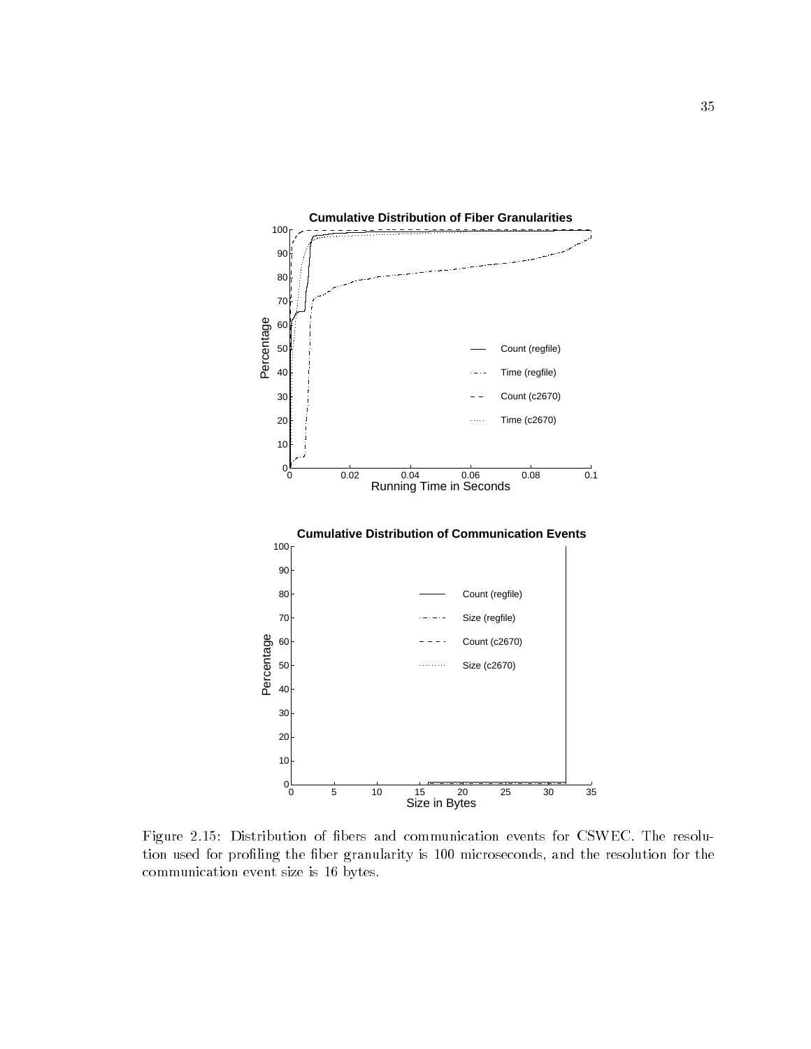Figure 2.15: Distribution of fibers and communication events for CSWEC. The resolution used for profiling the fiber granularity is 100 microseconds, and the resolution for the communication event size is 16 bytes.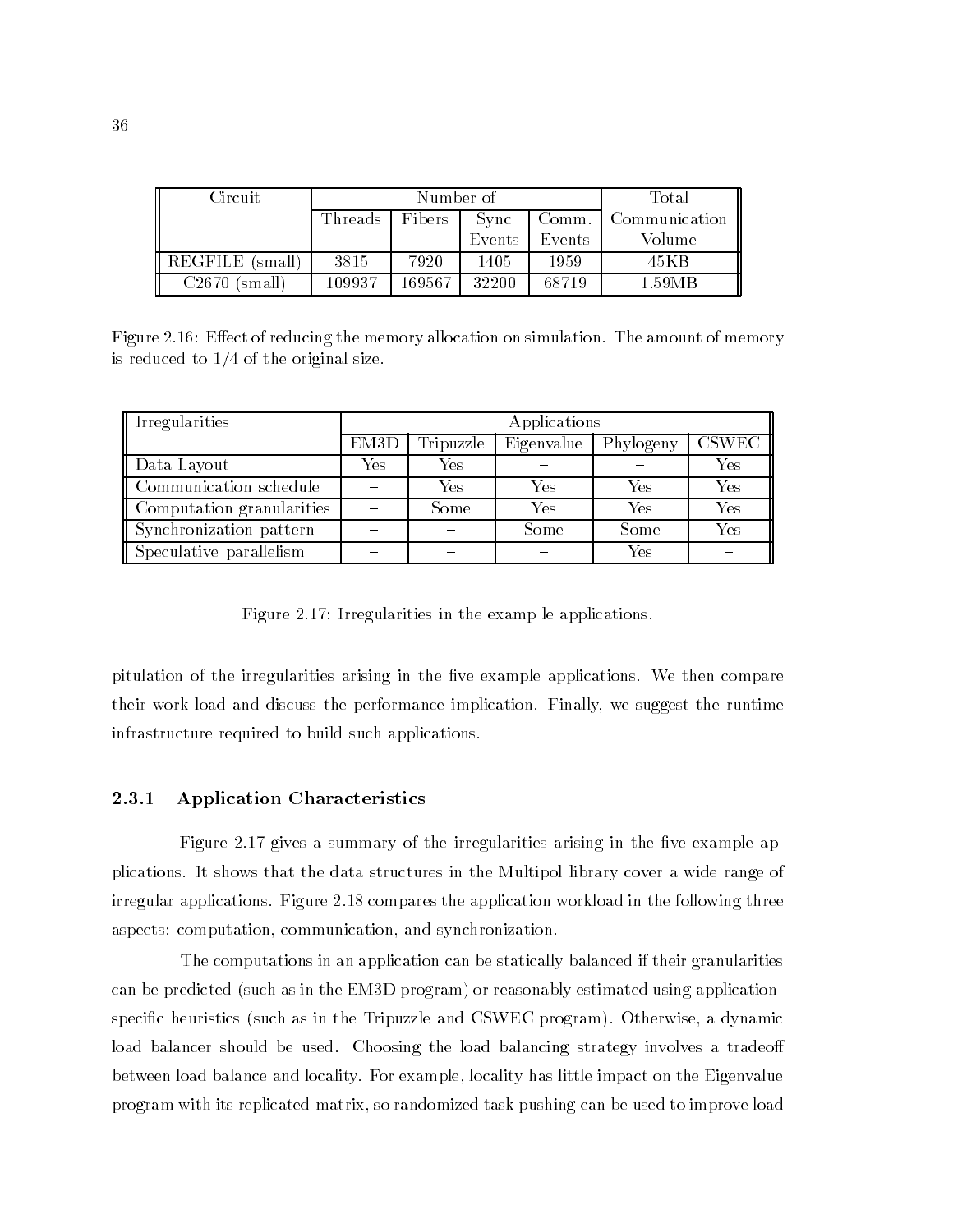| Circuit | Number of | | | | Total |
|---|---|---|---|---|---|
| | Threads | Fibers | Sync Events | Comm. Events | Communication Volume |
| REGFILE (small) | 3815 | 7920 | 1405 | 1959 | 45KB |
| C2670 (small) | 109937 | 169567 | 32200 | 68719 | 1.59MB |

Figure 2.16: Effect of reducing the memory allocation on simulation. The amount of memory is reduced to 1/4 of the original size.

| Irregularities | Applications | | | | |
|---|---|---|---|---|---|
| | EM3D | Tripuzzle | Eigenvalue | Phylogeny | CSWEC |
| Data Layout | Yes | Yes | – | – | Yes |
| Communication schedule | – | Yes | Yes | Yes | Yes |
| Computation granularities | – | Some | Yes | Yes | Yes |
| Synchronization pattern | – | – | Some | Some | Yes |
| Speculative parallelism | – | – | – | Yes | – |

Figure 2.17: Irregularities in the examp le applications.

pitulation of the irregularities arising in the five example applications. We then compare their work load and discuss the performance implication. Finally, we suggest the runtime infrastructure required to build such applications.

### 2.3.1 Application Characteristics

Figure 2.17 gives a summary of the irregularities arising in the five example applications. It shows that the data structures in the Multipol library cover a wide range of irregular applications. Figure 2.18 compares the application workload in the following three aspects: computation, communication, and synchronization.

The computations in an application can be statically balanced if their granularities can be predicted (such as in the EM3D program) or reasonably estimated using application-specific heuristics (such as in the Tripuzzle and CSWEC program). Otherwise, a dynamic load balancer should be used. Choosing the load balancing strategy involves a tradeoff between load balance and locality. For example, locality has little impact on the Eigenvalue program with its replicated matrix, so randomized task pushing can be used to improve load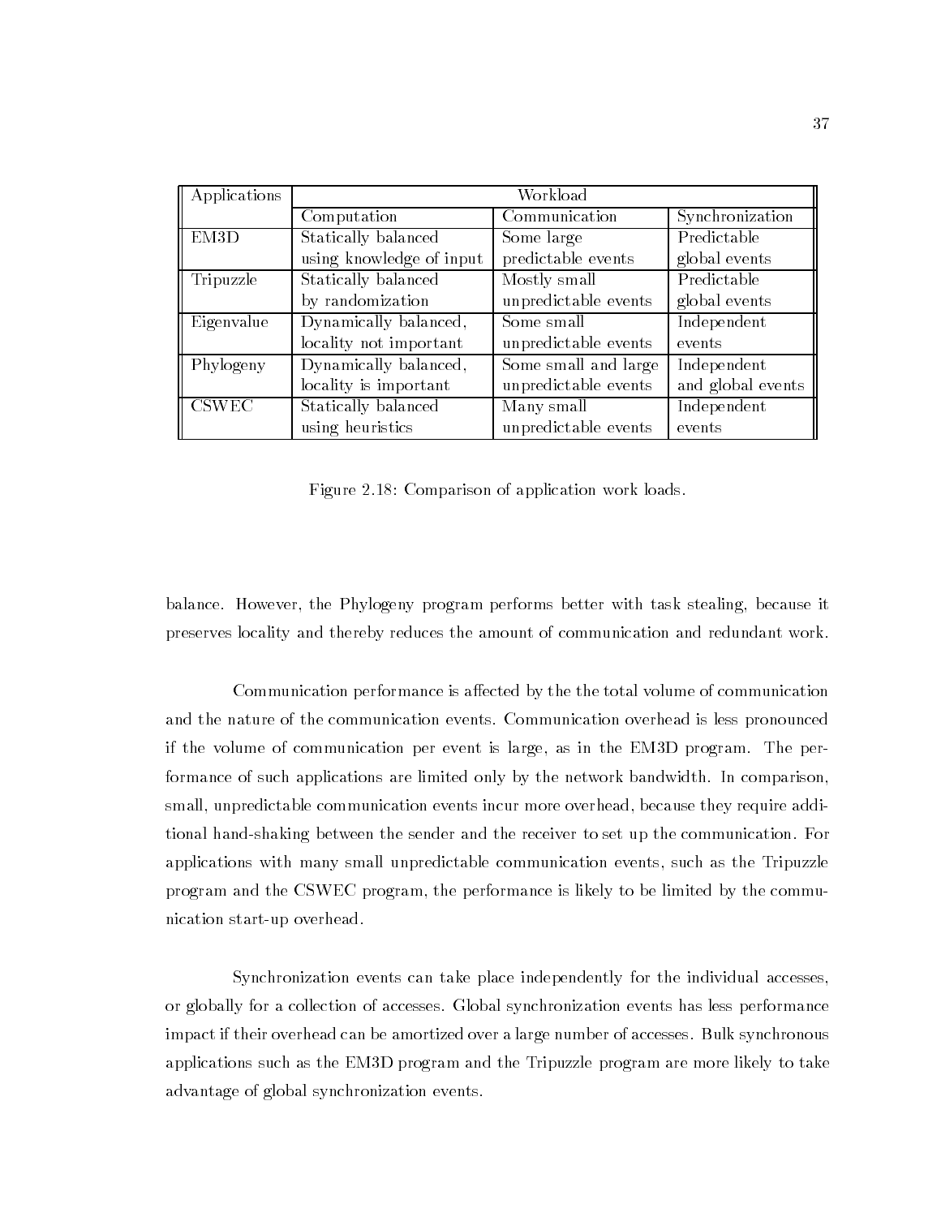| Applications | Workload | | |
|---|---|---|---|
| | Computation | Communication | Synchronization |
| EM3D | Statically balanced using knowledge of input | Some large predictable events | Predictable global events |
| Tripuzzle | Statically balanced by randomization | Mostly small unpredictable events | Predictable global events |
| Eigenvalue | Dynamically balanced, locality not important | Some small unpredictable events | Independent events |
| Phylogeny | Dynamically balanced, locality is important | Some small and large unpredictable events | Independent and global events |
| CSWEC | Statically balanced using heuristics | Many small unpredictable events | Independent events |

Figure 2.18: Comparison of application work loads.

balance. However, the Phylogeny program performs better with task stealing, because it preserves locality and thereby reduces the amount of communication and redundant work.

Communication performance is affected by the the total volume of communication and the nature of the communication events. Communication overhead is less pronounced if the volume of communication per event is large, as in the EM3D program. The performance of such applications are limited only by the network bandwidth. In comparison, small, unpredictable communication events incur more overhead, because they require additional hand-shaking between the sender and the receiver to set up the communication. For applications with many small unpredictable communication events, such as the Tripuzzle program and the CSWEC program, the performance is likely to be limited by the communication start-up overhead.

Synchronization events can take place independently for the individual accesses, or globally for a collection of accesses. Global synchronization events has less performance impact if their overhead can be amortized over a large number of accesses. Bulk synchronous applications such as the EM3D program and the Tripuzzle program are more likely to take advantage of global synchronization events.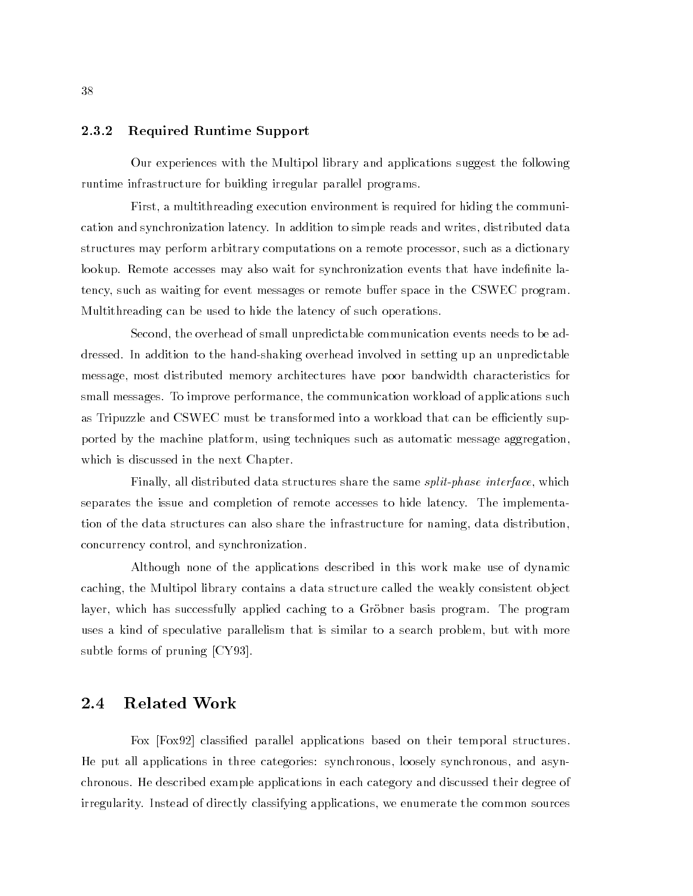### 2.3.2 Required Runtime Support

Our experiences with the Multipol library and applications suggest the following runtime infrastructure for building irregular parallel programs.

First, a multithreading execution environment is required for hiding the communication and synchronization latency. In addition to simple reads and writes, distributed data structures may perform arbitrary computations on a remote processor, such as a dictionary lookup. Remote accesses may also wait for synchronization events that have indefinite latency, such as waiting for event messages or remote buffer space in the CSWEC program. Multithreading can be used to hide the latency of such operations.

Second, the overhead of small unpredictable communication events needs to be addressed. In addition to the hand-shaking overhead involved in setting up an unpredictable message, most distributed memory architectures have poor bandwidth characteristics for small messages. To improve performance, the communication workload of applications such as Tripuzzle and CSWEC must be transformed into a workload that can be efficiently supported by the machine platform, using techniques such as automatic message aggregation, which is discussed in the next Chapter.

Finally, all distributed data structures share the same *split-phase interface*, which separates the issue and completion of remote accesses to hide latency. The implementation of the data structures can also share the infrastructure for naming, data distribution, concurrency control, and synchronization.

Although none of the applications described in this work make use of dynamic caching, the Multipol library contains a data structure called the weakly consistent object layer, which has successfully applied caching to a Gröbner basis program. The program uses a kind of speculative parallelism that is similar to a search problem, but with more subtle forms of pruning [CY93].

## 2.4 Related Work

Fox [Fox92] classified parallel applications based on their temporal structures. He put all applications in three categories: synchronous, loosely synchronous, and asynchronous. He described example applications in each category and discussed their degree of irregularity. Instead of directly classifying applications, we enumerate the common sources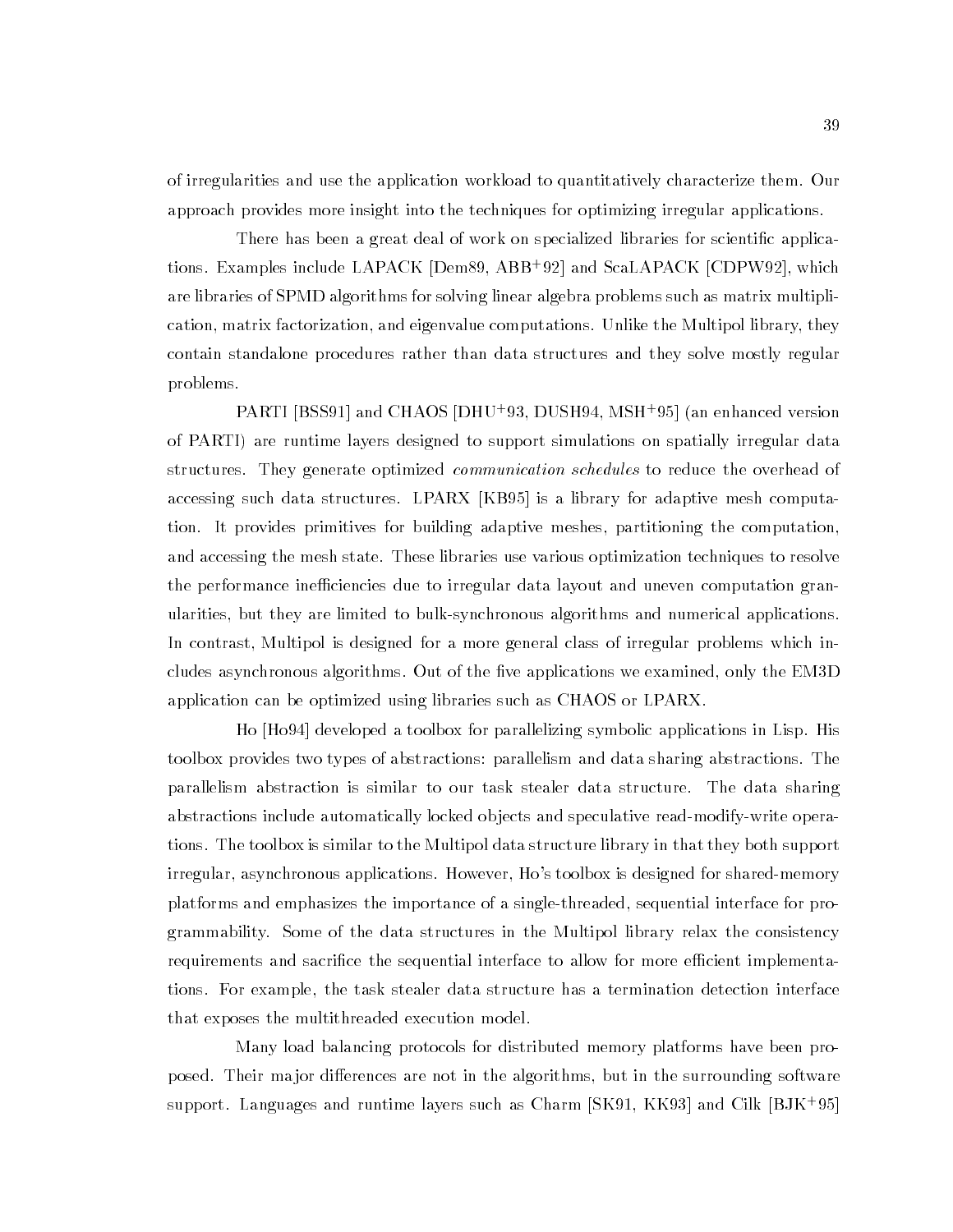of irregularities and use the application workload to quantitatively characterize them. Our approach provides more insight into the techniques for optimizing irregular applications.

There has been a great deal of work on specialized libraries for scientific applications. Examples include LAPACK [Dem89, ABB+92] and ScaLAPACK [CDPW92], which are libraries of SPMD algorithms for solving linear algebra problems such as matrix multiplication, matrix factorization, and eigenvalue computations. Unlike the Multipol library, they contain standalone procedures rather than data structures and they solve mostly regular problems.

PARTI [BSS91] and CHAOS [DHU+93, DUSH94, MSH+95] (an enhanced version of PARTI) are runtime layers designed to support simulations on spatially irregular data structures. They generate optimized *communication schedules* to reduce the overhead of accessing such data structures. LPARX [KB95] is a library for adaptive mesh computation. It provides primitives for building adaptive meshes, partitioning the computation, and accessing the mesh state. These libraries use various optimization techniques to resolve the performance inefficiencies due to irregular data layout and uneven computation granularities, but they are limited to bulk-synchronous algorithms and numerical applications. In contrast, Multipol is designed for a more general class of irregular problems which includes asynchronous algorithms. Out of the five applications we examined, only the EM3D application can be optimized using libraries such as CHAOS or LPARX.

Ho [Ho94] developed a toolbox for parallelizing symbolic applications in Lisp. His toolbox provides two types of abstractions: parallelism and data sharing abstractions. The parallelism abstraction is similar to our task stealer data structure. The data sharing abstractions include automatically locked objects and speculative read-modify-write operations. The toolbox is similar to the Multipol data structure library in that they both support irregular, asynchronous applications. However, Ho's toolbox is designed for shared-memory platforms and emphasizes the importance of a single-threaded, sequential interface for programmability. Some of the data structures in the Multipol library relax the consistency requirements and sacrifice the sequential interface to allow for more efficient implementations. For example, the task stealer data structure has a termination detection interface that exposes the multithreaded execution model.

Many load balancing protocols for distributed memory platforms have been proposed. Their major differences are not in the algorithms, but in the surrounding software support. Languages and runtime layers such as Charm [SK91, KK93] and Cilk [BJK+95]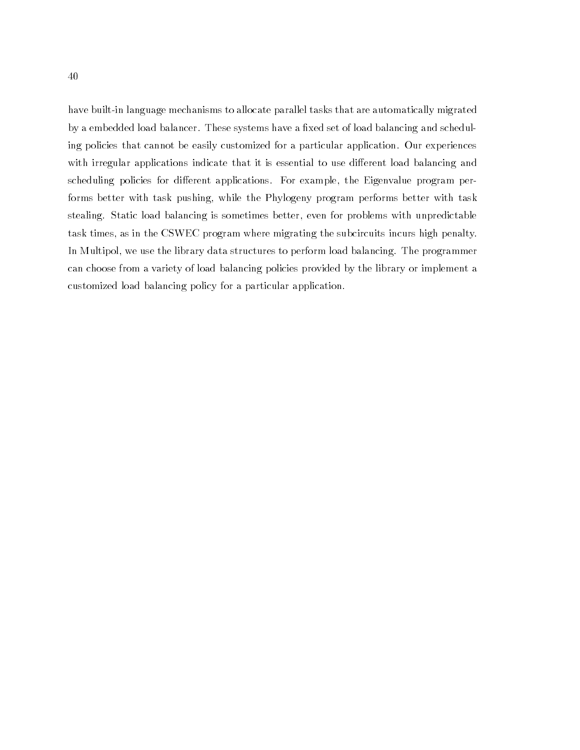have built-in language mechanisms to allocate parallel tasks that are automatically migrated by a embedded load balancer. These systems have a fixed set of load balancing and scheduling policies that cannot be easily customized for a particular application. Our experiences with irregular applications indicate that it is essential to use different load balancing and scheduling policies for different applications. For example, the Eigenvalue program performs better with task pushing, while the Phylogeny program performs better with task stealing. Static load balancing is sometimes better, even for problems with unpredictable task times, as in the CSWEC program where migrating the subcircuits incurs high penalty. In Multipol, we use the library data structures to perform load balancing. The programmer can choose from a variety of load balancing policies provided by the library or implement a customized load balancing policy for a particular application.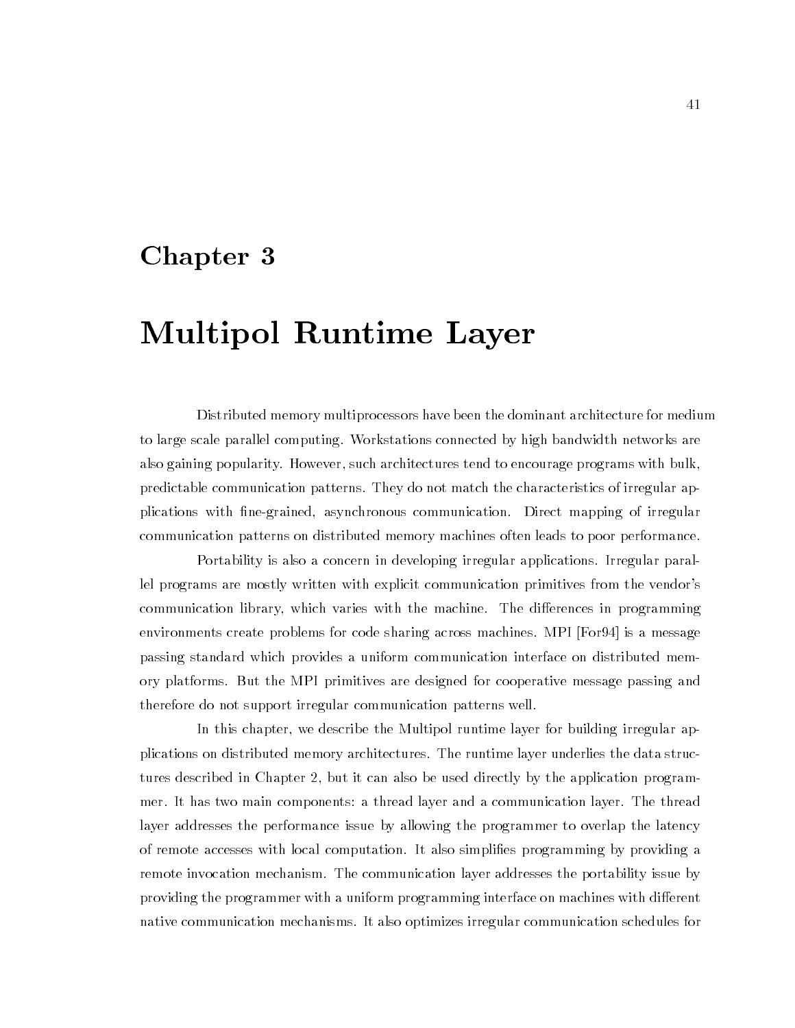# Chapter 3

# Multipol Runtime Layer

Distributed memory multiprocessors have been the dominant architecture for medium to large scale parallel computing. Workstations connected by high bandwidth networks are also gaining popularity. However, such architectures tend to encourage programs with bulk, predictable communication patterns. They do not match the characteristics of irregular applications with fine-grained, asynchronous communication. Direct mapping of irregular communication patterns on distributed memory machines often leads to poor performance.

Portability is also a concern in developing irregular applications. Irregular parallel programs are mostly written with explicit communication primitives from the vendor's communication library, which varies with the machine. The differences in programming environments create problems for code sharing across machines. MPI [For94] is a message passing standard which provides a uniform communication interface on distributed memory platforms. But the MPI primitives are designed for cooperative message passing and therefore do not support irregular communication patterns well.

In this chapter, we describe the Multipol runtime layer for building irregular applications on distributed memory architectures. The runtime layer underlies the data structures described in Chapter 2, but it can also be used directly by the application programmer. It has two main components: a thread layer and a communication layer. The thread layer addresses the performance issue by allowing the programmer to overlap the latency of remote accesses with local computation. It also simplifies programming by providing a remote invocation mechanism. The communication layer addresses the portability issue by providing the programmer with a uniform programming interface on machines with different native communication mechanisms. It also optimizes irregular communication schedules for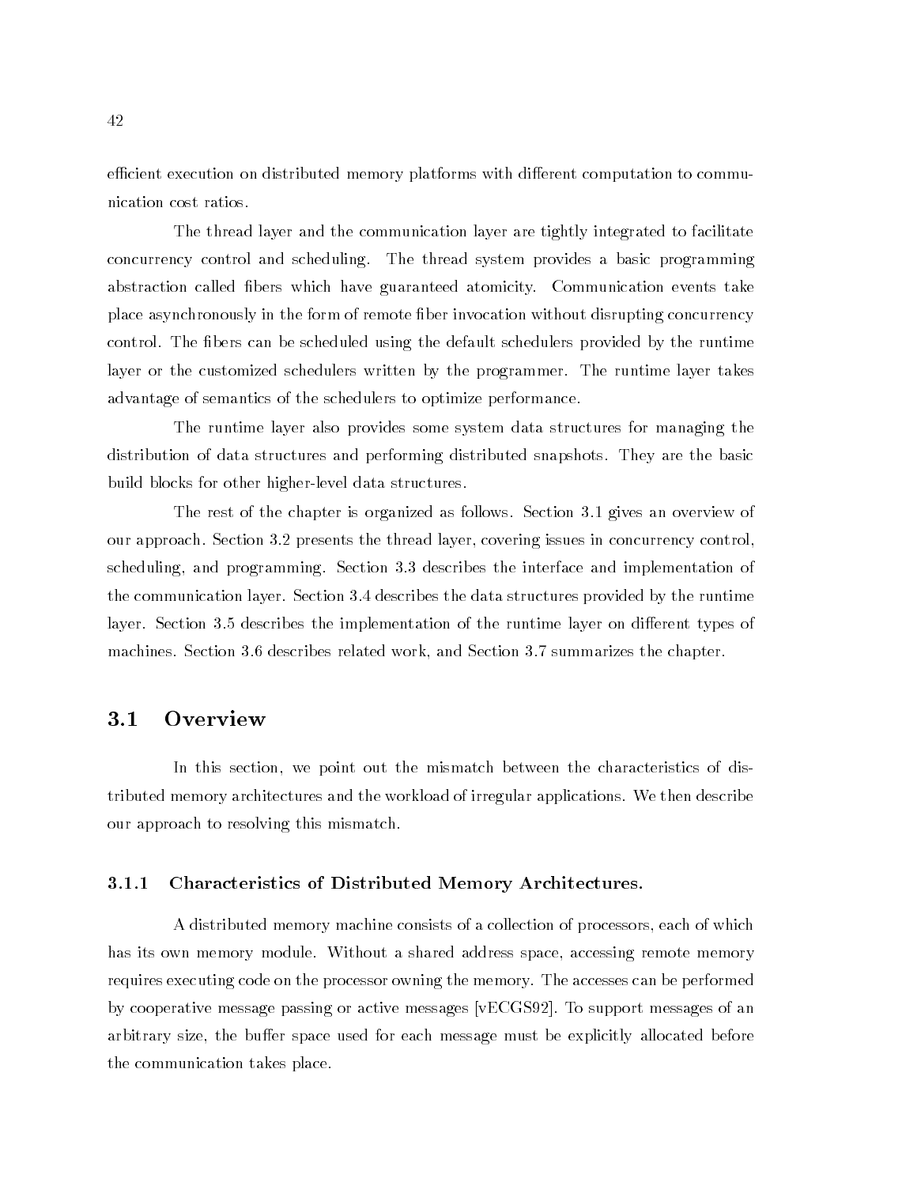efficient execution on distributed memory platforms with different computation to communication cost ratios.

The thread layer and the communication layer are tightly integrated to facilitate concurrency control and scheduling. The thread system provides a basic programming abstraction called fibers which have guaranteed atomicity. Communication events take place asynchronously in the form of remote fiber invocation without disrupting concurrency control. The fibers can be scheduled using the default schedulers provided by the runtime layer or the customized schedulers written by the programmer. The runtime layer takes advantage of semantics of the schedulers to optimize performance.

The runtime layer also provides some system data structures for managing the distribution of data structures and performing distributed snapshots. They are the basic build blocks for other higher-level data structures.

The rest of the chapter is organized as follows. Section 3.1 gives an overview of our approach. Section 3.2 presents the thread layer, covering issues in concurrency control, scheduling, and programming. Section 3.3 describes the interface and implementation of the communication layer. Section 3.4 describes the data structures provided by the runtime layer. Section 3.5 describes the implementation of the runtime layer on different types of machines. Section 3.6 describes related work, and Section 3.7 summarizes the chapter.

## 3.1 Overview

In this section, we point out the mismatch between the characteristics of distributed memory architectures and the workload of irregular applications. We then describe our approach to resolving this mismatch.

### 3.1.1 Characteristics of Distributed Memory Architectures.

A distributed memory machine consists of a collection of processors, each of which has its own memory module. Without a shared address space, accessing remote memory requires executing code on the processor owning the memory. The accesses can be performed by cooperative message passing or active messages [vECGS92]. To support messages of an arbitrary size, the buffer space used for each message must be explicitly allocated before the communication takes place.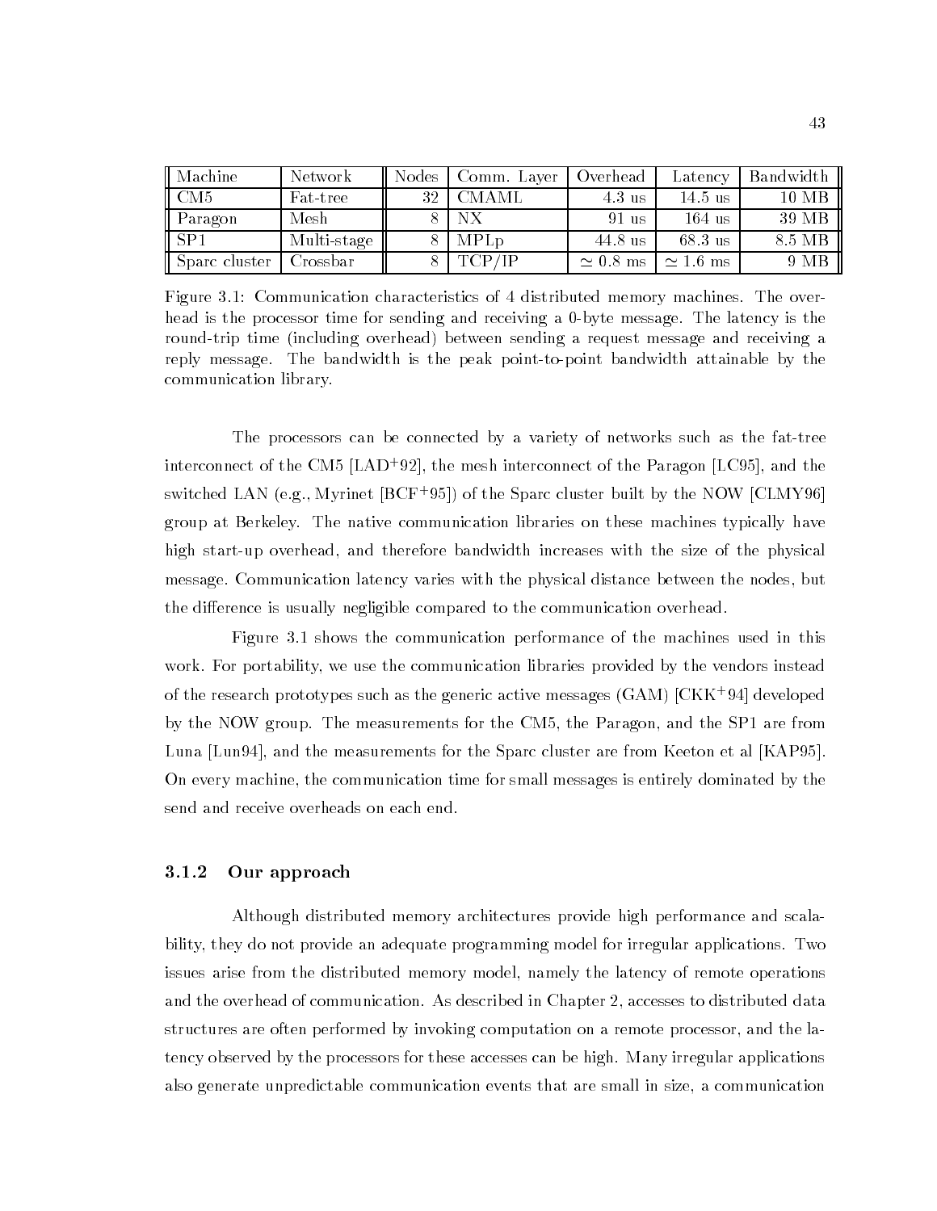| Machine | Network | Nodes | Comm. Layer | Overhead | Latency | Bandwidth |
|---|---|---|---|---|---|---|
| CM5 | Fat-tree | 32 | CMAML | 4.3 us | 14.5 us | 10 MB |
| Paragon | Mesh | 8 | NX | 91 us | 164 us | 39 MB |
| SP1 | Multi-stage | 8 | MPLp | 44.8 us | 68.3 us | 8.5 MB |
| Sparc cluster | Crossbar | 8 | TCP/IP | $\simeq 0.8$ ms | $\simeq 1.6$ ms | 9 MB |

Figure 3.1: Communication characteristics of 4 distributed memory machines. The overhead is the processor time for sending and receiving a 0-byte message. The latency is the round-trip time (including overhead) between sending a request message and receiving a reply message. The bandwidth is the peak point-to-point bandwidth attainable by the communication library.

The processors can be connected by a variety of networks such as the fat-tree interconnect of the CM5 [LAD+92], the mesh interconnect of the Paragon [LC95], and the switched LAN (e.g., Myrinet [BCF+95]) of the Sparc cluster built by the NOW [CLMY96] group at Berkeley. The native communication libraries on these machines typically have high start-up overhead, and therefore bandwidth increases with the size of the physical message. Communication latency varies with the physical distance between the nodes, but the difference is usually negligible compared to the communication overhead.

Figure 3.1 shows the communication performance of the machines used in this work. For portability, we use the communication libraries provided by the vendors instead of the research prototypes such as the generic active messages (GAM) [CKK+94] developed by the NOW group. The measurements for the CM5, the Paragon, and the SP1 are from Luna [Lun94], and the measurements for the Sparc cluster are from Keeton et al [KAP95]. On every machine, the communication time for small messages is entirely dominated by the send and receive overheads on each end.

### 3.1.2 Our approach

Although distributed memory architectures provide high performance and scalability, they do not provide an adequate programming model for irregular applications. Two issues arise from the distributed memory model, namely the latency of remote operations and the overhead of communication. As described in Chapter 2, accesses to distributed data structures are often performed by invoking computation on a remote processor, and the latency observed by the processors for these accesses can be high. Many irregular applications also generate unpredictable communication events that are small in size, a communication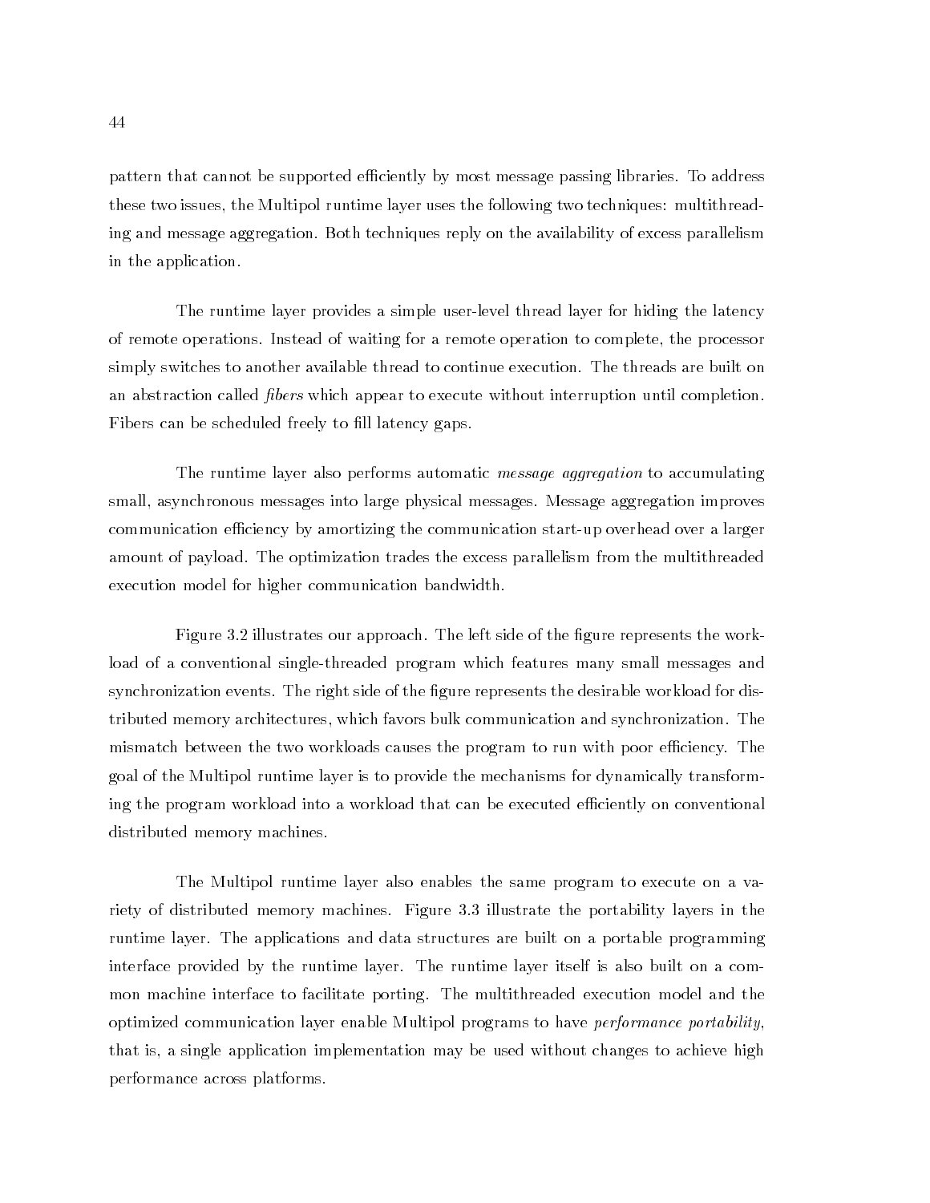pattern that cannot be supported efficiently by most message passing libraries. To address these two issues, the Multipol runtime layer uses the following two techniques: multithreading and message aggregation. Both techniques reply on the availability of excess parallelism in the application.

The runtime layer provides a simple user-level thread layer for hiding the latency of remote operations. Instead of waiting for a remote operation to complete, the processor simply switches to another available thread to continue execution. The threads are built on an abstraction called *fibers* which appear to execute without interruption until completion. Fibers can be scheduled freely to fill latency gaps.

The runtime layer also performs automatic *message aggregation* to accumulating small, asynchronous messages into large physical messages. Message aggregation improves communication efficiency by amortizing the communication start-up overhead over a larger amount of payload. The optimization trades the excess parallelism from the multithreaded execution model for higher communication bandwidth.

Figure 3.2 illustrates our approach. The left side of the figure represents the workload of a conventional single-threaded program which features many small messages and synchronization events. The right side of the figure represents the desirable workload for distributed memory architectures, which favors bulk communication and synchronization. The mismatch between the two workloads causes the program to run with poor efficiency. The goal of the Multipol runtime layer is to provide the mechanisms for dynamically transforming the program workload into a workload that can be executed efficiently on conventional distributed memory machines.

The Multipol runtime layer also enables the same program to execute on a variety of distributed memory machines. Figure 3.3 illustrate the portability layers in the runtime layer. The applications and data structures are built on a portable programming interface provided by the runtime layer. The runtime layer itself is also built on a common machine interface to facilitate porting. The multithreaded execution model and the optimized communication layer enable Multipol programs to have *performance portability*, that is, a single application implementation may be used without changes to achieve high performance across platforms.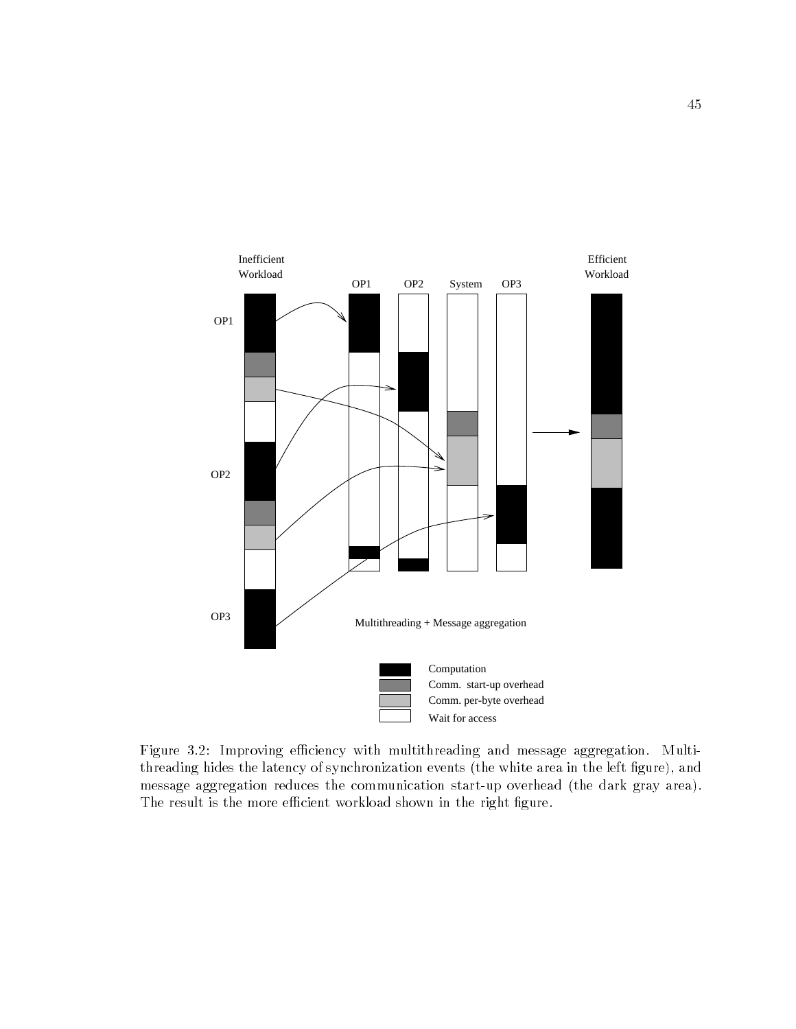Figure 3.2: Improving efficiency with multithreading and message aggregation. Multithreading hides the latency of synchronization events (the white area in the left figure), and message aggregation reduces the communication start-up overhead (the dark gray area). The result is the more efficient workload shown in the right figure.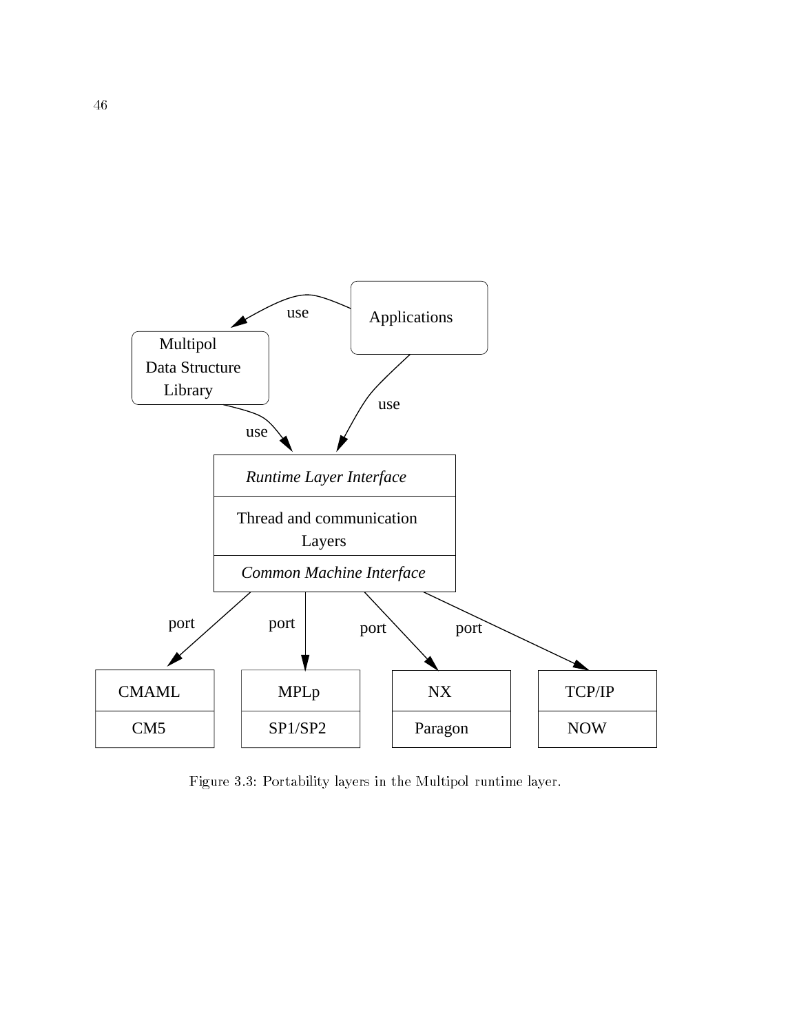Figure 3.3: Portability layers in the Multipol runtime layer.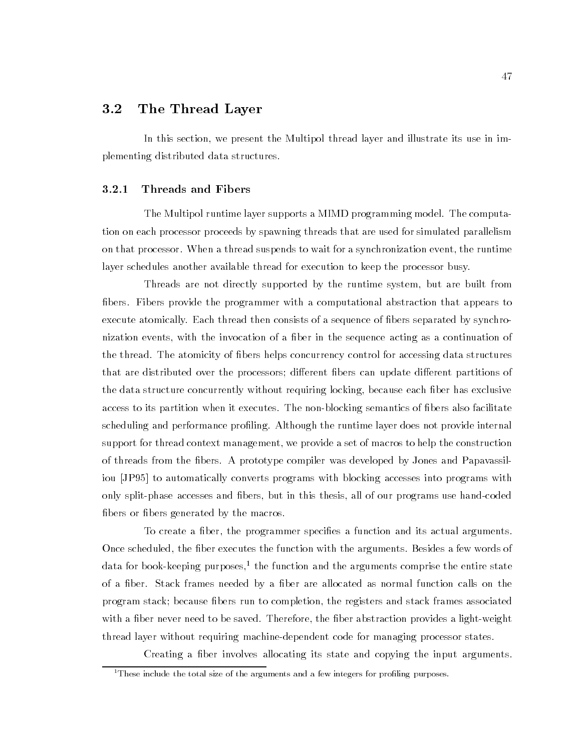## 3.2 The Thread Layer

In this section, we present the Multipol thread layer and illustrate its use in implementing distributed data structures.

### 3.2.1 Threads and Fibers

The Multipol runtime layer supports a MIMD programming model. The computation on each processor proceeds by spawning threads that are used for simulated parallelism on that processor. When a thread suspends to wait for a synchronization event, the runtime layer schedules another available thread for execution to keep the processor busy.

Threads are not directly supported by the runtime system, but are built from fibers. Fibers provide the programmer with a computational abstraction that appears to execute atomically. Each thread then consists of a sequence of fibers separated by synchronization events, with the invocation of a fiber in the sequence acting as a continuation of the thread. The atomicity of fibers helps concurrency control for accessing data structures that are distributed over the processors; different fibers can update different partitions of the data structure concurrently without requiring locking, because each fiber has exclusive access to its partition when it executes. The non-blocking semantics of fibers also facilitate scheduling and performance profiling. Although the runtime layer does not provide internal support for thread context management, we provide a set of macros to help the construction of threads from the fibers. A prototype compiler was developed by Jones and Papavassiliou [JP95] to automatically converts programs with blocking accesses into programs with only split-phase accesses and fibers, but in this thesis, all of our programs use hand-coded fibers or fibers generated by the macros.

To create a fiber, the programmer specifies a function and its actual arguments. Once scheduled, the fiber executes the function with the arguments. Besides a few words of data for book-keeping purposes,[1] the function and the arguments comprise the entire state of a fiber. Stack frames needed by a fiber are allocated as normal function calls on the program stack; because fibers run to completion, the registers and stack frames associated with a fiber never need to be saved. Therefore, the fiber abstraction provides a light-weight thread layer without requiring machine-dependent code for managing processor states.

Creating a fiber involves allocating its state and copying the input arguments.

[1] These include the total size of the arguments and a few integers for profiling purposes.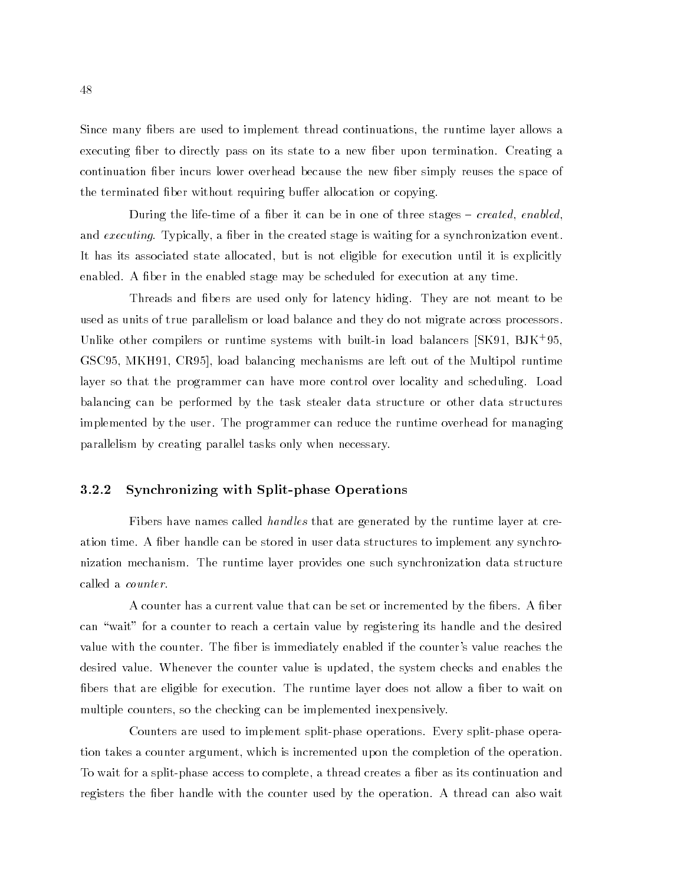Since many fibers are used to implement thread continuations, the runtime layer allows a executing fiber to directly pass on its state to a new fiber upon termination. Creating a continuation fiber incurs lower overhead because the new fiber simply reuses the space of the terminated fiber without requiring buffer allocation or copying.

During the life-time of a fiber it can be in one of three stages – *created*, *enabled*, and *executing*. Typically, a fiber in the created stage is waiting for a synchronization event. It has its associated state allocated, but is not eligible for execution until it is explicitly enabled. A fiber in the enabled stage may be scheduled for execution at any time.

Threads and fibers are used only for latency hiding. They are not meant to be used as units of true parallelism or load balance and they do not migrate across processors. Unlike other compilers or runtime systems with built-in load balancers [SK91, BJK+95, GSC95, MKH91, CR95], load balancing mechanisms are left out of the Multipol runtime layer so that the programmer can have more control over locality and scheduling. Load balancing can be performed by the task stealer data structure or other data structures implemented by the user. The programmer can reduce the runtime overhead for managing parallelism by creating parallel tasks only when necessary.

### 3.2.2 Synchronizing with Split-phase Operations

Fibers have names called *handles* that are generated by the runtime layer at creation time. A fiber handle can be stored in user data structures to implement any synchronization mechanism. The runtime layer provides one such synchronization data structure called a *counter*.

A counter has a current value that can be set or incremented by the fibers. A fiber can "wait" for a counter to reach a certain value by registering its handle and the desired value with the counter. The fiber is immediately enabled if the counter's value reaches the desired value. Whenever the counter value is updated, the system checks and enables the fibers that are eligible for execution. The runtime layer does not allow a fiber to wait on multiple counters, so the checking can be implemented inexpensively.

Counters are used to implement split-phase operations. Every split-phase operation takes a counter argument, which is incremented upon the completion of the operation. To wait for a split-phase access to complete, a thread creates a fiber as its continuation and registers the fiber handle with the counter used by the operation. A thread can also wait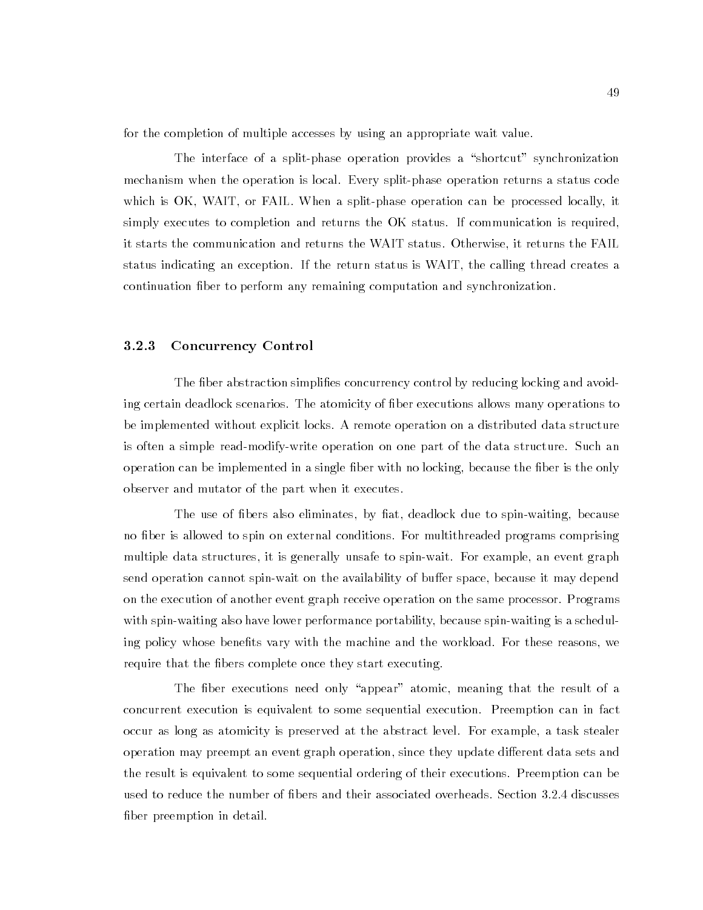for the completion of multiple accesses by using an appropriate wait value.

The interface of a split-phase operation provides a "shortcut" synchronization mechanism when the operation is local. Every split-phase operation returns a status code which is OK, WAIT, or FAIL. When a split-phase operation can be processed locally, it simply executes to completion and returns the OK status. If communication is required, it starts the communication and returns the WAIT status. Otherwise, it returns the FAIL status indicating an exception. If the return status is WAIT, the calling thread creates a continuation fiber to perform any remaining computation and synchronization.

### 3.2.3 Concurrency Control

The fiber abstraction simplifies concurrency control by reducing locking and avoiding certain deadlock scenarios. The atomicity of fiber executions allows many operations to be implemented without explicit locks. A remote operation on a distributed data structure is often a simple read-modify-write operation on one part of the data structure. Such an operation can be implemented in a single fiber with no locking, because the fiber is the only observer and mutator of the part when it executes.

The use of fibers also eliminates, by fiat, deadlock due to spin-waiting, because no fiber is allowed to spin on external conditions. For multithreaded programs comprising multiple data structures, it is generally unsafe to spin-wait. For example, an event graph send operation cannot spin-wait on the availability of buffer space, because it may depend on the execution of another event graph receive operation on the same processor. Programs with spin-waiting also have lower performance portability, because spin-waiting is a scheduling policy whose benefits vary with the machine and the workload. For these reasons, we require that the fibers complete once they start executing.

The fiber executions need only "appear" atomic, meaning that the result of a concurrent execution is equivalent to some sequential execution. Preemption can in fact occur as long as atomicity is preserved at the abstract level. For example, a task stealer operation may preempt an event graph operation, since they update different data sets and the result is equivalent to some sequential ordering of their executions. Preemption can be used to reduce the number of fibers and their associated overheads. Section 3.2.4 discusses fiber preemption in detail.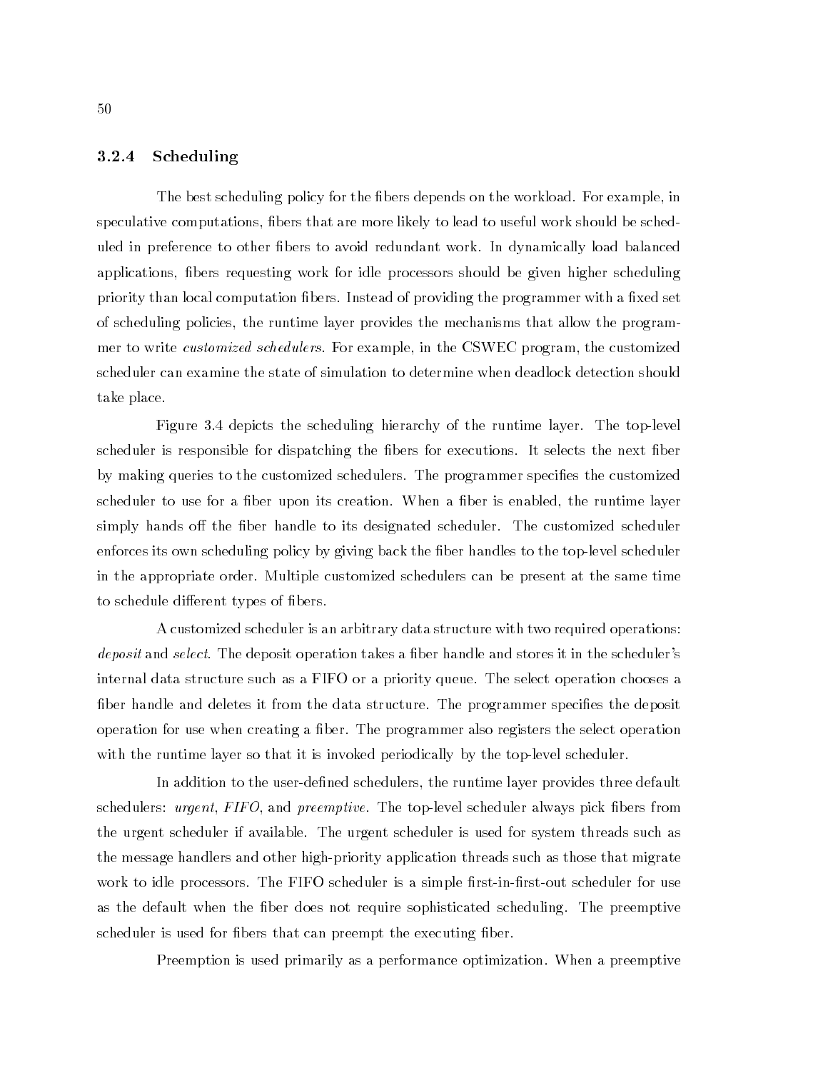### 3.2.4 Scheduling

The best scheduling policy for the fibers depends on the workload. For example, in speculative computations, fibers that are more likely to lead to useful work should be scheduled in preference to other fibers to avoid redundant work. In dynamically load balanced applications, fibers requesting work for idle processors should be given higher scheduling priority than local computation fibers. Instead of providing the programmer with a fixed set of scheduling policies, the runtime layer provides the mechanisms that allow the programmer to write *customized schedulers*. For example, in the CSWEC program, the customized scheduler can examine the state of simulation to determine when deadlock detection should take place.

Figure 3.4 depicts the scheduling hierarchy of the runtime layer. The top-level scheduler is responsible for dispatching the fibers for executions. It selects the next fiber by making queries to the customized schedulers. The programmer specifies the customized scheduler to use for a fiber upon its creation. When a fiber is enabled, the runtime layer simply hands off the fiber handle to its designated scheduler. The customized scheduler enforces its own scheduling policy by giving back the fiber handles to the top-level scheduler in the appropriate order. Multiple customized schedulers can be present at the same time to schedule different types of fibers.

A customized scheduler is an arbitrary data structure with two required operations: *deposit* and *select*. The deposit operation takes a fiber handle and stores it in the scheduler's internal data structure such as a FIFO or a priority queue. The select operation chooses a fiber handle and deletes it from the data structure. The programmer specifies the deposit operation for use when creating a fiber. The programmer also registers the select operation with the runtime layer so that it is invoked periodically by the top-level scheduler.

In addition to the user-defined schedulers, the runtime layer provides three default schedulers: *urgent*, *FIFO*, and *preemptive*. The top-level scheduler always pick fibers from the urgent scheduler if available. The urgent scheduler is used for system threads such as the message handlers and other high-priority application threads such as those that migrate work to idle processors. The FIFO scheduler is a simple first-in-first-out scheduler for use as the default when the fiber does not require sophisticated scheduling. The preemptive scheduler is used for fibers that can preempt the executing fiber.

Preemption is used primarily as a performance optimization. When a preemptive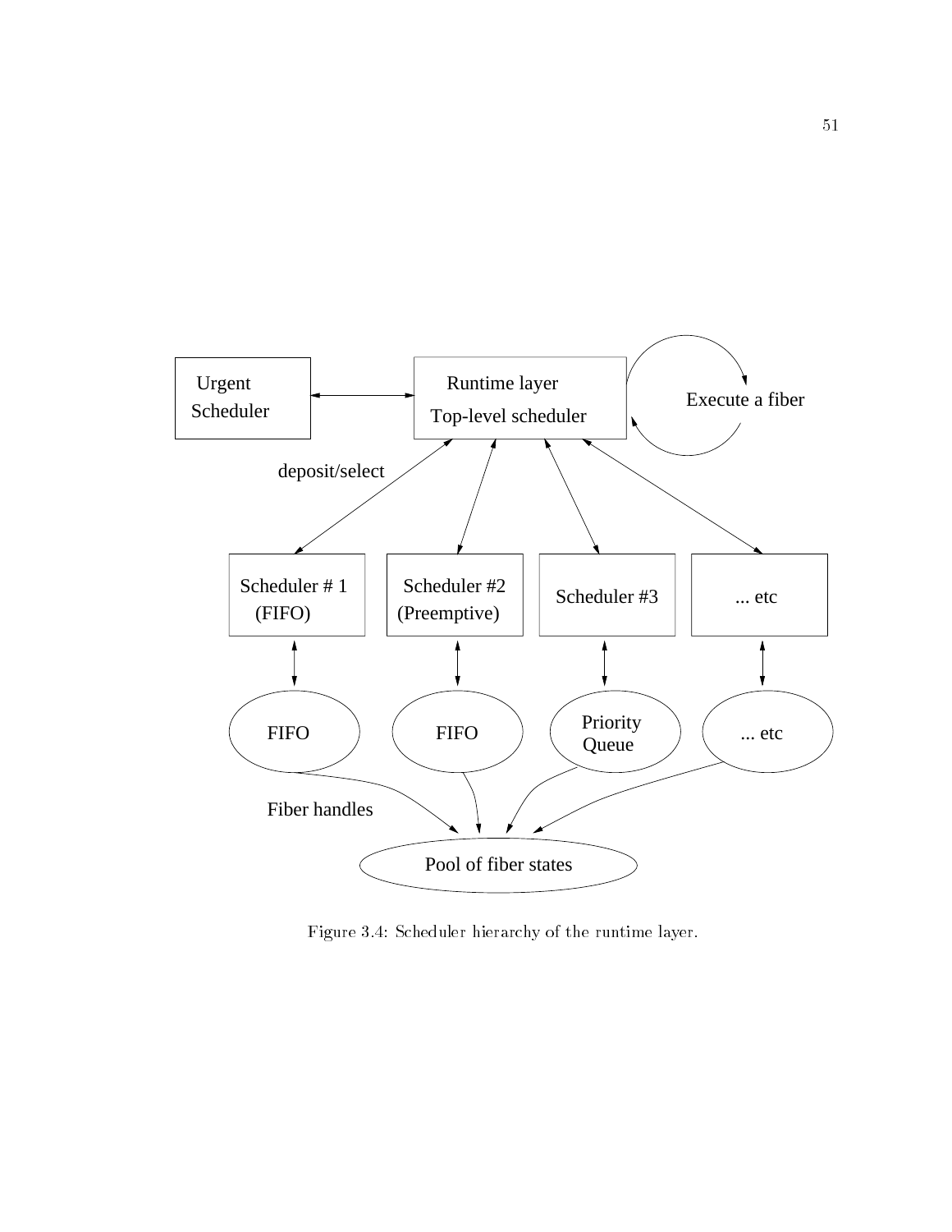Urgent Scheduler

Runtime layer

Top-level scheduler

Execute a fiber

deposit/select

Scheduler # 1 (FIFO)

Scheduler #2 (Preemptive)

Scheduler #3

... etc

FIFO

FIFO

Priority Queue

... etc

Fiber handles

Pool of fiber states

Figure 3.4: Scheduler hierarchy of the runtime layer.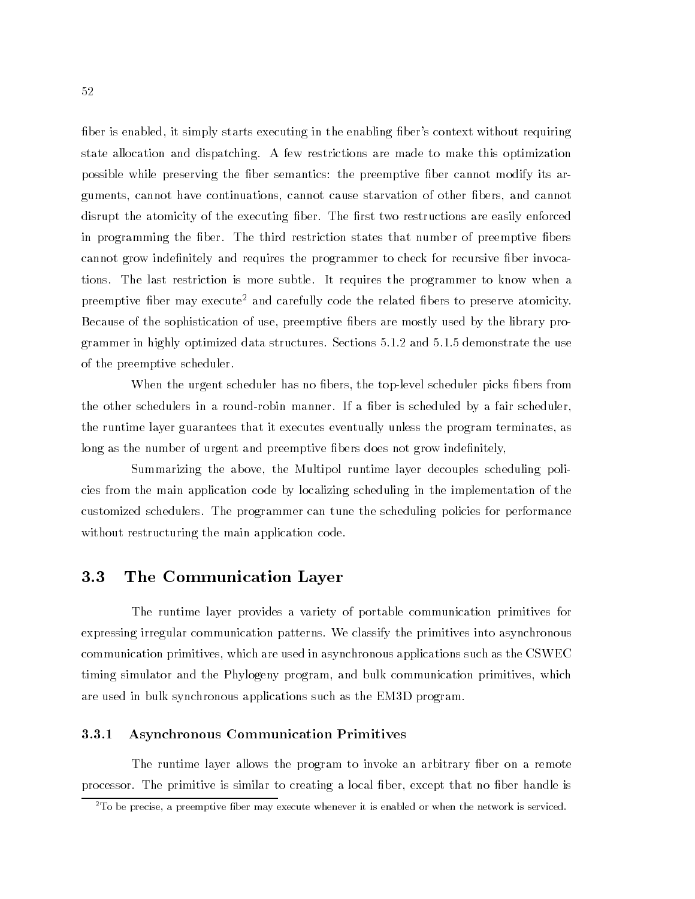fiber is enabled, it simply starts executing in the enabling fiber's context without requiring state allocation and dispatching. A few restrictions are made to make this optimization possible while preserving the fiber semantics: the preemptive fiber cannot modify its arguments, cannot have continuations, cannot cause starvation of other fibers, and cannot disrupt the atomicity of the executing fiber. The first two restructions are easily enforced in programming the fiber. The third restriction states that number of preemptive fibers cannot grow indefinitely and requires the programmer to check for recursive fiber invocations. The last restriction is more subtle. It requires the programmer to know when a preemptive fiber may execute[2] and carefully code the related fibers to preserve atomicity. Because of the sophistication of use, preemptive fibers are mostly used by the library programmer in highly optimized data structures. Sections 5.1.2 and 5.1.5 demonstrate the use of the preemptive scheduler.

When the urgent scheduler has no fibers, the top-level scheduler picks fibers from the other schedulers in a round-robin manner. If a fiber is scheduled by a fair scheduler, the runtime layer guarantees that it executes eventually unless the program terminates, as long as the number of urgent and preemptive fibers does not grow indefinitely,

Summarizing the above, the Multipol runtime layer decouples scheduling policies from the main application code by localizing scheduling in the implementation of the customized schedulers. The programmer can tune the scheduling policies for performance without restructuring the main application code.

## 3.3 The Communication Layer

The runtime layer provides a variety of portable communication primitives for expressing irregular communication patterns. We classify the primitives into asynchronous communication primitives, which are used in asynchronous applications such as the CSWEC timing simulator and the Phylogeny program, and bulk communication primitives, which are used in bulk synchronous applications such as the EM3D program.

### 3.3.1 Asynchronous Communication Primitives

The runtime layer allows the program to invoke an arbitrary fiber on a remote processor. The primitive is similar to creating a local fiber, except that no fiber handle is

[2] To be precise, a preemptive fiber may execute whenever it is enabled or when the network is serviced.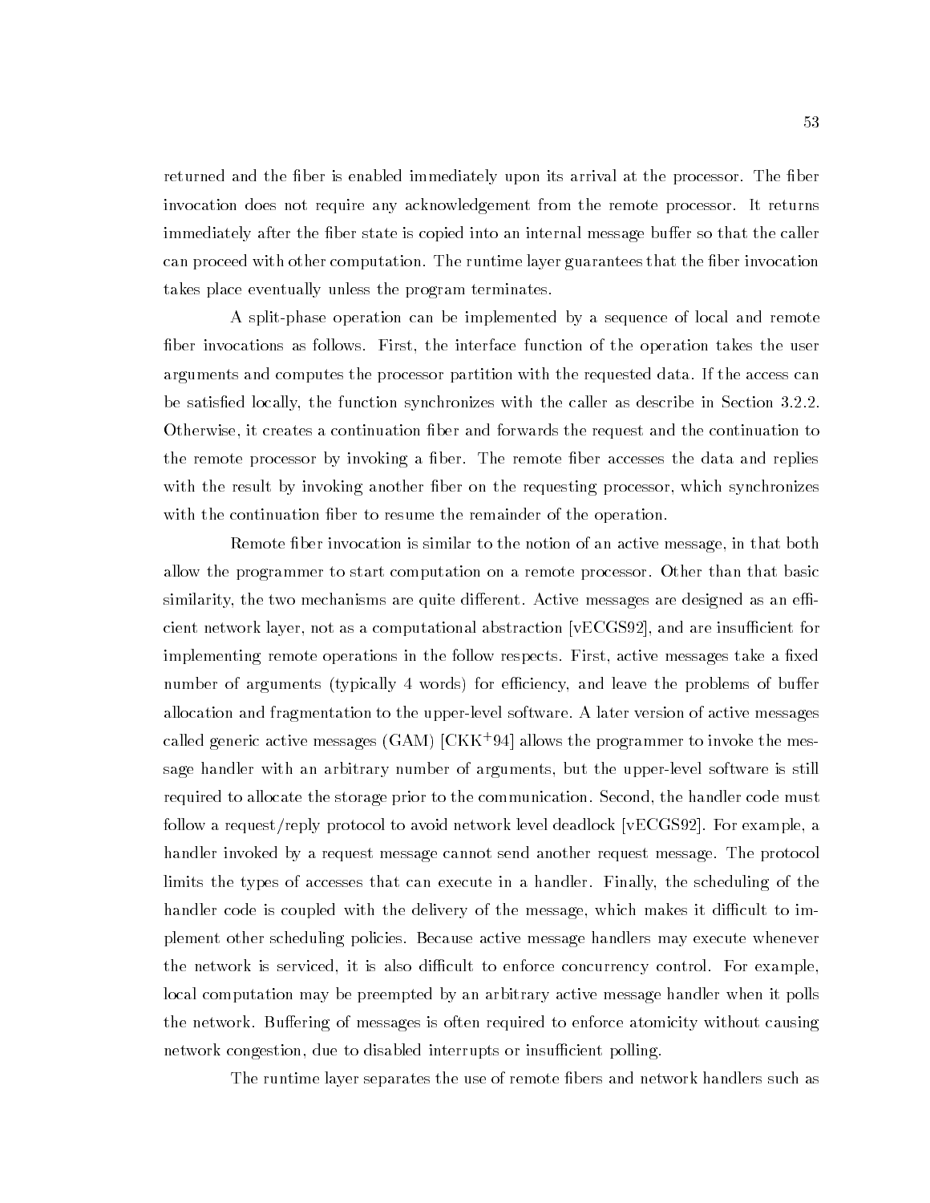returned and the fiber is enabled immediately upon its arrival at the processor. The fiber invocation does not require any acknowledgement from the remote processor. It returns immediately after the fiber state is copied into an internal message buffer so that the caller can proceed with other computation. The runtime layer guarantees that the fiber invocation takes place eventually unless the program terminates.

A split-phase operation can be implemented by a sequence of local and remote fiber invocations as follows. First, the interface function of the operation takes the user arguments and computes the processor partition with the requested data. If the access can be satisfied locally, the function synchronizes with the caller as describe in Section 3.2.2. Otherwise, it creates a continuation fiber and forwards the request and the continuation to the remote processor by invoking a fiber. The remote fiber accesses the data and replies with the result by invoking another fiber on the requesting processor, which synchronizes with the continuation fiber to resume the remainder of the operation.

Remote fiber invocation is similar to the notion of an active message, in that both allow the programmer to start computation on a remote processor. Other than that basic similarity, the two mechanisms are quite different. Active messages are designed as an efficient network layer, not as a computational abstraction [vECGS92], and are insufficient for implementing remote operations in the follow respects. First, active messages take a fixed number of arguments (typically 4 words) for efficiency, and leave the problems of buffer allocation and fragmentation to the upper-level software. A later version of active messages called generic active messages (GAM) [CKK+94] allows the programmer to invoke the message handler with an arbitrary number of arguments, but the upper-level software is still required to allocate the storage prior to the communication. Second, the handler code must follow a request/reply protocol to avoid network level deadlock [vECGS92]. For example, a handler invoked by a request message cannot send another request message. The protocol limits the types of accesses that can execute in a handler. Finally, the scheduling of the handler code is coupled with the delivery of the message, which makes it difficult to implement other scheduling policies. Because active message handlers may execute whenever the network is serviced, it is also difficult to enforce concurrency control. For example, local computation may be preempted by an arbitrary active message handler when it polls the network. Buffering of messages is often required to enforce atomicity without causing network congestion, due to disabled interrupts or insufficient polling.

The runtime layer separates the use of remote fibers and network handlers such as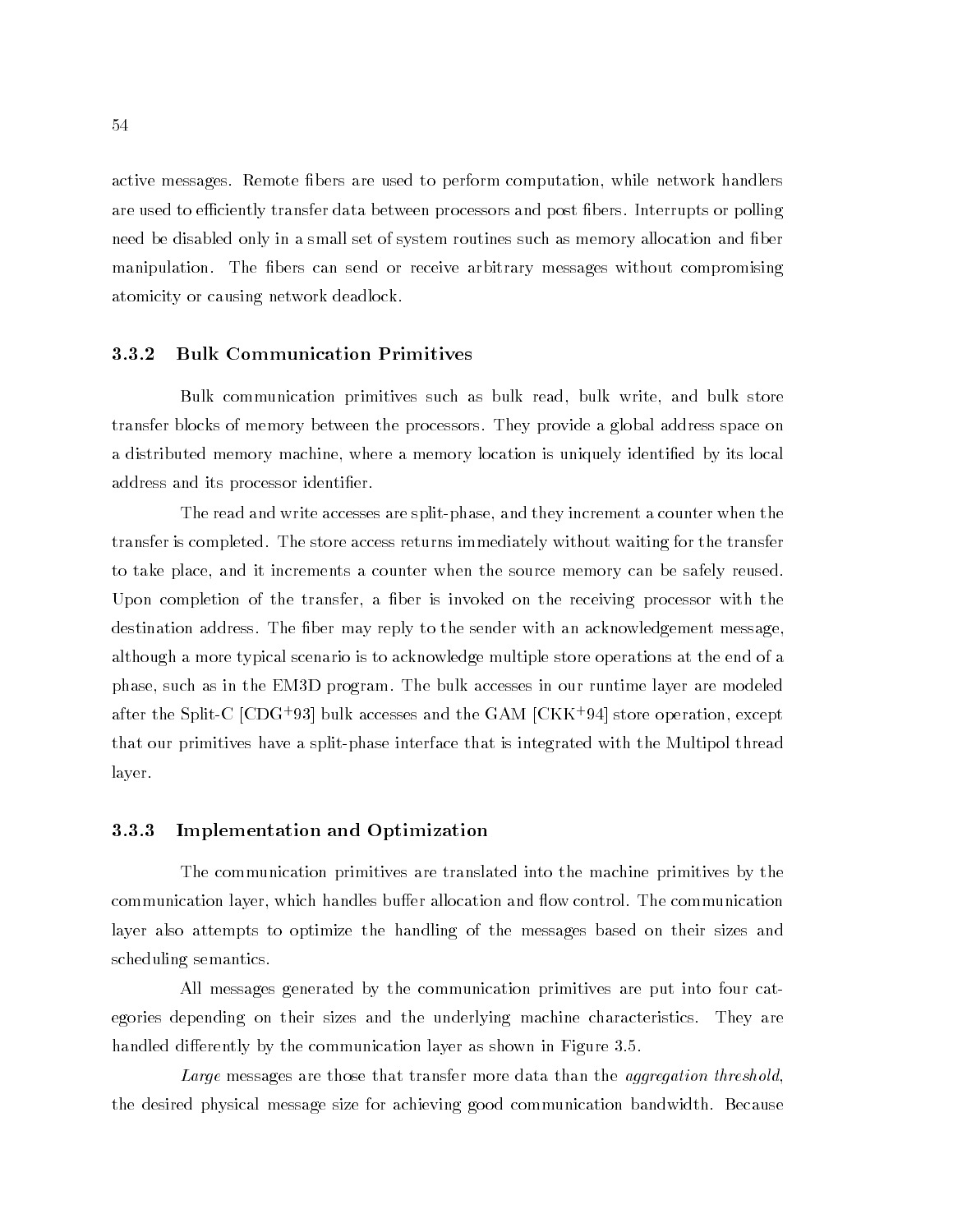active messages. Remote fibers are used to perform computation, while network handlers are used to efficiently transfer data between processors and post fibers. Interrupts or polling need be disabled only in a small set of system routines such as memory allocation and fiber manipulation. The fibers can send or receive arbitrary messages without compromising atomicity or causing network deadlock.

### 3.3.2 Bulk Communication Primitives

Bulk communication primitives such as bulk read, bulk write, and bulk store transfer blocks of memory between the processors. They provide a global address space on a distributed memory machine, where a memory location is uniquely identified by its local address and its processor identifier.

The read and write accesses are split-phase, and they increment a counter when the transfer is completed. The store access returns immediately without waiting for the transfer to take place, and it increments a counter when the source memory can be safely reused. Upon completion of the transfer, a fiber is invoked on the receiving processor with the destination address. The fiber may reply to the sender with an acknowledgement message, although a more typical scenario is to acknowledge multiple store operations at the end of a phase, such as in the EM3D program. The bulk accesses in our runtime layer are modeled after the Split-C [CDG+93] bulk accesses and the GAM [CKK+94] store operation, except that our primitives have a split-phase interface that is integrated with the Multipol thread layer.

### 3.3.3 Implementation and Optimization

The communication primitives are translated into the machine primitives by the communication layer, which handles buffer allocation and flow control. The communication layer also attempts to optimize the handling of the messages based on their sizes and scheduling semantics.

All messages generated by the communication primitives are put into four categories depending on their sizes and the underlying machine characteristics. They are handled differently by the communication layer as shown in Figure 3.5.

*Large* messages are those that transfer more data than the *aggregation threshold*, the desired physical message size for achieving good communication bandwidth. Because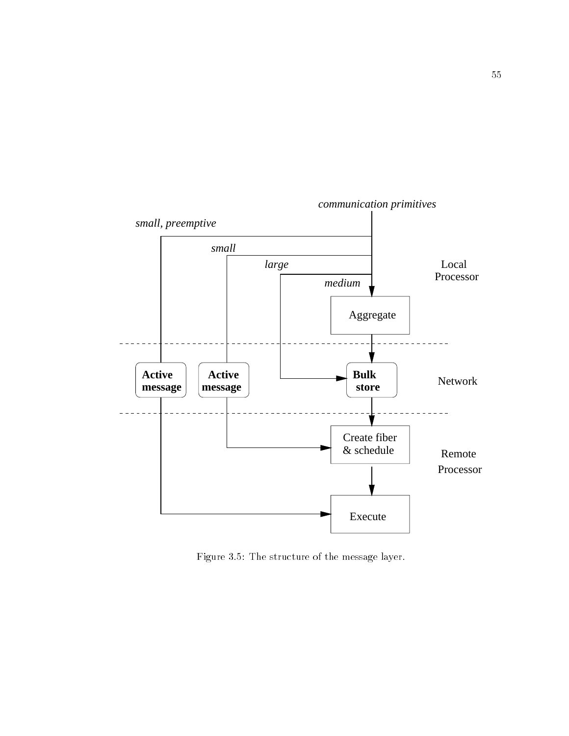communication primitives

small, preemptive

small

large

medium

Local Processor

Aggregate

Network

**Active message**

**Active message**

**Bulk store**

Create fiber & schedule

Remote Processor

Execute

Figure 3.5: The structure of the message layer.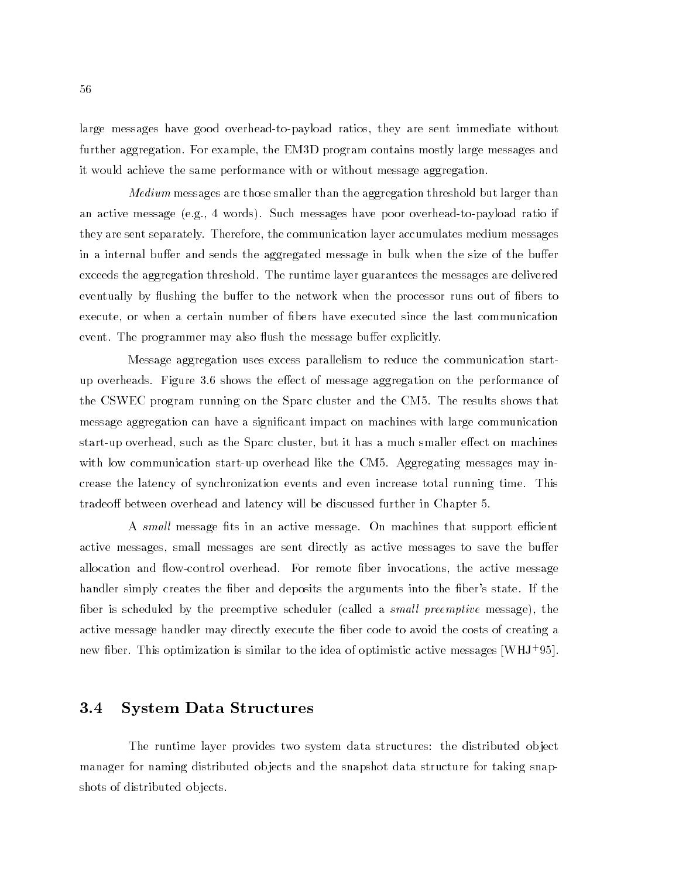large messages have good overhead-to-payload ratios, they are sent immediate without further aggregation. For example, the EM3D program contains mostly large messages and it would achieve the same performance with or without message aggregation.

*Medium* messages are those smaller than the aggregation threshold but larger than an active message (e.g., 4 words). Such messages have poor overhead-to-payload ratio if they are sent separately. Therefore, the communication layer accumulates medium messages in a internal buffer and sends the aggregated message in bulk when the size of the buffer exceeds the aggregation threshold. The runtime layer guarantees the messages are delivered eventually by flushing the buffer to the network when the processor runs out of fibers to execute, or when a certain number of fibers have executed since the last communication event. The programmer may also flush the message buffer explicitly.

Message aggregation uses excess parallelism to reduce the communication start-up overheads. Figure 3.6 shows the effect of message aggregation on the performance of the CSWEC program running on the Sparc cluster and the CM5. The results shows that message aggregation can have a significant impact on machines with large communication start-up overhead, such as the Sparc cluster, but it has a much smaller effect on machines with low communication start-up overhead like the CM5. Aggregating messages may increase the latency of synchronization events and even increase total running time. This tradeoff between overhead and latency will be discussed further in Chapter 5.

A *small* message fits in an active message. On machines that support efficient active messages, small messages are sent directly as active messages to save the buffer allocation and flow-control overhead. For remote fiber invocations, the active message handler simply creates the fiber and deposits the arguments into the fiber's state. If the fiber is scheduled by the preemptive scheduler (called a *small preemptive* message), the active message handler may directly execute the fiber code to avoid the costs of creating a new fiber. This optimization is similar to the idea of optimistic active messages [WHJ+95].

## 3.4 System Data Structures

The runtime layer provides two system data structures: the distributed object manager for naming distributed objects and the snapshot data structure for taking snapshots of distributed objects.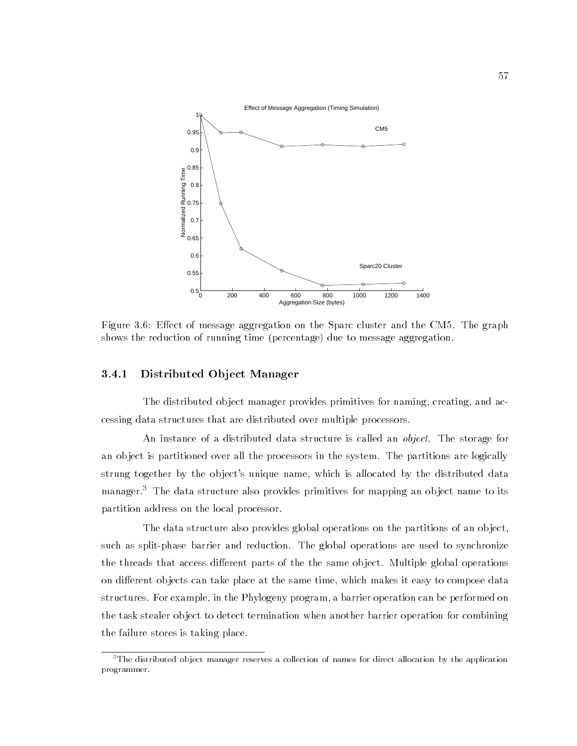Figure 3.6: Effect of message aggregation on the Sparc cluster and the CM5. The graph shows the reduction of running time (percentage) due to message aggregation.

### 3.4.1 Distributed Object Manager

The distributed object manager provides primitives for naming, creating, and accessing data structures that are distributed over multiple processors.

An instance of a distributed data structure is called an *object*. The storage for an object is partitioned over all the processors in the system. The partitions are logically strung together by the object's unique name, which is allocated by the distributed data manager.[3] The data structure also provides primitives for mapping an object name to its partition address on the local processor.

The data structure also provides global operations on the partitions of an object, such as split-phase barrier and reduction. The global operations are used to synchronize the threads that access different parts of the the same object. Multiple global operations on different objects can take place at the same time, which makes it easy to compose data structures. For example, in the Phylogeny program, a barrier operation can be performed on the task stealer object to detect termination when another barrier operation for combining the failure stores is taking place.

[3] The distributed object manager reserves a collection of names for direct allocation by the application programmer.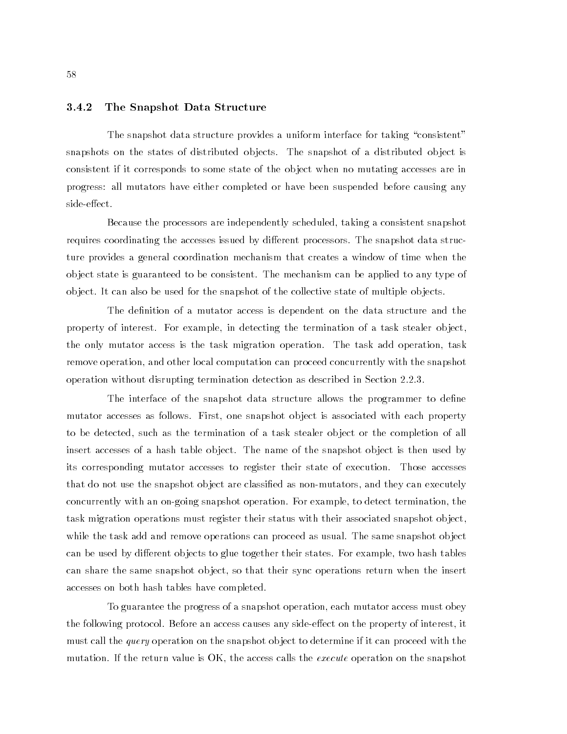### 3.4.2 The Snapshot Data Structure

The snapshot data structure provides a uniform interface for taking "consistent" snapshots on the states of distributed objects. The snapshot of a distributed object is consistent if it corresponds to some state of the object when no mutating accesses are in progress: all mutators have either completed or have been suspended before causing any side-effect.

Because the processors are independently scheduled, taking a consistent snapshot requires coordinating the accesses issued by different processors. The snapshot data structure provides a general coordination mechanism that creates a window of time when the object state is guaranteed to be consistent. The mechanism can be applied to any type of object. It can also be used for the snapshot of the collective state of multiple objects.

The definition of a mutator access is dependent on the data structure and the property of interest. For example, in detecting the termination of a task stealer object, the only mutator access is the task migration operation. The task add operation, task remove operation, and other local computation can proceed concurrently with the snapshot operation without disrupting termination detection as described in Section 2.2.3.

The interface of the snapshot data structure allows the programmer to define mutator accesses as follows. First, one snapshot object is associated with each property to be detected, such as the termination of a task stealer object or the completion of all insert accesses of a hash table object. The name of the snapshot object is then used by its corresponding mutator accesses to register their state of execution. Those accesses that do not use the snapshot object are classified as non-mutators, and they can executely concurrently with an on-going snapshot operation. For example, to detect termination, the task migration operations must register their status with their associated snapshot object, while the task add and remove operations can proceed as usual. The same snapshot object can be used by different objects to glue together their states. For example, two hash tables can share the same snapshot object, so that their sync operations return when the insert accesses on both hash tables have completed.

To guarantee the progress of a snapshot operation, each mutator access must obey the following protocol. Before an access causes any side-effect on the property of interest, it must call the *query* operation on the snapshot object to determine if it can proceed with the mutation. If the return value is OK, the access calls the *execute* operation on the snapshot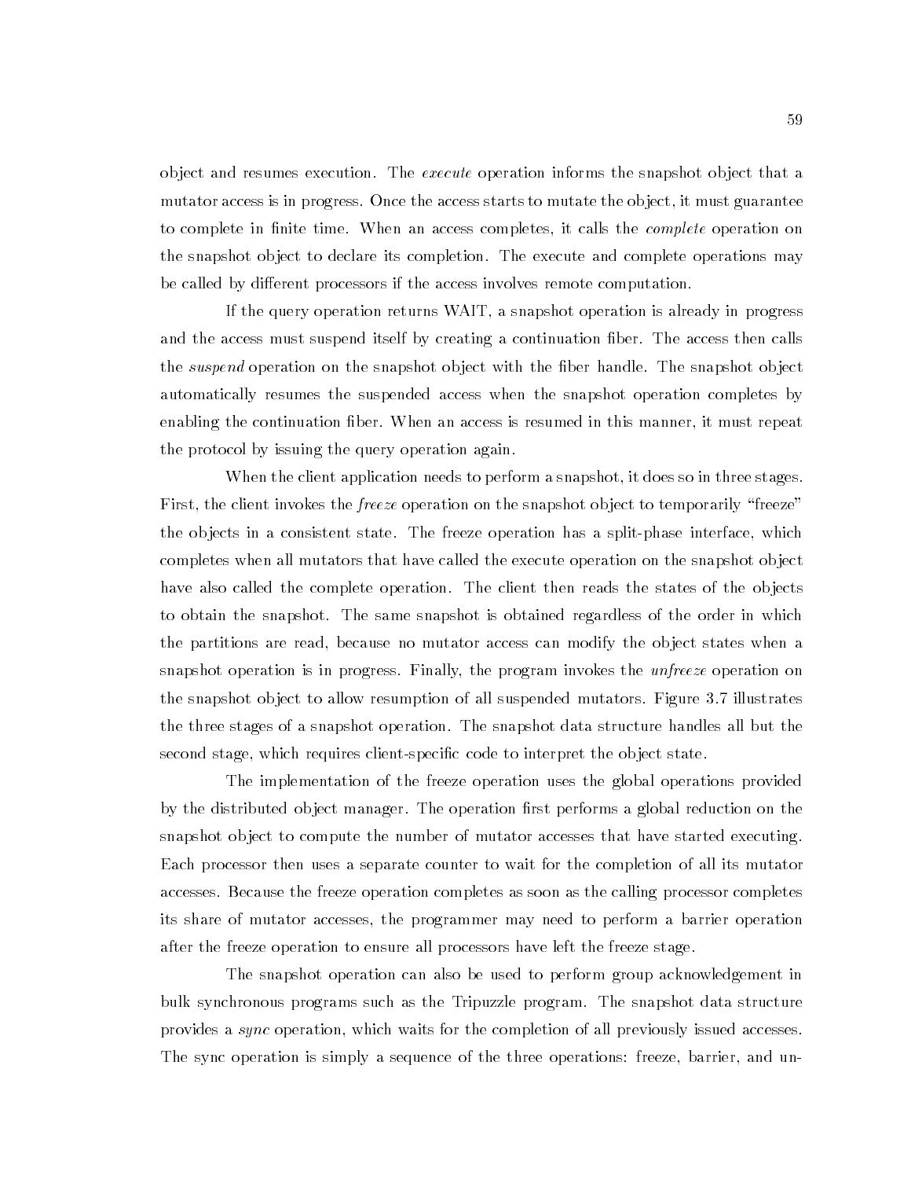object and resumes execution. The *execute* operation informs the snapshot object that a mutator access is in progress. Once the access starts to mutate the object, it must guarantee to complete in finite time. When an access completes, it calls the *complete* operation on the snapshot object to declare its completion. The execute and complete operations may be called by different processors if the access involves remote computation.

If the query operation returns WAIT, a snapshot operation is already in progress and the access must suspend itself by creating a continuation fiber. The access then calls the *suspend* operation on the snapshot object with the fiber handle. The snapshot object automatically resumes the suspended access when the snapshot operation completes by enabling the continuation fiber. When an access is resumed in this manner, it must repeat the protocol by issuing the query operation again.

When the client application needs to perform a snapshot, it does so in three stages. First, the client invokes the *freeze* operation on the snapshot object to temporarily "freeze" the objects in a consistent state. The freeze operation has a split-phase interface, which completes when all mutators that have called the execute operation on the snapshot object have also called the complete operation. The client then reads the states of the objects to obtain the snapshot. The same snapshot is obtained regardless of the order in which the partitions are read, because no mutator access can modify the object states when a snapshot operation is in progress. Finally, the program invokes the *unfreeze* operation on the snapshot object to allow resumption of all suspended mutators. Figure 3.7 illustrates the three stages of a snapshot operation. The snapshot data structure handles all but the second stage, which requires client-specific code to interpret the object state.

The implementation of the freeze operation uses the global operations provided by the distributed object manager. The operation first performs a global reduction on the snapshot object to compute the number of mutator accesses that have started executing. Each processor then uses a separate counter to wait for the completion of all its mutator accesses. Because the freeze operation completes as soon as the calling processor completes its share of mutator accesses, the programmer may need to perform a barrier operation after the freeze operation to ensure all processors have left the freeze stage.

The snapshot operation can also be used to perform group acknowledgement in bulk synchronous programs such as the Tripuzzle program. The snapshot data structure provides a *sync* operation, which waits for the completion of all previously issued accesses. The sync operation is simply a sequence of the three operations: freeze, barrier, and un-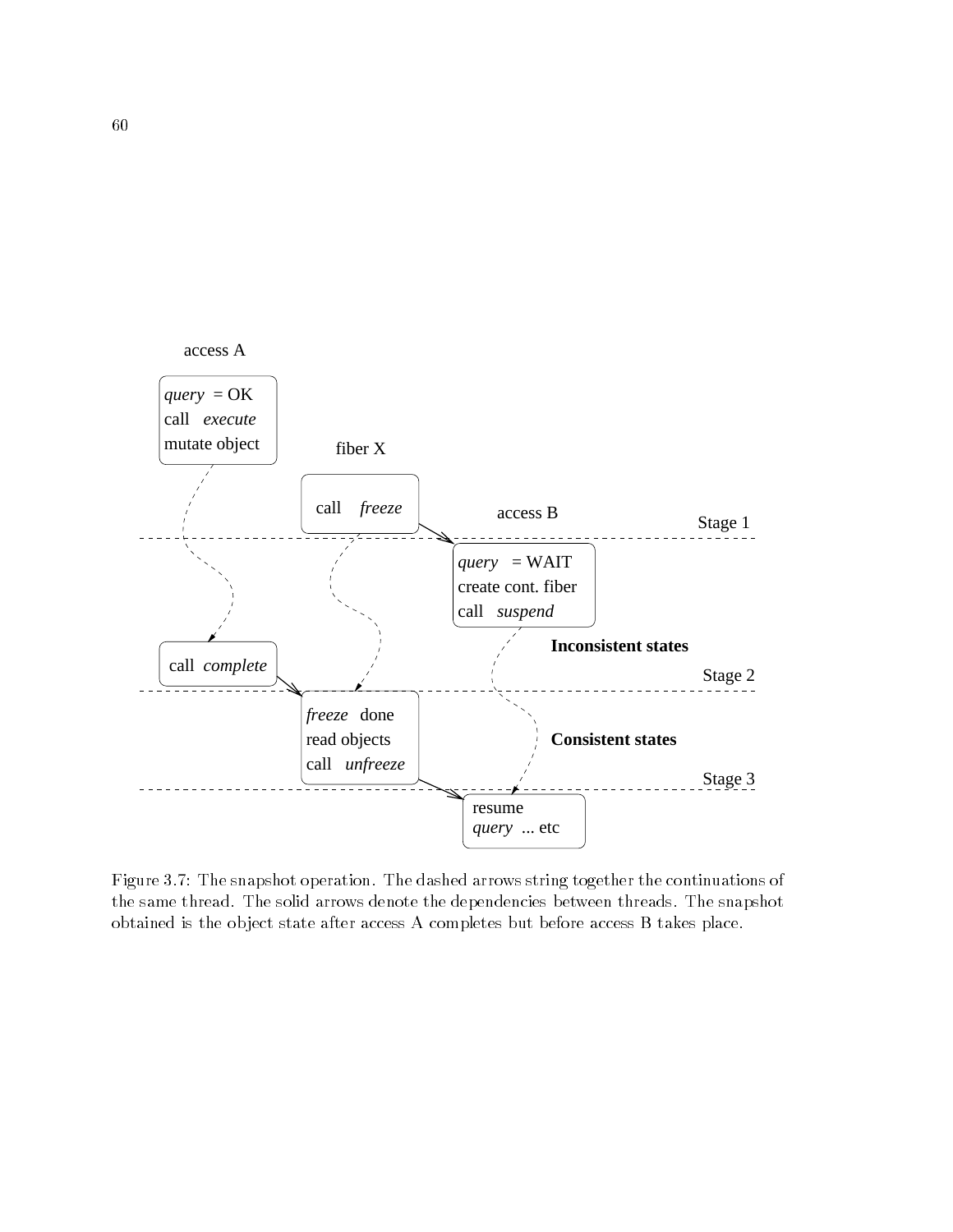access A

query = OK
call execute
mutate object

fiber X

call freeze

access B

Stage 1

query = WAIT
create cont. fiber
call suspend

**Inconsistent states**

call complete

Stage 2

freeze done
read objects
call unfreeze

**Consistent states**

Stage 3

resume
query ... etc

Figure 3.7: The snapshot operation. The dashed arrows string together the continuations of the same thread. The solid arrows denote the dependencies between threads. The snapshot obtained is the object state after access A completes but before access B takes place.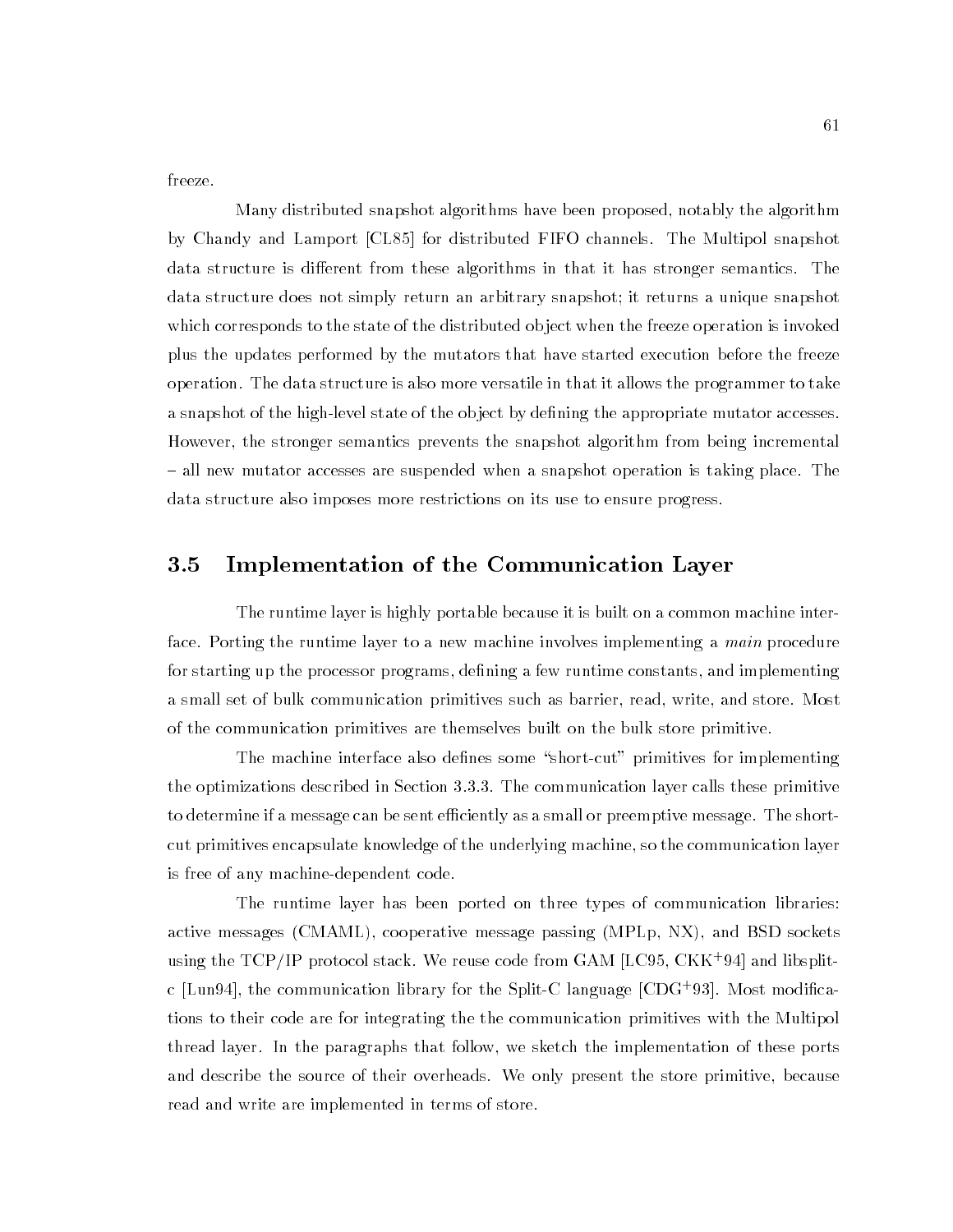freeze.

Many distributed snapshot algorithms have been proposed, notably the algorithm by Chandy and Lamport [CL85] for distributed FIFO channels. The Multipol snapshot data structure is different from these algorithms in that it has stronger semantics. The data structure does not simply return an arbitrary snapshot; it returns a unique snapshot which corresponds to the state of the distributed object when the freeze operation is invoked plus the updates performed by the mutators that have started execution before the freeze operation. The data structure is also more versatile in that it allows the programmer to take a snapshot of the high-level state of the object by defining the appropriate mutator accesses. However, the stronger semantics prevents the snapshot algorithm from being incremental – all new mutator accesses are suspended when a snapshot operation is taking place. The data structure also imposes more restrictions on its use to ensure progress.

## 3.5 Implementation of the Communication Layer

The runtime layer is highly portable because it is built on a common machine interface. Porting the runtime layer to a new machine involves implementing a *main* procedure for starting up the processor programs, defining a few runtime constants, and implementing a small set of bulk communication primitives such as barrier, read, write, and store. Most of the communication primitives are themselves built on the bulk store primitive.

The machine interface also defines some "short-cut" primitives for implementing the optimizations described in Section 3.3.3. The communication layer calls these primitive to determine if a message can be sent efficiently as a small or preemptive message. The short-cut primitives encapsulate knowledge of the underlying machine, so the communication layer is free of any machine-dependent code.

The runtime layer has been ported on three types of communication libraries: active messages (CMAML), cooperative message passing (MPLp, NX), and BSD sockets using the TCP/IP protocol stack. We reuse code from GAM [LC95, CKK+94] and libsplit-c [Lun94], the communication library for the Split-C language [CDG+93]. Most modifications to their code are for integrating the the communication primitives with the Multipol thread layer. In the paragraphs that follow, we sketch the implementation of these ports and describe the source of their overheads. We only present the store primitive, because read and write are implemented in terms of store.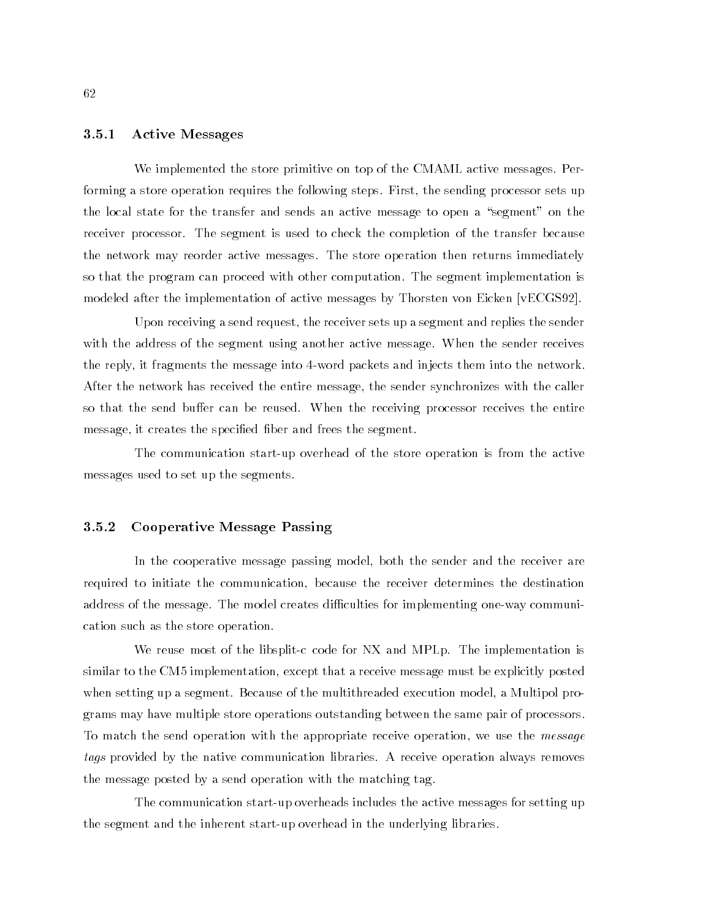### 3.5.1 Active Messages

We implemented the store primitive on top of the CMAML active messages. Performing a store operation requires the following steps. First, the sending processor sets up the local state for the transfer and sends an active message to open a "segment" on the receiver processor. The segment is used to check the completion of the transfer because the network may reorder active messages. The store operation then returns immediately so that the program can proceed with other computation. The segment implementation is modeled after the implementation of active messages by Thorsten von Eicken [vECGS92].

Upon receiving a send request, the receiver sets up a segment and replies the sender with the address of the segment using another active message. When the sender receives the reply, it fragments the message into 4-word packets and injects them into the network. After the network has received the entire message, the sender synchronizes with the caller so that the send buffer can be reused. When the receiving processor receives the entire message, it creates the specified fiber and frees the segment.

The communication start-up overhead of the store operation is from the active messages used to set up the segments.

### 3.5.2 Cooperative Message Passing

In the cooperative message passing model, both the sender and the receiver are required to initiate the communication, because the receiver determines the destination address of the message. The model creates difficulties for implementing one-way communication such as the store operation.

We reuse most of the libsplit-c code for NX and MPLp. The implementation is similar to the CM5 implementation, except that a receive message must be explicitly posted when setting up a segment. Because of the multithreaded execution model, a Multipol programs may have multiple store operations outstanding between the same pair of processors. To match the send operation with the appropriate receive operation, we use the *message tags* provided by the native communication libraries. A receive operation always removes the message posted by a send operation with the matching tag.

The communication start-up overheads includes the active messages for setting up the segment and the inherent start-up overhead in the underlying libraries.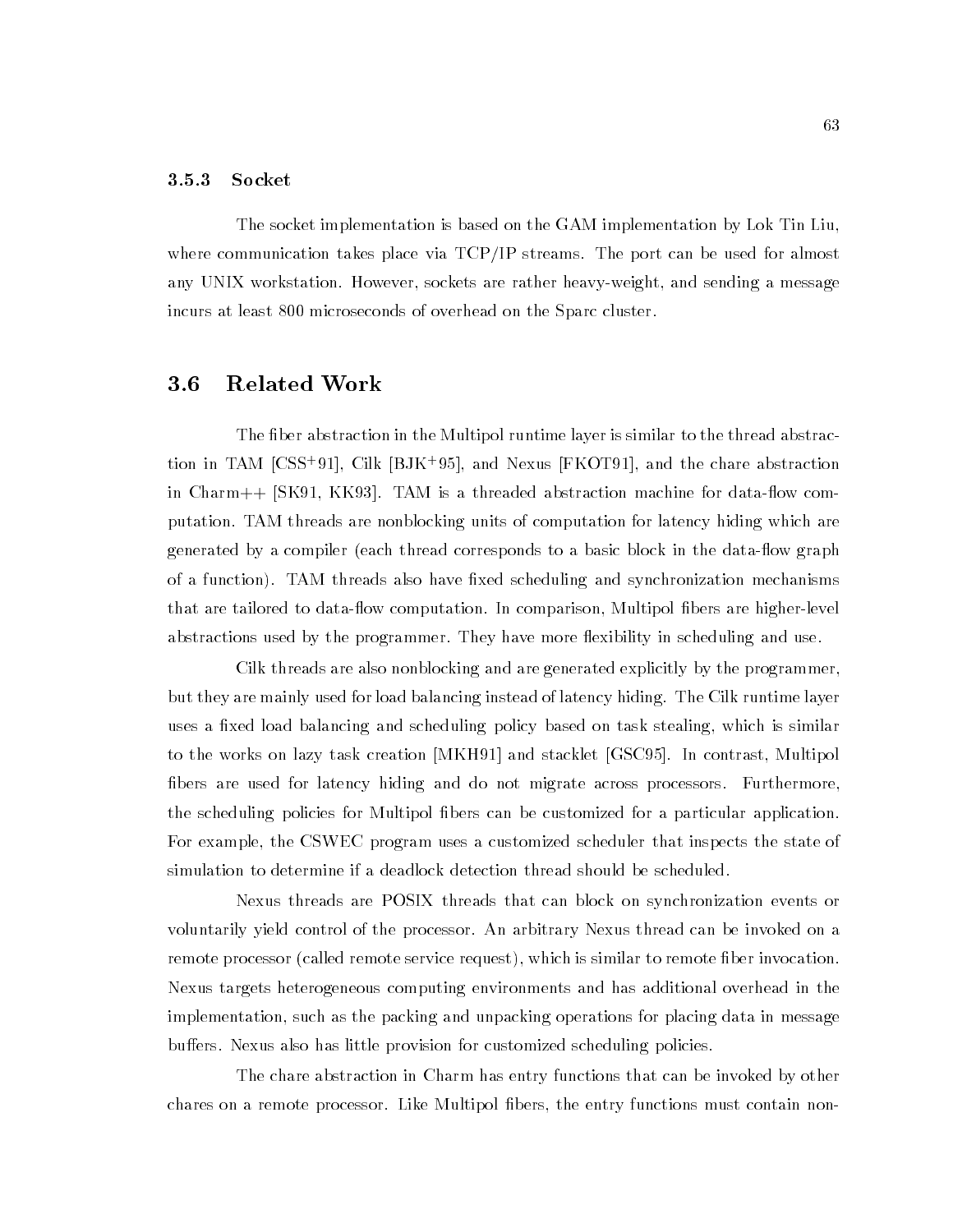### 3.5.3 Socket

The socket implementation is based on the GAM implementation by Lok Tin Liu, where communication takes place via TCP/IP streams. The port can be used for almost any UNIX workstation. However, sockets are rather heavy-weight, and sending a message incurs at least 800 microseconds of overhead on the Sparc cluster.

## 3.6 Related Work

The fiber abstraction in the Multipol runtime layer is similar to the thread abstraction in TAM [CSS+91], Cilk [BJK+95], and Nexus [FKOT91], and the chare abstraction in Charm++ [SK91, KK93]. TAM is a threaded abstraction machine for data-flow computation. TAM threads are nonblocking units of computation for latency hiding which are generated by a compiler (each thread corresponds to a basic block in the data-flow graph of a function). TAM threads also have fixed scheduling and synchronization mechanisms that are tailored to data-flow computation. In comparison, Multipol fibers are higher-level abstractions used by the programmer. They have more flexibility in scheduling and use.

Cilk threads are also nonblocking and are generated explicitly by the programmer, but they are mainly used for load balancing instead of latency hiding. The Cilk runtime layer uses a fixed load balancing and scheduling policy based on task stealing, which is similar to the works on lazy task creation [MKH91] and stacklet [GSC95]. In contrast, Multipol fibers are used for latency hiding and do not migrate across processors. Furthermore, the scheduling policies for Multipol fibers can be customized for a particular application. For example, the CSWEC program uses a customized scheduler that inspects the state of simulation to determine if a deadlock detection thread should be scheduled.

Nexus threads are POSIX threads that can block on synchronization events or voluntarily yield control of the processor. An arbitrary Nexus thread can be invoked on a remote processor (called remote service request), which is similar to remote fiber invocation. Nexus targets heterogeneous computing environments and has additional overhead in the implementation, such as the packing and unpacking operations for placing data in message buffers. Nexus also has little provision for customized scheduling policies.

The chare abstraction in Charm has entry functions that can be invoked by other chares on a remote processor. Like Multipol fibers, the entry functions must contain non-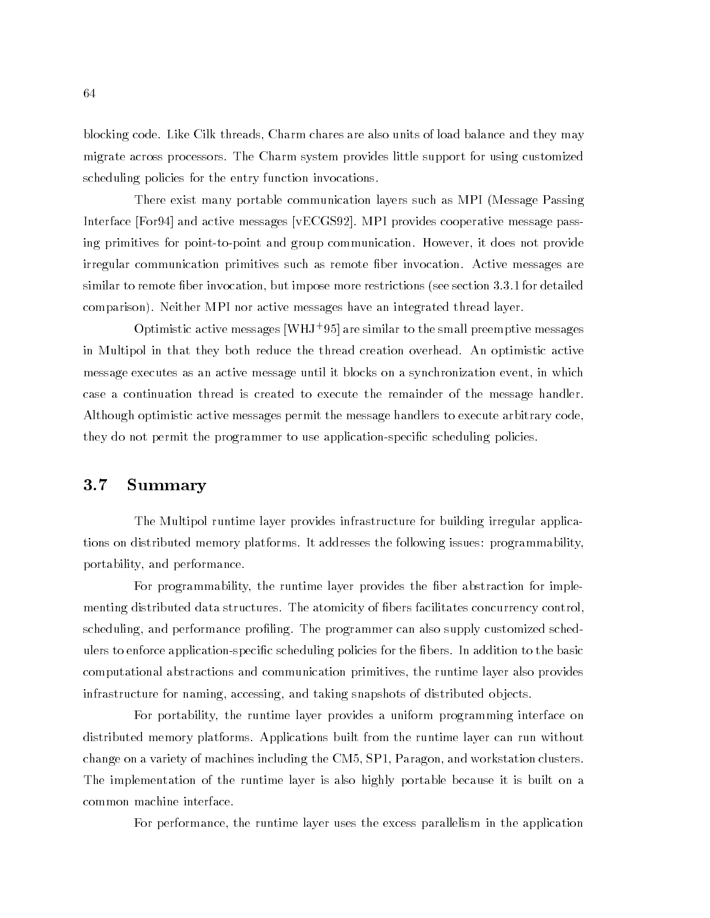blocking code. Like Cilk threads, Charm chares are also units of load balance and they may migrate across processors. The Charm system provides little support for using customized scheduling policies for the entry function invocations.

There exist many portable communication layers such as MPI (Message Passing Interface [For94] and active messages [vECGS92]. MPI provides cooperative message passing primitives for point-to-point and group communication. However, it does not provide irregular communication primitives such as remote fiber invocation. Active messages are similar to remote fiber invocation, but impose more restrictions (see section 3.3.1 for detailed comparison). Neither MPI nor active messages have an integrated thread layer.

Optimistic active messages [WHJ+95] are similar to the small preemptive messages in Multipol in that they both reduce the thread creation overhead. An optimistic active message executes as an active message until it blocks on a synchronization event, in which case a continuation thread is created to execute the remainder of the message handler. Although optimistic active messages permit the message handlers to execute arbitrary code, they do not permit the programmer to use application-specific scheduling policies.

## 3.7 Summary

The Multipol runtime layer provides infrastructure for building irregular applications on distributed memory platforms. It addresses the following issues: programmability, portability, and performance.

For programmability, the runtime layer provides the fiber abstraction for implementing distributed data structures. The atomicity of fibers facilitates concurrency control, scheduling, and performance profiling. The programmer can also supply customized schedulers to enforce application-specific scheduling policies for the fibers. In addition to the basic computational abstractions and communication primitives, the runtime layer also provides infrastructure for naming, accessing, and taking snapshots of distributed objects.

For portability, the runtime layer provides a uniform programming interface on distributed memory platforms. Applications built from the runtime layer can run without change on a variety of machines including the CM5, SP1, Paragon, and workstation clusters. The implementation of the runtime layer is also highly portable because it is built on a common machine interface.

For performance, the runtime layer uses the excess parallelism in the application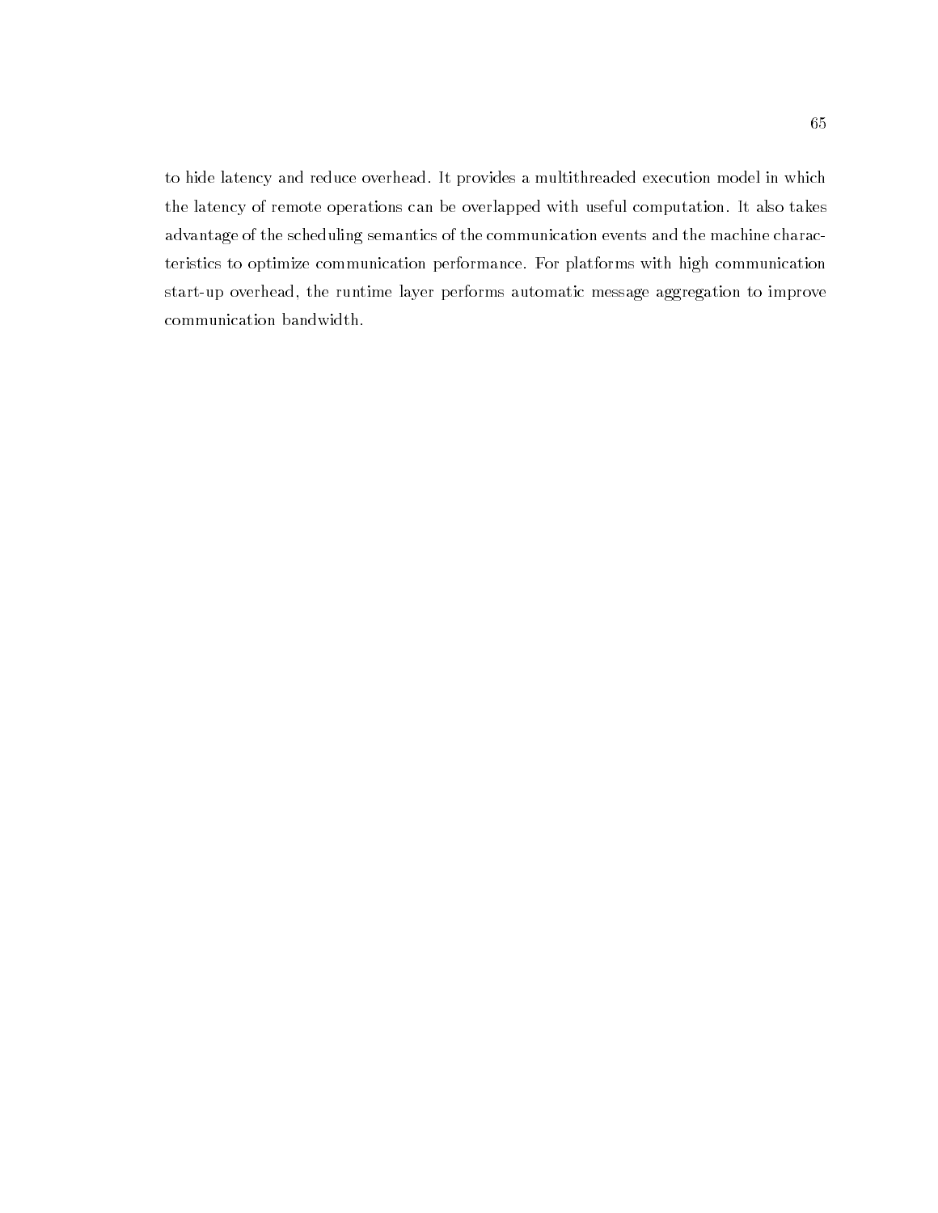to hide latency and reduce overhead. It provides a multithreaded execution model in which the latency of remote operations can be overlapped with useful computation. It also takes advantage of the scheduling semantics of the communication events and the machine characteristics to optimize communication performance. For platforms with high communication start-up overhead, the runtime layer performs automatic message aggregation to improve communication bandwidth.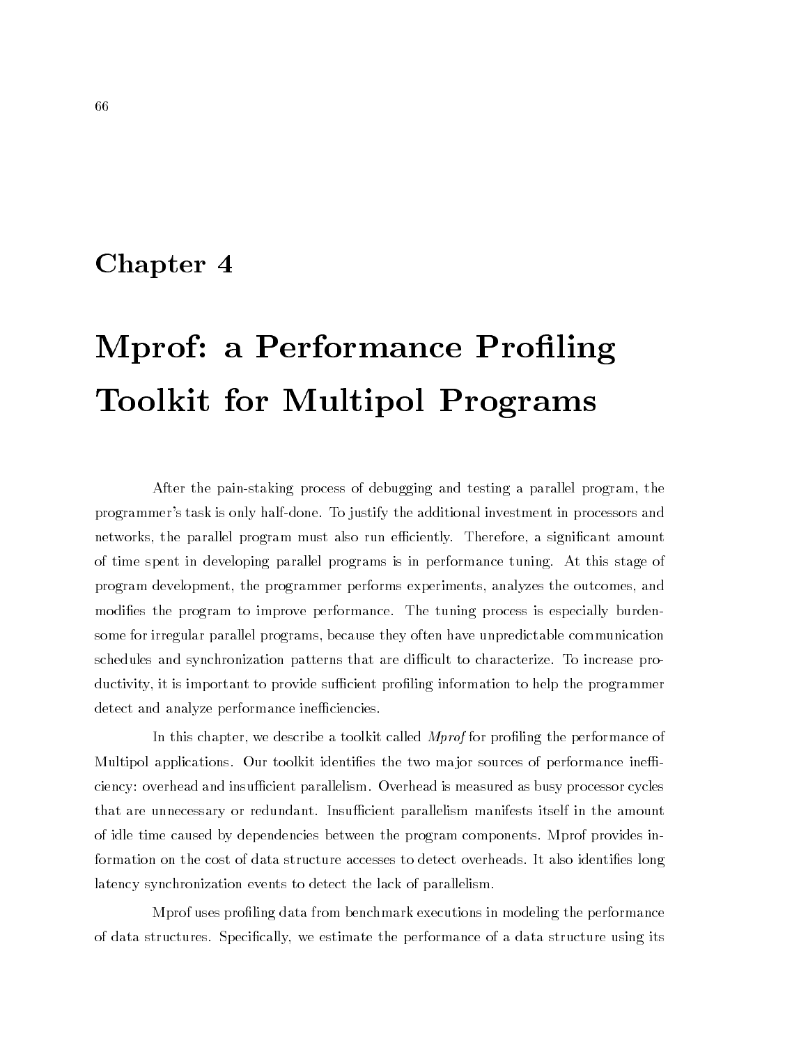# Chapter 4

# Mprof: a Performance Profiling Toolkit for Multipol Programs

After the pain-staking process of debugging and testing a parallel program, the programmer's task is only half-done. To justify the additional investment in processors and networks, the parallel program must also run efficiently. Therefore, a significant amount of time spent in developing parallel programs is in performance tuning. At this stage of program development, the programmer performs experiments, analyzes the outcomes, and modifies the program to improve performance. The tuning process is especially burdensome for irregular parallel programs, because they often have unpredictable communication schedules and synchronization patterns that are difficult to characterize. To increase productivity, it is important to provide sufficient profiling information to help the programmer detect and analyze performance inefficiencies.

In this chapter, we describe a toolkit called *Mprof* for profiling the performance of Multipol applications. Our toolkit identifies the two major sources of performance inefficiency: overhead and insufficient parallelism. Overhead is measured as busy processor cycles that are unnecessary or redundant. Insufficient parallelism manifests itself in the amount of idle time caused by dependencies between the program components. Mprof provides information on the cost of data structure accesses to detect overheads. It also identifies long latency synchronization events to detect the lack of parallelism.

Mprof uses profiling data from benchmark executions in modeling the performance of data structures. Specifically, we estimate the performance of a data structure using its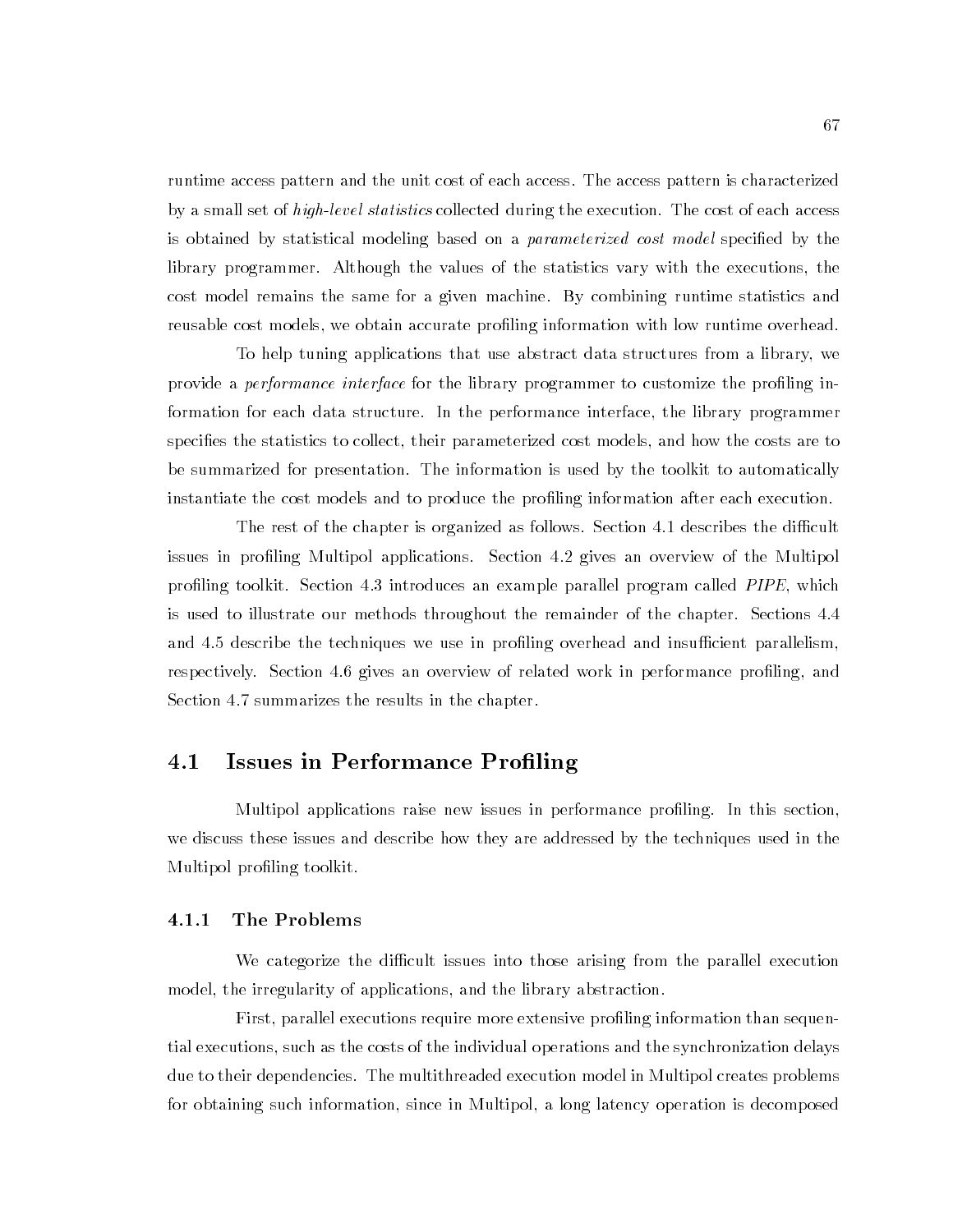runtime access pattern and the unit cost of each access. The access pattern is characterized by a small set of *high-level statistics* collected during the execution. The cost of each access is obtained by statistical modeling based on a *parameterized cost model* specified by the library programmer. Although the values of the statistics vary with the executions, the cost model remains the same for a given machine. By combining runtime statistics and reusable cost models, we obtain accurate profiling information with low runtime overhead.

To help tuning applications that use abstract data structures from a library, we provide a *performance interface* for the library programmer to customize the profiling information for each data structure. In the performance interface, the library programmer specifies the statistics to collect, their parameterized cost models, and how the costs are to be summarized for presentation. The information is used by the toolkit to automatically instantiate the cost models and to produce the profiling information after each execution.

The rest of the chapter is organized as follows. Section 4.1 describes the difficult issues in profiling Multipol applications. Section 4.2 gives an overview of the Multipol profiling toolkit. Section 4.3 introduces an example parallel program called *PIPE*, which is used to illustrate our methods throughout the remainder of the chapter. Sections 4.4 and 4.5 describe the techniques we use in profiling overhead and insufficient parallelism, respectively. Section 4.6 gives an overview of related work in performance profiling, and Section 4.7 summarizes the results in the chapter.

## 4.1 Issues in Performance Profiling

Multipol applications raise new issues in performance profiling. In this section, we discuss these issues and describe how they are addressed by the techniques used in the Multipol profiling toolkit.

### 4.1.1 The Problems

We categorize the difficult issues into those arising from the parallel execution model, the irregularity of applications, and the library abstraction.

First, parallel executions require more extensive profiling information than sequential executions, such as the costs of the individual operations and the synchronization delays due to their dependencies. The multithreaded execution model in Multipol creates problems for obtaining such information, since in Multipol, a long latency operation is decomposed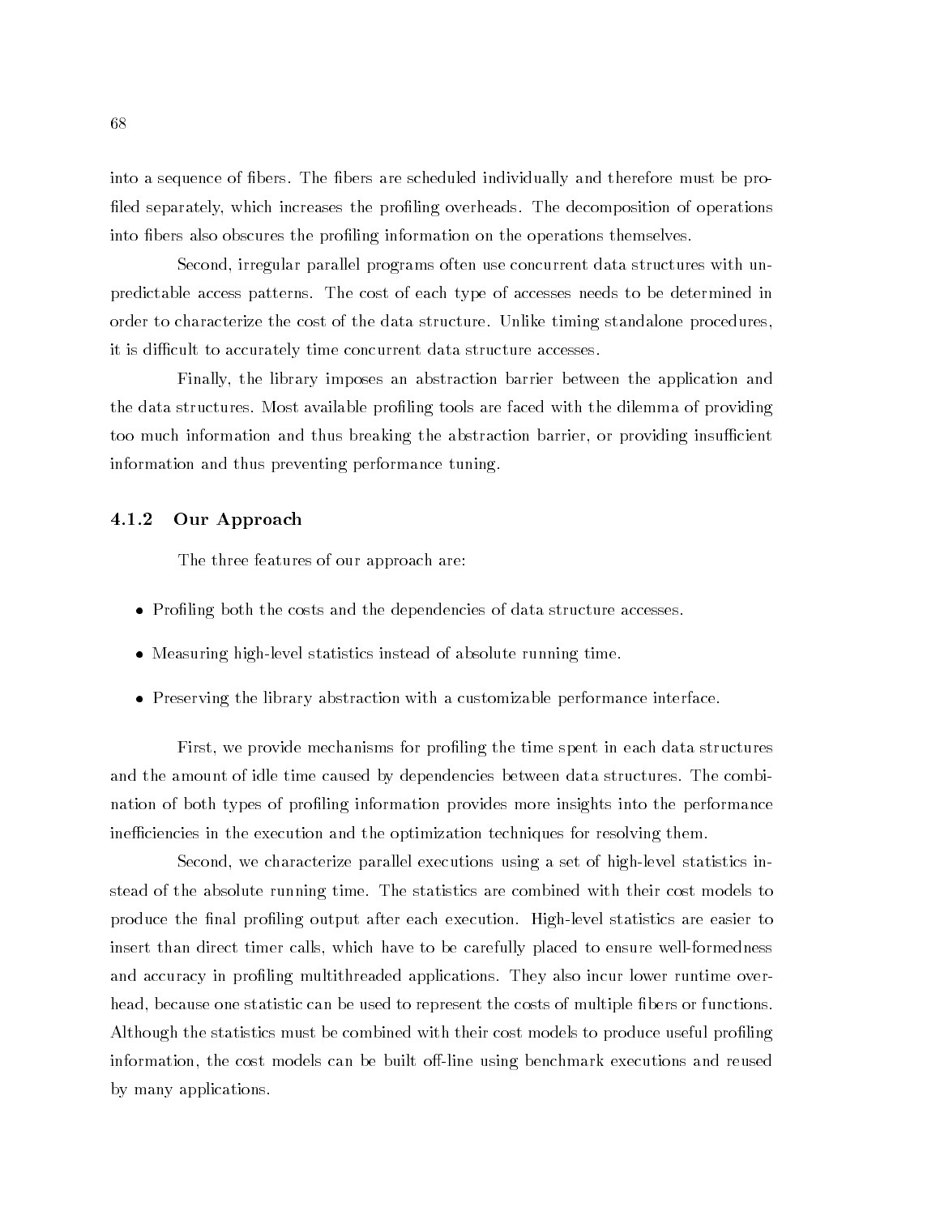into a sequence of fibers. The fibers are scheduled individually and therefore must be profiled separately, which increases the profiling overheads. The decomposition of operations into fibers also obscures the profiling information on the operations themselves.

Second, irregular parallel programs often use concurrent data structures with unpredictable access patterns. The cost of each type of accesses needs to be determined in order to characterize the cost of the data structure. Unlike timing standalone procedures, it is difficult to accurately time concurrent data structure accesses.

Finally, the library imposes an abstraction barrier between the application and the data structures. Most available profiling tools are faced with the dilemma of providing too much information and thus breaking the abstraction barrier, or providing insufficient information and thus preventing performance tuning.

### 4.1.2 Our Approach

The three features of our approach are:

- Profiling both the costs and the dependencies of data structure accesses.
- Measuring high-level statistics instead of absolute running time.
- Preserving the library abstraction with a customizable performance interface.

First, we provide mechanisms for profiling the time spent in each data structures and the amount of idle time caused by dependencies between data structures. The combination of both types of profiling information provides more insights into the performance inefficiencies in the execution and the optimization techniques for resolving them.

Second, we characterize parallel executions using a set of high-level statistics instead of the absolute running time. The statistics are combined with their cost models to produce the final profiling output after each execution. High-level statistics are easier to insert than direct timer calls, which have to be carefully placed to ensure well-formedness and accuracy in profiling multithreaded applications. They also incur lower runtime overhead, because one statistic can be used to represent the costs of multiple fibers or functions. Although the statistics must be combined with their cost models to produce useful profiling information, the cost models can be built off-line using benchmark executions and reused by many applications.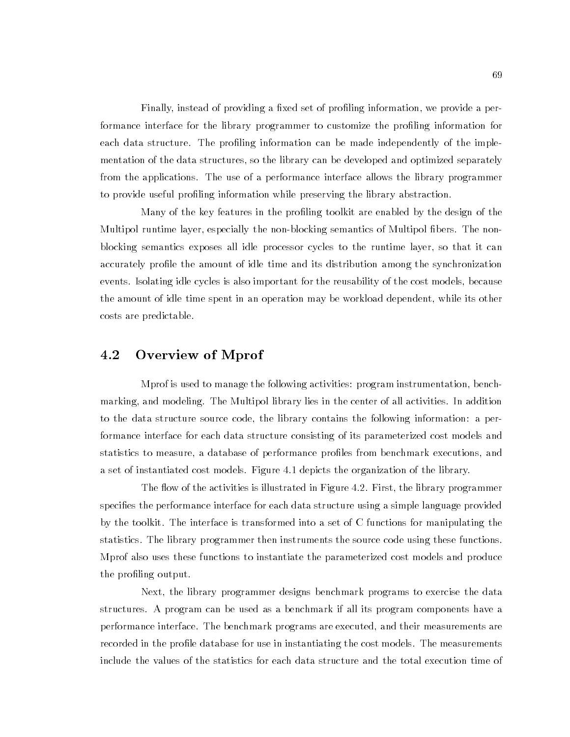Finally, instead of providing a fixed set of profiling information, we provide a performance interface for the library programmer to customize the profiling information for each data structure. The profiling information can be made independently of the implementation of the data structures, so the library can be developed and optimized separately from the applications. The use of a performance interface allows the library programmer to provide useful profiling information while preserving the library abstraction.

Many of the key features in the profiling toolkit are enabled by the design of the Multipol runtime layer, especially the non-blocking semantics of Multipol fibers. The non-blocking semantics exposes all idle processor cycles to the runtime layer, so that it can accurately profile the amount of idle time and its distribution among the synchronization events. Isolating idle cycles is also important for the reusability of the cost models, because the amount of idle time spent in an operation may be workload dependent, while its other costs are predictable.

## 4.2 Overview of Mprof

Mprof is used to manage the following activities: program instrumentation, benchmarking, and modeling. The Multipol library lies in the center of all activities. In addition to the data structure source code, the library contains the following information: a performance interface for each data structure consisting of its parameterized cost models and statistics to measure, a database of performance profiles from benchmark executions, and a set of instantiated cost models. Figure 4.1 depicts the organization of the library.

The flow of the activities is illustrated in Figure 4.2. First, the library programmer specifies the performance interface for each data structure using a simple language provided by the toolkit. The interface is transformed into a set of C functions for manipulating the statistics. The library programmer then instruments the source code using these functions. Mprof also uses these functions to instantiate the parameterized cost models and produce the profiling output.

Next, the library programmer designs benchmark programs to exercise the data structures. A program can be used as a benchmark if all its program components have a performance interface. The benchmark programs are executed, and their measurements are recorded in the profile database for use in instantiating the cost models. The measurements include the values of the statistics for each data structure and the total execution time of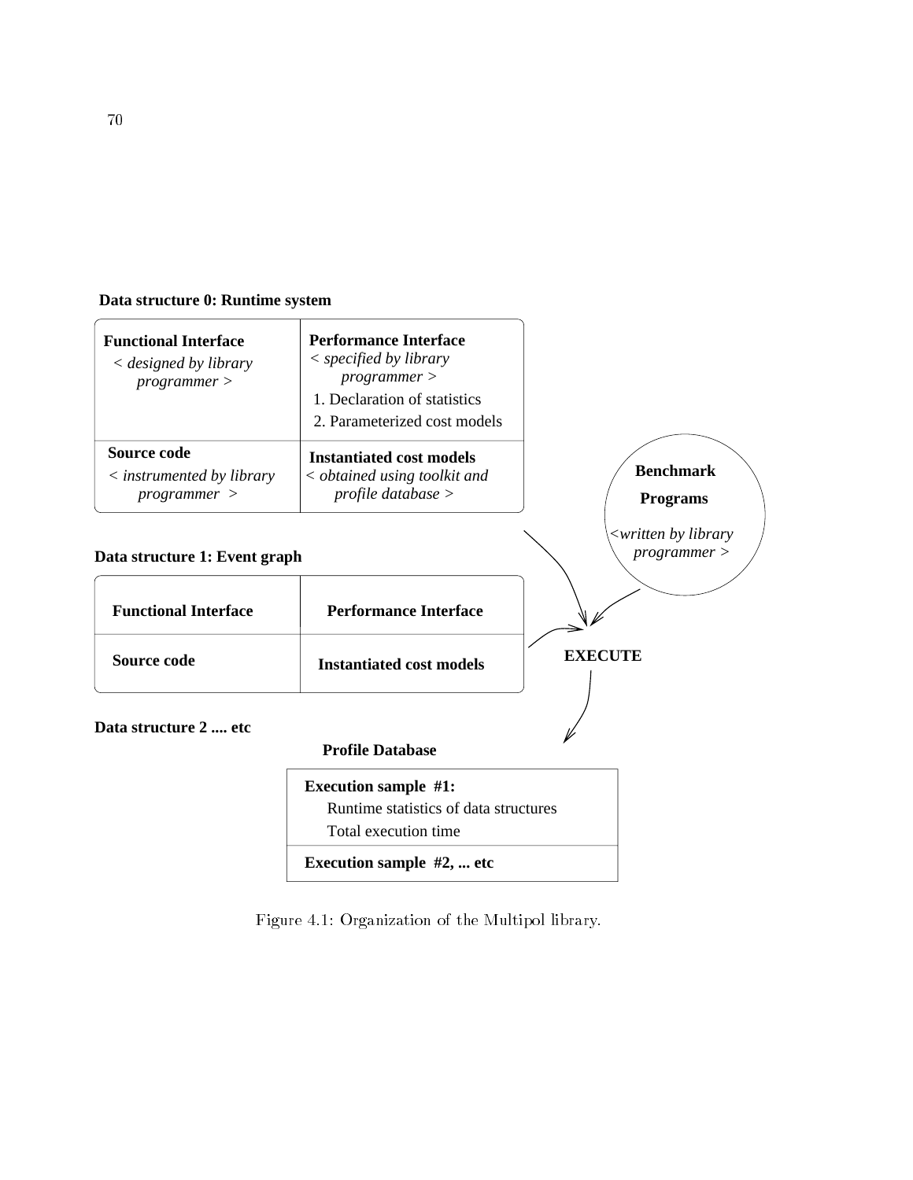**Data structure 0: Runtime system**

| **Functional Interface** *< designed by library programmer >* | **Performance Interface** *< specified by library programmer >* 1. Declaration of statistics 2. Parameterized cost models |
|---|---|
| **Source code** *< instrumented by library programmer >* | **Instantiated cost models** *< obtained using toolkit and profile database >* |

**Benchmark Programs**

*<written by library programmer >*

**Data structure 1: Event graph**

| **Functional Interface** | **Performance Interface** |
|---|---|
| **Source code** | **Instantiated cost models** |

**EXECUTE**

**Data structure 2 .... etc**

**Profile Database**

| **Execution sample #1:** Runtime statistics of data structures Total execution time |
|---|
| **Execution sample #2, ... etc** |

Figure 4.1: Organization of the Multipol library.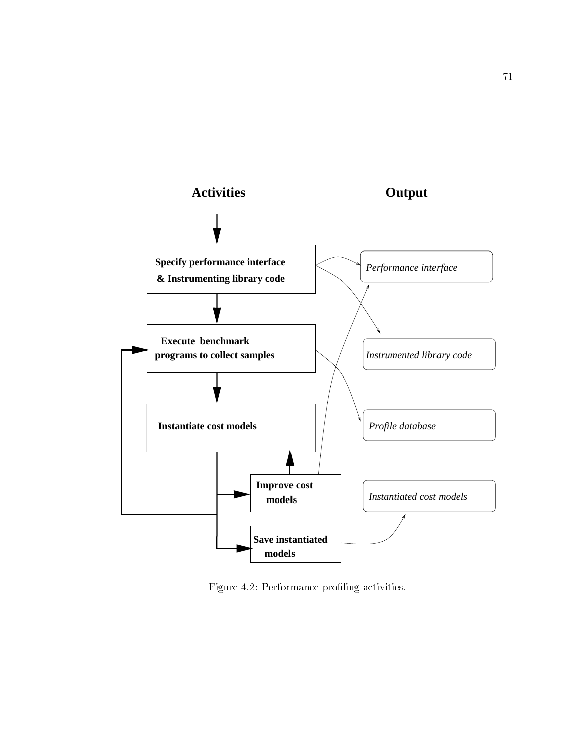**Activities** | **Output**

**Specify performance interface & Instrumenting library code** → *Performance interface*, *Instrumented library code*

**Execute benchmark programs to collect samples** → *Profile database*

**Instantiate cost models**

**Improve cost models** → *Performance interface*

**Save instantiated models** → *Instantiated cost models*

Figure 4.2: Performance profiling activities.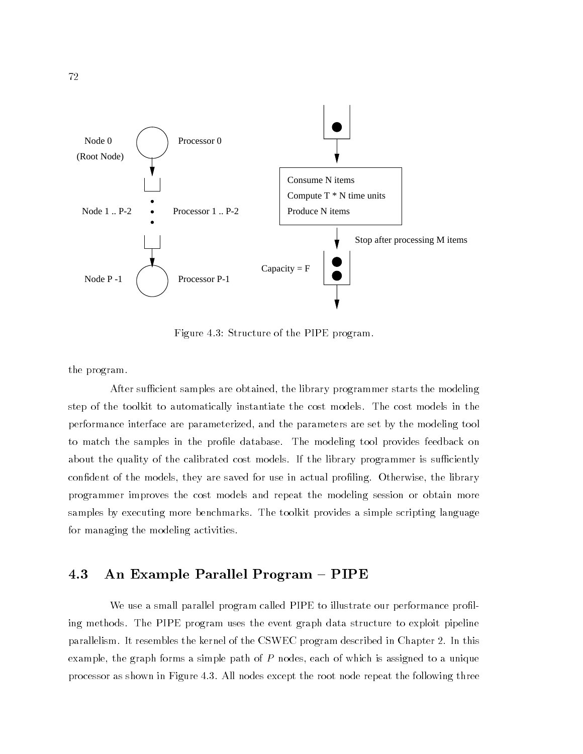Figure 4.3: Structure of the PIPE program.

the program.

After sufficient samples are obtained, the library programmer starts the modeling step of the toolkit to automatically instantiate the cost models. The cost models in the performance interface are parameterized, and the parameters are set by the modeling tool to match the samples in the profile database. The modeling tool provides feedback on about the quality of the calibrated cost models. If the library programmer is sufficiently confident of the models, they are saved for use in actual profiling. Otherwise, the library programmer improves the cost models and repeat the modeling session or obtain more samples by executing more benchmarks. The toolkit provides a simple scripting language for managing the modeling activities.

## 4.3 An Example Parallel Program – PIPE

We use a small parallel program called PIPE to illustrate our performance profiling methods. The PIPE program uses the event graph data structure to exploit pipeline parallelism. It resembles the kernel of the CSWEC program described in Chapter 2. In this example, the graph forms a simple path of $P$ nodes, each of which is assigned to a unique processor as shown in Figure 4.3. All nodes except the root node repeat the following three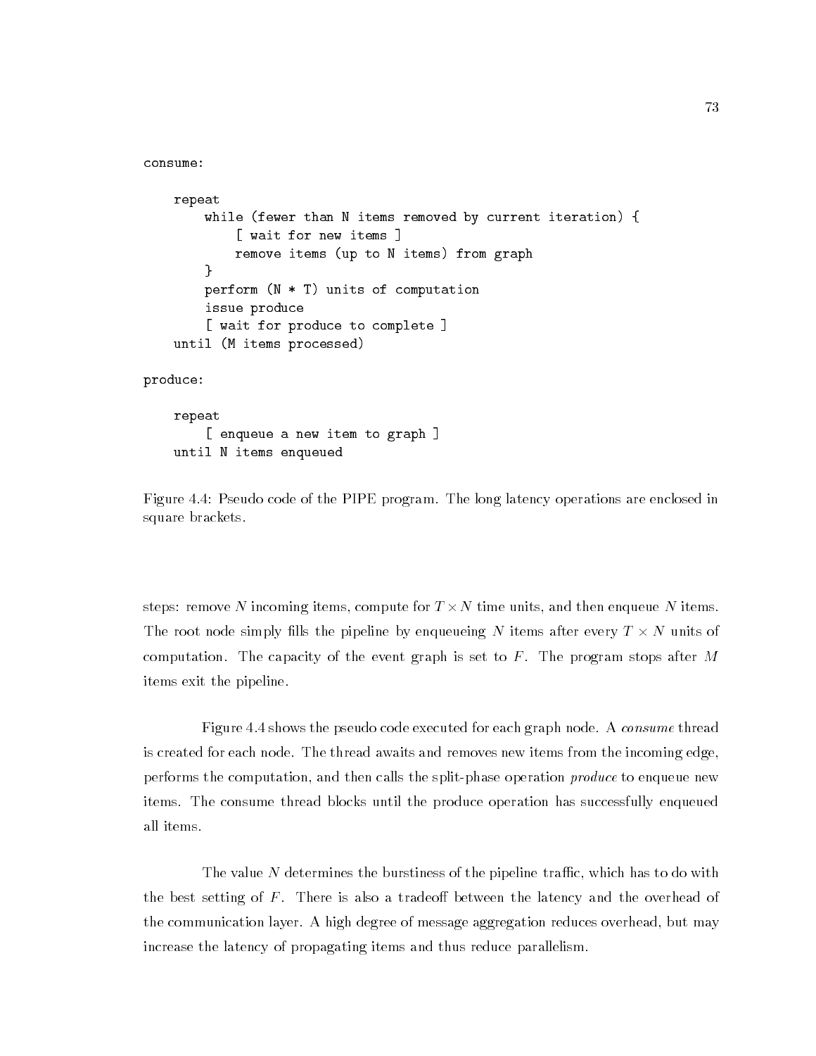```
consume:

    repeat
        while (fewer than N items removed by current iteration) {
            [ wait for new items ]
            remove items (up to N items) from graph
        }
        perform (N * T) units of computation
        issue produce
        [ wait for produce to complete ]
    until (M items processed)

produce:

    repeat
        [ enqueue a new item to graph ]
    until N items enqueued
```

Figure 4.4: Pseudo code of the PIPE program. The long latency operations are enclosed in square brackets.

steps: remove $N$ incoming items, compute for $T \times N$ time units, and then enqueue $N$ items. The root node simply fills the pipeline by enqueueing $N$ items after every $T \times N$ units of computation. The capacity of the event graph is set to $F$. The program stops after $M$ items exit the pipeline.

Figure 4.4 shows the pseudo code executed for each graph node. A *consume* thread is created for each node. The thread awaits and removes new items from the incoming edge, performs the computation, and then calls the split-phase operation *produce* to enqueue new items. The consume thread blocks until the produce operation has successfully enqueued all items.

The value $N$ determines the burstiness of the pipeline traffic, which has to do with the best setting of $F$. There is also a tradeoff between the latency and the overhead of the communication layer. A high degree of message aggregation reduces overhead, but may increase the latency of propagating items and thus reduce parallelism.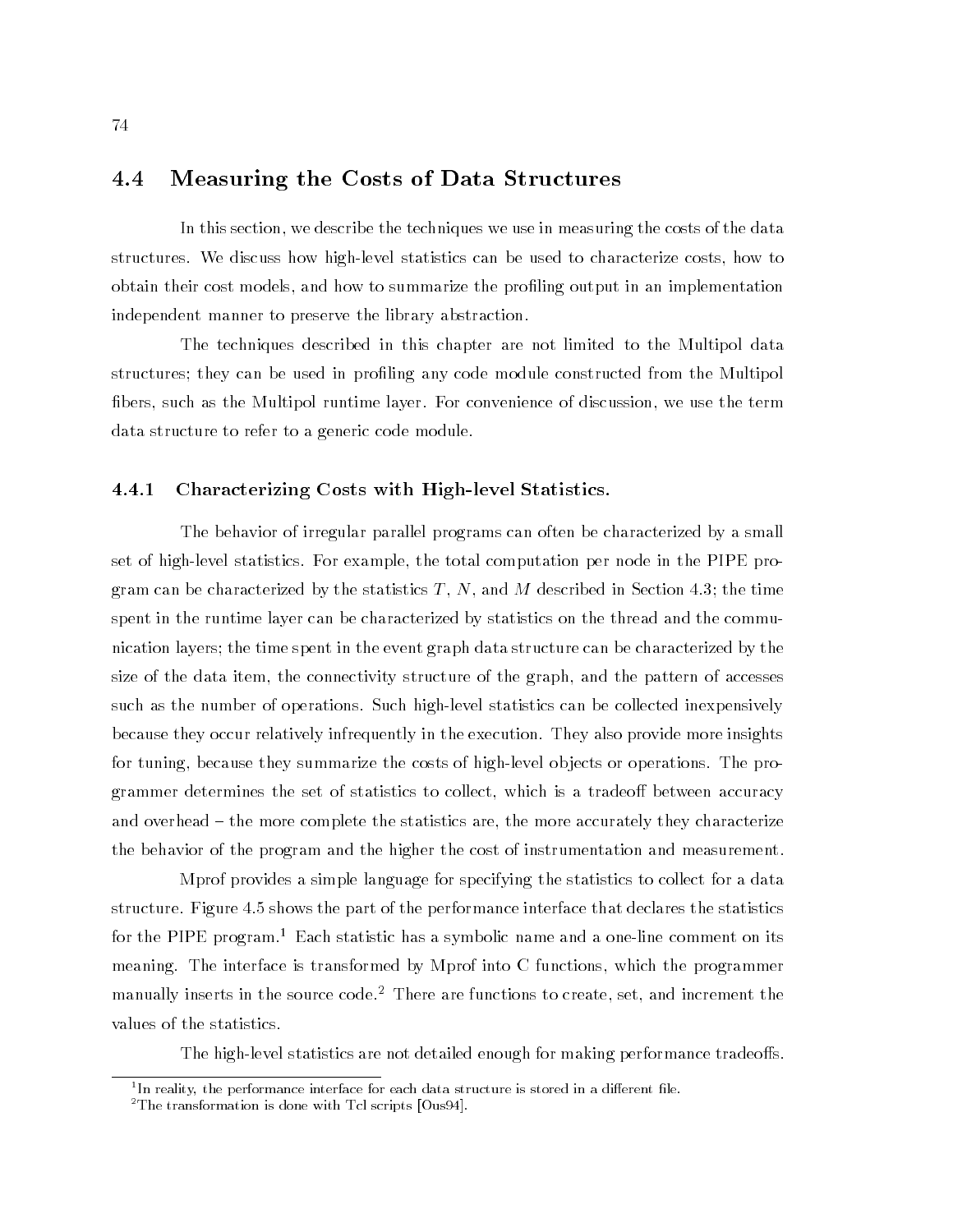## 4.4 Measuring the Costs of Data Structures

In this section, we describe the techniques we use in measuring the costs of the data structures. We discuss how high-level statistics can be used to characterize costs, how to obtain their cost models, and how to summarize the profiling output in an implementation independent manner to preserve the library abstraction.

The techniques described in this chapter are not limited to the Multipol data structures; they can be used in profiling any code module constructed from the Multipol fibers, such as the Multipol runtime layer. For convenience of discussion, we use the term data structure to refer to a generic code module.

### 4.4.1 Characterizing Costs with High-level Statistics.

The behavior of irregular parallel programs can often be characterized by a small set of high-level statistics. For example, the total computation per node in the PIPE program can be characterized by the statistics $T$, $N$, and $M$ described in Section 4.3; the time spent in the runtime layer can be characterized by statistics on the thread and the communication layers; the time spent in the event graph data structure can be characterized by the size of the data item, the connectivity structure of the graph, and the pattern of accesses such as the number of operations. Such high-level statistics can be collected inexpensively because they occur relatively infrequently in the execution. They also provide more insights for tuning, because they summarize the costs of high-level objects or operations. The programmer determines the set of statistics to collect, which is a tradeoff between accuracy and overhead – the more complete the statistics are, the more accurately they characterize the behavior of the program and the higher the cost of instrumentation and measurement.

Mprof provides a simple language for specifying the statistics to collect for a data structure. Figure 4.5 shows the part of the performance interface that declares the statistics for the PIPE program.[1] Each statistic has a symbolic name and a one-line comment on its meaning. The interface is transformed by Mprof into C functions, which the programmer manually inserts in the source code.[2] There are functions to create, set, and increment the values of the statistics.

The high-level statistics are not detailed enough for making performance tradeoffs.

[1] In reality, the performance interface for each data structure is stored in a different file.

[2] The transformation is done with Tcl scripts [Ous94].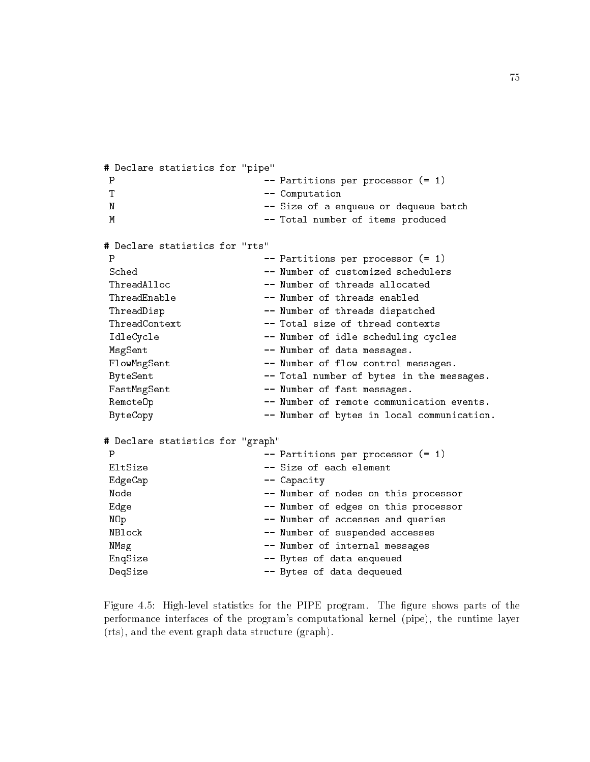```
# Declare statistics for "pipe"
 P                          -- Partitions per processor (= 1)
 T                          -- Computation
 N                          -- Size of a enqueue or dequeue batch
 M                          -- Total number of items produced

# Declare statistics for "rts"
 P                          -- Partitions per processor (= 1)
 Sched                      -- Number of customized schedulers
 ThreadAlloc                -- Number of threads allocated
 ThreadEnable               -- Number of threads enabled
 ThreadDisp                 -- Number of threads dispatched
 ThreadContext              -- Total size of thread contexts
 IdleCycle                  -- Number of idle scheduling cycles
 MsgSent                    -- Number of data messages.
 FlowMsgSent                -- Number of flow control messages.
 ByteSent                   -- Total number of bytes in the messages.
 FastMsgSent                -- Number of fast messages.
 RemoteOp                   -- Number of remote communication events.
 ByteCopy                   -- Number of bytes in local communication.

# Declare statistics for "graph"
 P                          -- Partitions per processor (= 1)
 EltSize                    -- Size of each element
 EdgeCap                    -- Capacity
 Node                       -- Number of nodes on this processor
 Edge                       -- Number of edges on this processor
 NOp                        -- Number of accesses and queries
 NBlock                     -- Number of suspended accesses
 NMsg                       -- Number of internal messages
 EnqSize                    -- Bytes of data enqueued
 DeqSize                    -- Bytes of data dequeued
```

Figure 4.5: High-level statistics for the PIPE program. The figure shows parts of the performance interfaces of the program's computational kernel (pipe), the runtime layer (rts), and the event graph data structure (graph).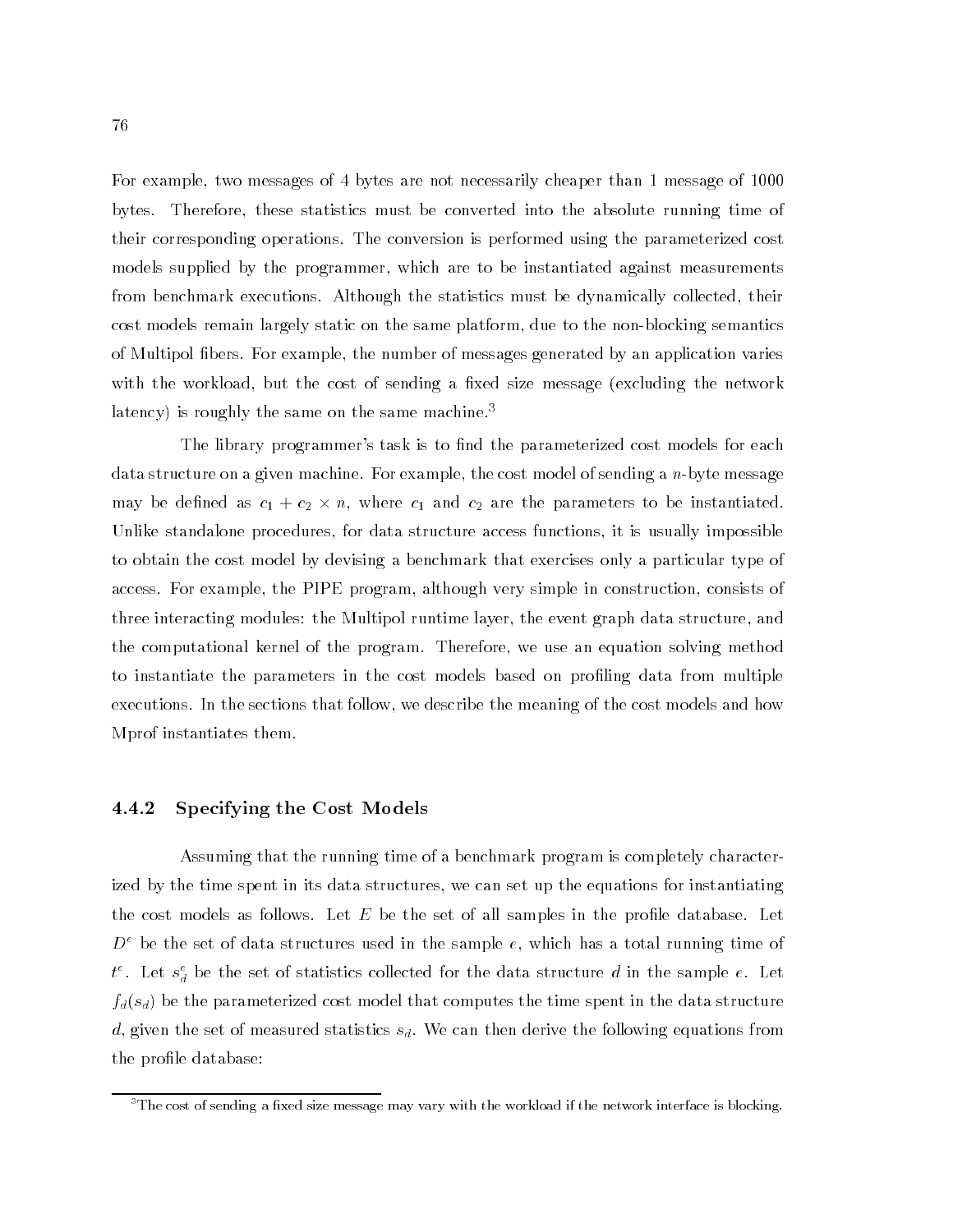For example, two messages of 4 bytes are not necessarily cheaper than 1 message of 1000 bytes. Therefore, these statistics must be converted into the absolute running time of their corresponding operations. The conversion is performed using the parameterized cost models supplied by the programmer, which are to be instantiated against measurements from benchmark executions. Although the statistics must be dynamically collected, their cost models remain largely static on the same platform, due to the non-blocking semantics of Multipol fibers. For example, the number of messages generated by an application varies with the workload, but the cost of sending a fixed size message (excluding the network latency) is roughly the same on the same machine.[3]

The library programmer's task is to find the parameterized cost models for each data structure on a given machine. For example, the cost model of sending a $n$-byte message may be defined as $c_1 + c_2 \times n$, where $c_1$ and $c_2$ are the parameters to be instantiated. Unlike standalone procedures, for data structure access functions, it is usually impossible to obtain the cost model by devising a benchmark that exercises only a particular type of access. For example, the PIPE program, although very simple in construction, consists of three interacting modules: the Multipol runtime layer, the event graph data structure, and the computational kernel of the program. Therefore, we use an equation solving method to instantiate the parameters in the cost models based on profiling data from multiple executions. In the sections that follow, we describe the meaning of the cost models and how Mprof instantiates them.

### 4.4.2 Specifying the Cost Models

Assuming that the running time of a benchmark program is completely characterized by the time spent in its data structures, we can set up the equations for instantiating the cost models as follows. Let $E$ be the set of all samples in the profile database. Let $D^e$ be the set of data structures used in the sample $e$, which has a total running time of $t^e$. Let $s_d^e$ be the set of statistics collected for the data structure $d$ in the sample $e$. Let $f_d(s_d)$ be the parameterized cost model that computes the time spent in the data structure $d$, given the set of measured statistics $s_d$. We can then derive the following equations from the profile database:

[3] The cost of sending a fixed size message may vary with the workload if the network interface is blocking.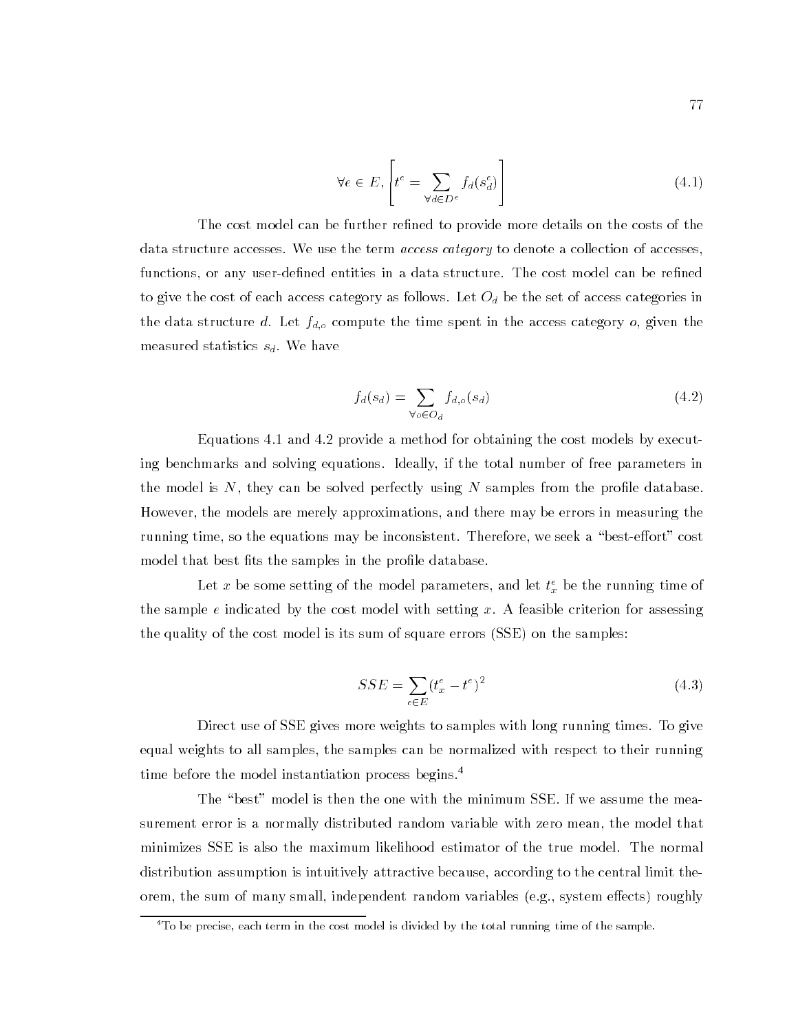$$\forall e \in E, \left[ t^e = \sum_{\forall d \in D^e} f_d(s_d^e) \right] \tag{4.1}$$

The cost model can be further refined to provide more details on the costs of the data structure accesses. We use the term *access category* to denote a collection of accesses, functions, or any user-defined entities in a data structure. The cost model can be refined to give the cost of each access category as follows. Let $O_d$ be the set of access categories in the data structure $d$. Let $f_{d,o}$ compute the time spent in the access category $o$, given the measured statistics $s_d$. We have

$$f_d(s_d) = \sum_{\forall o \in O_d} f_{d,o}(s_d) \tag{4.2}$$

Equations 4.1 and 4.2 provide a method for obtaining the cost models by executing benchmarks and solving equations. Ideally, if the total number of free parameters in the model is $N$, they can be solved perfectly using $N$ samples from the profile database. However, the models are merely approximations, and there may be errors in measuring the running time, so the equations may be inconsistent. Therefore, we seek a "best-effort" cost model that best fits the samples in the profile database.

Let $x$ be some setting of the model parameters, and let $t_x^e$ be the running time of the sample $e$ indicated by the cost model with setting $x$. A feasible criterion for assessing the quality of the cost model is its sum of square errors (SSE) on the samples:

$$SSE = \sum_{e \in E} (t_x^e - t^e)^2 \tag{4.3}$$

Direct use of SSE gives more weights to samples with long running times. To give equal weights to all samples, the samples can be normalized with respect to their running time before the model instantiation process begins.[4]

The "best" model is then the one with the minimum SSE. If we assume the measurement error is a normally distributed random variable with zero mean, the model that minimizes SSE is also the maximum likelihood estimator of the true model. The normal distribution assumption is intuitively attractive because, according to the central limit theorem, the sum of many small, independent random variables (e.g., system effects) roughly

[4] To be precise, each term in the cost model is divided by the total running time of the sample.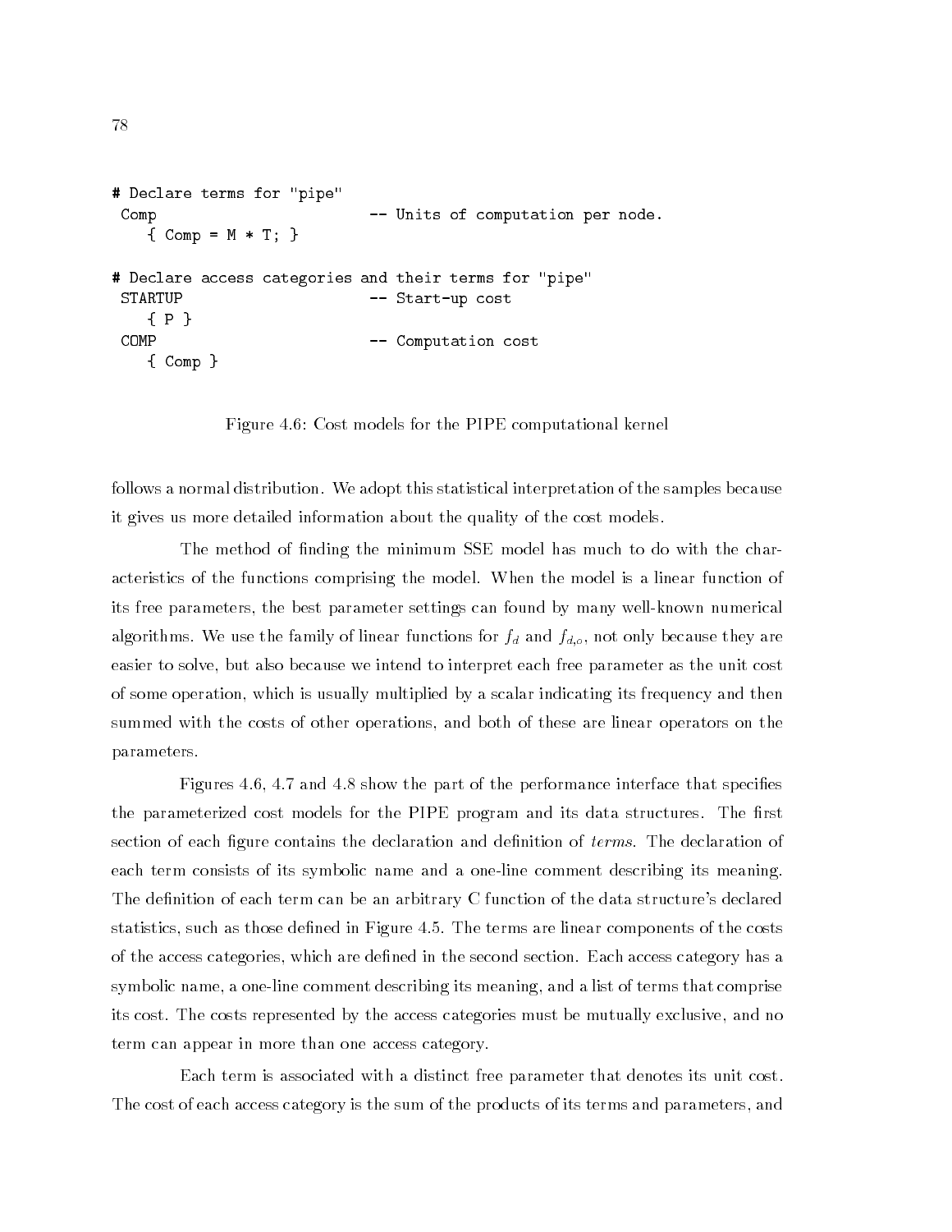```
# Declare terms for "pipe"
 Comp                          -- Units of computation per node.
    { Comp = M * T; }

# Declare access categories and their terms for "pipe"
 STARTUP                       -- Start-up cost
    { P }
 COMP                          -- Computation cost
    { Comp }
```

Figure 4.6: Cost models for the PIPE computational kernel

follows a normal distribution. We adopt this statistical interpretation of the samples because it gives us more detailed information about the quality of the cost models.

The method of finding the minimum SSE model has much to do with the characteristics of the functions comprising the model. When the model is a linear function of its free parameters, the best parameter settings can found by many well-known numerical algorithms. We use the family of linear functions for $f_d$ and $f_{d,o}$, not only because they are easier to solve, but also because we intend to interpret each free parameter as the unit cost of some operation, which is usually multiplied by a scalar indicating its frequency and then summed with the costs of other operations, and both of these are linear operators on the parameters.

Figures 4.6, 4.7 and 4.8 show the part of the performance interface that specifies the parameterized cost models for the PIPE program and its data structures. The first section of each figure contains the declaration and definition of *terms*. The declaration of each term consists of its symbolic name and a one-line comment describing its meaning. The definition of each term can be an arbitrary C function of the data structure's declared statistics, such as those defined in Figure 4.5. The terms are linear components of the costs of the access categories, which are defined in the second section. Each access category has a symbolic name, a one-line comment describing its meaning, and a list of terms that comprise its cost. The costs represented by the access categories must be mutually exclusive, and no term can appear in more than one access category.

Each term is associated with a distinct free parameter that denotes its unit cost. The cost of each access category is the sum of the products of its terms and parameters, and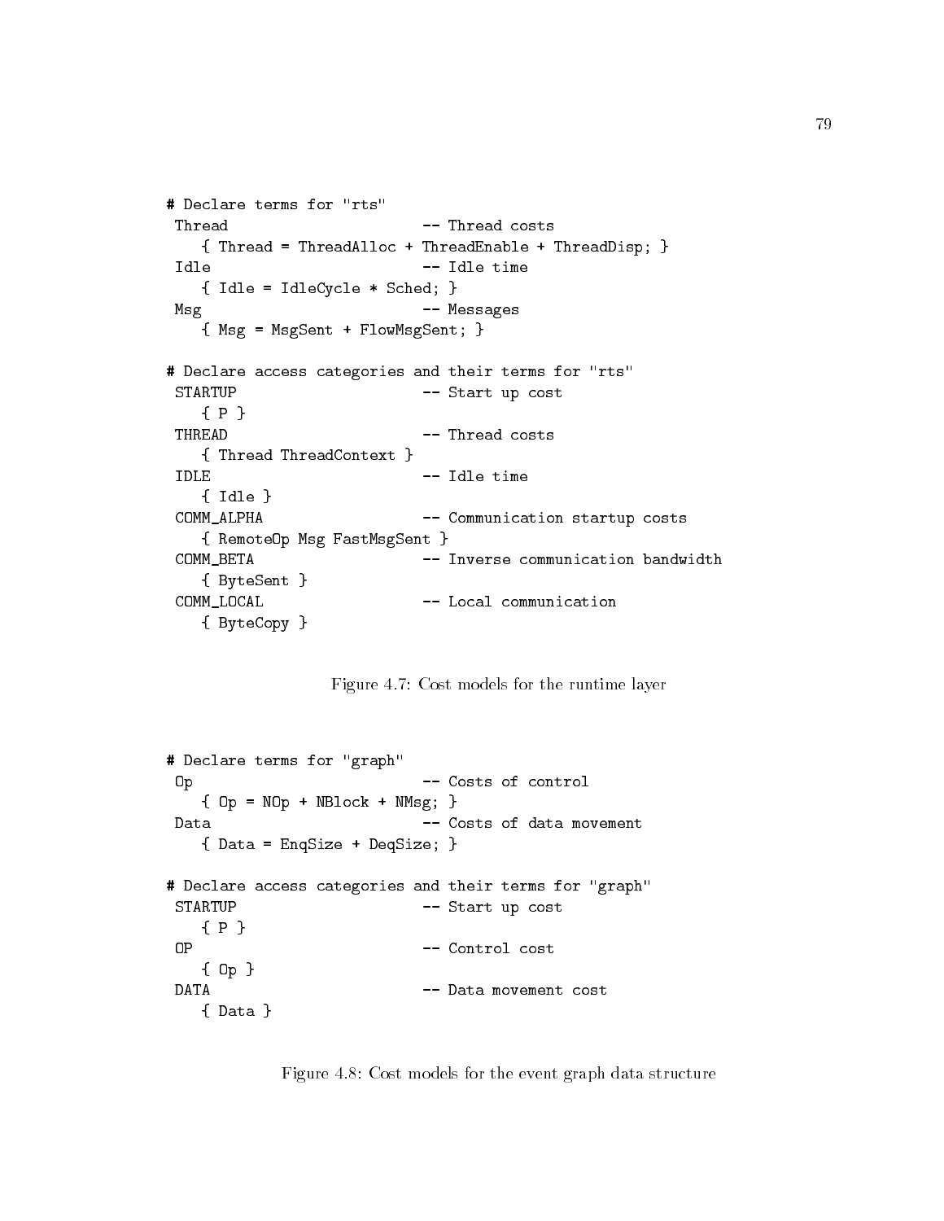```
# Declare terms for "rts"
 Thread                     -- Thread costs
    { Thread = ThreadAlloc + ThreadEnable + ThreadDisp; }
 Idle                       -- Idle time
    { Idle = IdleCycle * Sched; }
 Msg                        -- Messages
    { Msg = MsgSent + FlowMsgSent; }

# Declare access categories and their terms for "rts"
 STARTUP                    -- Start up cost
    { P }
 THREAD                     -- Thread costs
    { Thread ThreadContext }
 IDLE                       -- Idle time
    { Idle }
 COMM_ALPHA                 -- Communication startup costs
    { RemoteOp Msg FastMsgSent }
 COMM_BETA                  -- Inverse communication bandwidth
    { ByteSent }
 COMM_LOCAL                 -- Local communication
    { ByteCopy }
```

Figure 4.7: Cost models for the runtime layer

```
# Declare terms for "graph"
 Op                         -- Costs of control
    { Op = NOp + NBlock + NMsg; }
 Data                       -- Costs of data movement
    { Data = EnqSize + DeqSize; }

# Declare access categories and their terms for "graph"
 STARTUP                    -- Start up cost
    { P }
 OP                         -- Control cost
    { Op }
 DATA                       -- Data movement cost
    { Data }
```

Figure 4.8: Cost models for the event graph data structure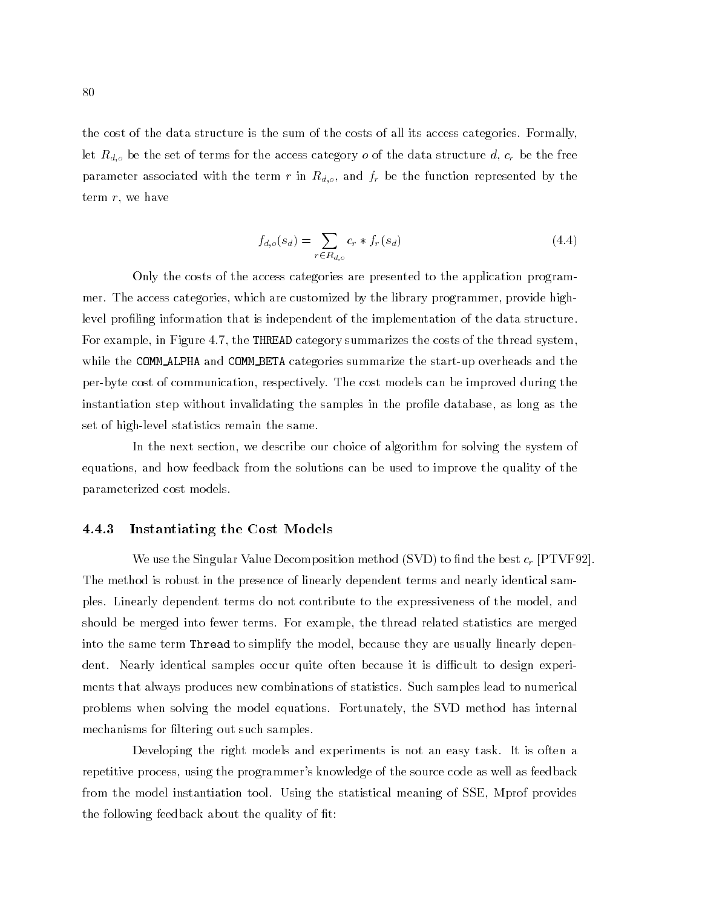the cost of the data structure is the sum of the costs of all its access categories. Formally, let $R_{d,o}$ be the set of terms for the access category $o$ of the data structure $d$, $c_r$ be the free parameter associated with the term $r$ in $R_{d,o}$, and $f_r$ be the function represented by the term $r$, we have

$$f_{d,o}(s_d) = \sum_{r \in R_{d,o}} c_r * f_r(s_d) \tag{4.4}$$

Only the costs of the access categories are presented to the application programmer. The access categories, which are customized by the library programmer, provide high-level profiling information that is independent of the implementation of the data structure. For example, in Figure 4.7, the `THREAD` category summarizes the costs of the thread system, while the `COMM_ALPHA` and `COMM_BETA` categories summarize the start-up overheads and the per-byte cost of communication, respectively. The cost models can be improved during the instantiation step without invalidating the samples in the profile database, as long as the set of high-level statistics remain the same.

In the next section, we describe our choice of algorithm for solving the system of equations, and how feedback from the solutions can be used to improve the quality of the parameterized cost models.

### 4.4.3 Instantiating the Cost Models

We use the Singular Value Decomposition method (SVD) to find the best $c_r$ [PTVF92]. The method is robust in the presence of linearly dependent terms and nearly identical samples. Linearly dependent terms do not contribute to the expressiveness of the model, and should be merged into fewer terms. For example, the thread related statistics are merged into the same term `Thread` to simplify the model, because they are usually linearly dependent. Nearly identical samples occur quite often because it is difficult to design experiments that always produces new combinations of statistics. Such samples lead to numerical problems when solving the model equations. Fortunately, the SVD method has internal mechanisms for filtering out such samples.

Developing the right models and experiments is not an easy task. It is often a repetitive process, using the programmer's knowledge of the source code as well as feedback from the model instantiation tool. Using the statistical meaning of SSE, Mprof provides the following feedback about the quality of fit: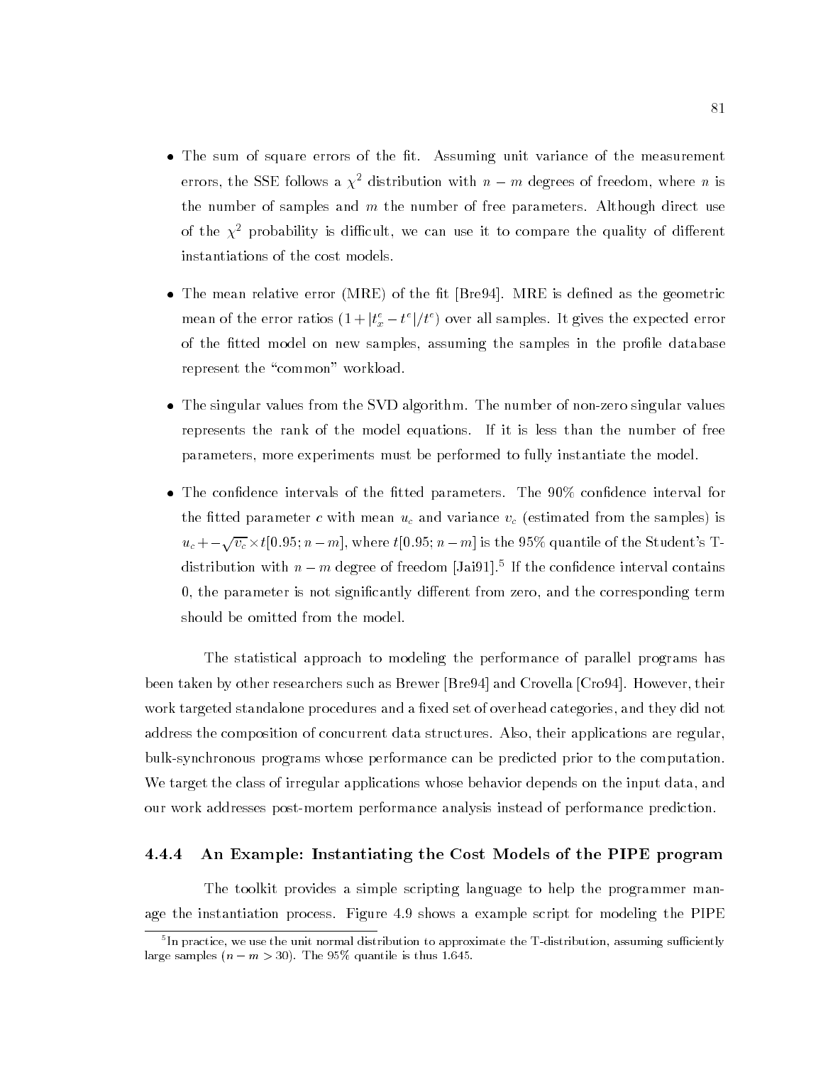- The sum of square errors of the fit. Assuming unit variance of the measurement errors, the SSE follows a $\chi^2$ distribution with $n - m$ degrees of freedom, where $n$ is the number of samples and $m$ the number of free parameters. Although direct use of the $\chi^2$ probability is difficult, we can use it to compare the quality of different instantiations of the cost models.

- The mean relative error (MRE) of the fit [Bre94]. MRE is defined as the geometric mean of the error ratios $(1 + |t^e_x - t^e|/t^e)$ over all samples. It gives the expected error of the fitted model on new samples, assuming the samples in the profile database represent the "common" workload.

- The singular values from the SVD algorithm. The number of non-zero singular values represents the rank of the model equations. If it is less than the number of free parameters, more experiments must be performed to fully instantiate the model.

- The confidence intervals of the fitted parameters. The 90% confidence interval for the fitted parameter $c$ with mean $u_c$ and variance $v_c$ (estimated from the samples) is $u_c + -\sqrt{v_c} \times t[0.95; n - m]$, where $t[0.95; n - m]$ is the 95% quantile of the Student's T-distribution with $n - m$ degree of freedom [Jai91].[5] If the confidence interval contains 0, the parameter is not significantly different from zero, and the corresponding term should be omitted from the model.

The statistical approach to modeling the performance of parallel programs has been taken by other researchers such as Brewer [Bre94] and Crovella [Cro94]. However, their work targeted standalone procedures and a fixed set of overhead categories, and they did not address the composition of concurrent data structures. Also, their applications are regular, bulk-synchronous programs whose performance can be predicted prior to the computation. We target the class of irregular applications whose behavior depends on the input data, and our work addresses post-mortem performance analysis instead of performance prediction.

### 4.4.4 An Example: Instantiating the Cost Models of the PIPE program

The toolkit provides a simple scripting language to help the programmer manage the instantiation process. Figure 4.9 shows a example script for modeling the PIPE

[5] In practice, we use the unit normal distribution to approximate the T-distribution, assuming sufficiently large samples ($n - m > 30$). The 95% quantile is thus 1.645.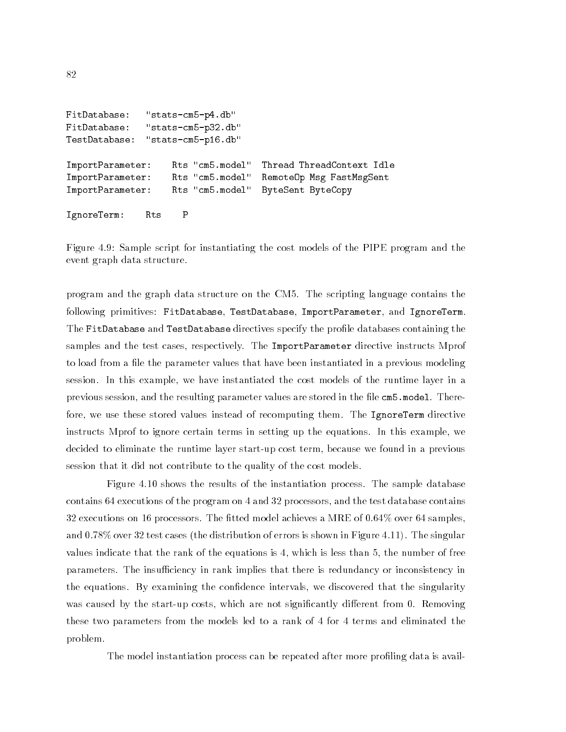```
FitDatabase:    "stats-cm5-p4.db"
FitDatabase:    "stats-cm5-p32.db"
TestDatabase:   "stats-cm5-p16.db"

ImportParameter:    Rts "cm5.model"  Thread ThreadContext Idle
ImportParameter:    Rts "cm5.model"  RemoteOp Msg FastMsgSent
ImportParameter:    Rts "cm5.model"  ByteSent ByteCopy

IgnoreTerm:    Rts    P
```

Figure 4.9: Sample script for instantiating the cost models of the PIPE program and the event graph data structure.

program and the graph data structure on the CM5. The scripting language contains the following primitives: `FitDatabase`, `TestDatabase`, `ImportParameter`, and `IgnoreTerm`. The `FitDatabase` and `TestDatabase` directives specify the profile databases containing the samples and the test cases, respectively. The `ImportParameter` directive instructs Mprof to load from a file the parameter values that have been instantiated in a previous modeling session. In this example, we have instantiated the cost models of the runtime layer in a previous session, and the resulting parameter values are stored in the file `cm5.model`. Therefore, we use these stored values instead of recomputing them. The `IgnoreTerm` directive instructs Mprof to ignore certain terms in setting up the equations. In this example, we decided to eliminate the runtime layer start-up cost term, because we found in a previous session that it did not contribute to the quality of the cost models.

Figure 4.10 shows the results of the instantiation process. The sample database contains 64 executions of the program on 4 and 32 processors, and the test database contains 32 executions on 16 processors. The fitted model achieves a MRE of 0.64% over 64 samples, and 0.78% over 32 test cases (the distribution of errors is shown in Figure 4.11). The singular values indicate that the rank of the equations is 4, which is less than 5, the number of free parameters. The insufficiency in rank implies that there is redundancy or inconsistency in the equations. By examining the confidence intervals, we discovered that the singularity was caused by the start-up costs, which are not significantly different from 0. Removing these two parameters from the models led to a rank of 4 for 4 terms and eliminated the problem.

The model instantiation process can be repeated after more profiling data is avail-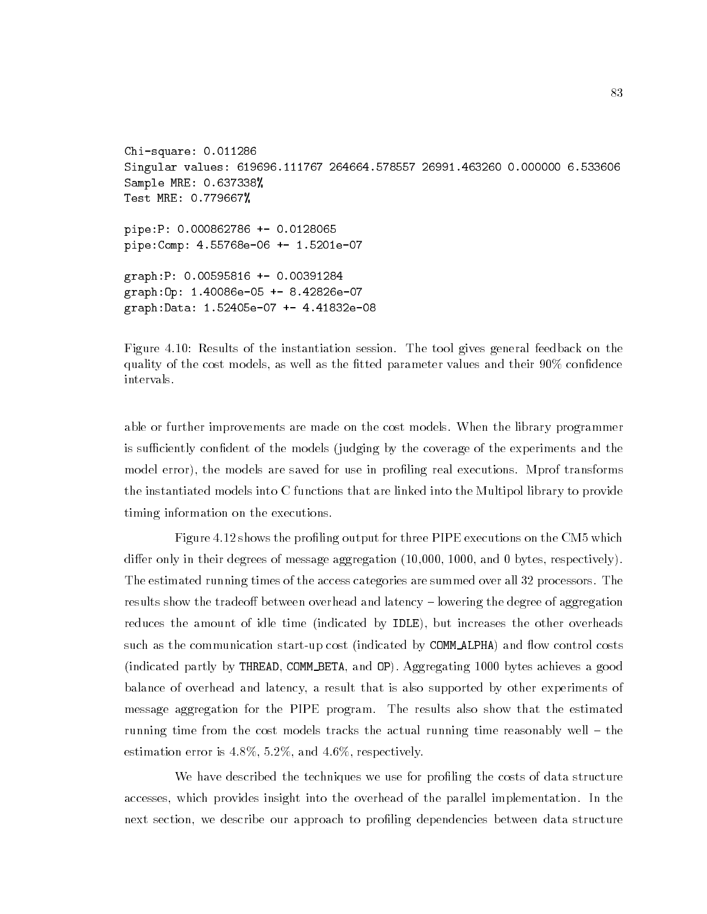```
Chi-square: 0.011286
Singular values: 619696.111767 264664.578557 26991.463260 0.000000 6.533606
Sample MRE: 0.637338%
Test MRE: 0.779667%

pipe:P: 0.000862786 +- 0.0128065
pipe:Comp: 4.55768e-06 +- 1.5201e-07

graph:P: 0.00595816 +- 0.00391284
graph:Op: 1.40086e-05 +- 8.42826e-07
graph:Data: 1.52405e-07 +- 4.41832e-08
```

Figure 4.10: Results of the instantiation session. The tool gives general feedback on the quality of the cost models, as well as the fitted parameter values and their 90% confidence intervals.

able or further improvements are made on the cost models. When the library programmer is sufficiently confident of the models (judging by the coverage of the experiments and the model error), the models are saved for use in profiling real executions. Mprof transforms the instantiated models into C functions that are linked into the Multipol library to provide timing information on the executions.

Figure 4.12 shows the profiling output for three PIPE executions on the CM5 which differ only in their degrees of message aggregation (10,000, 1000, and 0 bytes, respectively). The estimated running times of the access categories are summed over all 32 processors. The results show the tradeoff between overhead and latency – lowering the degree of aggregation reduces the amount of idle time (indicated by `IDLE`), but increases the other overheads such as the communication start-up cost (indicated by `COMM_ALPHA`) and flow control costs (indicated partly by `THREAD`, `COMM_BETA`, and `OP`). Aggregating 1000 bytes achieves a good balance of overhead and latency, a result that is also supported by other experiments of message aggregation for the PIPE program. The results also show that the estimated running time from the cost models tracks the actual running time reasonably well – the estimation error is 4.8%, 5.2%, and 4.6%, respectively.

We have described the techniques we use for profiling the costs of data structure accesses, which provides insight into the overhead of the parallel implementation. In the next section, we describe our approach to profiling dependencies between data structure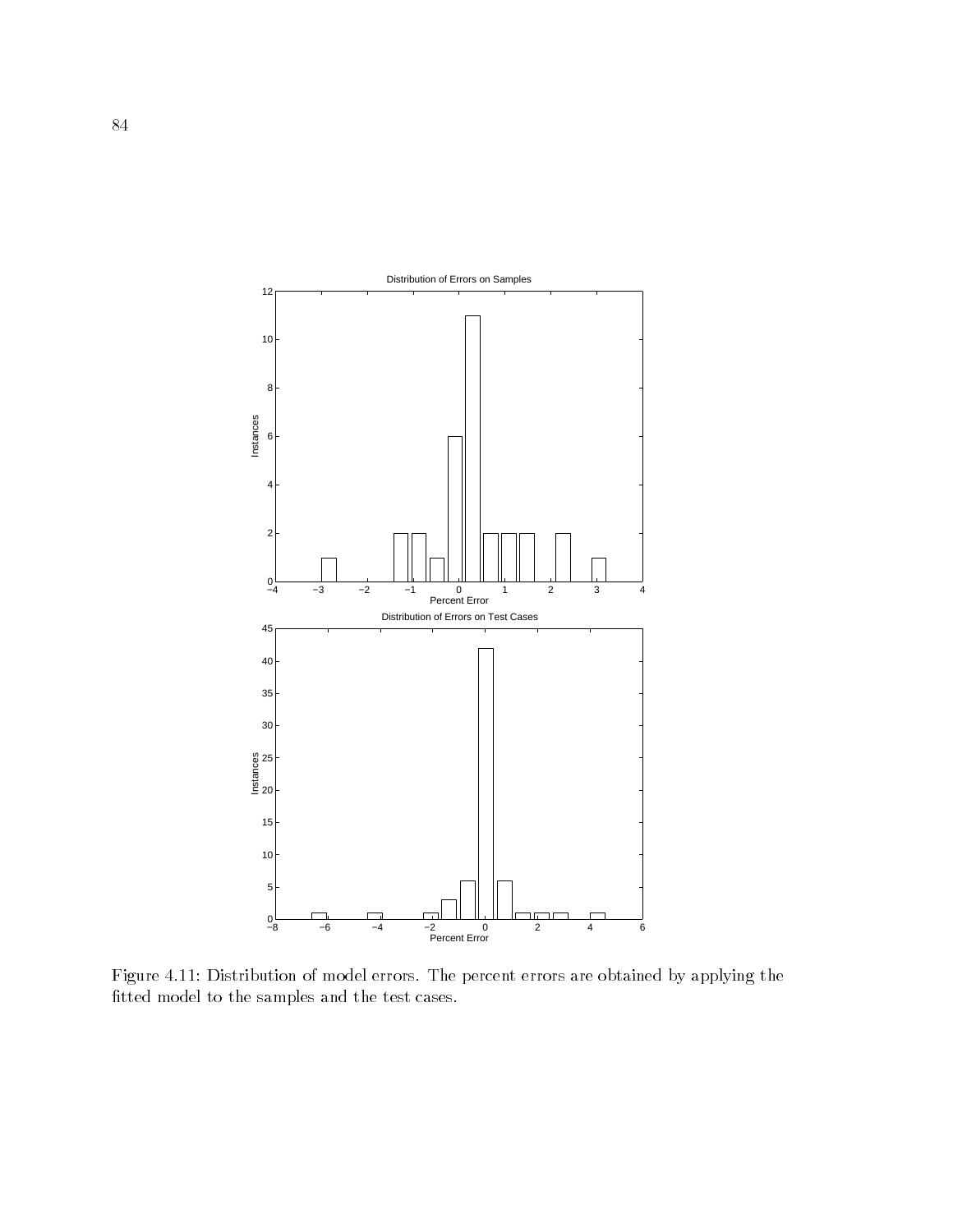Figure 4.11: Distribution of model errors. The percent errors are obtained by applying the fitted model to the samples and the test cases.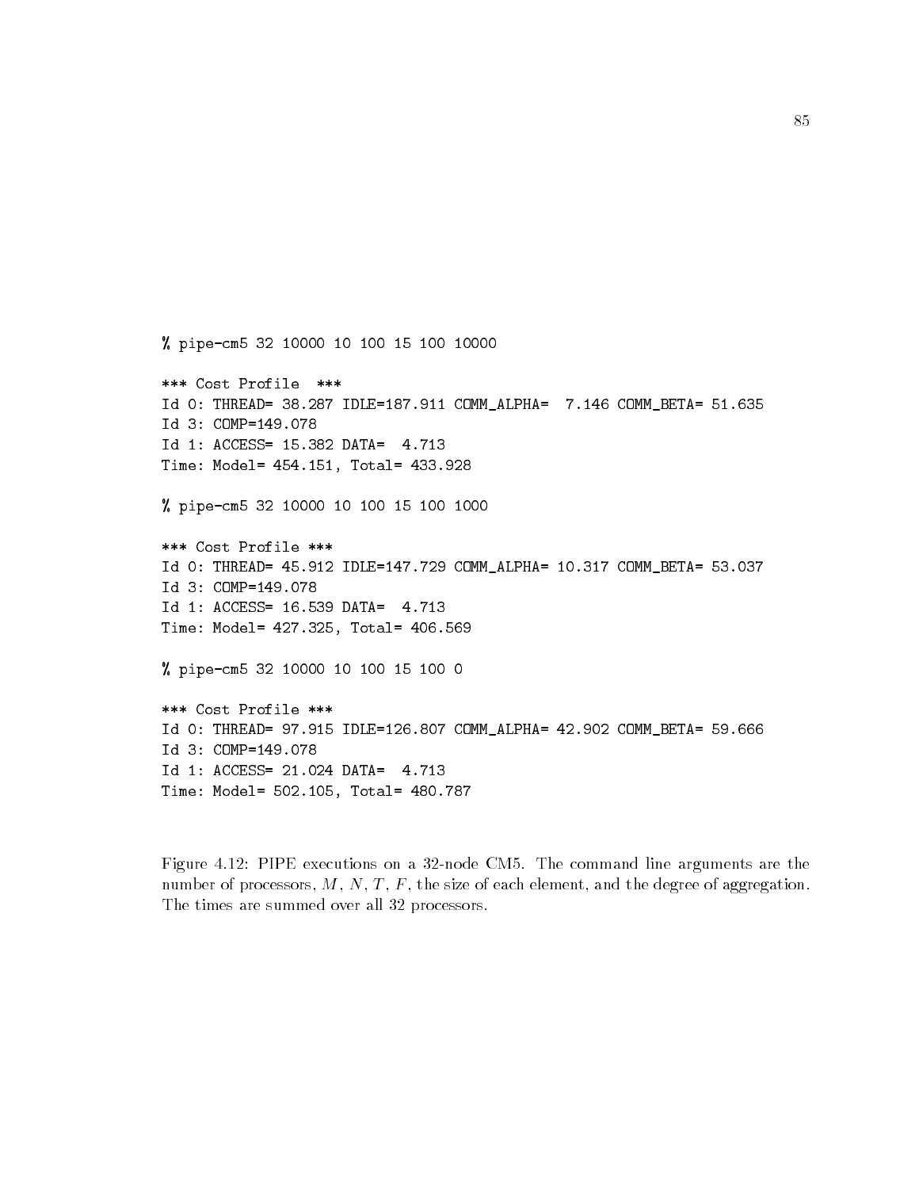```
% pipe-cm5 32 10000 10 100 15 100 10000

*** Cost Profile  ***
Id 0: THREAD= 38.287 IDLE=187.911 COMM_ALPHA=  7.146 COMM_BETA= 51.635
Id 3: COMP=149.078
Id 1: ACCESS= 15.382 DATA=  4.713
Time: Model= 454.151, Total= 433.928

% pipe-cm5 32 10000 10 100 15 100 1000

*** Cost Profile ***
Id 0: THREAD= 45.912 IDLE=147.729 COMM_ALPHA= 10.317 COMM_BETA= 53.037
Id 3: COMP=149.078
Id 1: ACCESS= 16.539 DATA=  4.713
Time: Model= 427.325, Total= 406.569

% pipe-cm5 32 10000 10 100 15 100 0

*** Cost Profile ***
Id 0: THREAD= 97.915 IDLE=126.807 COMM_ALPHA= 42.902 COMM_BETA= 59.666
Id 3: COMP=149.078
Id 1: ACCESS= 21.024 DATA=  4.713
Time: Model= 502.105, Total= 480.787
```

Figure 4.12: PIPE executions on a 32-node CM5. The command line arguments are the number of processors, $M$, $N$, $T$, $F$, the size of each element, and the degree of aggregation. The times are summed over all 32 processors.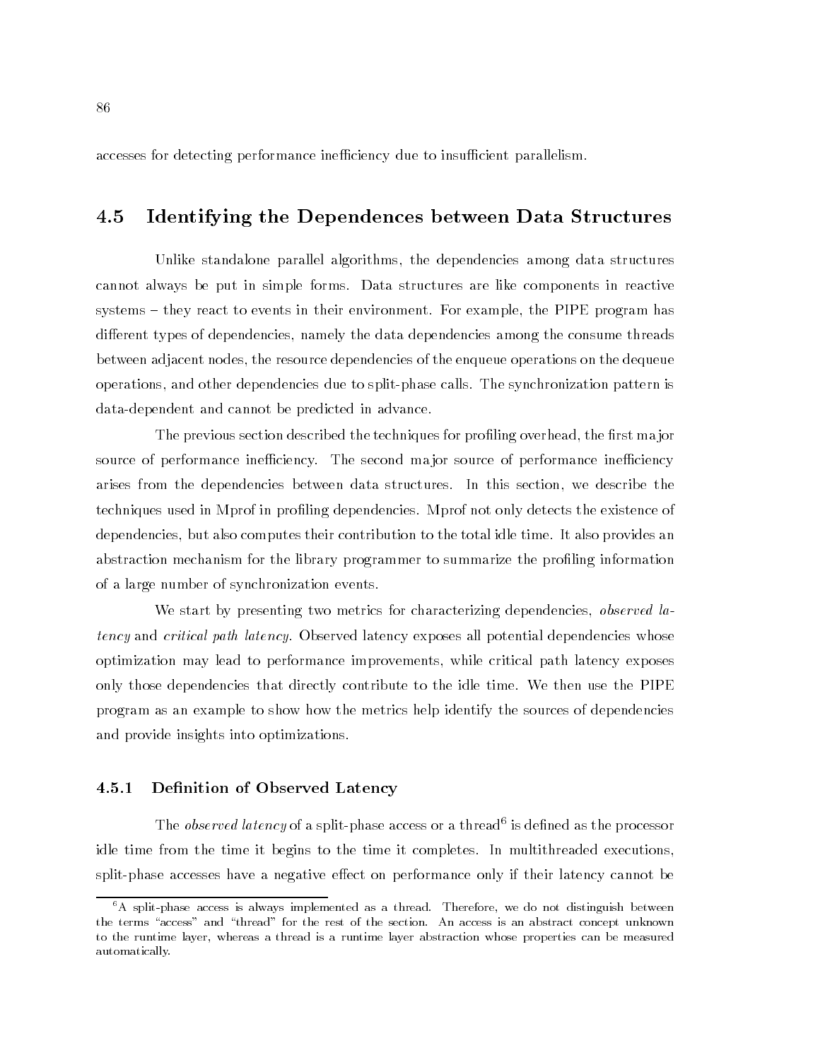accesses for detecting performance inefficiency due to insufficient parallelism.

## 4.5 Identifying the Dependences between Data Structures

Unlike standalone parallel algorithms, the dependencies among data structures cannot always be put in simple forms. Data structures are like components in reactive systems – they react to events in their environment. For example, the PIPE program has different types of dependencies, namely the data dependencies among the consume threads between adjacent nodes, the resource dependencies of the enqueue operations on the dequeue operations, and other dependencies due to split-phase calls. The synchronization pattern is data-dependent and cannot be predicted in advance.

The previous section described the techniques for profiling overhead, the first major source of performance inefficiency. The second major source of performance inefficiency arises from the dependencies between data structures. In this section, we describe the techniques used in Mprof in profiling dependencies. Mprof not only detects the existence of dependencies, but also computes their contribution to the total idle time. It also provides an abstraction mechanism for the library programmer to summarize the profiling information of a large number of synchronization events.

We start by presenting two metrics for characterizing dependencies, *observed latency* and *critical path latency*. Observed latency exposes all potential dependencies whose optimization may lead to performance improvements, while critical path latency exposes only those dependencies that directly contribute to the idle time. We then use the PIPE program as an example to show how the metrics help identify the sources of dependencies and provide insights into optimizations.

### 4.5.1 Definition of Observed Latency

The *observed latency* of a split-phase access or a thread[6] is defined as the processor idle time from the time it begins to the time it completes. In multithreaded executions, split-phase accesses have a negative effect on performance only if their latency cannot be

[6] A split-phase access is always implemented as a thread. Therefore, we do not distinguish between the terms "access" and "thread" for the rest of the section. An access is an abstract concept unknown to the runtime layer, whereas a thread is a runtime layer abstraction whose properties can be measured automatically.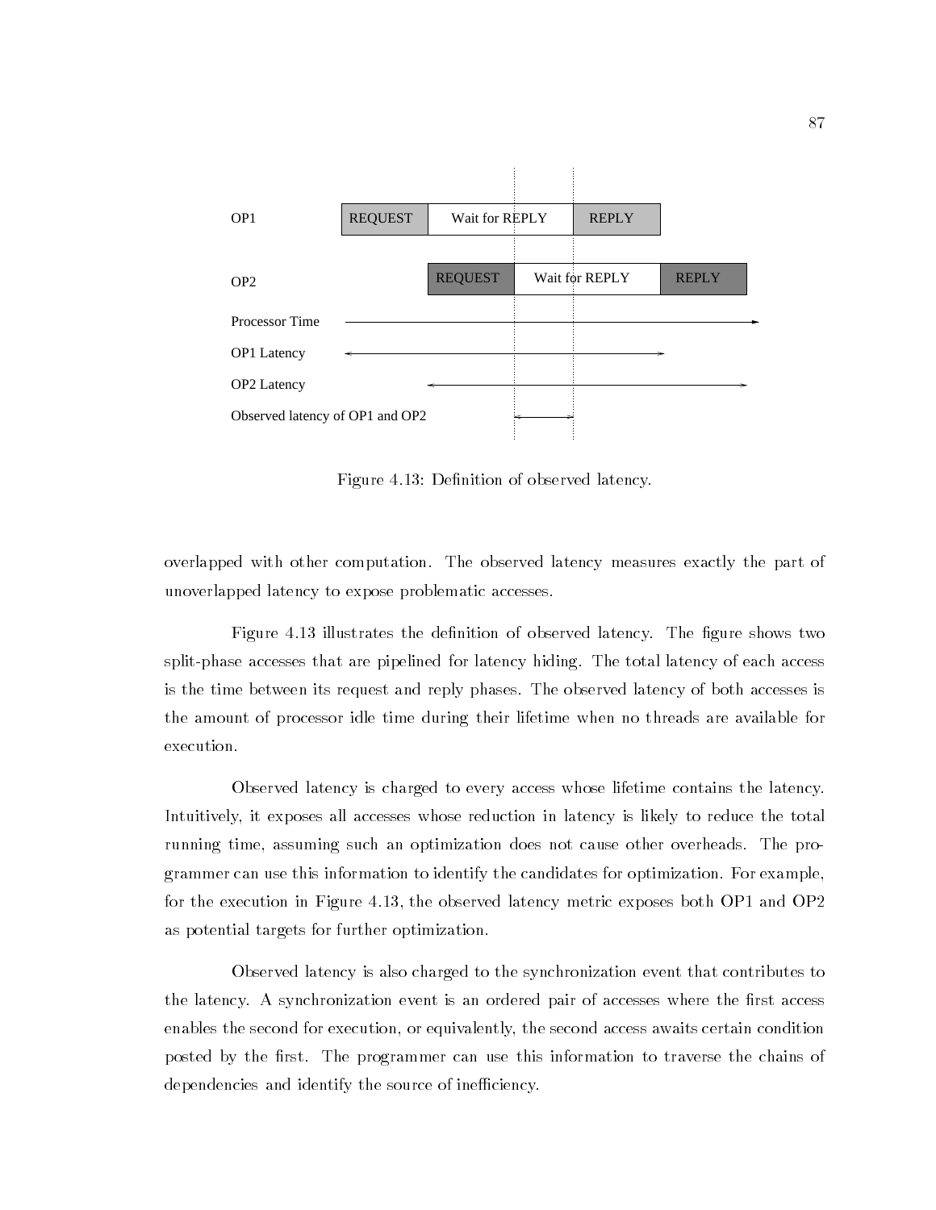Figure 4.13: Definition of observed latency.

overlapped with other computation. The observed latency measures exactly the part of unoverlapped latency to expose problematic accesses.

Figure 4.13 illustrates the definition of observed latency. The figure shows two split-phase accesses that are pipelined for latency hiding. The total latency of each access is the time between its request and reply phases. The observed latency of both accesses is the amount of processor idle time during their lifetime when no threads are available for execution.

Observed latency is charged to every access whose lifetime contains the latency. Intuitively, it exposes all accesses whose reduction in latency is likely to reduce the total running time, assuming such an optimization does not cause other overheads. The programmer can use this information to identify the candidates for optimization. For example, for the execution in Figure 4.13, the observed latency metric exposes both OP1 and OP2 as potential targets for further optimization.

Observed latency is also charged to the synchronization event that contributes to the latency. A synchronization event is an ordered pair of accesses where the first access enables the second for execution, or equivalently, the second access awaits certain condition posted by the first. The programmer can use this information to traverse the chains of dependencies and identify the source of inefficiency.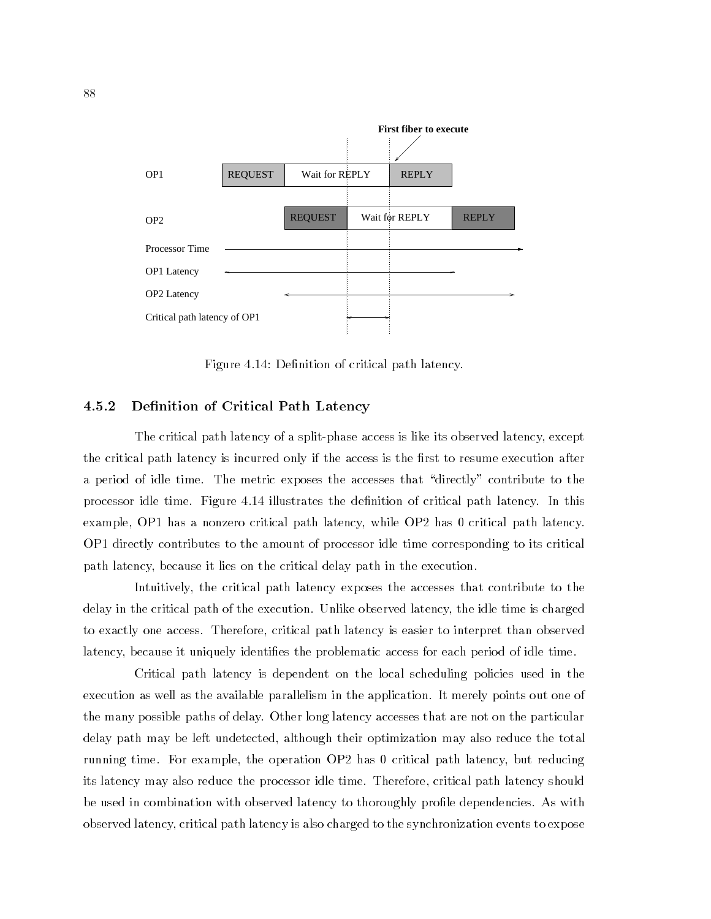Figure 4.14: Definition of critical path latency.

### 4.5.2 Definition of Critical Path Latency

The critical path latency of a split-phase access is like its observed latency, except the critical path latency is incurred only if the access is the first to resume execution after a period of idle time. The metric exposes the accesses that "directly" contribute to the processor idle time. Figure 4.14 illustrates the definition of critical path latency. In this example, OP1 has a nonzero critical path latency, while OP2 has 0 critical path latency. OP1 directly contributes to the amount of processor idle time corresponding to its critical path latency, because it lies on the critical delay path in the execution.

Intuitively, the critical path latency exposes the accesses that contribute to the delay in the critical path of the execution. Unlike observed latency, the idle time is charged to exactly one access. Therefore, critical path latency is easier to interpret than observed latency, because it uniquely identifies the problematic access for each period of idle time.

Critical path latency is dependent on the local scheduling policies used in the execution as well as the available parallelism in the application. It merely points out one of the many possible paths of delay. Other long latency accesses that are not on the particular delay path may be left undetected, although their optimization may also reduce the total running time. For example, the operation OP2 has 0 critical path latency, but reducing its latency may also reduce the processor idle time. Therefore, critical path latency should be used in combination with observed latency to thoroughly profile dependencies. As with observed latency, critical path latency is also charged to the synchronization events to expose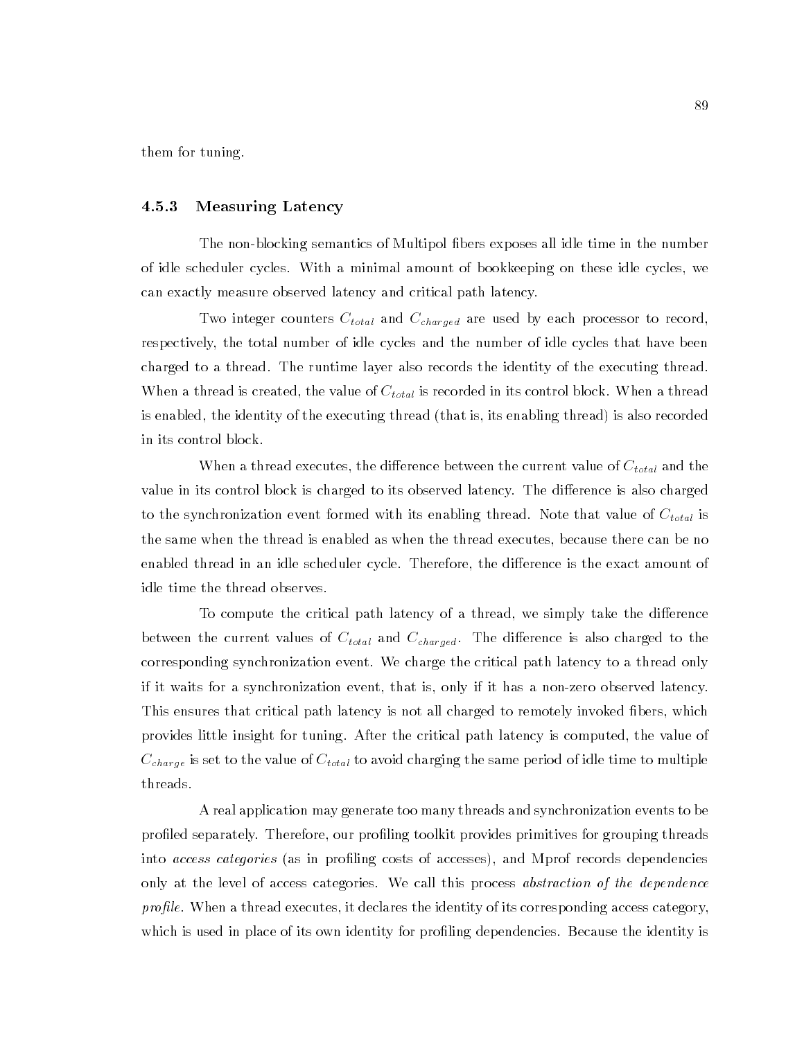them for tuning.

### 4.5.3 Measuring Latency

The non-blocking semantics of Multipol fibers exposes all idle time in the number of idle scheduler cycles. With a minimal amount of bookkeeping on these idle cycles, we can exactly measure observed latency and critical path latency.

Two integer counters $C_{total}$ and $C_{charged}$ are used by each processor to record, respectively, the total number of idle cycles and the number of idle cycles that have been charged to a thread. The runtime layer also records the identity of the executing thread. When a thread is created, the value of $C_{total}$ is recorded in its control block. When a thread is enabled, the identity of the executing thread (that is, its enabling thread) is also recorded in its control block.

When a thread executes, the difference between the current value of $C_{total}$ and the value in its control block is charged to its observed latency. The difference is also charged to the synchronization event formed with its enabling thread. Note that value of $C_{total}$ is the same when the thread is enabled as when the thread executes, because there can be no enabled thread in an idle scheduler cycle. Therefore, the difference is the exact amount of idle time the thread observes.

To compute the critical path latency of a thread, we simply take the difference between the current values of $C_{total}$ and $C_{charged}$. The difference is also charged to the corresponding synchronization event. We charge the critical path latency to a thread only if it waits for a synchronization event, that is, only if it has a non-zero observed latency. This ensures that critical path latency is not all charged to remotely invoked fibers, which provides little insight for tuning. After the critical path latency is computed, the value of $C_{charge}$ is set to the value of $C_{total}$ to avoid charging the same period of idle time to multiple threads.

A real application may generate too many threads and synchronization events to be profiled separately. Therefore, our profiling toolkit provides primitives for grouping threads into *access categories* (as in profiling costs of accesses), and Mprof records dependencies only at the level of access categories. We call this process *abstraction of the dependence profile*. When a thread executes, it declares the identity of its corresponding access category, which is used in place of its own identity for profiling dependencies. Because the identity is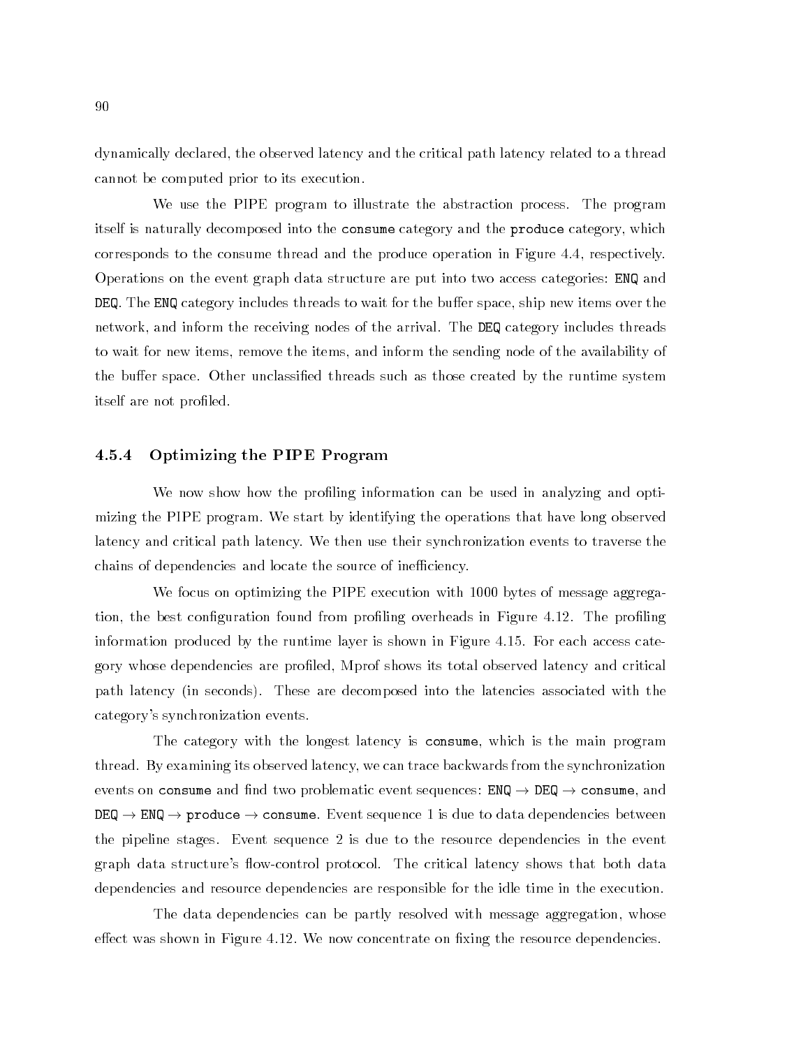dynamically declared, the observed latency and the critical path latency related to a thread cannot be computed prior to its execution.

We use the PIPE program to illustrate the abstraction process. The program itself is naturally decomposed into the `consume` category and the `produce` category, which corresponds to the consume thread and the produce operation in Figure 4.4, respectively. Operations on the event graph data structure are put into two access categories: `ENQ` and `DEQ`. The `ENQ` category includes threads to wait for the buffer space, ship new items over the network, and inform the receiving nodes of the arrival. The `DEQ` category includes threads to wait for new items, remove the items, and inform the sending node of the availability of the buffer space. Other unclassified threads such as those created by the runtime system itself are not profiled.

### 4.5.4 Optimizing the PIPE Program

We now show how the profiling information can be used in analyzing and optimizing the PIPE program. We start by identifying the operations that have long observed latency and critical path latency. We then use their synchronization events to traverse the chains of dependencies and locate the source of inefficiency.

We focus on optimizing the PIPE execution with 1000 bytes of message aggregation, the best configuration found from profiling overheads in Figure 4.12. The profiling information produced by the runtime layer is shown in Figure 4.15. For each access category whose dependencies are profiled, Mprof shows its total observed latency and critical path latency (in seconds). These are decomposed into the latencies associated with the category's synchronization events.

The category with the longest latency is `consume`, which is the main program thread. By examining its observed latency, we can trace backwards from the synchronization events on `consume` and find two problematic event sequences: `ENQ` → `DEQ` → `consume`, and `DEQ` → `ENQ` → `produce` → `consume`. Event sequence 1 is due to data dependencies between the pipeline stages. Event sequence 2 is due to the resource dependencies in the event graph data structure's flow-control protocol. The critical latency shows that both data dependencies and resource dependencies are responsible for the idle time in the execution.

The data dependencies can be partly resolved with message aggregation, whose effect was shown in Figure 4.12. We now concentrate on fixing the resource dependencies.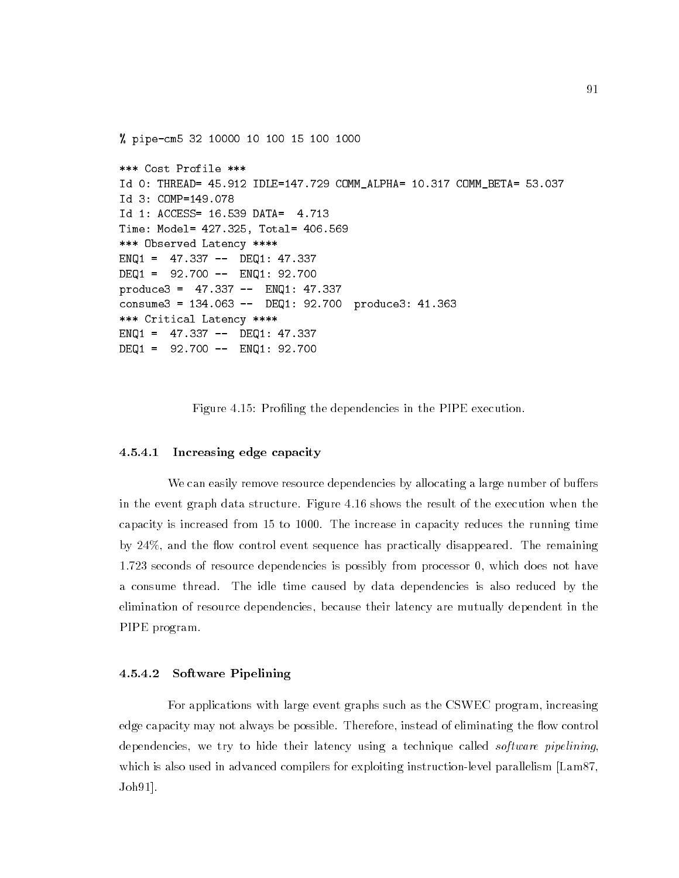```
% pipe-cm5 32 10000 10 100 15 100 1000

*** Cost Profile ***
Id 0: THREAD= 45.912 IDLE=147.729 COMM_ALPHA= 10.317 COMM_BETA= 53.037
Id 3: COMP=149.078
Id 1: ACCESS= 16.539 DATA=  4.713
Time: Model= 427.325, Total= 406.569
*** Observed Latency ****
ENQ1 =  47.337 --  DEQ1: 47.337
DEQ1 =  92.700 --  ENQ1: 92.700
produce3 =  47.337 --  ENQ1: 47.337
consume3 = 134.063 --  DEQ1: 92.700  produce3: 41.363
*** Critical Latency ****
ENQ1 =  47.337 --  DEQ1: 47.337
DEQ1 =  92.700 --  ENQ1: 92.700
```

Figure 4.15: Profiling the dependencies in the PIPE execution.

#### 4.5.4.1 Increasing edge capacity

We can easily remove resource dependencies by allocating a large number of buffers in the event graph data structure. Figure 4.16 shows the result of the execution when the capacity is increased from 15 to 1000. The increase in capacity reduces the running time by 24%, and the flow control event sequence has practically disappeared. The remaining 1.723 seconds of resource dependencies is possibly from processor 0, which does not have a consume thread. The idle time caused by data dependencies is also reduced by the elimination of resource dependencies, because their latency are mutually dependent in the PIPE program.

#### 4.5.4.2 Software Pipelining

For applications with large event graphs such as the CSWEC program, increasing edge capacity may not always be possible. Therefore, instead of eliminating the flow control dependencies, we try to hide their latency using a technique called *software pipelining*, which is also used in advanced compilers for exploiting instruction-level parallelism [Lam87, Joh91].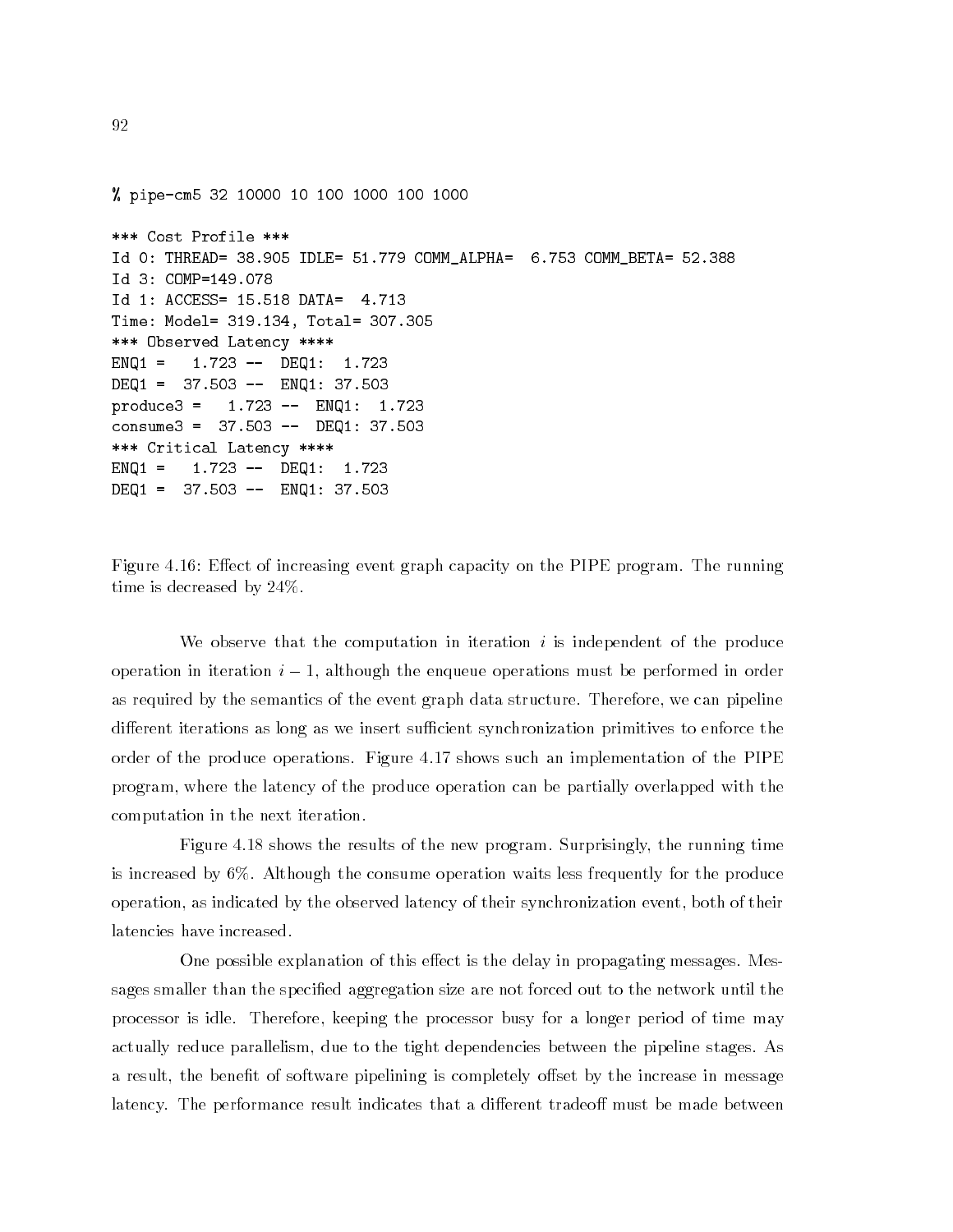```
% pipe-cm5 32 10000 10 100 1000 100 1000

*** Cost Profile ***
Id 0: THREAD= 38.905 IDLE= 51.779 COMM_ALPHA=  6.753 COMM_BETA= 52.388
Id 3: COMP=149.078
Id 1: ACCESS= 15.518 DATA=  4.713
Time: Model= 319.134, Total= 307.305
*** Observed Latency ****
ENQ1 =   1.723 --  DEQ1:  1.723
DEQ1 =  37.503 --  ENQ1: 37.503
produce3 =   1.723 --  ENQ1:  1.723
consume3 =  37.503 --  DEQ1: 37.503
*** Critical Latency ****
ENQ1 =   1.723 --  DEQ1:  1.723
DEQ1 =  37.503 --  ENQ1: 37.503
```

Figure 4.16: Effect of increasing event graph capacity on the PIPE program. The running time is decreased by 24%.

We observe that the computation in iteration $i$ is independent of the produce operation in iteration $i-1$, although the enqueue operations must be performed in order as required by the semantics of the event graph data structure. Therefore, we can pipeline different iterations as long as we insert sufficient synchronization primitives to enforce the order of the produce operations. Figure 4.17 shows such an implementation of the PIPE program, where the latency of the produce operation can be partially overlapped with the computation in the next iteration.

Figure 4.18 shows the results of the new program. Surprisingly, the running time is increased by 6%. Although the consume operation waits less frequently for the produce operation, as indicated by the observed latency of their synchronization event, both of their latencies have increased.

One possible explanation of this effect is the delay in propagating messages. Messages smaller than the specified aggregation size are not forced out to the network until the processor is idle. Therefore, keeping the processor busy for a longer period of time may actually reduce parallelism, due to the tight dependencies between the pipeline stages. As a result, the benefit of software pipelining is completely offset by the increase in message latency. The performance result indicates that a different tradeoff must be made between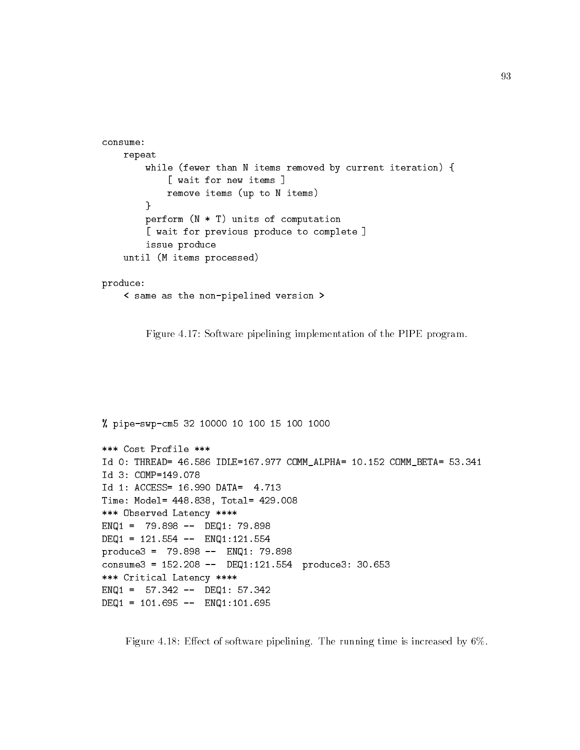```
consume:
    repeat
        while (fewer than N items removed by current iteration) {
            [ wait for new items ]
            remove items (up to N items)
        }
        perform (N * T) units of computation
        [ wait for previous produce to complete ]
        issue produce
    until (M items processed)

produce:
    < same as the non-pipelined version >
```

Figure 4.17: Software pipelining implementation of the PIPE program.

```
% pipe-swp-cm5 32 10000 10 100 15 100 1000

*** Cost Profile ***
Id 0: THREAD= 46.586 IDLE=167.977 COMM_ALPHA= 10.152 COMM_BETA= 53.341
Id 3: COMP=149.078
Id 1: ACCESS= 16.990 DATA=  4.713
Time: Model= 448.838, Total= 429.008
*** Observed Latency ****
ENQ1 =  79.898 --  DEQ1: 79.898
DEQ1 = 121.554 --  ENQ1:121.554
produce3 =  79.898 --  ENQ1: 79.898
consume3 = 152.208 --  DEQ1:121.554  produce3: 30.653
*** Critical Latency ****
ENQ1 =  57.342 --  DEQ1: 57.342
DEQ1 = 101.695 --  ENQ1:101.695
```

Figure 4.18: Effect of software pipelining. The running time is increased by 6%.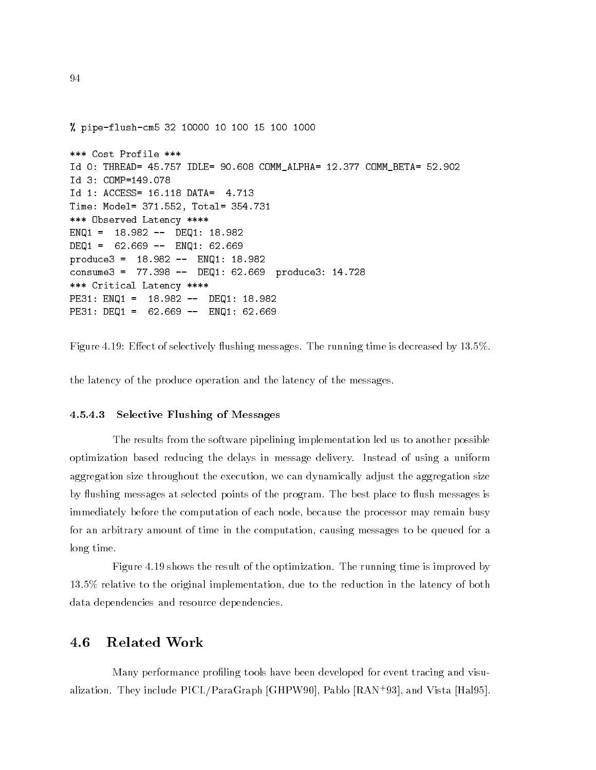```
% pipe-flush-cm5 32 10000 10 100 15 100 1000

*** Cost Profile ***
Id 0: THREAD= 45.757 IDLE= 90.608 COMM_ALPHA= 12.377 COMM_BETA= 52.902
Id 3: COMP=149.078
Id 1: ACCESS= 16.118 DATA=  4.713
Time: Model= 371.552, Total= 354.731
*** Observed Latency ****
ENQ1 =  18.982 --  DEQ1: 18.982
DEQ1 =  62.669 --  ENQ1: 62.669
produce3 =  18.982 --  ENQ1: 18.982
consume3 =  77.398 --  DEQ1: 62.669  produce3: 14.728
*** Critical Latency ****
PE31: ENQ1 =  18.982 --  DEQ1: 18.982
PE31: DEQ1 =  62.669 --  ENQ1: 62.669
```

Figure 4.19: Effect of selectively flushing messages. The running time is decreased by 13.5%.

the latency of the produce operation and the latency of the messages.

#### 4.5.4.3 Selective Flushing of Messages

The results from the software pipelining implementation led us to another possible optimization based reducing the delays in message delivery. Instead of using a uniform aggregation size throughout the execution, we can dynamically adjust the aggregation size by flushing messages at selected points of the program. The best place to flush messages is immediately before the computation of each node, because the processor may remain busy for an arbitrary amount of time in the computation, causing messages to be queued for a long time.

Figure 4.19 shows the result of the optimization. The running time is improved by 13.5% relative to the original implementation, due to the reduction in the latency of both data dependencies and resource dependencies.

## 4.6 Related Work

Many performance profiling tools have been developed for event tracing and visualization. They include PICL/ParaGraph [GHPW90], Pablo [RAN+93], and Vista [Hal95].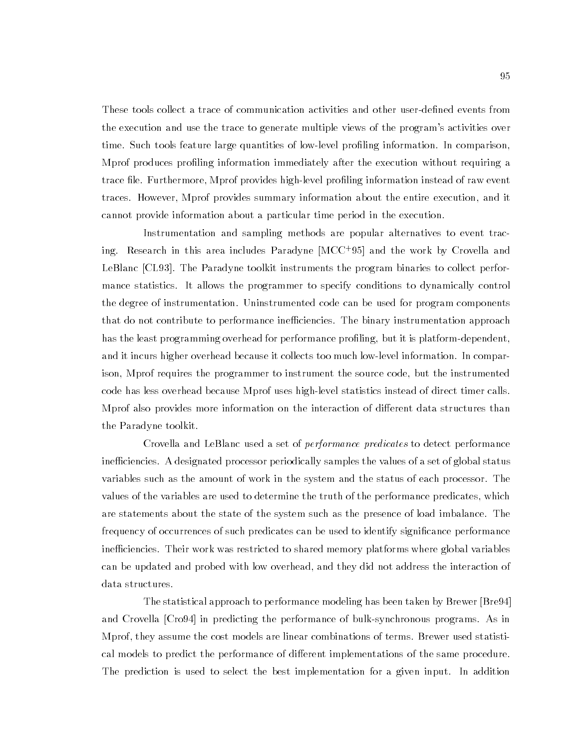These tools collect a trace of communication activities and other user-defined events from the execution and use the trace to generate multiple views of the program's activities over time. Such tools feature large quantities of low-level profiling information. In comparison, Mprof produces profiling information immediately after the execution without requiring a trace file. Furthermore, Mprof provides high-level profiling information instead of raw event traces. However, Mprof provides summary information about the entire execution, and it cannot provide information about a particular time period in the execution.

Instrumentation and sampling methods are popular alternatives to event tracing. Research in this area includes Paradyne [MCC+95] and the work by Crovella and LeBlanc [CL93]. The Paradyne toolkit instruments the program binaries to collect performance statistics. It allows the programmer to specify conditions to dynamically control the degree of instrumentation. Uninstrumented code can be used for program components that do not contribute to performance inefficiencies. The binary instrumentation approach has the least programming overhead for performance profiling, but it is platform-dependent, and it incurs higher overhead because it collects too much low-level information. In comparison, Mprof requires the programmer to instrument the source code, but the instrumented code has less overhead because Mprof uses high-level statistics instead of direct timer calls. Mprof also provides more information on the interaction of different data structures than the Paradyne toolkit.

Crovella and LeBlanc used a set of *performance predicates* to detect performance inefficiencies. A designated processor periodically samples the values of a set of global status variables such as the amount of work in the system and the status of each processor. The values of the variables are used to determine the truth of the performance predicates, which are statements about the state of the system such as the presence of load imbalance. The frequency of occurrences of such predicates can be used to identify significance performance inefficiencies. Their work was restricted to shared memory platforms where global variables can be updated and probed with low overhead, and they did not address the interaction of data structures.

The statistical approach to performance modeling has been taken by Brewer [Bre94] and Crovella [Cro94] in predicting the performance of bulk-synchronous programs. As in Mprof, they assume the cost models are linear combinations of terms. Brewer used statistical models to predict the performance of different implementations of the same procedure. The prediction is used to select the best implementation for a given input. In addition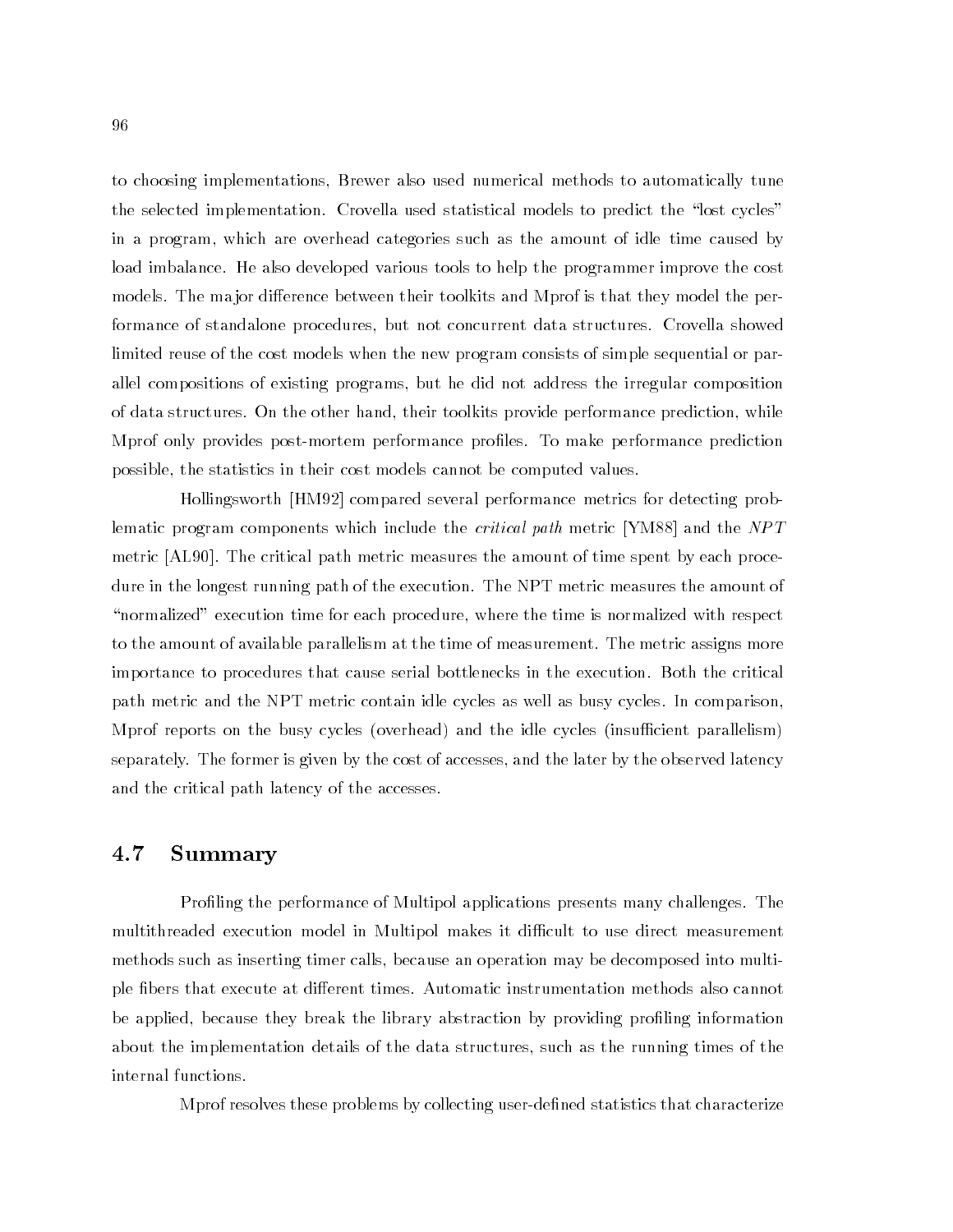to choosing implementations, Brewer also used numerical methods to automatically tune the selected implementation. Crovella used statistical models to predict the "lost cycles" in a program, which are overhead categories such as the amount of idle time caused by load imbalance. He also developed various tools to help the programmer improve the cost models. The major difference between their toolkits and Mprof is that they model the performance of standalone procedures, but not concurrent data structures. Crovella showed limited reuse of the cost models when the new program consists of simple sequential or parallel compositions of existing programs, but he did not address the irregular composition of data structures. On the other hand, their toolkits provide performance prediction, while Mprof only provides post-mortem performance profiles. To make performance prediction possible, the statistics in their cost models cannot be computed values.

Hollingsworth [HM92] compared several performance metrics for detecting problematic program components which include the *critical path* metric [YM88] and the *NPT* metric [AL90]. The critical path metric measures the amount of time spent by each procedure in the longest running path of the execution. The NPT metric measures the amount of "normalized" execution time for each procedure, where the time is normalized with respect to the amount of available parallelism at the time of measurement. The metric assigns more importance to procedures that cause serial bottlenecks in the execution. Both the critical path metric and the NPT metric contain idle cycles as well as busy cycles. In comparison, Mprof reports on the busy cycles (overhead) and the idle cycles (insufficient parallelism) separately. The former is given by the cost of accesses, and the later by the observed latency and the critical path latency of the accesses.

## 4.7 Summary

Profiling the performance of Multipol applications presents many challenges. The multithreaded execution model in Multipol makes it difficult to use direct measurement methods such as inserting timer calls, because an operation may be decomposed into multiple fibers that execute at different times. Automatic instrumentation methods also cannot be applied, because they break the library abstraction by providing profiling information about the implementation details of the data structures, such as the running times of the internal functions.

Mprof resolves these problems by collecting user-defined statistics that characterize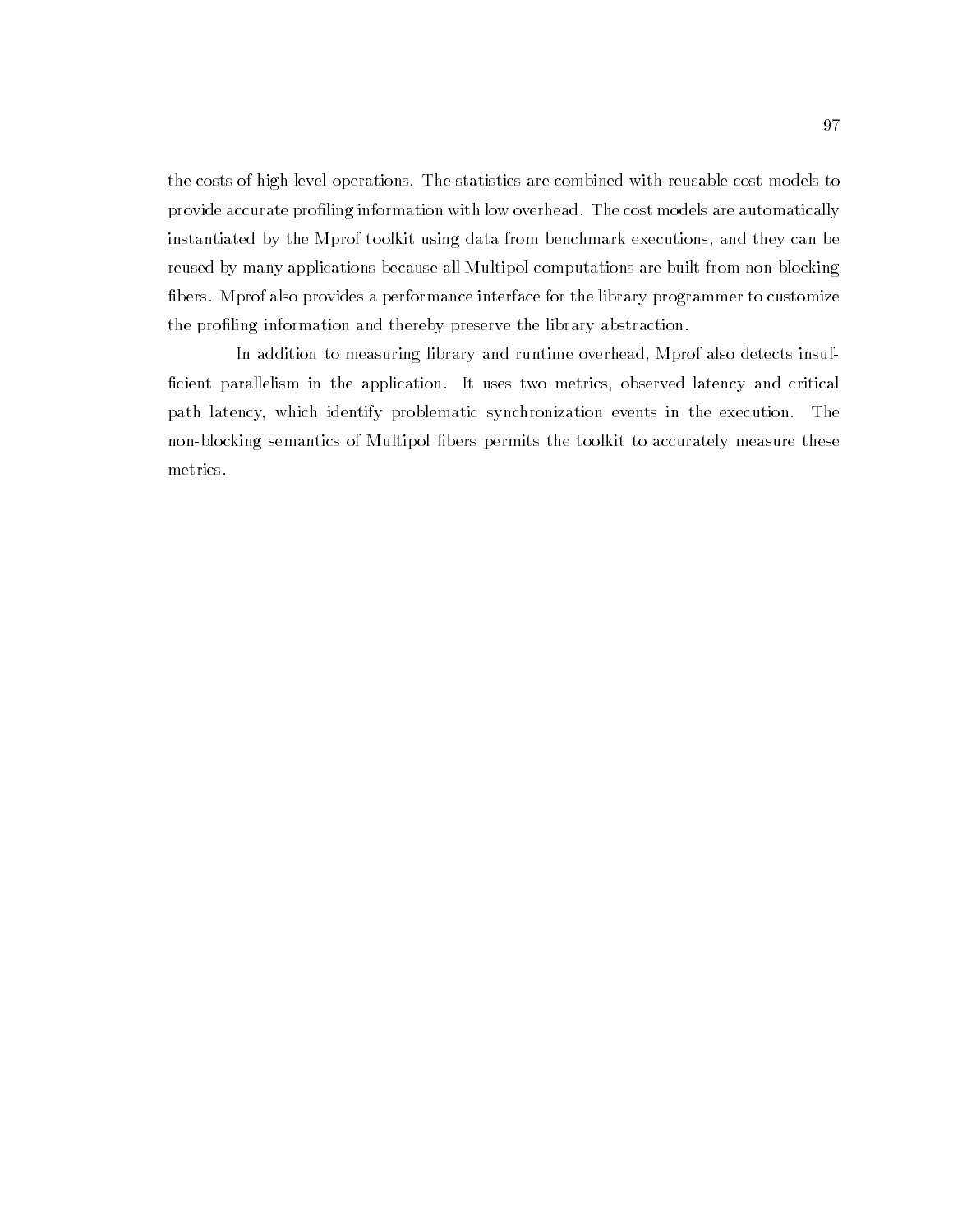the costs of high-level operations. The statistics are combined with reusable cost models to provide accurate profiling information with low overhead. The cost models are automatically instantiated by the Mprof toolkit using data from benchmark executions, and they can be reused by many applications because all Multipol computations are built from non-blocking fibers. Mprof also provides a performance interface for the library programmer to customize the profiling information and thereby preserve the library abstraction.

In addition to measuring library and runtime overhead, Mprof also detects insufficient parallelism in the application. It uses two metrics, observed latency and critical path latency, which identify problematic synchronization events in the execution. The non-blocking semantics of Multipol fibers permits the toolkit to accurately measure these metrics.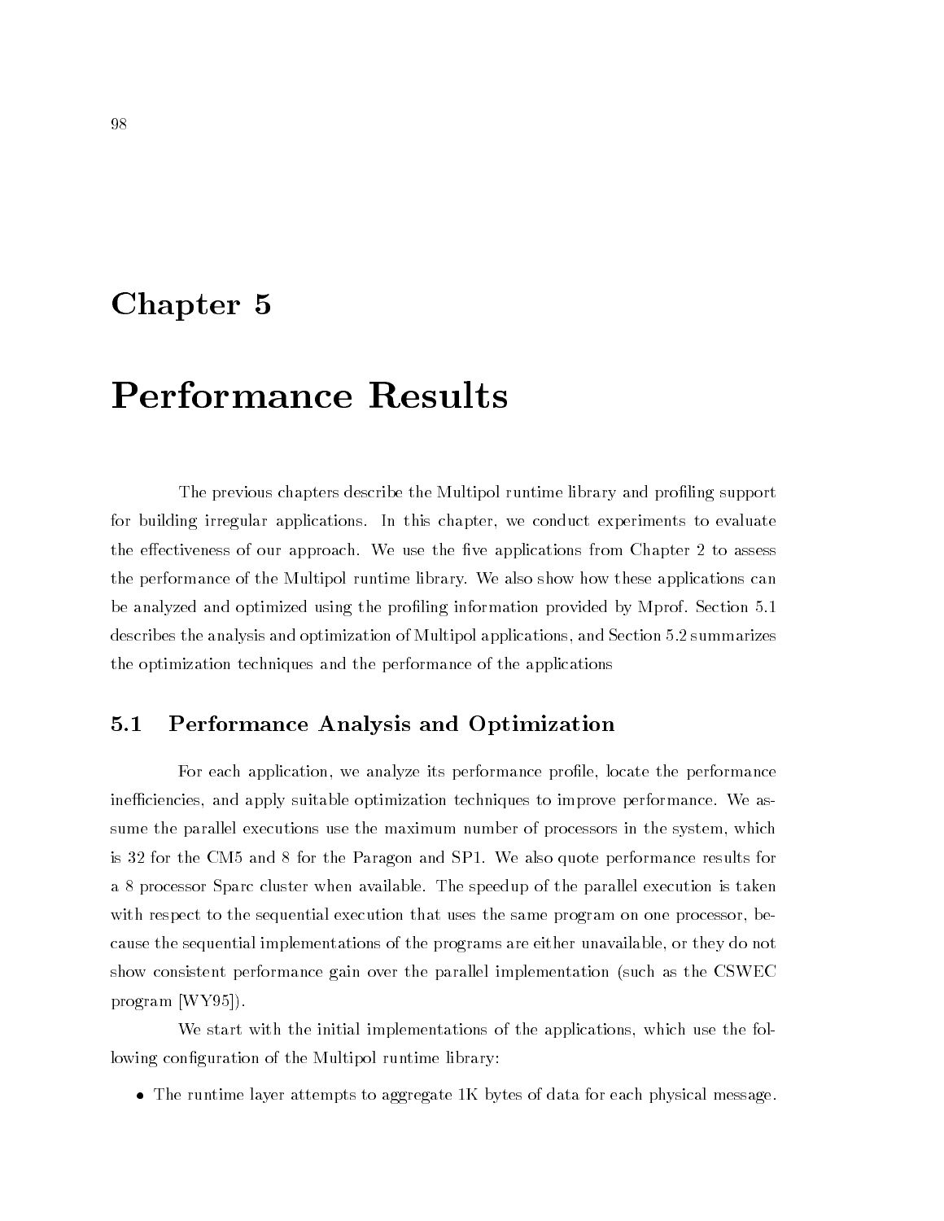# Chapter 5

# Performance Results

The previous chapters describe the Multipol runtime library and profiling support for building irregular applications. In this chapter, we conduct experiments to evaluate the effectiveness of our approach. We use the five applications from Chapter 2 to assess the performance of the Multipol runtime library. We also show how these applications can be analyzed and optimized using the profiling information provided by Mprof. Section 5.1 describes the analysis and optimization of Multipol applications, and Section 5.2 summarizes the optimization techniques and the performance of the applications

## 5.1 Performance Analysis and Optimization

For each application, we analyze its performance profile, locate the performance inefficiencies, and apply suitable optimization techniques to improve performance. We assume the parallel executions use the maximum number of processors in the system, which is 32 for the CM5 and 8 for the Paragon and SP1. We also quote performance results for a 8 processor Sparc cluster when available. The speedup of the parallel execution is taken with respect to the sequential execution that uses the same program on one processor, because the sequential implementations of the programs are either unavailable, or they do not show consistent performance gain over the parallel implementation (such as the CSWEC program [WY95]).

We start with the initial implementations of the applications, which use the following configuration of the Multipol runtime library:

- The runtime layer attempts to aggregate 1K bytes of data for each physical message.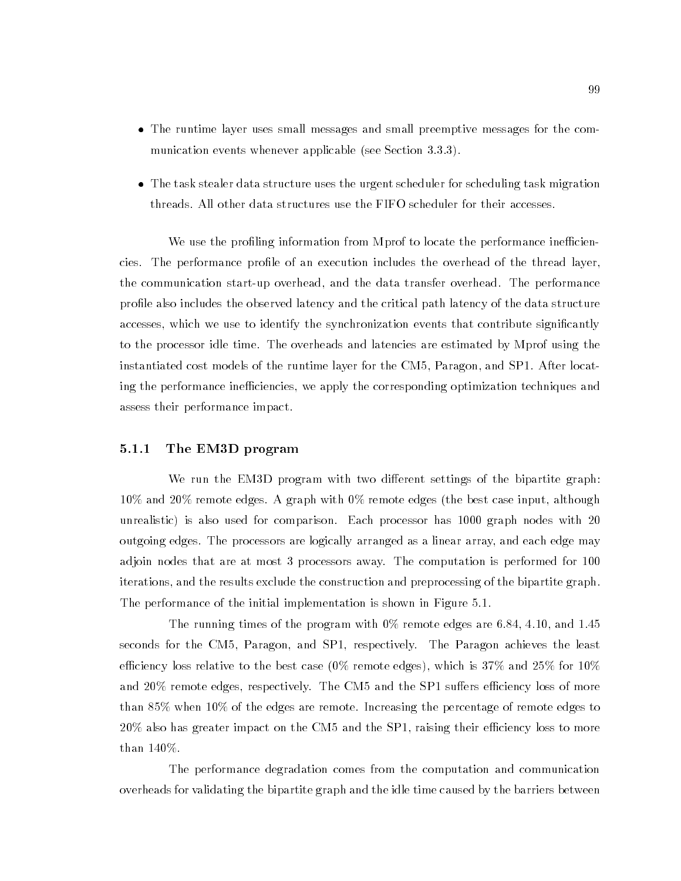- The runtime layer uses small messages and small preemptive messages for the communication events whenever applicable (see Section 3.3.3).
- The task stealer data structure uses the urgent scheduler for scheduling task migration threads. All other data structures use the FIFO scheduler for their accesses.

We use the profiling information from Mprof to locate the performance inefficiencies. The performance profile of an execution includes the overhead of the thread layer, the communication start-up overhead, and the data transfer overhead. The performance profile also includes the observed latency and the critical path latency of the data structure accesses, which we use to identify the synchronization events that contribute significantly to the processor idle time. The overheads and latencies are estimated by Mprof using the instantiated cost models of the runtime layer for the CM5, Paragon, and SP1. After locating the performance inefficiencies, we apply the corresponding optimization techniques and assess their performance impact.

### 5.1.1 The EM3D program

We run the EM3D program with two different settings of the bipartite graph: 10% and 20% remote edges. A graph with 0% remote edges (the best case input, although unrealistic) is also used for comparison. Each processor has 1000 graph nodes with 20 outgoing edges. The processors are logically arranged as a linear array, and each edge may adjoin nodes that are at most 3 processors away. The computation is performed for 100 iterations, and the results exclude the construction and preprocessing of the bipartite graph. The performance of the initial implementation is shown in Figure 5.1.

The running times of the program with 0% remote edges are 6.84, 4.10, and 1.45 seconds for the CM5, Paragon, and SP1, respectively. The Paragon achieves the least efficiency loss relative to the best case (0% remote edges), which is 37% and 25% for 10% and 20% remote edges, respectively. The CM5 and the SP1 suffers efficiency loss of more than 85% when 10% of the edges are remote. Increasing the percentage of remote edges to 20% also has greater impact on the CM5 and the SP1, raising their efficiency loss to more than 140%.

The performance degradation comes from the computation and communication overheads for validating the bipartite graph and the idle time caused by the barriers between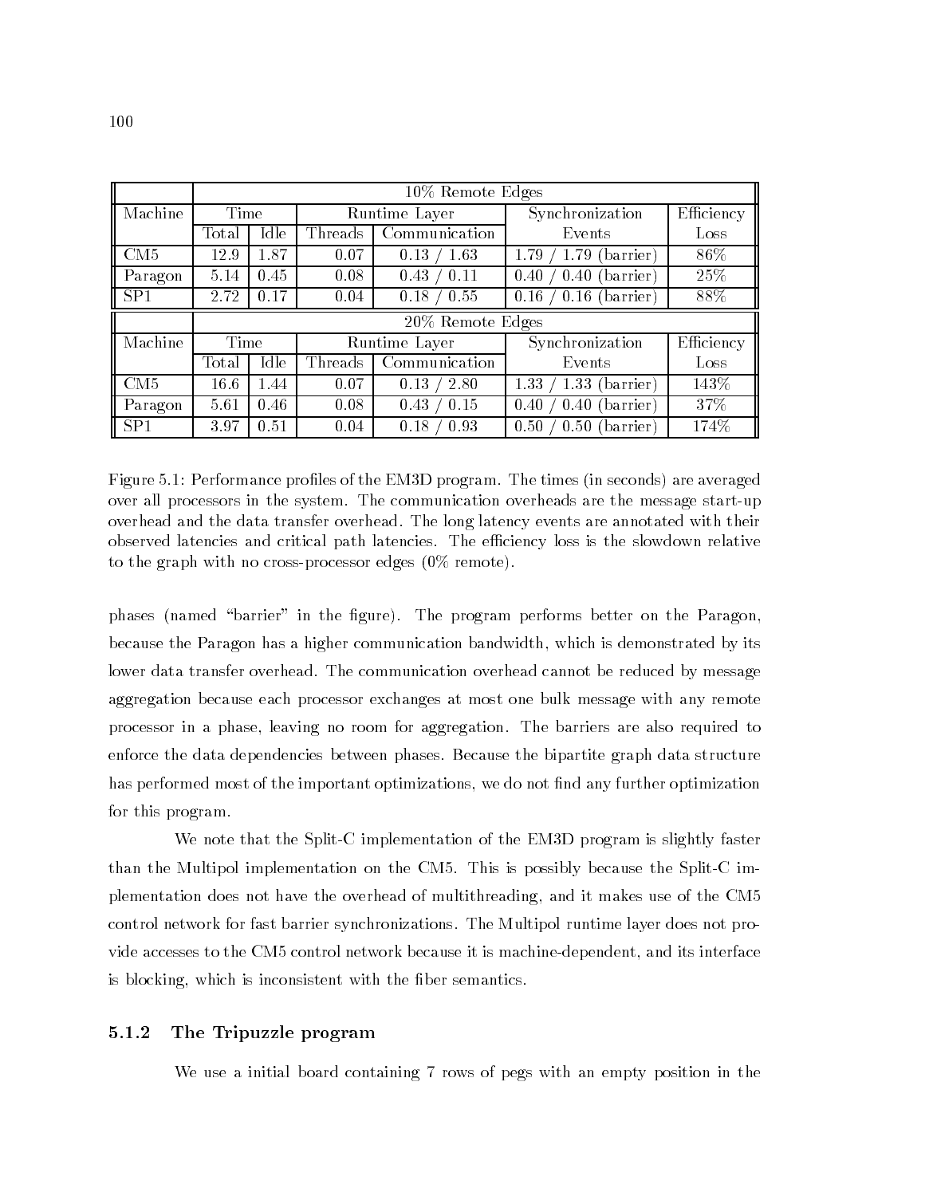| Machine | 10% Remote Edges | | | | | |
|---|---|---|---|---|---|---|
| | Time | | Runtime Layer | | Synchronization | Efficiency |
| | Total | Idle | Threads | Communication | Events | Loss |
| CM5 | 12.9 | 1.87 | 0.07 | 0.13 / 1.63 | 1.79 / 1.79 (barrier) | 86% |
| Paragon | 5.14 | 0.45 | 0.08 | 0.43 / 0.11 | 0.40 / 0.40 (barrier) | 25% |
| SP1 | 2.72 | 0.17 | 0.04 | 0.18 / 0.55 | 0.16 / 0.16 (barrier) | 88% |
| | **20% Remote Edges** | | | | | |
| Machine | Time | | Runtime Layer | | Synchronization | Efficiency |
| | Total | Idle | Threads | Communication | Events | Loss |
| CM5 | 16.6 | 1.44 | 0.07 | 0.13 / 2.80 | 1.33 / 1.33 (barrier) | 143% |
| Paragon | 5.61 | 0.46 | 0.08 | 0.43 / 0.15 | 0.40 / 0.40 (barrier) | 37% |
| SP1 | 3.97 | 0.51 | 0.04 | 0.18 / 0.93 | 0.50 / 0.50 (barrier) | 174% |

Figure 5.1: Performance profiles of the EM3D program. The times (in seconds) are averaged over all processors in the system. The communication overheads are the message start-up overhead and the data transfer overhead. The long latency events are annotated with their observed latencies and critical path latencies. The efficiency loss is the slowdown relative to the graph with no cross-processor edges (0% remote).

phases (named "barrier" in the figure). The program performs better on the Paragon, because the Paragon has a higher communication bandwidth, which is demonstrated by its lower data transfer overhead. The communication overhead cannot be reduced by message aggregation because each processor exchanges at most one bulk message with any remote processor in a phase, leaving no room for aggregation. The barriers are also required to enforce the data dependencies between phases. Because the bipartite graph data structure has performed most of the important optimizations, we do not find any further optimization for this program.

We note that the Split-C implementation of the EM3D program is slightly faster than the Multipol implementation on the CM5. This is possibly because the Split-C implementation does not have the overhead of multithreading, and it makes use of the CM5 control network for fast barrier synchronizations. The Multipol runtime layer does not provide accesses to the CM5 control network because it is machine-dependent, and its interface is blocking, which is inconsistent with the fiber semantics.

### 5.1.2 The Tripuzzle program

We use a initial board containing 7 rows of pegs with an empty position in the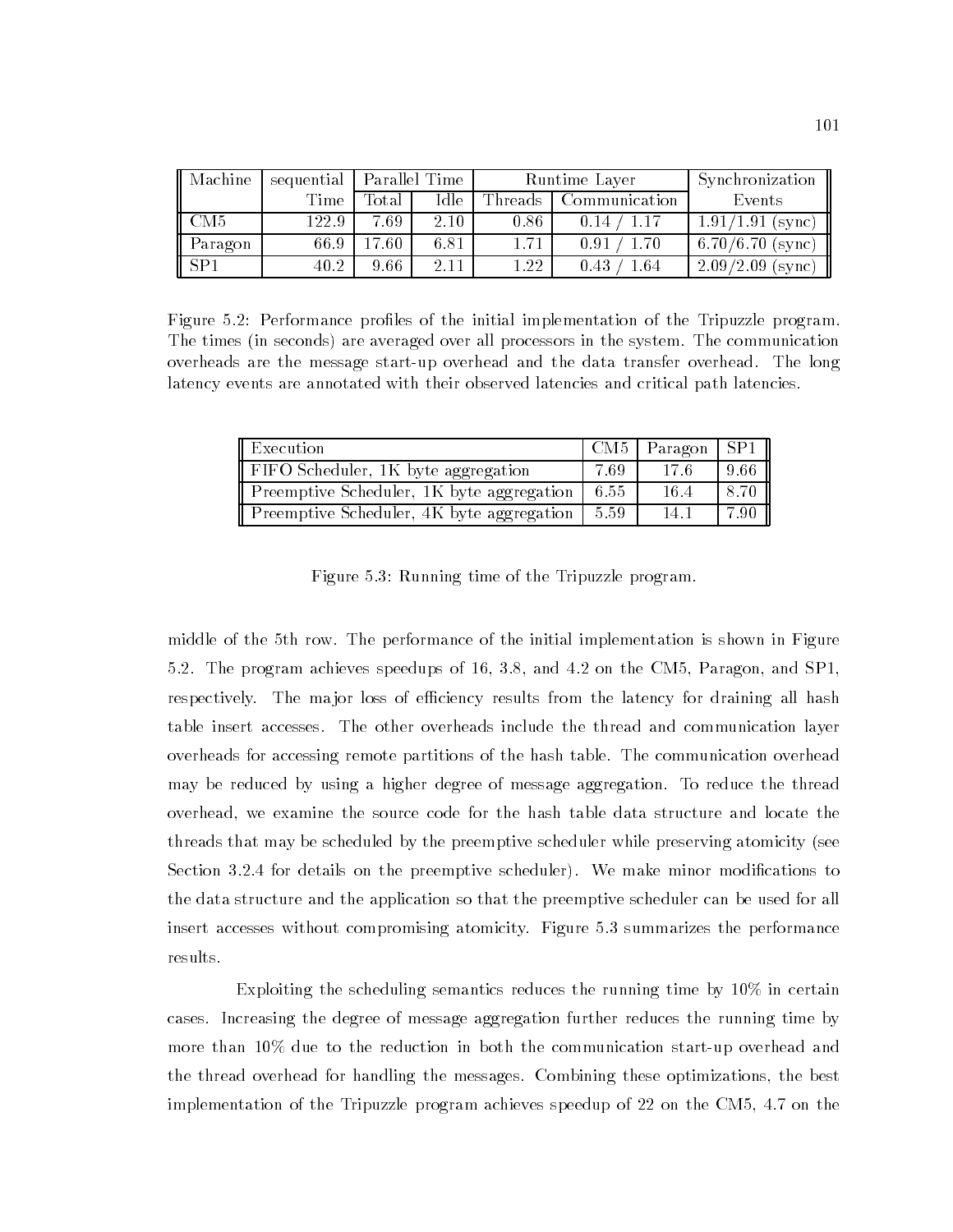| Machine | sequential | Parallel Time | | Runtime Layer | | Synchronization |
|---|---|---|---|---|---|---|
| | Time | Total | Idle | Threads | Communication | Events |
| CM5 | 122.9 | 7.69 | 2.10 | 0.86 | 0.14 / 1.17 | 1.91/1.91 (sync) |
| Paragon | 66.9 | 17.60 | 6.81 | 1.71 | 0.91 / 1.70 | 6.70/6.70 (sync) |
| SP1 | 40.2 | 9.66 | 2.11 | 1.22 | 0.43 / 1.64 | 2.09/2.09 (sync) |

Figure 5.2: Performance profiles of the initial implementation of the Tripuzzle program. The times (in seconds) are averaged over all processors in the system. The communication overheads are the message start-up overhead and the data transfer overhead. The long latency events are annotated with their observed latencies and critical path latencies.

| Execution | CM5 | Paragon | SP1 |
|---|---|---|---|
| FIFO Scheduler, 1K byte aggregation | 7.69 | 17.6 | 9.66 |
| Preemptive Scheduler, 1K byte aggregation | 6.55 | 16.4 | 8.70 |
| Preemptive Scheduler, 4K byte aggregation | 5.59 | 14.1 | 7.90 |

Figure 5.3: Running time of the Tripuzzle program.

middle of the 5th row. The performance of the initial implementation is shown in Figure 5.2. The program achieves speedups of 16, 3.8, and 4.2 on the CM5, Paragon, and SP1, respectively. The major loss of efficiency results from the latency for draining all hash table insert accesses. The other overheads include the thread and communication layer overheads for accessing remote partitions of the hash table. The communication overhead may be reduced by using a higher degree of message aggregation. To reduce the thread overhead, we examine the source code for the hash table data structure and locate the threads that may be scheduled by the preemptive scheduler while preserving atomicity (see Section 3.2.4 for details on the preemptive scheduler). We make minor modifications to the data structure and the application so that the preemptive scheduler can be used for all insert accesses without compromising atomicity. Figure 5.3 summarizes the performance results.

Exploiting the scheduling semantics reduces the running time by 10% in certain cases. Increasing the degree of message aggregation further reduces the running time by more than 10% due to the reduction in both the communication start-up overhead and the thread overhead for handling the messages. Combining these optimizations, the best implementation of the Tripuzzle program achieves speedup of 22 on the CM5, 4.7 on the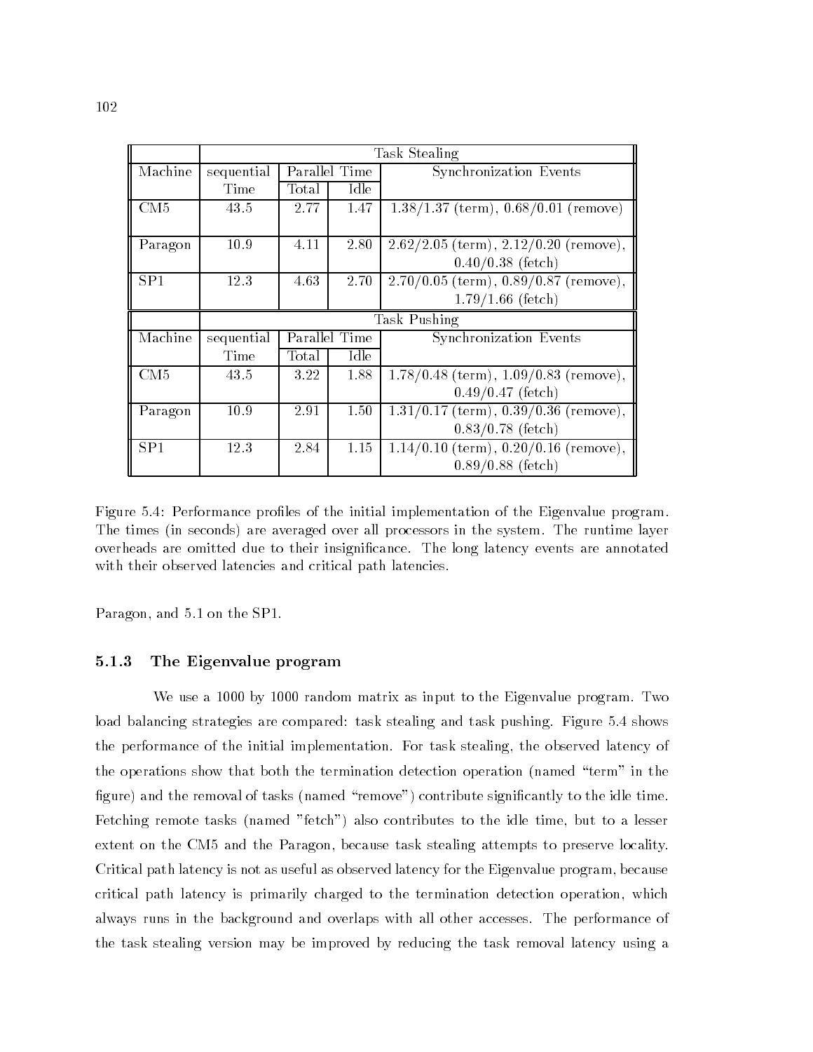| | Task Stealing | | | |
|---|---|---|---|---|
| Machine | sequential Time | Parallel Time Total | Parallel Time Idle | Synchronization Events |
| CM5 | 43.5 | 2.77 | 1.47 | 1.38/1.37 (term), 0.68/0.01 (remove) |
| Paragon | 10.9 | 4.11 | 2.80 | 2.62/2.05 (term), 2.12/0.20 (remove), 0.40/0.38 (fetch) |
| SP1 | 12.3 | 4.63 | 2.70 | 2.70/0.05 (term), 0.89/0.87 (remove), 1.79/1.66 (fetch) |
| | Task Pushing | | | |
| Machine | sequential Time | Parallel Time Total | Parallel Time Idle | Synchronization Events |
| CM5 | 43.5 | 3.22 | 1.88 | 1.78/0.48 (term), 1.09/0.83 (remove), 0.49/0.47 (fetch) |
| Paragon | 10.9 | 2.91 | 1.50 | 1.31/0.17 (term), 0.39/0.36 (remove), 0.83/0.78 (fetch) |
| SP1 | 12.3 | 2.84 | 1.15 | 1.14/0.10 (term), 0.20/0.16 (remove), 0.89/0.88 (fetch) |

Figure 5.4: Performance profiles of the initial implementation of the Eigenvalue program. The times (in seconds) are averaged over all processors in the system. The runtime layer overheads are omitted due to their insignificance. The long latency events are annotated with their observed latencies and critical path latencies.

Paragon, and 5.1 on the SP1.

### 5.1.3 The Eigenvalue program

We use a 1000 by 1000 random matrix as input to the Eigenvalue program. Two load balancing strategies are compared: task stealing and task pushing. Figure 5.4 shows the performance of the initial implementation. For task stealing, the observed latency of the operations show that both the termination detection operation (named "term" in the figure) and the removal of tasks (named "remove") contribute significantly to the idle time. Fetching remote tasks (named "fetch") also contributes to the idle time, but to a lesser extent on the CM5 and the Paragon, because task stealing attempts to preserve locality. Critical path latency is not as useful as observed latency for the Eigenvalue program, because critical path latency is primarily charged to the termination detection operation, which always runs in the background and overlaps with all other accesses. The performance of the task stealing version may be improved by reducing the task removal latency using a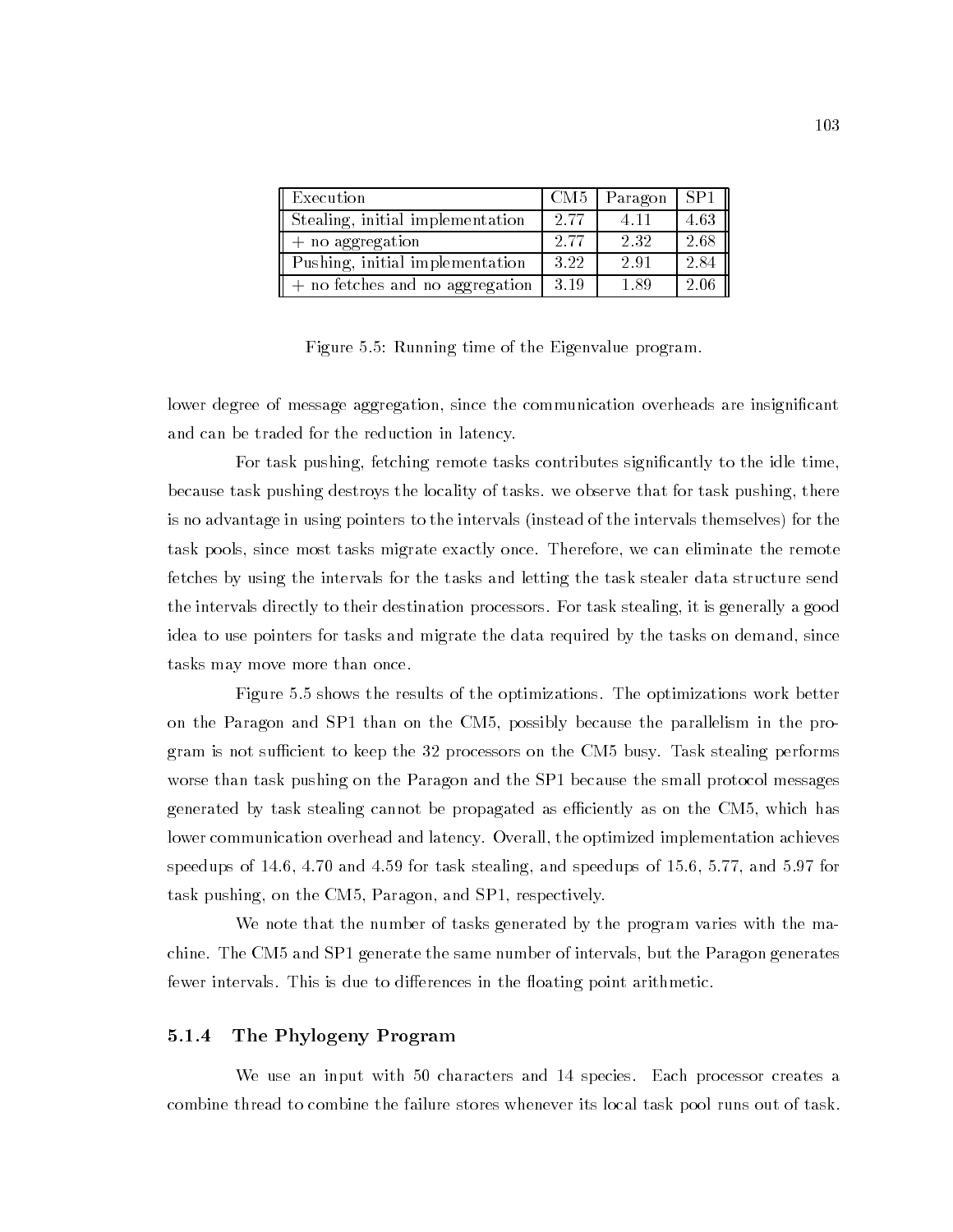| Execution | CM5 | Paragon | SP1 |
|---|---|---|---|
| Stealing, initial implementation | 2.77 | 4.11 | 4.63 |
| + no aggregation | 2.77 | 2.32 | 2.68 |
| Pushing, initial implementation | 3.22 | 2.91 | 2.84 |
| + no fetches and no aggregation | 3.19 | 1.89 | 2.06 |

Figure 5.5: Running time of the Eigenvalue program.

lower degree of message aggregation, since the communication overheads are insignificant and can be traded for the reduction in latency.

For task pushing, fetching remote tasks contributes significantly to the idle time, because task pushing destroys the locality of tasks. we observe that for task pushing, there is no advantage in using pointers to the intervals (instead of the intervals themselves) for the task pools, since most tasks migrate exactly once. Therefore, we can eliminate the remote fetches by using the intervals for the tasks and letting the task stealer data structure send the intervals directly to their destination processors. For task stealing, it is generally a good idea to use pointers for tasks and migrate the data required by the tasks on demand, since tasks may move more than once.

Figure 5.5 shows the results of the optimizations. The optimizations work better on the Paragon and SP1 than on the CM5, possibly because the parallelism in the program is not sufficient to keep the 32 processors on the CM5 busy. Task stealing performs worse than task pushing on the Paragon and the SP1 because the small protocol messages generated by task stealing cannot be propagated as efficiently as on the CM5, which has lower communication overhead and latency. Overall, the optimized implementation achieves speedups of 14.6, 4.70 and 4.59 for task stealing, and speedups of 15.6, 5.77, and 5.97 for task pushing, on the CM5, Paragon, and SP1, respectively.

We note that the number of tasks generated by the program varies with the machine. The CM5 and SP1 generate the same number of intervals, but the Paragon generates fewer intervals. This is due to differences in the floating point arithmetic.

### 5.1.4 The Phylogeny Program

We use an input with 50 characters and 14 species. Each processor creates a combine thread to combine the failure stores whenever its local task pool runs out of task.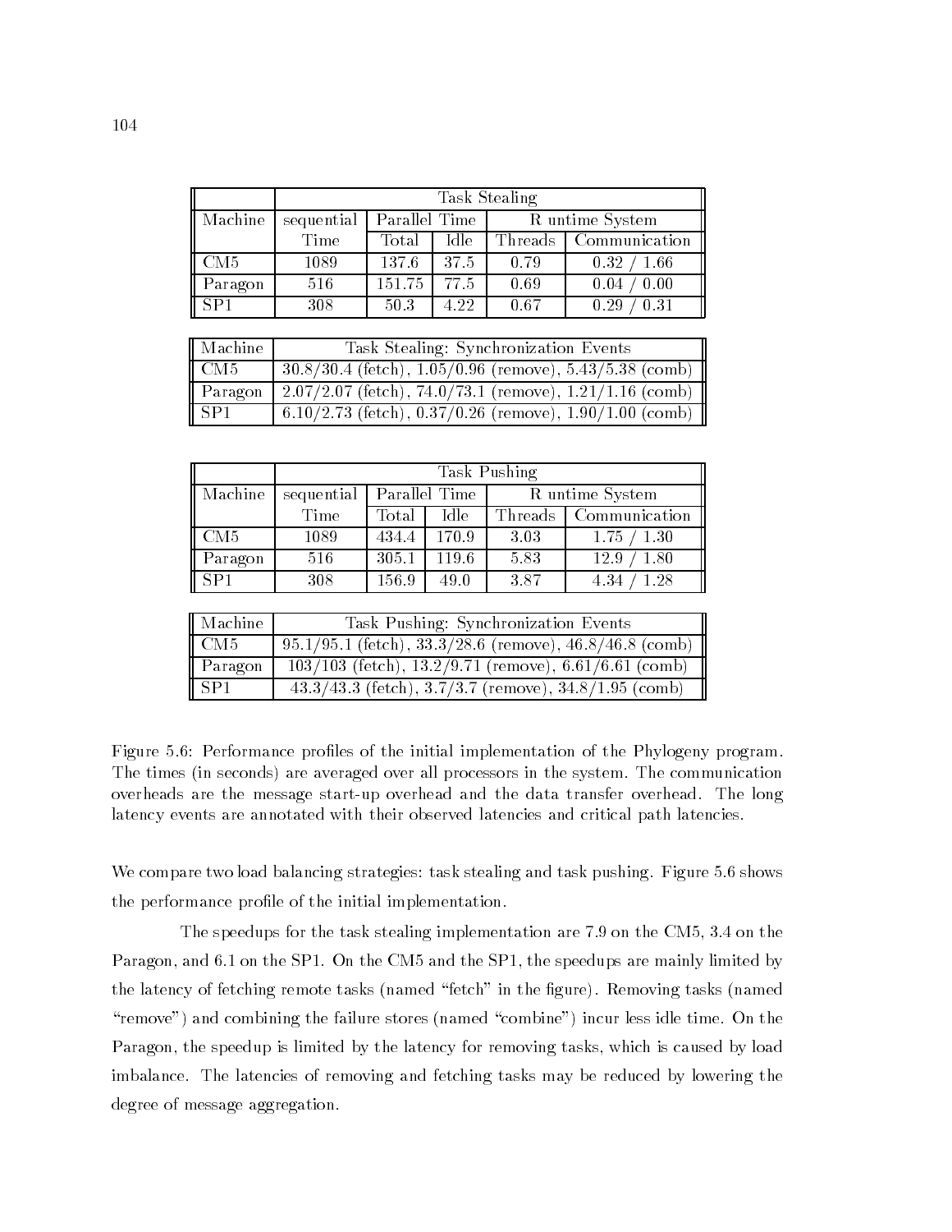| | Task Stealing | | | | |
|---|---|---|---|---|---|
| Machine | sequential | Parallel Time | | R untime System | |
| | Time | Total | Idle | Threads | Communication |
| CM5 | 1089 | 137.6 | 37.5 | 0.79 | 0.32 / 1.66 |
| Paragon | 516 | 151.75 | 77.5 | 0.69 | 0.04 / 0.00 |
| SP1 | 308 | 50.3 | 4.22 | 0.67 | 0.29 / 0.31 |

| Machine | Task Stealing: Synchronization Events |
|---|---|
| CM5 | 30.8/30.4 (fetch), 1.05/0.96 (remove), 5.43/5.38 (comb) |
| Paragon | 2.07/2.07 (fetch), 74.0/73.1 (remove), 1.21/1.16 (comb) |
| SP1 | 6.10/2.73 (fetch), 0.37/0.26 (remove), 1.90/1.00 (comb) |

| | Task Pushing | | | | |
|---|---|---|---|---|---|
| Machine | sequential | Parallel Time | | R untime System | |
| | Time | Total | Idle | Threads | Communication |
| CM5 | 1089 | 434.4 | 170.9 | 3.03 | 1.75 / 1.30 |
| Paragon | 516 | 305.1 | 119.6 | 5.83 | 12.9 / 1.80 |
| SP1 | 308 | 156.9 | 49.0 | 3.87 | 4.34 / 1.28 |

| Machine | Task Pushing: Synchronization Events |
|---|---|
| CM5 | 95.1/95.1 (fetch), 33.3/28.6 (remove), 46.8/46.8 (comb) |
| Paragon | 103/103 (fetch), 13.2/9.71 (remove), 6.61/6.61 (comb) |
| SP1 | 43.3/43.3 (fetch), 3.7/3.7 (remove), 34.8/1.95 (comb) |

Figure 5.6: Performance profiles of the initial implementation of the Phylogeny program. The times (in seconds) are averaged over all processors in the system. The communication overheads are the message start-up overhead and the data transfer overhead. The long latency events are annotated with their observed latencies and critical path latencies.

We compare two load balancing strategies: task stealing and task pushing. Figure 5.6 shows the performance profile of the initial implementation.

The speedups for the task stealing implementation are 7.9 on the CM5, 3.4 on the Paragon, and 6.1 on the SP1. On the CM5 and the SP1, the speedups are mainly limited by the latency of fetching remote tasks (named "fetch" in the figure). Removing tasks (named "remove") and combining the failure stores (named "combine") incur less idle time. On the Paragon, the speedup is limited by the latency for removing tasks, which is caused by load imbalance. The latencies of removing and fetching tasks may be reduced by lowering the degree of message aggregation.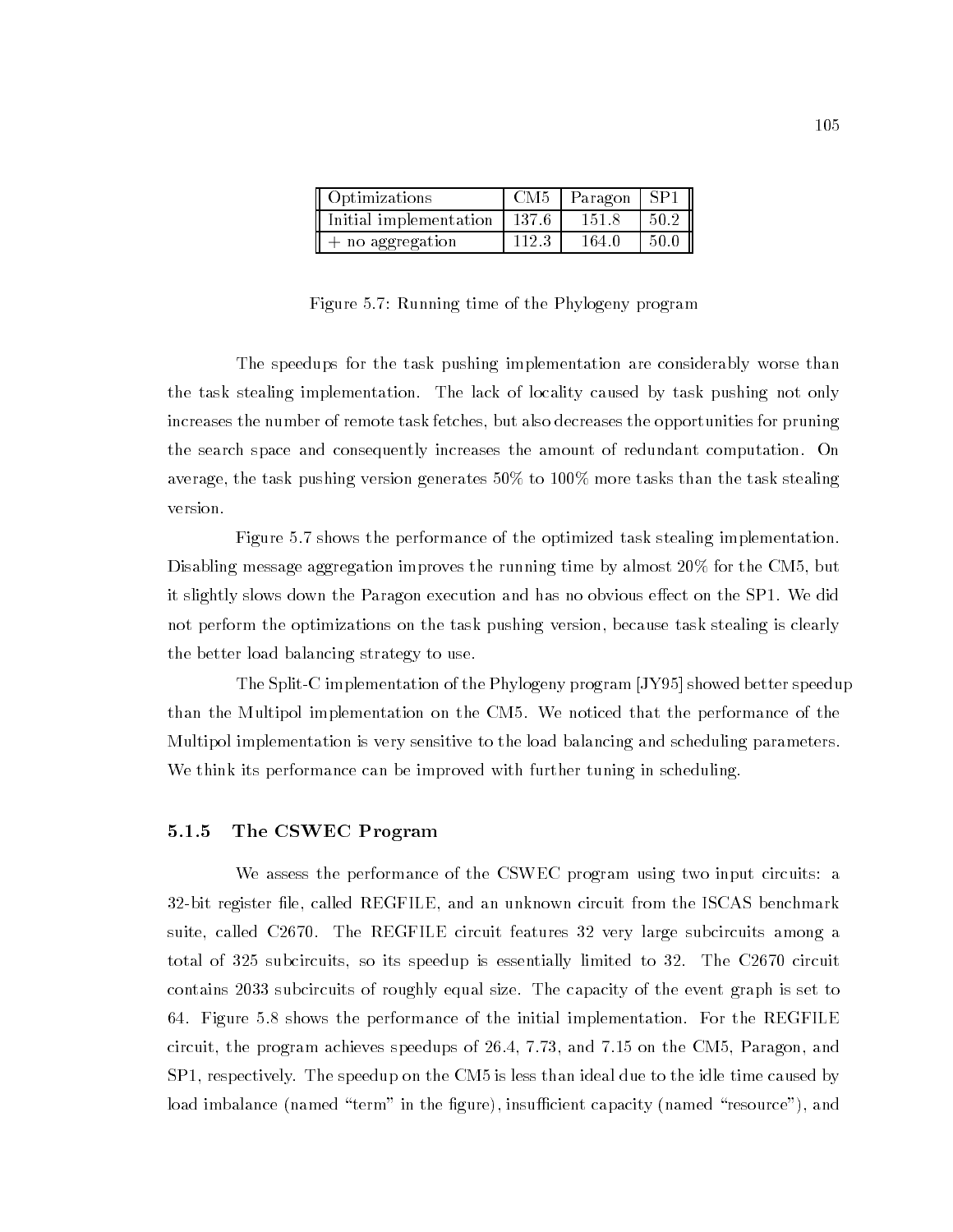| Optimizations | CM5 | Paragon | SP1 |
| --- | --- | --- | --- |
| Initial implementation | 137.6 | 151.8 | 50.2 |
| + no aggregation | 112.3 | 164.0 | 50.0 |

Figure 5.7: Running time of the Phylogeny program

The speedups for the task pushing implementation are considerably worse than the task stealing implementation. The lack of locality caused by task pushing not only increases the number of remote task fetches, but also decreases the opportunities for pruning the search space and consequently increases the amount of redundant computation. On average, the task pushing version generates 50% to 100% more tasks than the task stealing version.

Figure 5.7 shows the performance of the optimized task stealing implementation. Disabling message aggregation improves the running time by almost 20% for the CM5, but it slightly slows down the Paragon execution and has no obvious effect on the SP1. We did not perform the optimizations on the task pushing version, because task stealing is clearly the better load balancing strategy to use.

The Split-C implementation of the Phylogeny program [JY95] showed better speedup than the Multipol implementation on the CM5. We noticed that the performance of the Multipol implementation is very sensitive to the load balancing and scheduling parameters. We think its performance can be improved with further tuning in scheduling.

### 5.1.5 The CSWEC Program

We assess the performance of the CSWEC program using two input circuits: a 32-bit register file, called REGFILE, and an unknown circuit from the ISCAS benchmark suite, called C2670. The REGFILE circuit features 32 very large subcircuits among a total of 325 subcircuits, so its speedup is essentially limited to 32. The C2670 circuit contains 2033 subcircuits of roughly equal size. The capacity of the event graph is set to 64. Figure 5.8 shows the performance of the initial implementation. For the REGFILE circuit, the program achieves speedups of 26.4, 7.73, and 7.15 on the CM5, Paragon, and SP1, respectively. The speedup on the CM5 is less than ideal due to the idle time caused by load imbalance (named "term" in the figure), insufficient capacity (named "resource"), and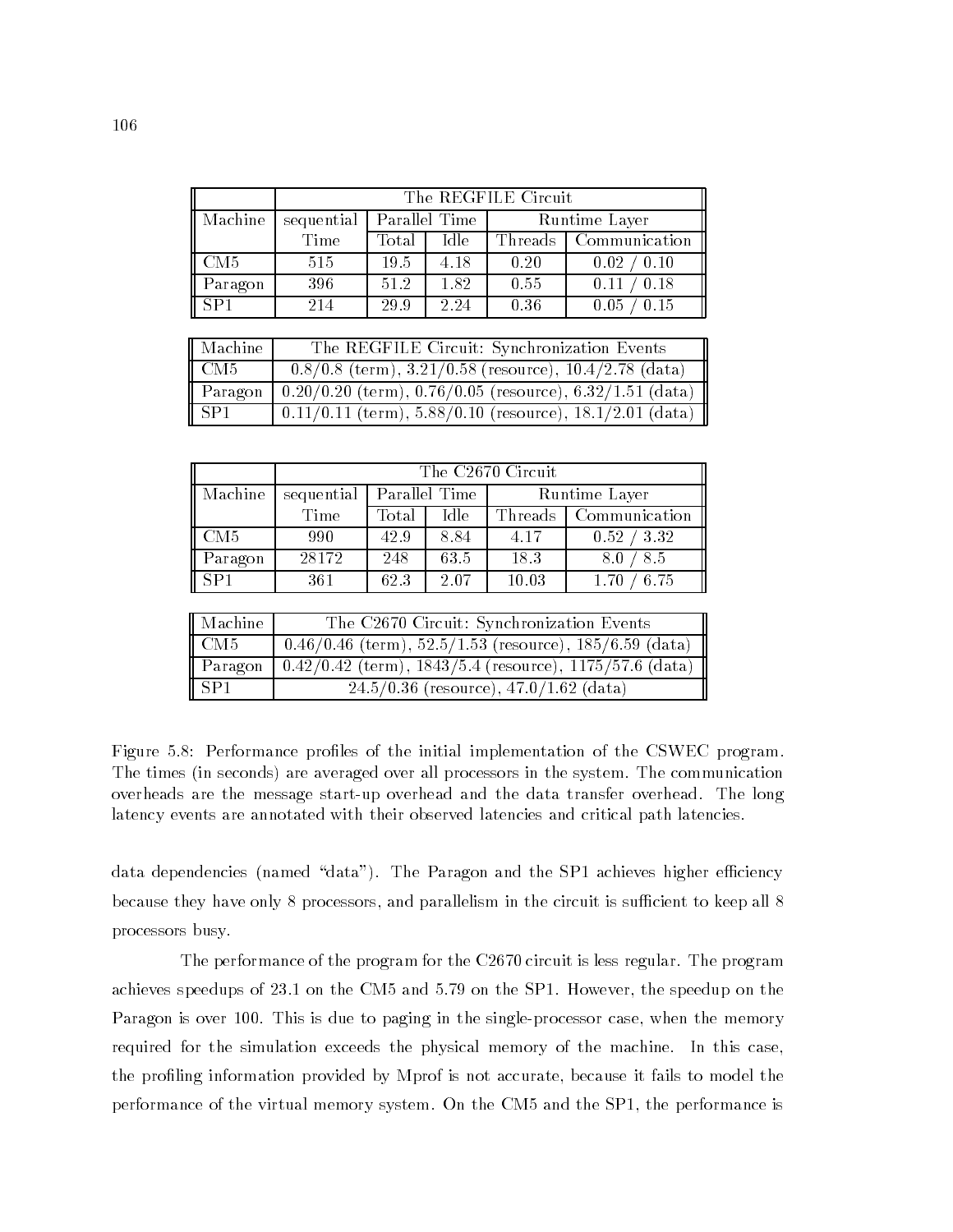| | The REGFILE Circuit | | | | |
|---|---|---|---|---|---|
| Machine | sequential | Parallel Time | | Runtime Layer | |
| | Time | Total | Idle | Threads | Communication |
| CM5 | 515 | 19.5 | 4.18 | 0.20 | 0.02 / 0.10 |
| Paragon | 396 | 51.2 | 1.82 | 0.55 | 0.11 / 0.18 |
| SP1 | 214 | 29.9 | 2.24 | 0.36 | 0.05 / 0.15 |

| Machine | The REGFILE Circuit: Synchronization Events |
|---|---|
| CM5 | 0.8/0.8 (term), 3.21/0.58 (resource), 10.4/2.78 (data) |
| Paragon | 0.20/0.20 (term), 0.76/0.05 (resource), 6.32/1.51 (data) |
| SP1 | 0.11/0.11 (term), 5.88/0.10 (resource), 18.1/2.01 (data) |

| | The C2670 Circuit | | | | |
|---|---|---|---|---|---|
| Machine | sequential | Parallel Time | | Runtime Layer | |
| | Time | Total | Idle | Threads | Communication |
| CM5 | 990 | 42.9 | 8.84 | 4.17 | 0.52 / 3.32 |
| Paragon | 28172 | 248 | 63.5 | 18.3 | 8.0 / 8.5 |
| SP1 | 361 | 62.3 | 2.07 | 10.03 | 1.70 / 6.75 |

| Machine | The C2670 Circuit: Synchronization Events |
|---|---|
| CM5 | 0.46/0.46 (term), 52.5/1.53 (resource), 185/6.59 (data) |
| Paragon | 0.42/0.42 (term), 1843/5.4 (resource), 1175/57.6 (data) |
| SP1 | 24.5/0.36 (resource), 47.0/1.62 (data) |

Figure 5.8: Performance profiles of the initial implementation of the CSWEC program. The times (in seconds) are averaged over all processors in the system. The communication overheads are the message start-up overhead and the data transfer overhead. The long latency events are annotated with their observed latencies and critical path latencies.

data dependencies (named "data"). The Paragon and the SP1 achieves higher efficiency because they have only 8 processors, and parallelism in the circuit is sufficient to keep all 8 processors busy.

The performance of the program for the C2670 circuit is less regular. The program achieves speedups of 23.1 on the CM5 and 5.79 on the SP1. However, the speedup on the Paragon is over 100. This is due to paging in the single-processor case, when the memory required for the simulation exceeds the physical memory of the machine. In this case, the profiling information provided by Mprof is not accurate, because it fails to model the performance of the virtual memory system. On the CM5 and the SP1, the performance is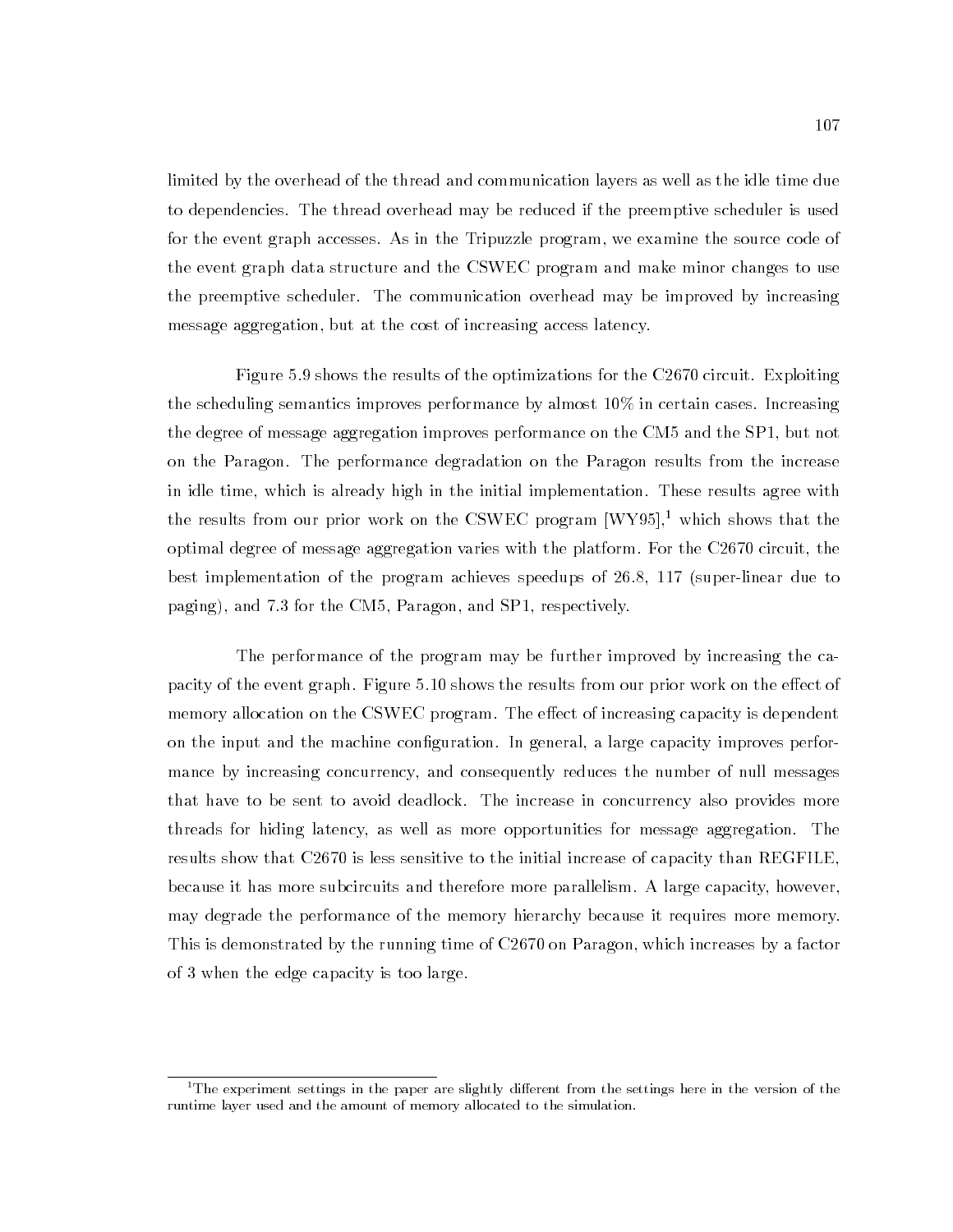limited by the overhead of the thread and communication layers as well as the idle time due to dependencies. The thread overhead may be reduced if the preemptive scheduler is used for the event graph accesses. As in the Tripuzzle program, we examine the source code of the event graph data structure and the CSWEC program and make minor changes to use the preemptive scheduler. The communication overhead may be improved by increasing message aggregation, but at the cost of increasing access latency.

Figure 5.9 shows the results of the optimizations for the C2670 circuit. Exploiting the scheduling semantics improves performance by almost 10% in certain cases. Increasing the degree of message aggregation improves performance on the CM5 and the SP1, but not on the Paragon. The performance degradation on the Paragon results from the increase in idle time, which is already high in the initial implementation. These results agree with the results from our prior work on the CSWEC program [WY95],[1] which shows that the optimal degree of message aggregation varies with the platform. For the C2670 circuit, the best implementation of the program achieves speedups of 26.8, 117 (super-linear due to paging), and 7.3 for the CM5, Paragon, and SP1, respectively.

The performance of the program may be further improved by increasing the capacity of the event graph. Figure 5.10 shows the results from our prior work on the effect of memory allocation on the CSWEC program. The effect of increasing capacity is dependent on the input and the machine configuration. In general, a large capacity improves performance by increasing concurrency, and consequently reduces the number of null messages that have to be sent to avoid deadlock. The increase in concurrency also provides more threads for hiding latency, as well as more opportunities for message aggregation. The results show that C2670 is less sensitive to the initial increase of capacity than REGFILE, because it has more subcircuits and therefore more parallelism. A large capacity, however, may degrade the performance of the memory hierarchy because it requires more memory. This is demonstrated by the running time of C2670 on Paragon, which increases by a factor of 3 when the edge capacity is too large.

[1] The experiment settings in the paper are slightly different from the settings here in the version of the runtime layer used and the amount of memory allocated to the simulation.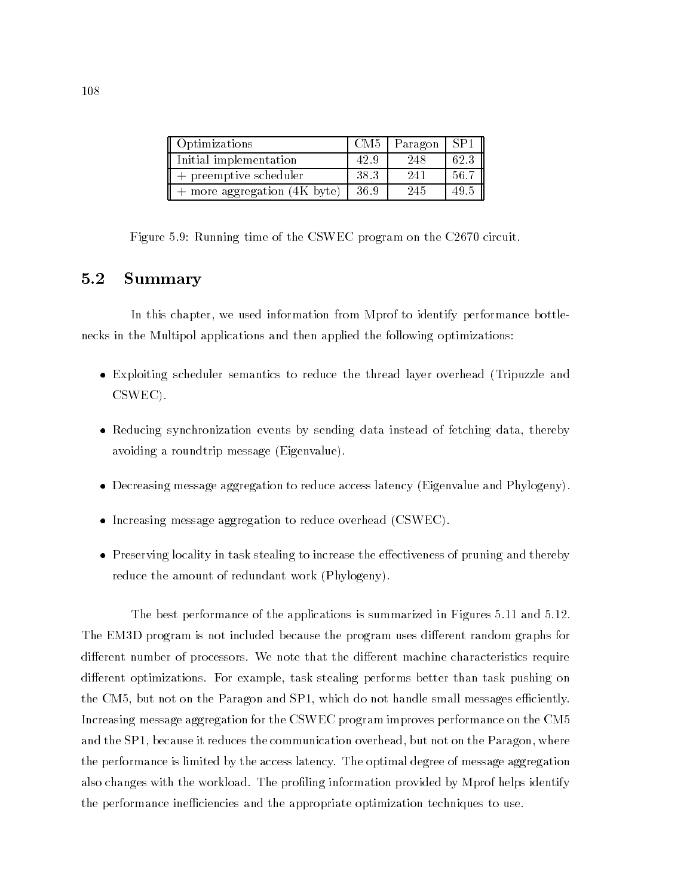| Optimizations | CM5 | Paragon | SP1 |
| --- | --- | --- | --- |
| Initial implementation | 42.9 | 248 | 62.3 |
| + preemptive scheduler | 38.3 | 241 | 56.7 |
| + more aggregation (4K byte) | 36.9 | 245 | 49.5 |

Figure 5.9: Running time of the CSWEC program on the C2670 circuit.

## 5.2 Summary

In this chapter, we used information from Mprof to identify performance bottlenecks in the Multipol applications and then applied the following optimizations:

- Exploiting scheduler semantics to reduce the thread layer overhead (Tripuzzle and CSWEC).
- Reducing synchronization events by sending data instead of fetching data, thereby avoiding a roundtrip message (Eigenvalue).
- Decreasing message aggregation to reduce access latency (Eigenvalue and Phylogeny).
- Increasing message aggregation to reduce overhead (CSWEC).
- Preserving locality in task stealing to increase the effectiveness of pruning and thereby reduce the amount of redundant work (Phylogeny).

The best performance of the applications is summarized in Figures 5.11 and 5.12. The EM3D program is not included because the program uses different random graphs for different number of processors. We note that the different machine characteristics require different optimizations. For example, task stealing performs better than task pushing on the CM5, but not on the Paragon and SP1, which do not handle small messages efficiently. Increasing message aggregation for the CSWEC program improves performance on the CM5 and the SP1, because it reduces the communication overhead, but not on the Paragon, where the performance is limited by the access latency. The optimal degree of message aggregation also changes with the workload. The profiling information provided by Mprof helps identify the performance inefficiencies and the appropriate optimization techniques to use.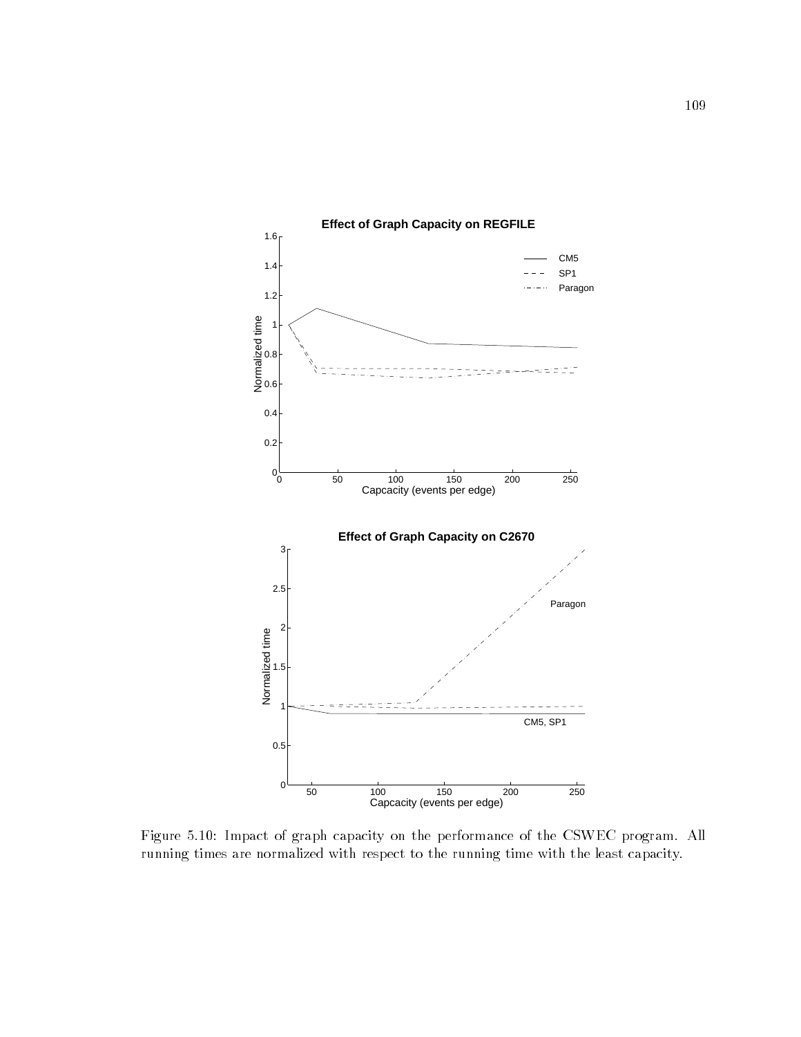Figure 5.10: Impact of graph capacity on the performance of the CSWEC program. All running times are normalized with respect to the running time with the least capacity.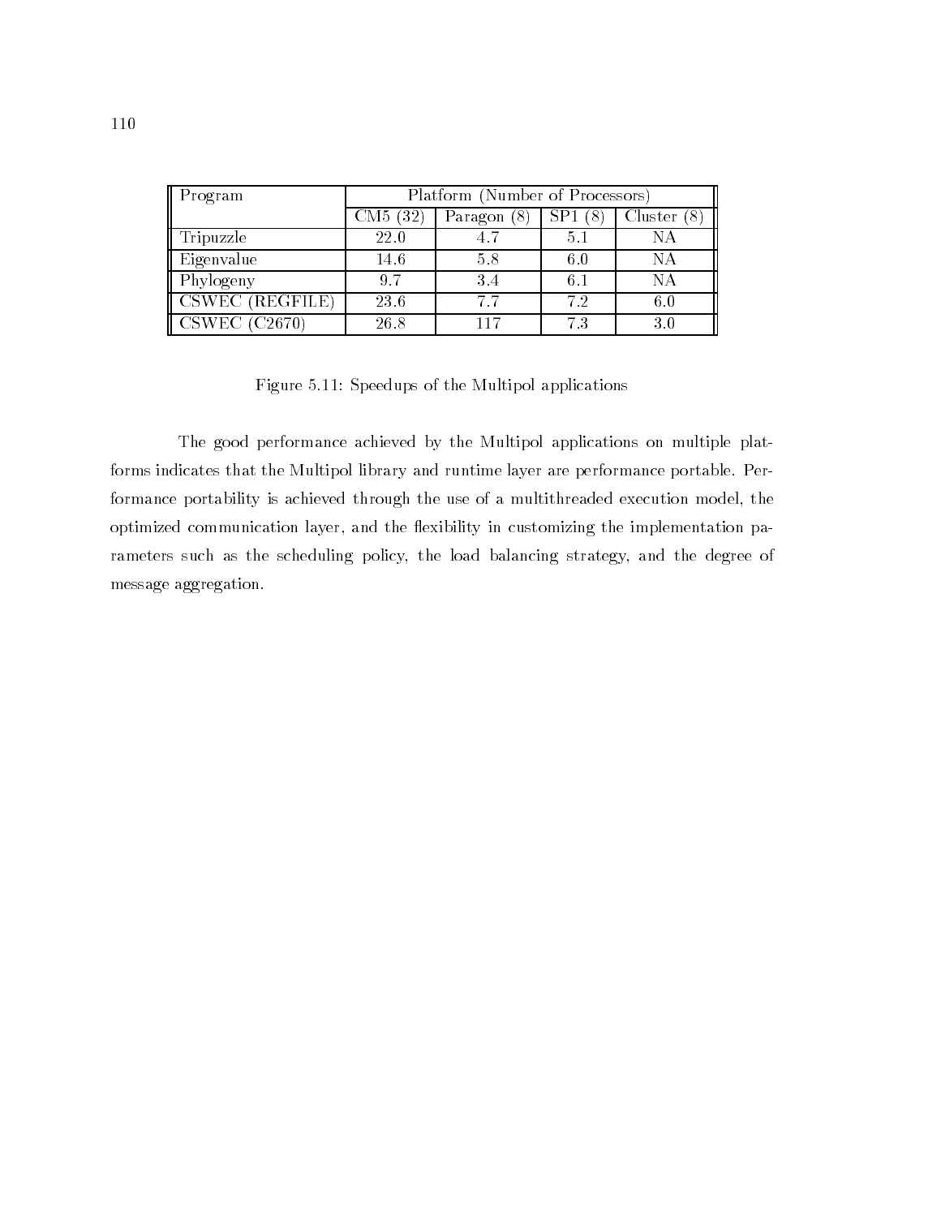| Program | Platform (Number of Processors) | | | |
|---|---|---|---|---|
| | CM5 (32) | Paragon (8) | SP1 (8) | Cluster (8) |
| Tripuzzle | 22.0 | 4.7 | 5.1 | NA |
| Eigenvalue | 14.6 | 5.8 | 6.0 | NA |
| Phylogeny | 9.7 | 3.4 | 6.1 | NA |
| CSWEC (REGFILE) | 23.6 | 7.7 | 7.2 | 6.0 |
| CSWEC (C2670) | 26.8 | 117 | 7.3 | 3.0 |

Figure 5.11: Speedups of the Multipol applications

The good performance achieved by the Multipol applications on multiple platforms indicates that the Multipol library and runtime layer are performance portable. Performance portability is achieved through the use of a multithreaded execution model, the optimized communication layer, and the flexibility in customizing the implementation parameters such as the scheduling policy, the load balancing strategy, and the degree of message aggregation.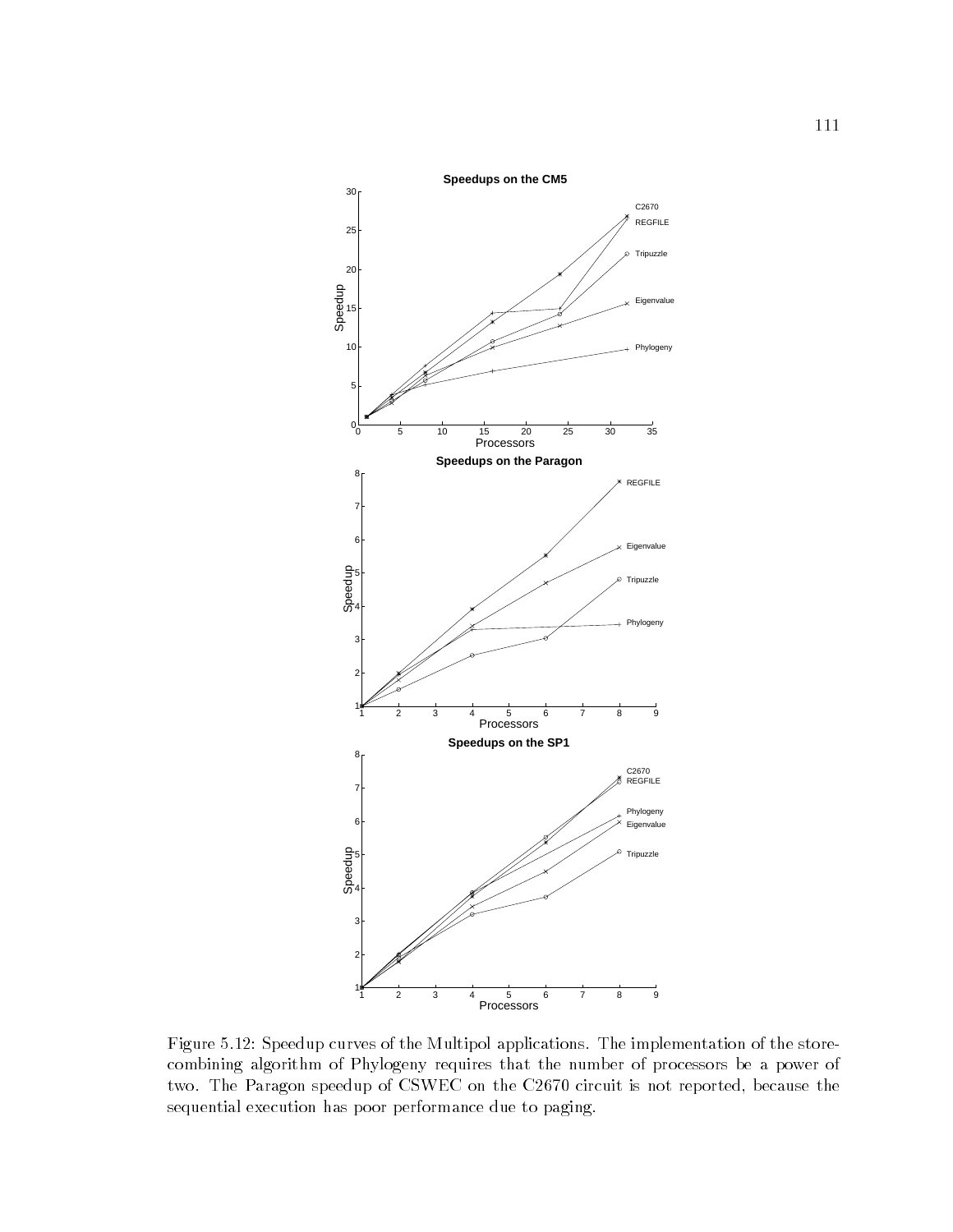Figure 5.12: Speedup curves of the Multipol applications. The implementation of the store-combining algorithm of Phylogeny requires that the number of processors be a power of two. The Paragon speedup of CSWEC on the C2670 circuit is not reported, because the sequential execution has poor performance due to paging.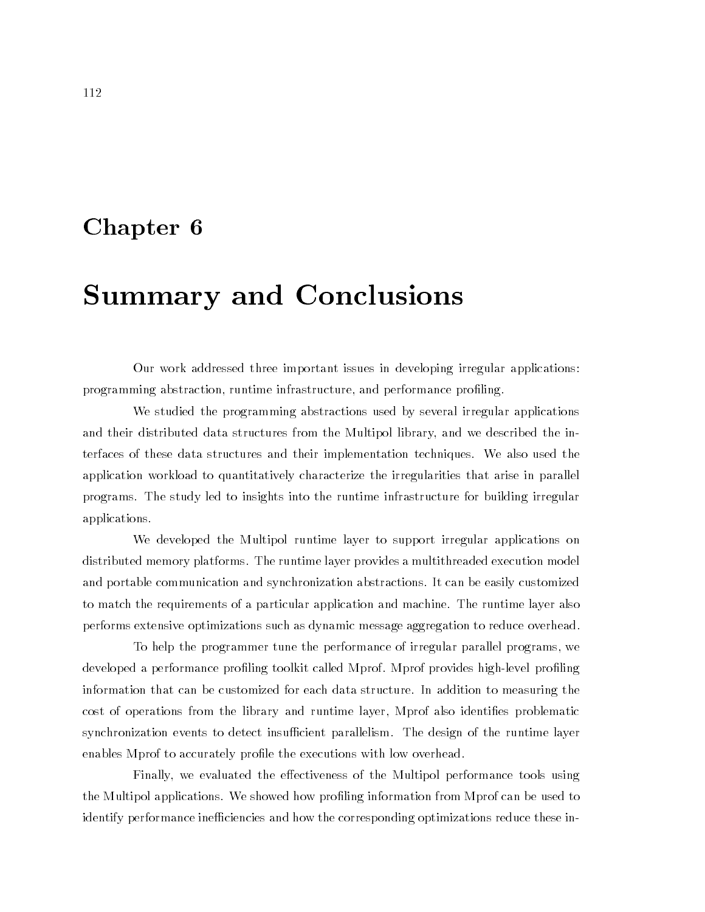# Chapter 6

# Summary and Conclusions

Our work addressed three important issues in developing irregular applications: programming abstraction, runtime infrastructure, and performance profiling.

We studied the programming abstractions used by several irregular applications and their distributed data structures from the Multipol library, and we described the interfaces of these data structures and their implementation techniques. We also used the application workload to quantitatively characterize the irregularities that arise in parallel programs. The study led to insights into the runtime infrastructure for building irregular applications.

We developed the Multipol runtime layer to support irregular applications on distributed memory platforms. The runtime layer provides a multithreaded execution model and portable communication and synchronization abstractions. It can be easily customized to match the requirements of a particular application and machine. The runtime layer also performs extensive optimizations such as dynamic message aggregation to reduce overhead.

To help the programmer tune the performance of irregular parallel programs, we developed a performance profiling toolkit called Mprof. Mprof provides high-level profiling information that can be customized for each data structure. In addition to measuring the cost of operations from the library and runtime layer, Mprof also identifies problematic synchronization events to detect insufficient parallelism. The design of the runtime layer enables Mprof to accurately profile the executions with low overhead.

Finally, we evaluated the effectiveness of the Multipol performance tools using the Multipol applications. We showed how profiling information from Mprof can be used to identify performance inefficiencies and how the corresponding optimizations reduce these in-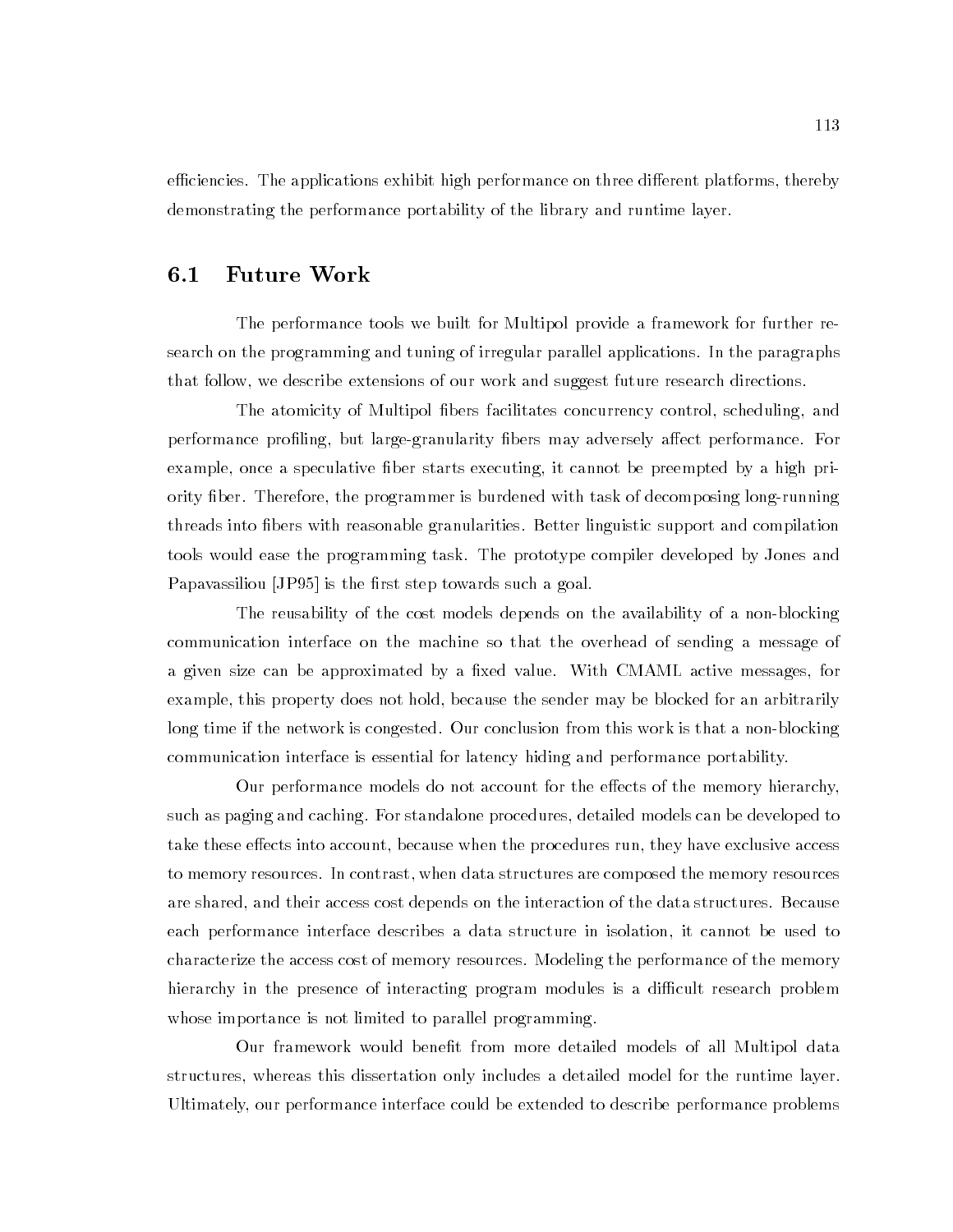efficiencies. The applications exhibit high performance on three different platforms, thereby demonstrating the performance portability of the library and runtime layer.

## 6.1 Future Work

The performance tools we built for Multipol provide a framework for further research on the programming and tuning of irregular parallel applications. In the paragraphs that follow, we describe extensions of our work and suggest future research directions.

The atomicity of Multipol fibers facilitates concurrency control, scheduling, and performance profiling, but large-granularity fibers may adversely affect performance. For example, once a speculative fiber starts executing, it cannot be preempted by a high priority fiber. Therefore, the programmer is burdened with task of decomposing long-running threads into fibers with reasonable granularities. Better linguistic support and compilation tools would ease the programming task. The prototype compiler developed by Jones and Papavassiliou [JP95] is the first step towards such a goal.

The reusability of the cost models depends on the availability of a non-blocking communication interface on the machine so that the overhead of sending a message of a given size can be approximated by a fixed value. With CMAML active messages, for example, this property does not hold, because the sender may be blocked for an arbitrarily long time if the network is congested. Our conclusion from this work is that a non-blocking communication interface is essential for latency hiding and performance portability.

Our performance models do not account for the effects of the memory hierarchy, such as paging and caching. For standalone procedures, detailed models can be developed to take these effects into account, because when the procedures run, they have exclusive access to memory resources. In contrast, when data structures are composed the memory resources are shared, and their access cost depends on the interaction of the data structures. Because each performance interface describes a data structure in isolation, it cannot be used to characterize the access cost of memory resources. Modeling the performance of the memory hierarchy in the presence of interacting program modules is a difficult research problem whose importance is not limited to parallel programming.

Our framework would benefit from more detailed models of all Multipol data structures, whereas this dissertation only includes a detailed model for the runtime layer. Ultimately, our performance interface could be extended to describe performance problems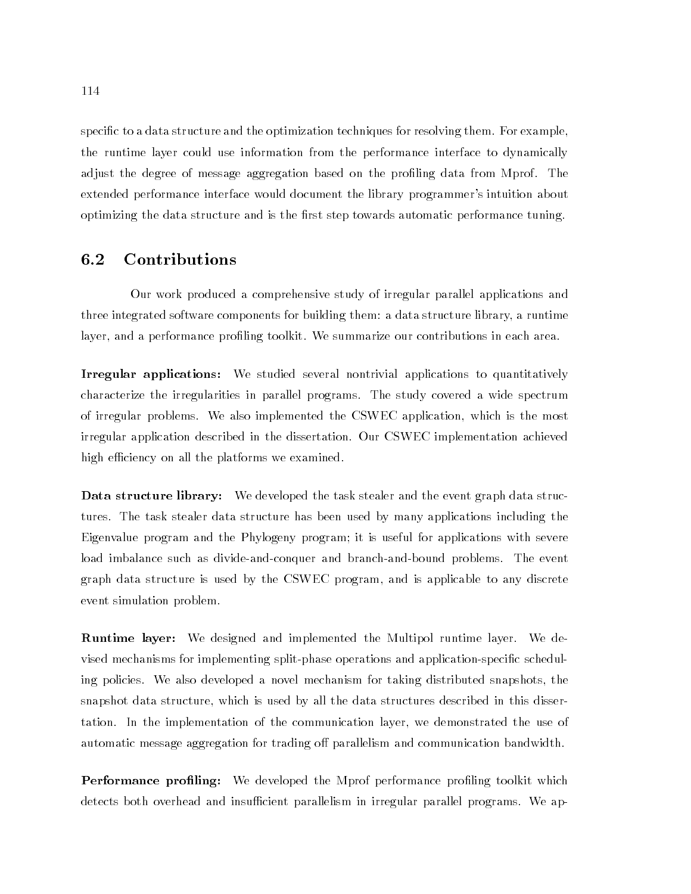specific to a data structure and the optimization techniques for resolving them. For example, the runtime layer could use information from the performance interface to dynamically adjust the degree of message aggregation based on the profiling data from Mprof. The extended performance interface would document the library programmer's intuition about optimizing the data structure and is the first step towards automatic performance tuning.

## 6.2 Contributions

Our work produced a comprehensive study of irregular parallel applications and three integrated software components for building them: a data structure library, a runtime layer, and a performance profiling toolkit. We summarize our contributions in each area.

**Irregular applications:** We studied several nontrivial applications to quantitatively characterize the irregularities in parallel programs. The study covered a wide spectrum of irregular problems. We also implemented the CSWEC application, which is the most irregular application described in the dissertation. Our CSWEC implementation achieved high efficiency on all the platforms we examined.

**Data structure library:** We developed the task stealer and the event graph data structures. The task stealer data structure has been used by many applications including the Eigenvalue program and the Phylogeny program; it is useful for applications with severe load imbalance such as divide-and-conquer and branch-and-bound problems. The event graph data structure is used by the CSWEC program, and is applicable to any discrete event simulation problem.

**Runtime layer:** We designed and implemented the Multipol runtime layer. We devised mechanisms for implementing split-phase operations and application-specific scheduling policies. We also developed a novel mechanism for taking distributed snapshots, the snapshot data structure, which is used by all the data structures described in this dissertation. In the implementation of the communication layer, we demonstrated the use of automatic message aggregation for trading off parallelism and communication bandwidth.

**Performance profiling:** We developed the Mprof performance profiling toolkit which detects both overhead and insufficient parallelism in irregular parallel programs. We ap-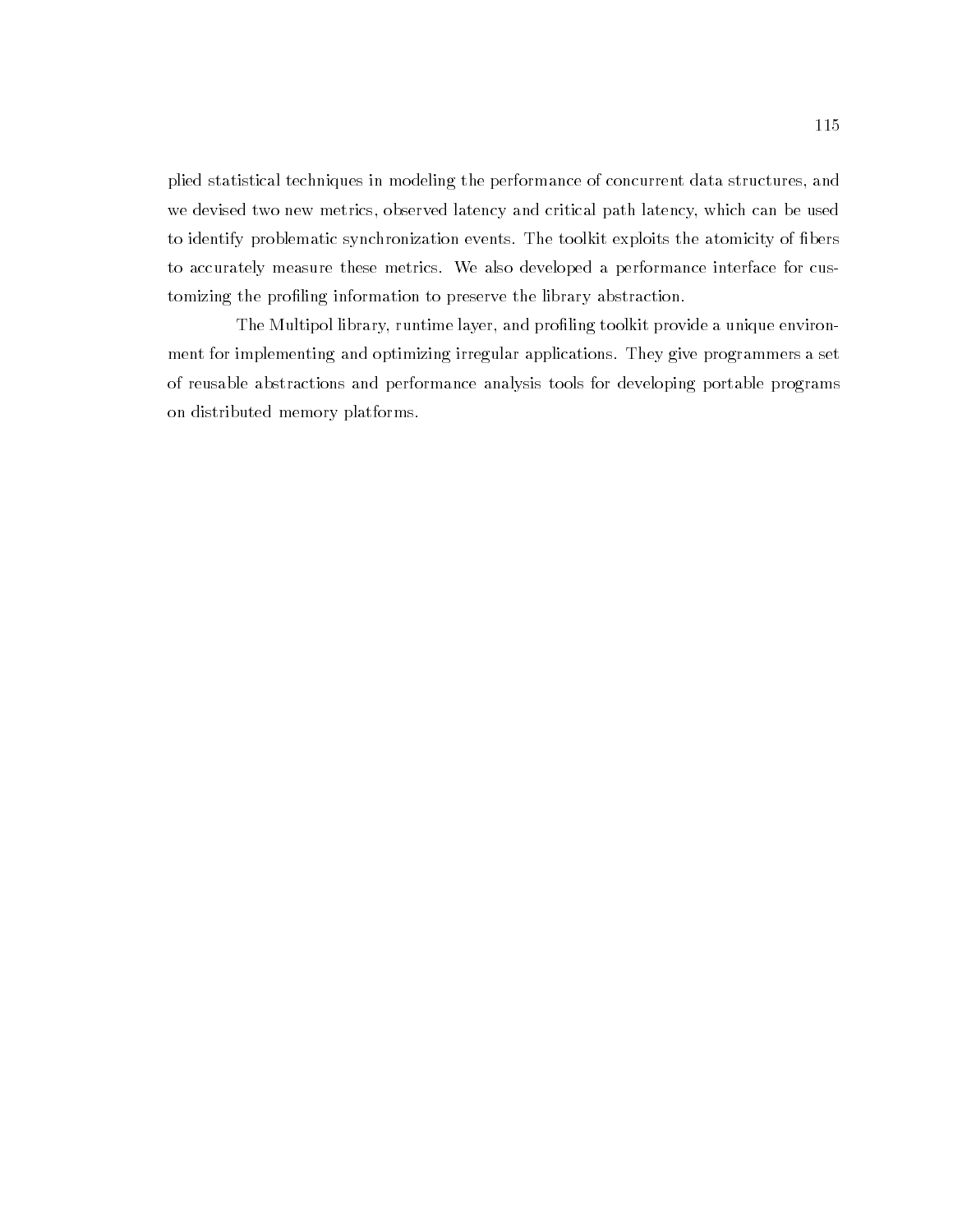plied statistical techniques in modeling the performance of concurrent data structures, and we devised two new metrics, observed latency and critical path latency, which can be used to identify problematic synchronization events. The toolkit exploits the atomicity of fibers to accurately measure these metrics. We also developed a performance interface for customizing the profiling information to preserve the library abstraction.

The Multipol library, runtime layer, and profiling toolkit provide a unique environment for implementing and optimizing irregular applications. They give programmers a set of reusable abstractions and performance analysis tools for developing portable programs on distributed memory platforms.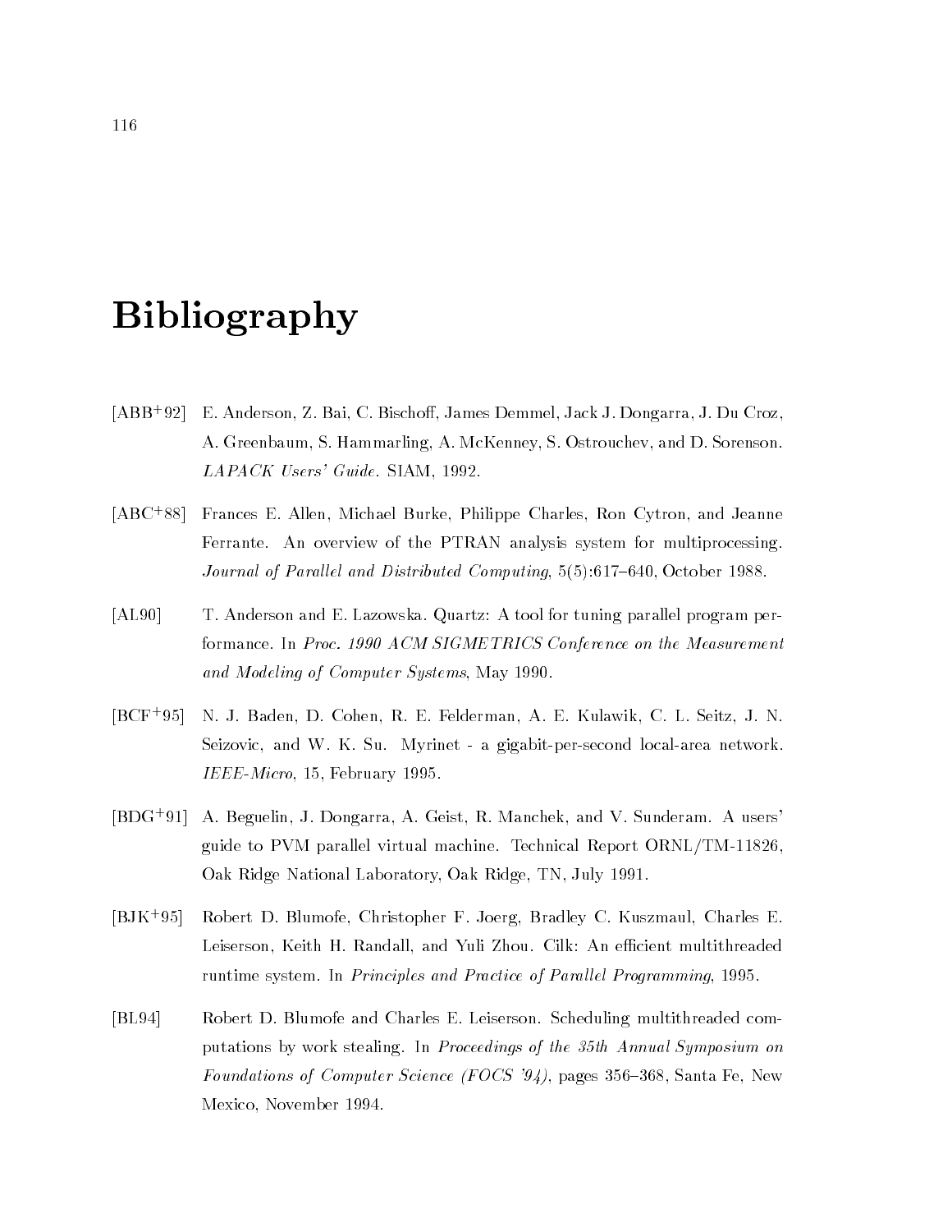# Bibliography

[ABB+92] E. Anderson, Z. Bai, C. Bischoff, James Demmel, Jack J. Dongarra, J. Du Croz, A. Greenbaum, S. Hammarling, A. McKenney, S. Ostrouchev, and D. Sorenson. *LAPACK Users' Guide*. SIAM, 1992.

[ABC+88] Frances E. Allen, Michael Burke, Philippe Charles, Ron Cytron, and Jeanne Ferrante. An overview of the PTRAN analysis system for multiprocessing. *Journal of Parallel and Distributed Computing*, 5(5):617–640, October 1988.

[AL90] T. Anderson and E. Lazowska. Quartz: A tool for tuning parallel program performance. In *Proc. 1990 ACM SIGMETRICS Conference on the Measurement and Modeling of Computer Systems*, May 1990.

[BCF+95] N. J. Baden, D. Cohen, R. E. Felderman, A. E. Kulawik, C. L. Seitz, J. N. Seizovic, and W. K. Su. Myrinet - a gigabit-per-second local-area network. *IEEE-Micro*, 15, February 1995.

[BDG+91] A. Beguelin, J. Dongarra, A. Geist, R. Manchek, and V. Sunderam. A users' guide to PVM parallel virtual machine. Technical Report ORNL/TM-11826, Oak Ridge National Laboratory, Oak Ridge, TN, July 1991.

[BJK+95] Robert D. Blumofe, Christopher F. Joerg, Bradley C. Kuszmaul, Charles E. Leiserson, Keith H. Randall, and Yuli Zhou. Cilk: An efficient multithreaded runtime system. In *Principles and Practice of Parallel Programming*, 1995.

[BL94] Robert D. Blumofe and Charles E. Leiserson. Scheduling multithreaded computations by work stealing. In *Proceedings of the 35th Annual Symposium on Foundations of Computer Science (FOCS '94)*, pages 356–368, Santa Fe, New Mexico, November 1994.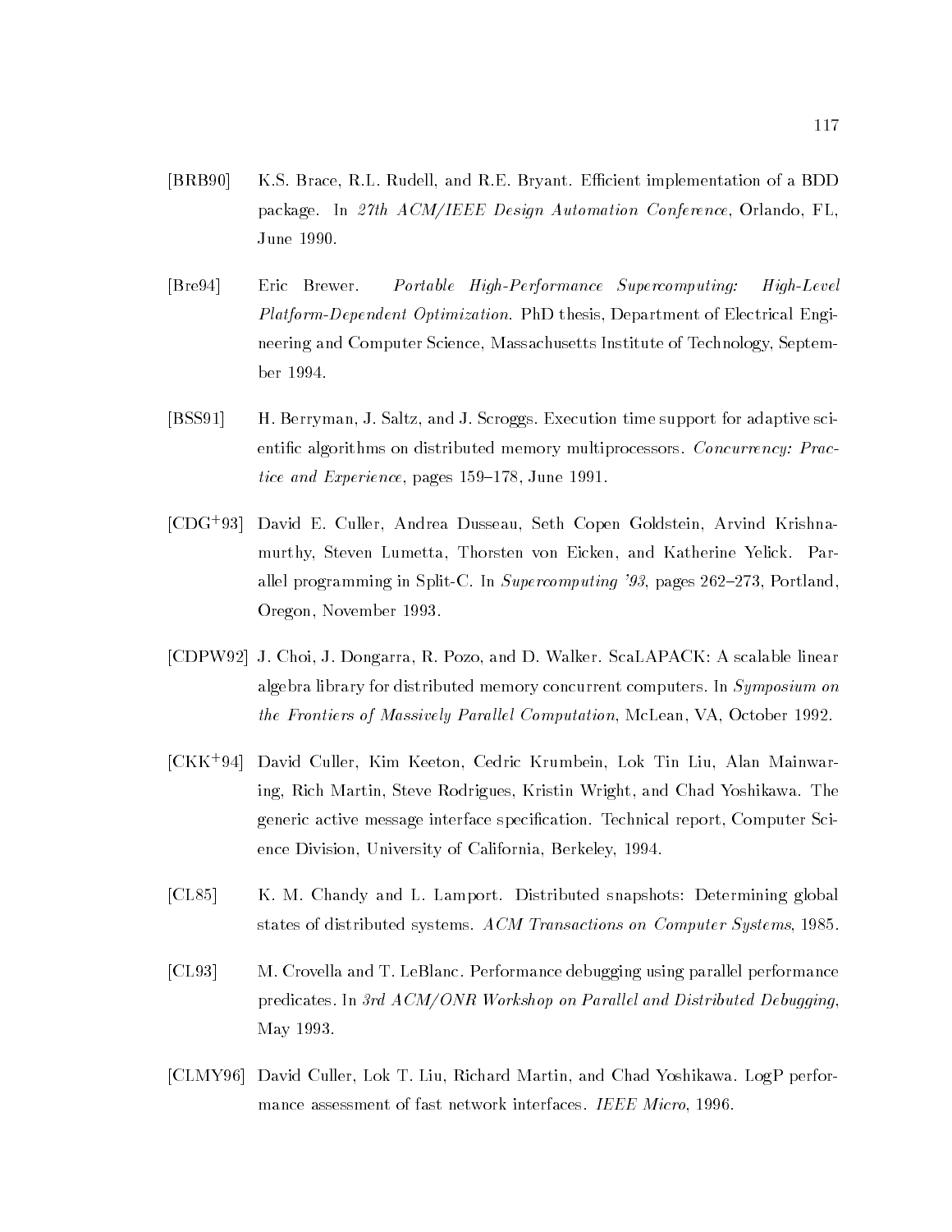[BRB90] K.S. Brace, R.L. Rudell, and R.E. Bryant. Efficient implementation of a BDD package. In *27th ACM/IEEE Design Automation Conference*, Orlando, FL, June 1990.

[Bre94] Eric Brewer. *Portable High-Performance Supercomputing: High-Level Platform-Dependent Optimization*. PhD thesis, Department of Electrical Engineering and Computer Science, Massachusetts Institute of Technology, September 1994.

[BSS91] H. Berryman, J. Saltz, and J. Scroggs. Execution time support for adaptive scientific algorithms on distributed memory multiprocessors. *Concurrency: Practice and Experience*, pages 159–178, June 1991.

[CDG+93] David E. Culler, Andrea Dusseau, Seth Copen Goldstein, Arvind Krishnamurthy, Steven Lumetta, Thorsten von Eicken, and Katherine Yelick. Parallel programming in Split-C. In *Supercomputing '93*, pages 262–273, Portland, Oregon, November 1993.

[CDPW92] J. Choi, J. Dongarra, R. Pozo, and D. Walker. ScaLAPACK: A scalable linear algebra library for distributed memory concurrent computers. In *Symposium on the Frontiers of Massively Parallel Computation*, McLean, VA, October 1992.

[CKK+94] David Culler, Kim Keeton, Cedric Krumbein, Lok Tin Liu, Alan Mainwaring, Rich Martin, Steve Rodrigues, Kristin Wright, and Chad Yoshikawa. The generic active message interface specification. Technical report, Computer Science Division, University of California, Berkeley, 1994.

[CL85] K. M. Chandy and L. Lamport. Distributed snapshots: Determining global states of distributed systems. *ACM Transactions on Computer Systems*, 1985.

[CL93] M. Crovella and T. LeBlanc. Performance debugging using parallel performance predicates. In *3rd ACM/ONR Workshop on Parallel and Distributed Debugging*, May 1993.

[CLMY96] David Culler, Lok T. Liu, Richard Martin, and Chad Yoshikawa. LogP performance assessment of fast network interfaces. *IEEE Micro*, 1996.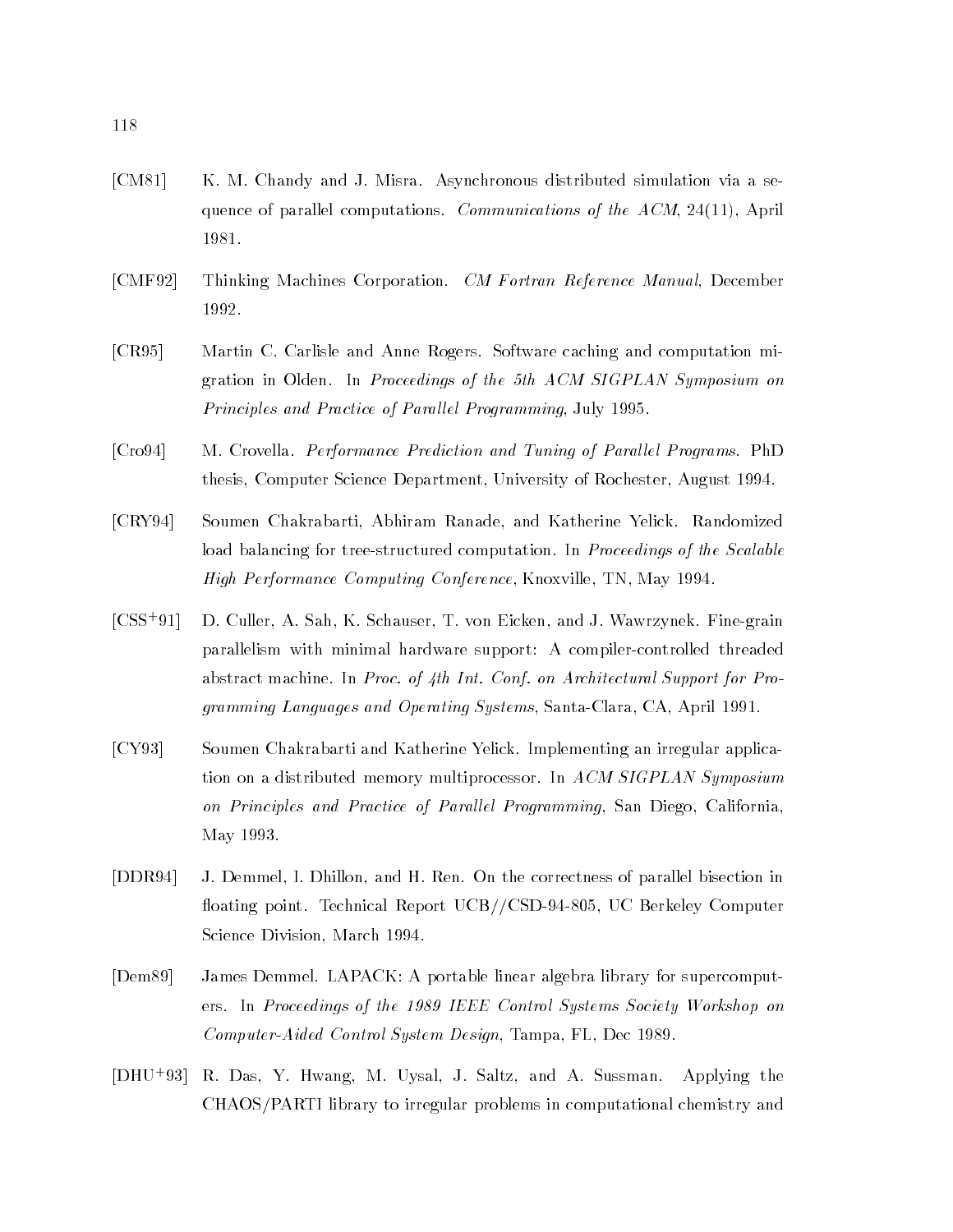[CM81] K. M. Chandy and J. Misra. Asynchronous distributed simulation via a sequence of parallel computations. *Communications of the ACM*, 24(11), April 1981.

[CMF92] Thinking Machines Corporation. *CM Fortran Reference Manual*, December 1992.

[CR95] Martin C. Carlisle and Anne Rogers. Software caching and computation migration in Olden. In *Proceedings of the 5th ACM SIGPLAN Symposium on Principles and Practice of Parallel Programming*, July 1995.

[Cro94] M. Crovella. *Performance Prediction and Tuning of Parallel Programs*. PhD thesis, Computer Science Department, University of Rochester, August 1994.

[CRY94] Soumen Chakrabarti, Abhiram Ranade, and Katherine Yelick. Randomized load balancing for tree-structured computation. In *Proceedings of the Scalable High Performance Computing Conference*, Knoxville, TN, May 1994.

[CSS+91] D. Culler, A. Sah, K. Schauser, T. von Eicken, and J. Wawrzynek. Fine-grain parallelism with minimal hardware support: A compiler-controlled threaded abstract machine. In *Proc. of 4th Int. Conf. on Architectural Support for Programming Languages and Operating Systems*, Santa-Clara, CA, April 1991.

[CY93] Soumen Chakrabarti and Katherine Yelick. Implementing an irregular application on a distributed memory multiprocessor. In *ACM SIGPLAN Symposium on Principles and Practice of Parallel Programming*, San Diego, California, May 1993.

[DDR94] J. Demmel, I. Dhillon, and H. Ren. On the correctness of parallel bisection in floating point. Technical Report UCB//CSD-94-805, UC Berkeley Computer Science Division, March 1994.

[Dem89] James Demmel. LAPACK: A portable linear algebra library for supercomputers. In *Proceedings of the 1989 IEEE Control Systems Society Workshop on Computer-Aided Control System Design*, Tampa, FL, Dec 1989.

[DHU+93] R. Das, Y. Hwang, M. Uysal, J. Saltz, and A. Sussman. Applying the CHAOS/PARTI library to irregular problems in computational chemistry and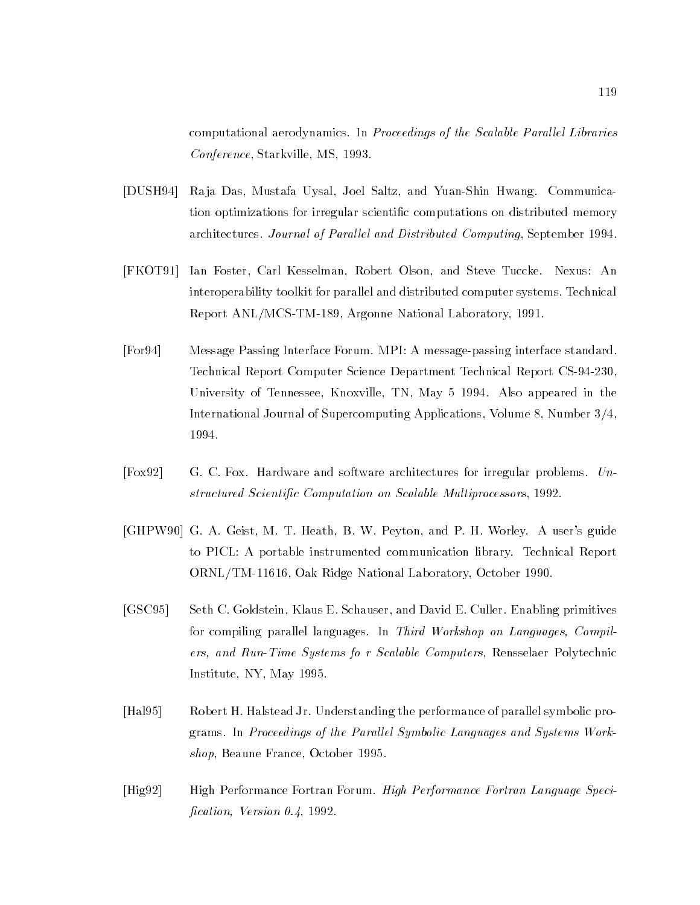computational aerodynamics. In *Proceedings of the Scalable Parallel Libraries Conference*, Starkville, MS, 1993.

[DUSH94] Raja Das, Mustafa Uysal, Joel Saltz, and Yuan-Shin Hwang. Communication optimizations for irregular scientific computations on distributed memory architectures. *Journal of Parallel and Distributed Computing*, September 1994.

[FKOT91] Ian Foster, Carl Kesselman, Robert Olson, and Steve Tuccke. Nexus: An interoperability toolkit for parallel and distributed computer systems. Technical Report ANL/MCS-TM-189, Argonne National Laboratory, 1991.

[For94] Message Passing Interface Forum. MPI: A message-passing interface standard. Technical Report Computer Science Department Technical Report CS-94-230, University of Tennessee, Knoxville, TN, May 5 1994. Also appeared in the International Journal of Supercomputing Applications, Volume 8, Number 3/4, 1994.

[Fox92] G. C. Fox. Hardware and software architectures for irregular problems. *Unstructured Scientific Computation on Scalable Multiprocessors*, 1992.

[GHPW90] G. A. Geist, M. T. Heath, B. W. Peyton, and P. H. Worley. A user's guide to PICL: A portable instrumented communication library. Technical Report ORNL/TM-11616, Oak Ridge National Laboratory, October 1990.

[GSC95] Seth C. Goldstein, Klaus E. Schauser, and David E. Culler. Enabling primitives for compiling parallel languages. In *Third Workshop on Languages, Compilers, and Run-Time Systems fo r Scalable Computers*, Rensselaer Polytechnic Institute, NY, May 1995.

[Hal95] Robert H. Halstead Jr. Understanding the performance of parallel symbolic programs. In *Proceedings of the Parallel Symbolic Languages and Systems Workshop*, Beaune France, October 1995.

[Hig92] High Performance Fortran Forum. *High Performance Fortran Language Specification, Version 0.4*, 1992.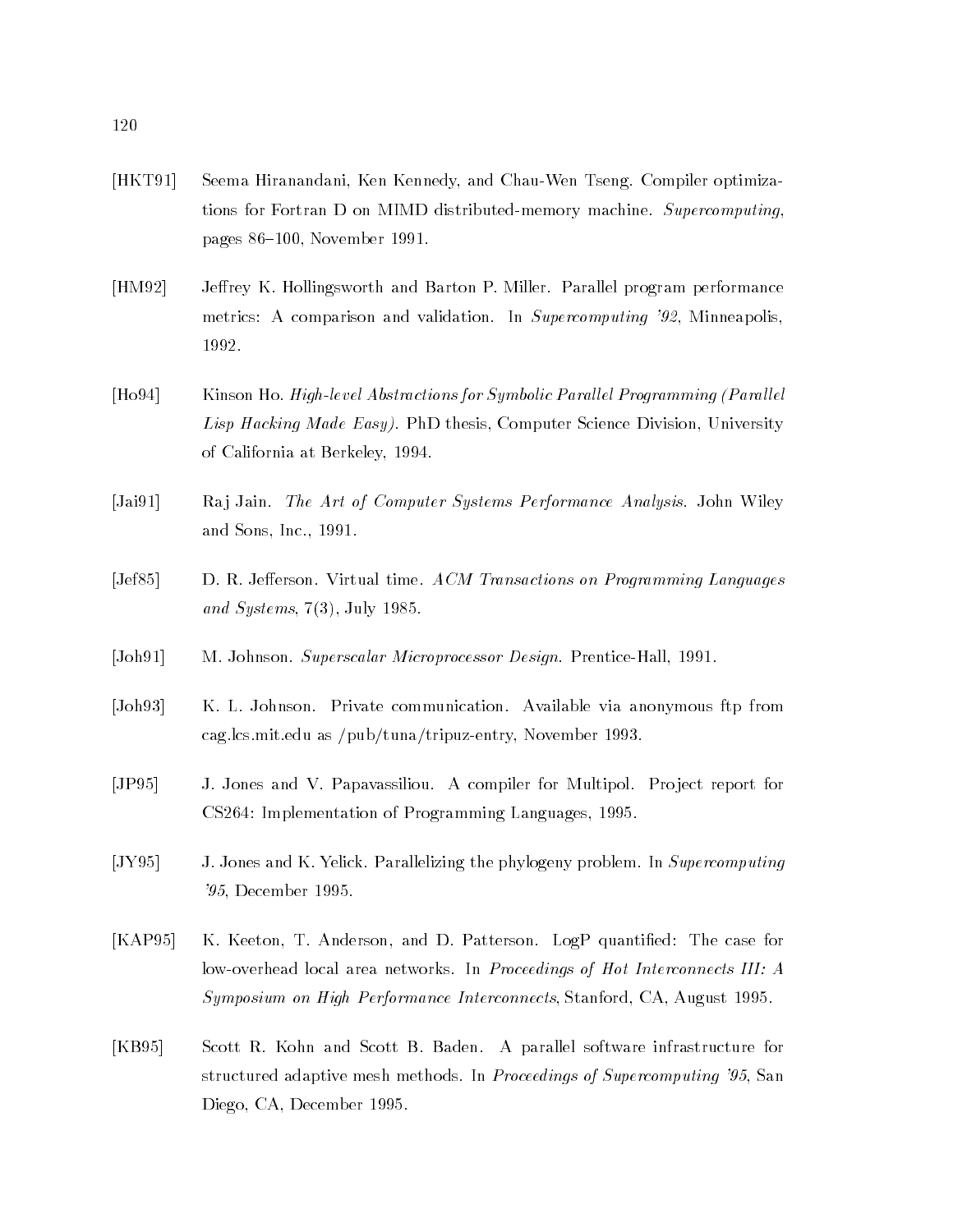[HKT91] Seema Hiranandani, Ken Kennedy, and Chau-Wen Tseng. Compiler optimizations for Fortran D on MIMD distributed-memory machine. *Supercomputing*, pages 86–100, November 1991.

[HM92] Jeffrey K. Hollingsworth and Barton P. Miller. Parallel program performance metrics: A comparison and validation. In *Supercomputing '92*, Minneapolis, 1992.

[Ho94] Kinson Ho. *High-level Abstractions for Symbolic Parallel Programming (Parallel Lisp Hacking Made Easy)*. PhD thesis, Computer Science Division, University of California at Berkeley, 1994.

[Jai91] Raj Jain. *The Art of Computer Systems Performance Analysis*. John Wiley and Sons, Inc., 1991.

[Jef85] D. R. Jefferson. Virtual time. *ACM Transactions on Programming Languages and Systems*, 7(3), July 1985.

[Joh91] M. Johnson. *Superscalar Microprocessor Design*. Prentice-Hall, 1991.

[Joh93] K. L. Johnson. Private communication. Available via anonymous ftp from cag.lcs.mit.edu as /pub/tuna/tripuz-entry, November 1993.

[JP95] J. Jones and V. Papavassiliou. A compiler for Multipol. Project report for CS264: Implementation of Programming Languages, 1995.

[JY95] J. Jones and K. Yelick. Parallelizing the phylogeny problem. In *Supercomputing '95*, December 1995.

[KAP95] K. Keeton, T. Anderson, and D. Patterson. LogP quantified: The case for low-overhead local area networks. In *Proceedings of Hot Interconnects III: A Symposium on High Performance Interconnects*, Stanford, CA, August 1995.

[KB95] Scott R. Kohn and Scott B. Baden. A parallel software infrastructure for structured adaptive mesh methods. In *Proceedings of Supercomputing '95*, San Diego, CA, December 1995.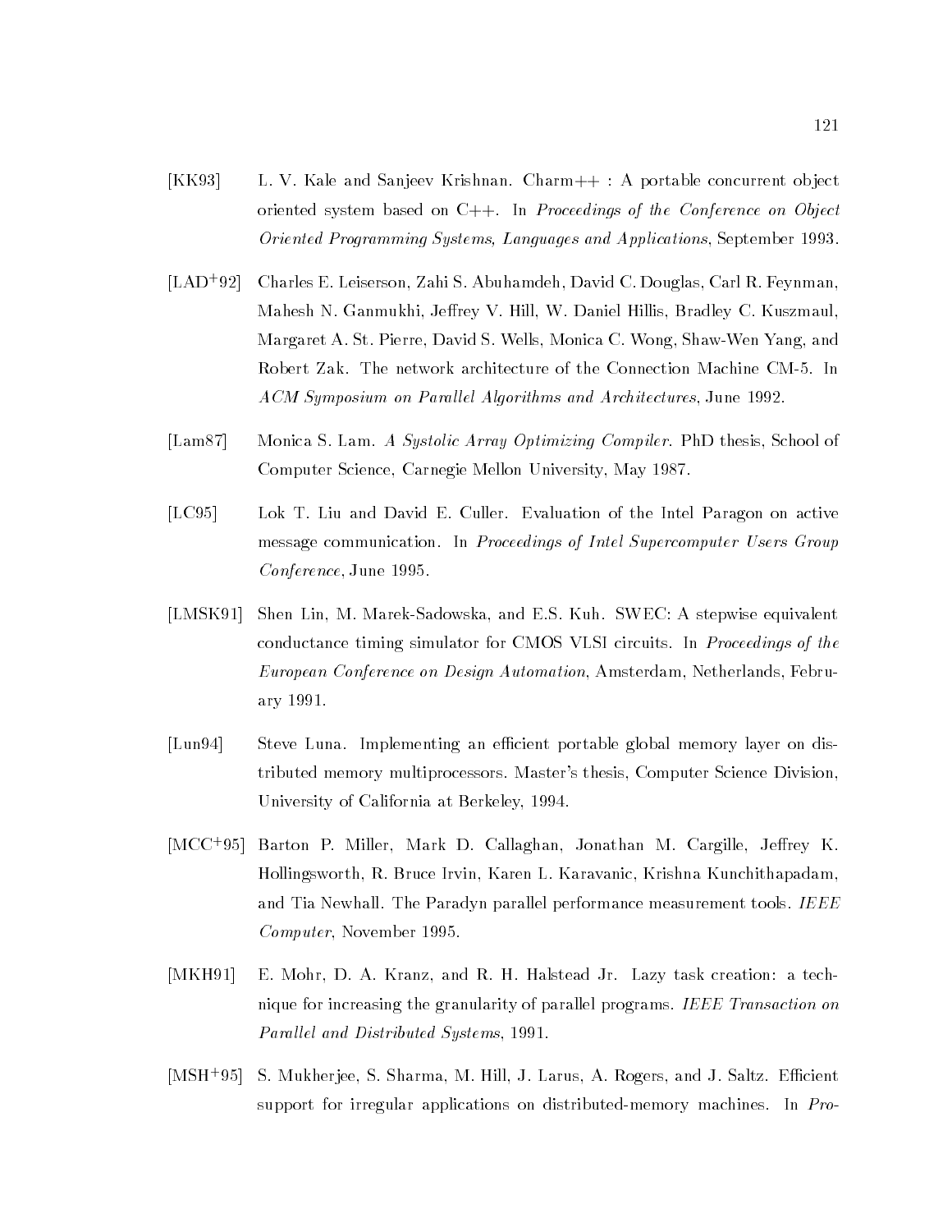[KK93] L. V. Kale and Sanjeev Krishnan. Charm++ : A portable concurrent object oriented system based on C++. In *Proceedings of the Conference on Object Oriented Programming Systems, Languages and Applications*, September 1993.

[LAD+92] Charles E. Leiserson, Zahi S. Abuhamdeh, David C. Douglas, Carl R. Feynman, Mahesh N. Ganmukhi, Jeffrey V. Hill, W. Daniel Hillis, Bradley C. Kuszmaul, Margaret A. St. Pierre, David S. Wells, Monica C. Wong, Shaw-Wen Yang, and Robert Zak. The network architecture of the Connection Machine CM-5. In *ACM Symposium on Parallel Algorithms and Architectures*, June 1992.

[Lam87] Monica S. Lam. *A Systolic Array Optimizing Compiler*. PhD thesis, School of Computer Science, Carnegie Mellon University, May 1987.

[LC95] Lok T. Liu and David E. Culler. Evaluation of the Intel Paragon on active message communication. In *Proceedings of Intel Supercomputer Users Group Conference*, June 1995.

[LMSK91] Shen Lin, M. Marek-Sadowska, and E.S. Kuh. SWEC: A stepwise equivalent conductance timing simulator for CMOS VLSI circuits. In *Proceedings of the European Conference on Design Automation*, Amsterdam, Netherlands, February 1991.

[Lun94] Steve Luna. Implementing an efficient portable global memory layer on distributed memory multiprocessors. Master's thesis, Computer Science Division, University of California at Berkeley, 1994.

[MCC+95] Barton P. Miller, Mark D. Callaghan, Jonathan M. Cargille, Jeffrey K. Hollingsworth, R. Bruce Irvin, Karen L. Karavanic, Krishna Kunchithapadam, and Tia Newhall. The Paradyn parallel performance measurement tools. *IEEE Computer*, November 1995.

[MKH91] E. Mohr, D. A. Kranz, and R. H. Halstead Jr. Lazy task creation: a technique for increasing the granularity of parallel programs. *IEEE Transaction on Parallel and Distributed Systems*, 1991.

[MSH+95] S. Mukherjee, S. Sharma, M. Hill, J. Larus, A. Rogers, and J. Saltz. Efficient support for irregular applications on distributed-memory machines. In *Pro-*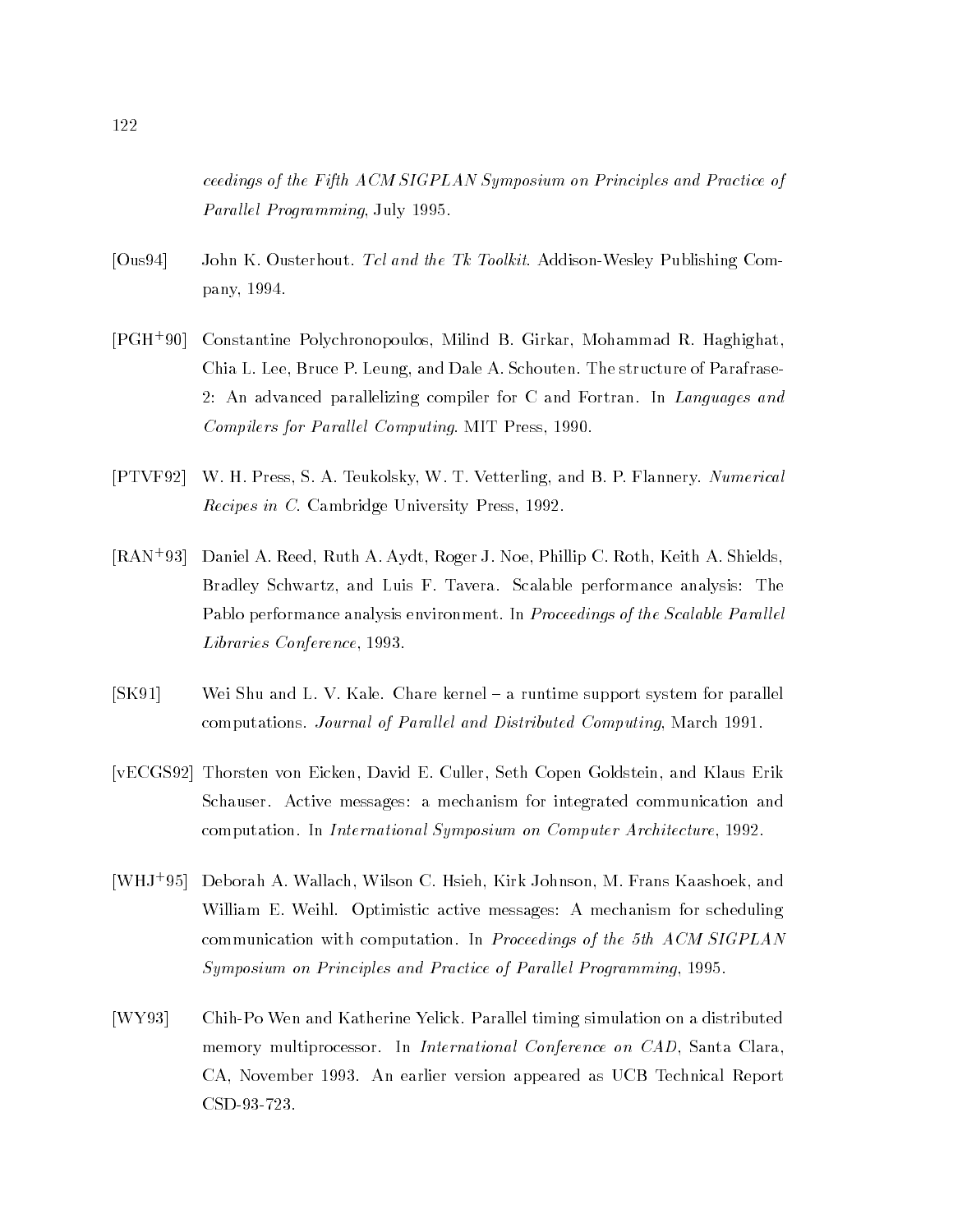*ceedings of the Fifth ACM SIGPLAN Symposium on Principles and Practice of Parallel Programming*, July 1995.

[Ous94] John K. Ousterhout. *Tcl and the Tk Toolkit*. Addison-Wesley Publishing Company, 1994.

[PGH+90] Constantine Polychronopoulos, Milind B. Girkar, Mohammad R. Haghighat, Chia L. Lee, Bruce P. Leung, and Dale A. Schouten. The structure of Parafrase-2: An advanced parallelizing compiler for C and Fortran. In *Languages and Compilers for Parallel Computing*. MIT Press, 1990.

[PTVF92] W. H. Press, S. A. Teukolsky, W. T. Vetterling, and B. P. Flannery. *Numerical Recipes in C*. Cambridge University Press, 1992.

[RAN+93] Daniel A. Reed, Ruth A. Aydt, Roger J. Noe, Phillip C. Roth, Keith A. Shields, Bradley Schwartz, and Luis F. Tavera. Scalable performance analysis: The Pablo performance analysis environment. In *Proceedings of the Scalable Parallel Libraries Conference*, 1993.

[SK91] Wei Shu and L. V. Kale. Chare kernel – a runtime support system for parallel computations. *Journal of Parallel and Distributed Computing*, March 1991.

[vECGS92] Thorsten von Eicken, David E. Culler, Seth Copen Goldstein, and Klaus Erik Schauser. Active messages: a mechanism for integrated communication and computation. In *International Symposium on Computer Architecture*, 1992.

[WHJ+95] Deborah A. Wallach, Wilson C. Hsieh, Kirk Johnson, M. Frans Kaashoek, and William E. Weihl. Optimistic active messages: A mechanism for scheduling communication with computation. In *Proceedings of the 5th ACM SIGPLAN Symposium on Principles and Practice of Parallel Programming*, 1995.

[WY93] Chih-Po Wen and Katherine Yelick. Parallel timing simulation on a distributed memory multiprocessor. In *International Conference on CAD*, Santa Clara, CA, November 1993. An earlier version appeared as UCB Technical Report CSD-93-723.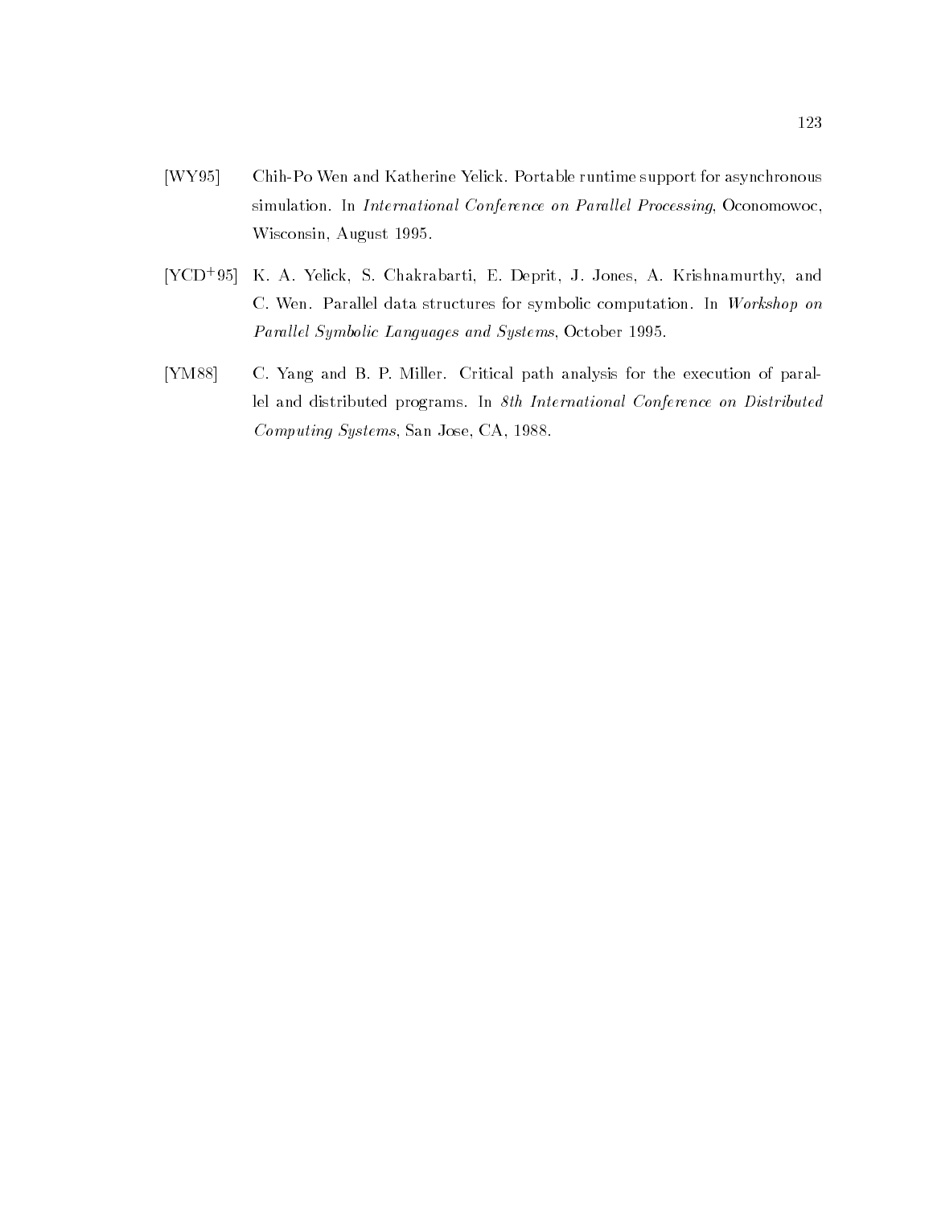[WY95] Chih-Po Wen and Katherine Yelick. Portable runtime support for asynchronous simulation. In *International Conference on Parallel Processing*, Oconomowoc, Wisconsin, August 1995.

[YCD+95] K. A. Yelick, S. Chakrabarti, E. Deprit, J. Jones, A. Krishnamurthy, and C. Wen. Parallel data structures for symbolic computation. In *Workshop on Parallel Symbolic Languages and Systems*, October 1995.

[YM88] C. Yang and B. P. Miller. Critical path analysis for the execution of parallel and distributed programs. In *8th International Conference on Distributed Computing Systems*, San Jose, CA, 1988.